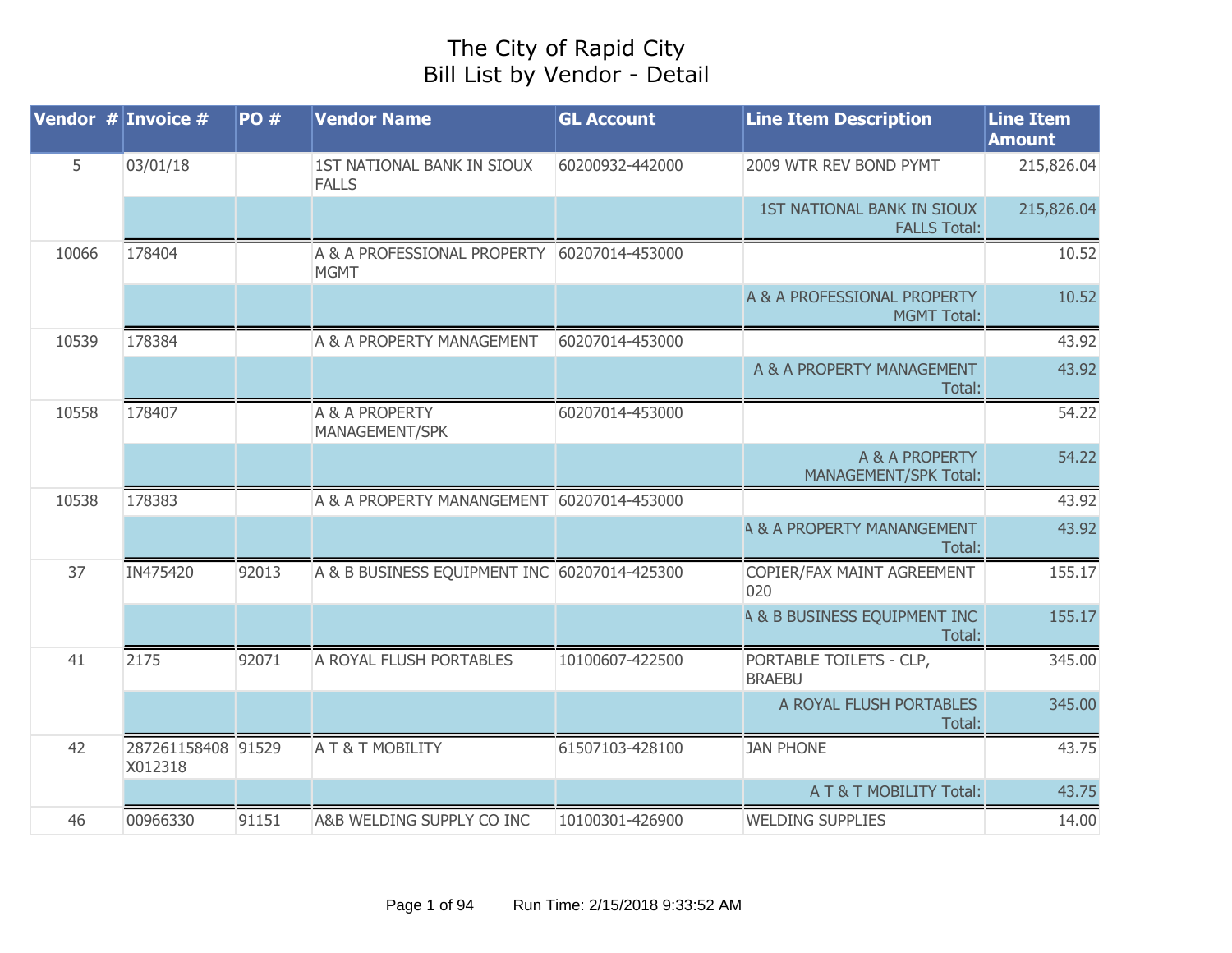# The City of Rapid City
## Bill List by Vendor - Detail

| Vendor # | Invoice # | PO # | Vendor Name | GL Account | Line Item Description | Line Item Amount |
|---|---|---|---|---|---|---|
| 5 | 03/01/18 | | 1ST NATIONAL BANK IN SIOUX FALLS | 60200932-442000 | 2009 WTR REV BOND PYMT | 215,826.04 |
| | | | | | 1ST NATIONAL BANK IN SIOUX FALLS Total: | 215,826.04 |
| 10066 | 178404 | | A & A PROFESSIONAL PROPERTY MGMT | 60207014-453000 | | 10.52 |
| | | | | | A & A PROFESSIONAL PROPERTY MGMT Total: | 10.52 |
| 10539 | 178384 | | A & A PROPERTY MANAGEMENT | 60207014-453000 | | 43.92 |
| | | | | | A & A PROPERTY MANAGEMENT Total: | 43.92 |
| 10558 | 178407 | | A & A PROPERTY MANAGEMENT/SPK | 60207014-453000 | | 54.22 |
| | | | | | A & A PROPERTY MANAGEMENT/SPK Total: | 54.22 |
| 10538 | 178383 | | A & A PROPERTY MANANGEMENT | 60207014-453000 | | 43.92 |
| | | | | | A & A PROPERTY MANANGEMENT Total: | 43.92 |
| 37 | IN475420 | 92013 | A & B BUSINESS EQUIPMENT INC | 60207014-425300 | COPIER/FAX MAINT AGREEMENT 020 | 155.17 |
| | | | | | A & B BUSINESS EQUIPMENT INC Total: | 155.17 |
| 41 | 2175 | 92071 | A ROYAL FLUSH PORTABLES | 10100607-422500 | PORTABLE TOILETS - CLP, BRAEBU | 345.00 |
| | | | | | A ROYAL FLUSH PORTABLES Total: | 345.00 |
| 42 | 287261158408 X012318 | 91529 | A T & T MOBILITY | 61507103-428100 | JAN PHONE | 43.75 |
| | | | | | A T & T MOBILITY Total: | 43.75 |
| 46 | 00966330 | 91151 | A&B WELDING SUPPLY CO INC | 10100301-426900 | WELDING SUPPLIES | 14.00 |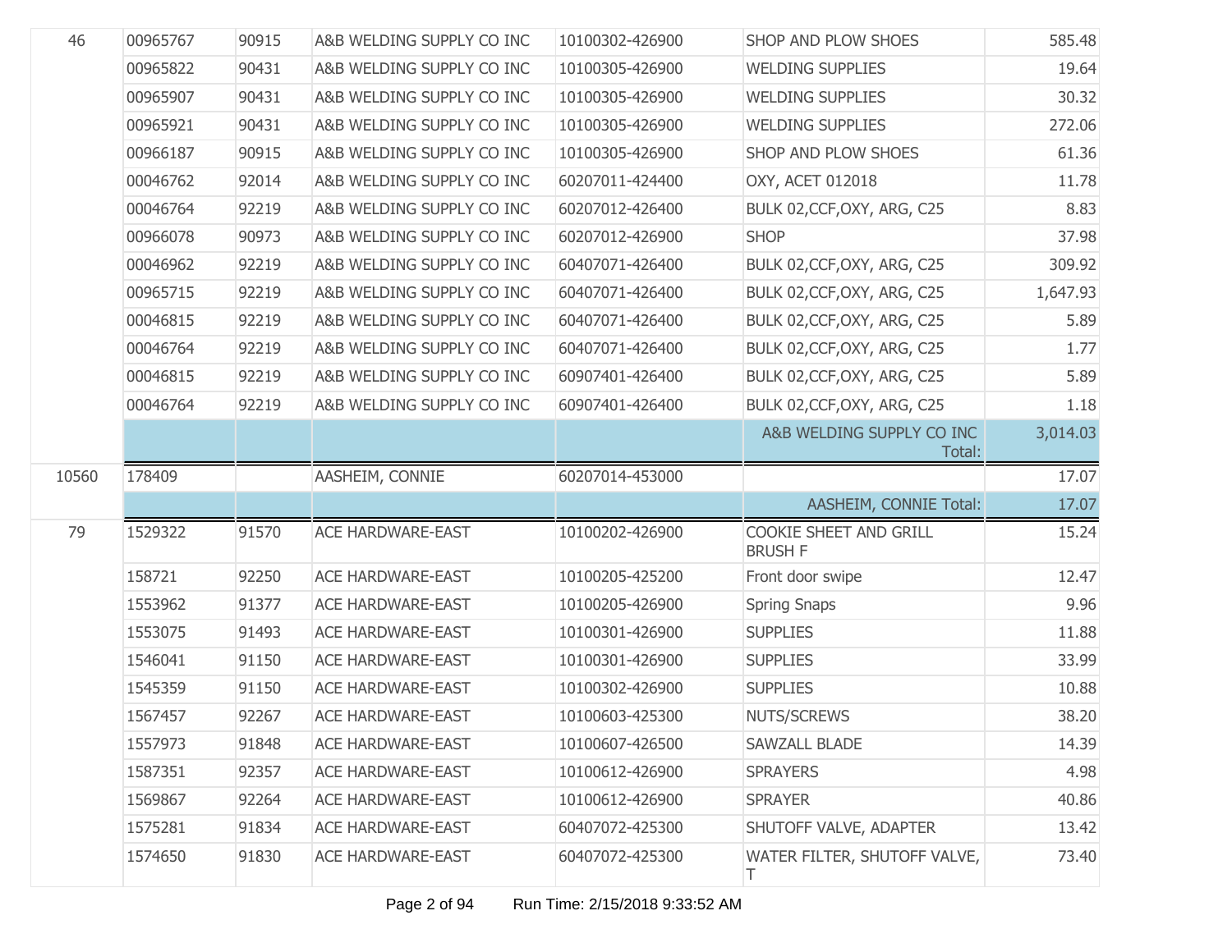| | | | | | | |
|---|---|---|---|---|---|---|
| 46 | 00965767 | 90915 | A&B WELDING SUPPLY CO INC | 10100302-426900 | SHOP AND PLOW SHOES | 585.48 |
| | 00965822 | 90431 | A&B WELDING SUPPLY CO INC | 10100305-426900 | WELDING SUPPLIES | 19.64 |
| | 00965907 | 90431 | A&B WELDING SUPPLY CO INC | 10100305-426900 | WELDING SUPPLIES | 30.32 |
| | 00965921 | 90431 | A&B WELDING SUPPLY CO INC | 10100305-426900 | WELDING SUPPLIES | 272.06 |
| | 00966187 | 90915 | A&B WELDING SUPPLY CO INC | 10100305-426900 | SHOP AND PLOW SHOES | 61.36 |
| | 00046762 | 92014 | A&B WELDING SUPPLY CO INC | 60207011-424400 | OXY, ACET 012018 | 11.78 |
| | 00046764 | 92219 | A&B WELDING SUPPLY CO INC | 60207012-426400 | BULK 02,CCF,OXY, ARG, C25 | 8.83 |
| | 00966078 | 90973 | A&B WELDING SUPPLY CO INC | 60207012-426900 | SHOP | 37.98 |
| | 00046962 | 92219 | A&B WELDING SUPPLY CO INC | 60407071-426400 | BULK 02,CCF,OXY, ARG, C25 | 309.92 |
| | 00965715 | 92219 | A&B WELDING SUPPLY CO INC | 60407071-426400 | BULK 02,CCF,OXY, ARG, C25 | 1,647.93 |
| | 00046815 | 92219 | A&B WELDING SUPPLY CO INC | 60407071-426400 | BULK 02,CCF,OXY, ARG, C25 | 5.89 |
| | 00046764 | 92219 | A&B WELDING SUPPLY CO INC | 60407071-426400 | BULK 02,CCF,OXY, ARG, C25 | 1.77 |
| | 00046815 | 92219 | A&B WELDING SUPPLY CO INC | 60907401-426400 | BULK 02,CCF,OXY, ARG, C25 | 5.89 |
| | 00046764 | 92219 | A&B WELDING SUPPLY CO INC | 60907401-426400 | BULK 02,CCF,OXY, ARG, C25 | 1.18 |
| | | | | | A&B WELDING SUPPLY CO INC Total: | 3,014.03 |
| 10560 | 178409 | | AASHEIM, CONNIE | 60207014-453000 | | 17.07 |
| | | | | | AASHEIM, CONNIE Total: | 17.07 |
| 79 | 1529322 | 91570 | ACE HARDWARE-EAST | 10100202-426900 | COOKIE SHEET AND GRILL BRUSH F | 15.24 |
| | 158721 | 92250 | ACE HARDWARE-EAST | 10100205-425200 | Front door swipe | 12.47 |
| | 1553962 | 91377 | ACE HARDWARE-EAST | 10100205-426900 | Spring Snaps | 9.96 |
| | 1553075 | 91493 | ACE HARDWARE-EAST | 10100301-426900 | SUPPLIES | 11.88 |
| | 1546041 | 91150 | ACE HARDWARE-EAST | 10100301-426900 | SUPPLIES | 33.99 |
| | 1545359 | 91150 | ACE HARDWARE-EAST | 10100302-426900 | SUPPLIES | 10.88 |
| | 1567457 | 92267 | ACE HARDWARE-EAST | 10100603-425300 | NUTS/SCREWS | 38.20 |
| | 1557973 | 91848 | ACE HARDWARE-EAST | 10100607-426500 | SAWZALL BLADE | 14.39 |
| | 1587351 | 92357 | ACE HARDWARE-EAST | 10100612-426900 | SPRAYERS | 4.98 |
| | 1569867 | 92264 | ACE HARDWARE-EAST | 10100612-426900 | SPRAYER | 40.86 |
| | 1575281 | 91834 | ACE HARDWARE-EAST | 60407072-425300 | SHUTOFF VALVE, ADAPTER | 13.42 |
| | 1574650 | 91830 | ACE HARDWARE-EAST | 60407072-425300 | WATER FILTER, SHUTOFF VALVE, T | 73.40 |

Run Time: 2/15/2018 9:33:52 AM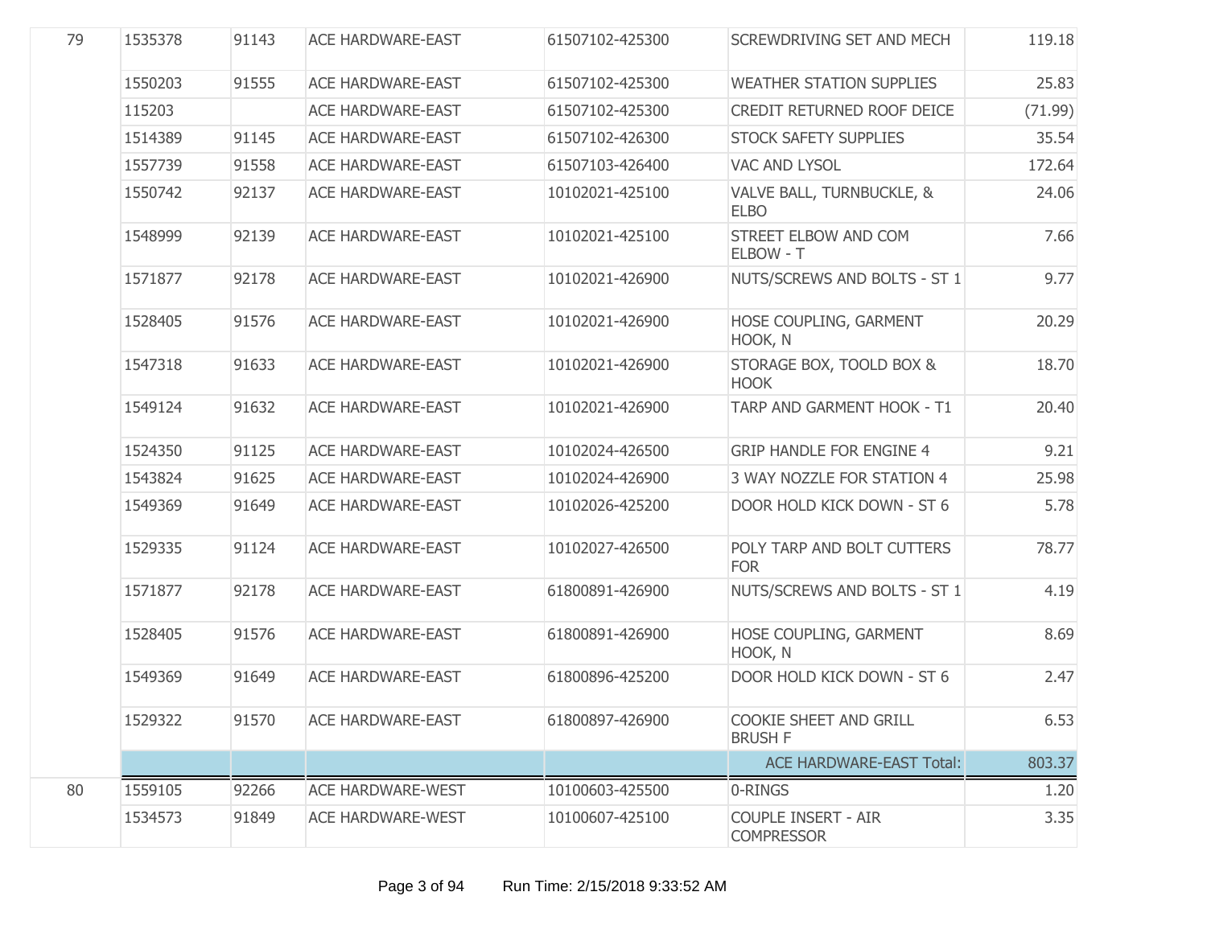| | | | | | | |
|---|---|---|---|---|---|---|
| 79 | 1535378 | 91143 | ACE HARDWARE-EAST | 61507102-425300 | SCREWDRIVING SET AND MECH | 119.18 |
| | 1550203 | 91555 | ACE HARDWARE-EAST | 61507102-425300 | WEATHER STATION SUPPLIES | 25.83 |
| | 115203 | | ACE HARDWARE-EAST | 61507102-425300 | CREDIT RETURNED ROOF DEICE | (71.99) |
| | 1514389 | 91145 | ACE HARDWARE-EAST | 61507102-426300 | STOCK SAFETY SUPPLIES | 35.54 |
| | 1557739 | 91558 | ACE HARDWARE-EAST | 61507103-426400 | VAC AND LYSOL | 172.64 |
| | 1550742 | 92137 | ACE HARDWARE-EAST | 10102021-425100 | VALVE BALL, TURNBUCKLE, & ELBO | 24.06 |
| | 1548999 | 92139 | ACE HARDWARE-EAST | 10102021-425100 | STREET ELBOW AND COM ELBOW - T | 7.66 |
| | 1571877 | 92178 | ACE HARDWARE-EAST | 10102021-426900 | NUTS/SCREWS AND BOLTS - ST 1 | 9.77 |
| | 1528405 | 91576 | ACE HARDWARE-EAST | 10102021-426900 | HOSE COUPLING, GARMENT HOOK, N | 20.29 |
| | 1547318 | 91633 | ACE HARDWARE-EAST | 10102021-426900 | STORAGE BOX, TOOLD BOX & HOOK | 18.70 |
| | 1549124 | 91632 | ACE HARDWARE-EAST | 10102021-426900 | TARP AND GARMENT HOOK - T1 | 20.40 |
| | 1524350 | 91125 | ACE HARDWARE-EAST | 10102024-426500 | GRIP HANDLE FOR ENGINE 4 | 9.21 |
| | 1543824 | 91625 | ACE HARDWARE-EAST | 10102024-426900 | 3 WAY NOZZLE FOR STATION 4 | 25.98 |
| | 1549369 | 91649 | ACE HARDWARE-EAST | 10102026-425200 | DOOR HOLD KICK DOWN - ST 6 | 5.78 |
| | 1529335 | 91124 | ACE HARDWARE-EAST | 10102027-426500 | POLY TARP AND BOLT CUTTERS FOR | 78.77 |
| | 1571877 | 92178 | ACE HARDWARE-EAST | 61800891-426900 | NUTS/SCREWS AND BOLTS - ST 1 | 4.19 |
| | 1528405 | 91576 | ACE HARDWARE-EAST | 61800891-426900 | HOSE COUPLING, GARMENT HOOK, N | 8.69 |
| | 1549369 | 91649 | ACE HARDWARE-EAST | 61800896-425200 | DOOR HOLD KICK DOWN - ST 6 | 2.47 |
| | 1529322 | 91570 | ACE HARDWARE-EAST | 61800897-426900 | COOKIE SHEET AND GRILL BRUSH F | 6.53 |
| | | | | | ACE HARDWARE-EAST Total: | 803.37 |
| 80 | 1559105 | 92266 | ACE HARDWARE-WEST | 10100603-425500 | 0-RINGS | 1.20 |
| | 1534573 | 91849 | ACE HARDWARE-WEST | 10100607-425100 | COUPLE INSERT - AIR COMPRESSOR | 3.35 |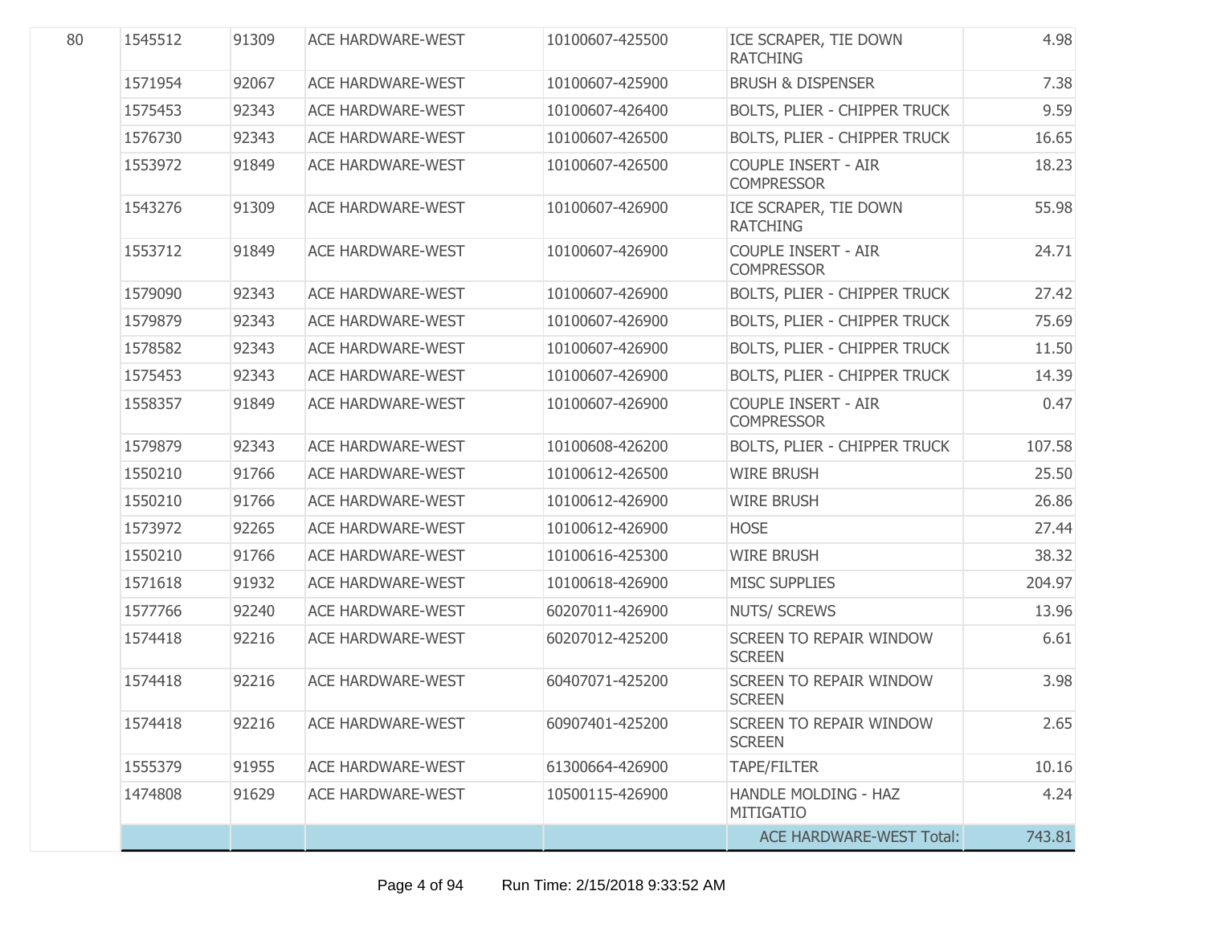| | | | | | | |
|---|---|---|---|---|---|---|
| 80 | 1545512 | 91309 | ACE HARDWARE-WEST | 10100607-425500 | ICE SCRAPER, TIE DOWN RATCHING | 4.98 |
| | 1571954 | 92067 | ACE HARDWARE-WEST | 10100607-425900 | BRUSH & DISPENSER | 7.38 |
| | 1575453 | 92343 | ACE HARDWARE-WEST | 10100607-426400 | BOLTS, PLIER - CHIPPER TRUCK | 9.59 |
| | 1576730 | 92343 | ACE HARDWARE-WEST | 10100607-426500 | BOLTS, PLIER - CHIPPER TRUCK | 16.65 |
| | 1553972 | 91849 | ACE HARDWARE-WEST | 10100607-426500 | COUPLE INSERT - AIR COMPRESSOR | 18.23 |
| | 1543276 | 91309 | ACE HARDWARE-WEST | 10100607-426900 | ICE SCRAPER, TIE DOWN RATCHING | 55.98 |
| | 1553712 | 91849 | ACE HARDWARE-WEST | 10100607-426900 | COUPLE INSERT - AIR COMPRESSOR | 24.71 |
| | 1579090 | 92343 | ACE HARDWARE-WEST | 10100607-426900 | BOLTS, PLIER - CHIPPER TRUCK | 27.42 |
| | 1579879 | 92343 | ACE HARDWARE-WEST | 10100607-426900 | BOLTS, PLIER - CHIPPER TRUCK | 75.69 |
| | 1578582 | 92343 | ACE HARDWARE-WEST | 10100607-426900 | BOLTS, PLIER - CHIPPER TRUCK | 11.50 |
| | 1575453 | 92343 | ACE HARDWARE-WEST | 10100607-426900 | BOLTS, PLIER - CHIPPER TRUCK | 14.39 |
| | 1558357 | 91849 | ACE HARDWARE-WEST | 10100607-426900 | COUPLE INSERT - AIR COMPRESSOR | 0.47 |
| | 1579879 | 92343 | ACE HARDWARE-WEST | 10100608-426200 | BOLTS, PLIER - CHIPPER TRUCK | 107.58 |
| | 1550210 | 91766 | ACE HARDWARE-WEST | 10100612-426500 | WIRE BRUSH | 25.50 |
| | 1550210 | 91766 | ACE HARDWARE-WEST | 10100612-426900 | WIRE BRUSH | 26.86 |
| | 1573972 | 92265 | ACE HARDWARE-WEST | 10100612-426900 | HOSE | 27.44 |
| | 1550210 | 91766 | ACE HARDWARE-WEST | 10100616-425300 | WIRE BRUSH | 38.32 |
| | 1571618 | 91932 | ACE HARDWARE-WEST | 10100618-426900 | MISC SUPPLIES | 204.97 |
| | 1577766 | 92240 | ACE HARDWARE-WEST | 60207011-426900 | NUTS/ SCREWS | 13.96 |
| | 1574418 | 92216 | ACE HARDWARE-WEST | 60207012-425200 | SCREEN TO REPAIR WINDOW SCREEN | 6.61 |
| | 1574418 | 92216 | ACE HARDWARE-WEST | 60407071-425200 | SCREEN TO REPAIR WINDOW SCREEN | 3.98 |
| | 1574418 | 92216 | ACE HARDWARE-WEST | 60907401-425200 | SCREEN TO REPAIR WINDOW SCREEN | 2.65 |
| | 1555379 | 91955 | ACE HARDWARE-WEST | 61300664-426900 | TAPE/FILTER | 10.16 |
| | 1474808 | 91629 | ACE HARDWARE-WEST | 10500115-426900 | HANDLE MOLDING - HAZ MITIGATIO | 4.24 |
| | | | | | ACE HARDWARE-WEST Total: | 743.81 |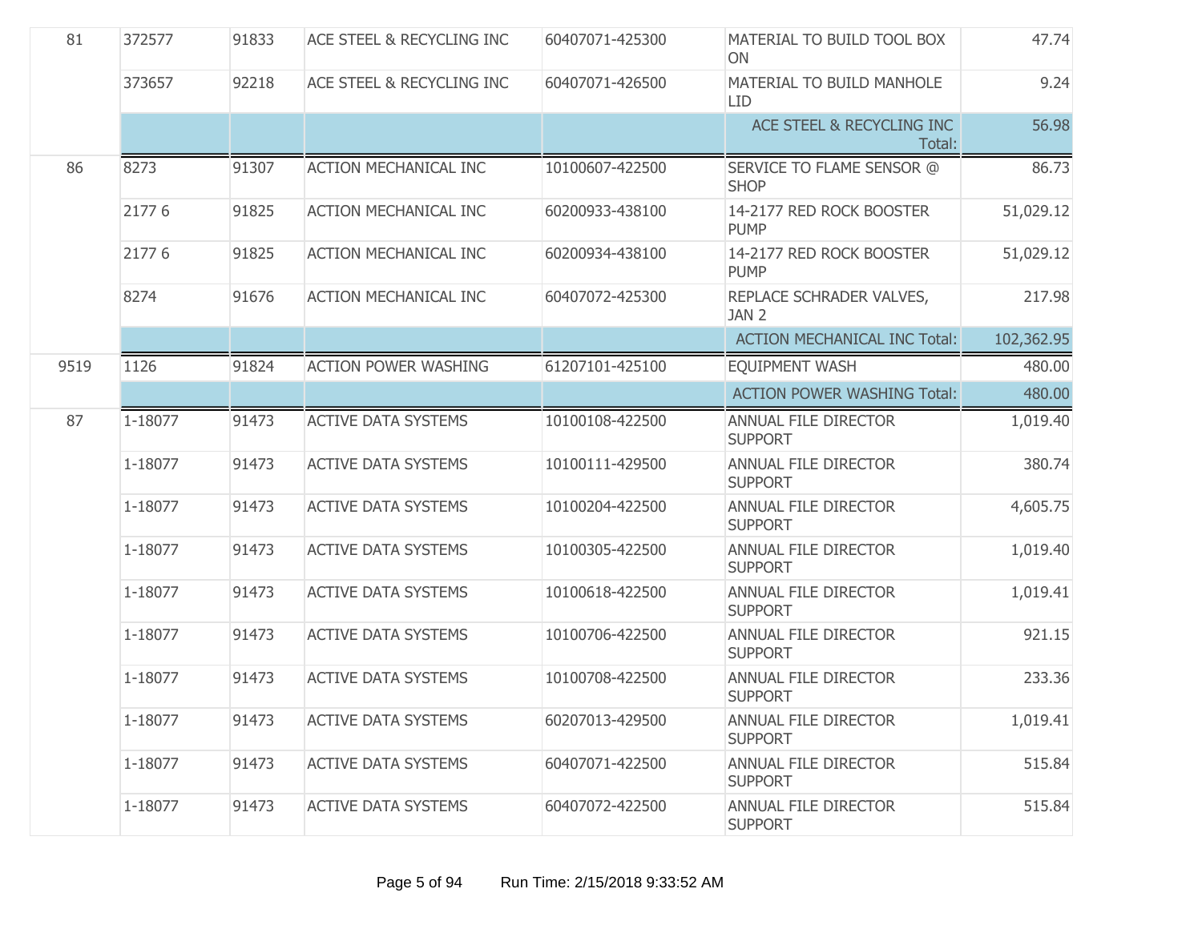| | | | | | | |
|---|---|---|---|---|---|---|
| 81 | 372577 | 91833 | ACE STEEL & RECYCLING INC | 60407071-425300 | MATERIAL TO BUILD TOOL BOX ON | 47.74 |
| | 373657 | 92218 | ACE STEEL & RECYCLING INC | 60407071-426500 | MATERIAL TO BUILD MANHOLE LID | 9.24 |
| | | | | | ACE STEEL & RECYCLING INC Total: | 56.98 |
| 86 | 8273 | 91307 | ACTION MECHANICAL INC | 10100607-422500 | SERVICE TO FLAME SENSOR @ SHOP | 86.73 |
| | 2177 6 | 91825 | ACTION MECHANICAL INC | 60200933-438100 | 14-2177 RED ROCK BOOSTER PUMP | 51,029.12 |
| | 2177 6 | 91825 | ACTION MECHANICAL INC | 60200934-438100 | 14-2177 RED ROCK BOOSTER PUMP | 51,029.12 |
| | 8274 | 91676 | ACTION MECHANICAL INC | 60407072-425300 | REPLACE SCHRADER VALVES, JAN 2 | 217.98 |
| | | | | | ACTION MECHANICAL INC Total: | 102,362.95 |
| 9519 | 1126 | 91824 | ACTION POWER WASHING | 61207101-425100 | EQUIPMENT WASH | 480.00 |
| | | | | | ACTION POWER WASHING Total: | 480.00 |
| 87 | 1-18077 | 91473 | ACTIVE DATA SYSTEMS | 10100108-422500 | ANNUAL FILE DIRECTOR SUPPORT | 1,019.40 |
| | 1-18077 | 91473 | ACTIVE DATA SYSTEMS | 10100111-429500 | ANNUAL FILE DIRECTOR SUPPORT | 380.74 |
| | 1-18077 | 91473 | ACTIVE DATA SYSTEMS | 10100204-422500 | ANNUAL FILE DIRECTOR SUPPORT | 4,605.75 |
| | 1-18077 | 91473 | ACTIVE DATA SYSTEMS | 10100305-422500 | ANNUAL FILE DIRECTOR SUPPORT | 1,019.40 |
| | 1-18077 | 91473 | ACTIVE DATA SYSTEMS | 10100618-422500 | ANNUAL FILE DIRECTOR SUPPORT | 1,019.41 |
| | 1-18077 | 91473 | ACTIVE DATA SYSTEMS | 10100706-422500 | ANNUAL FILE DIRECTOR SUPPORT | 921.15 |
| | 1-18077 | 91473 | ACTIVE DATA SYSTEMS | 10100708-422500 | ANNUAL FILE DIRECTOR SUPPORT | 233.36 |
| | 1-18077 | 91473 | ACTIVE DATA SYSTEMS | 60207013-429500 | ANNUAL FILE DIRECTOR SUPPORT | 1,019.41 |
| | 1-18077 | 91473 | ACTIVE DATA SYSTEMS | 60407071-422500 | ANNUAL FILE DIRECTOR SUPPORT | 515.84 |
| | 1-18077 | 91473 | ACTIVE DATA SYSTEMS | 60407072-422500 | ANNUAL FILE DIRECTOR SUPPORT | 515.84 |

Run Time: 2/15/2018 9:33:52 AM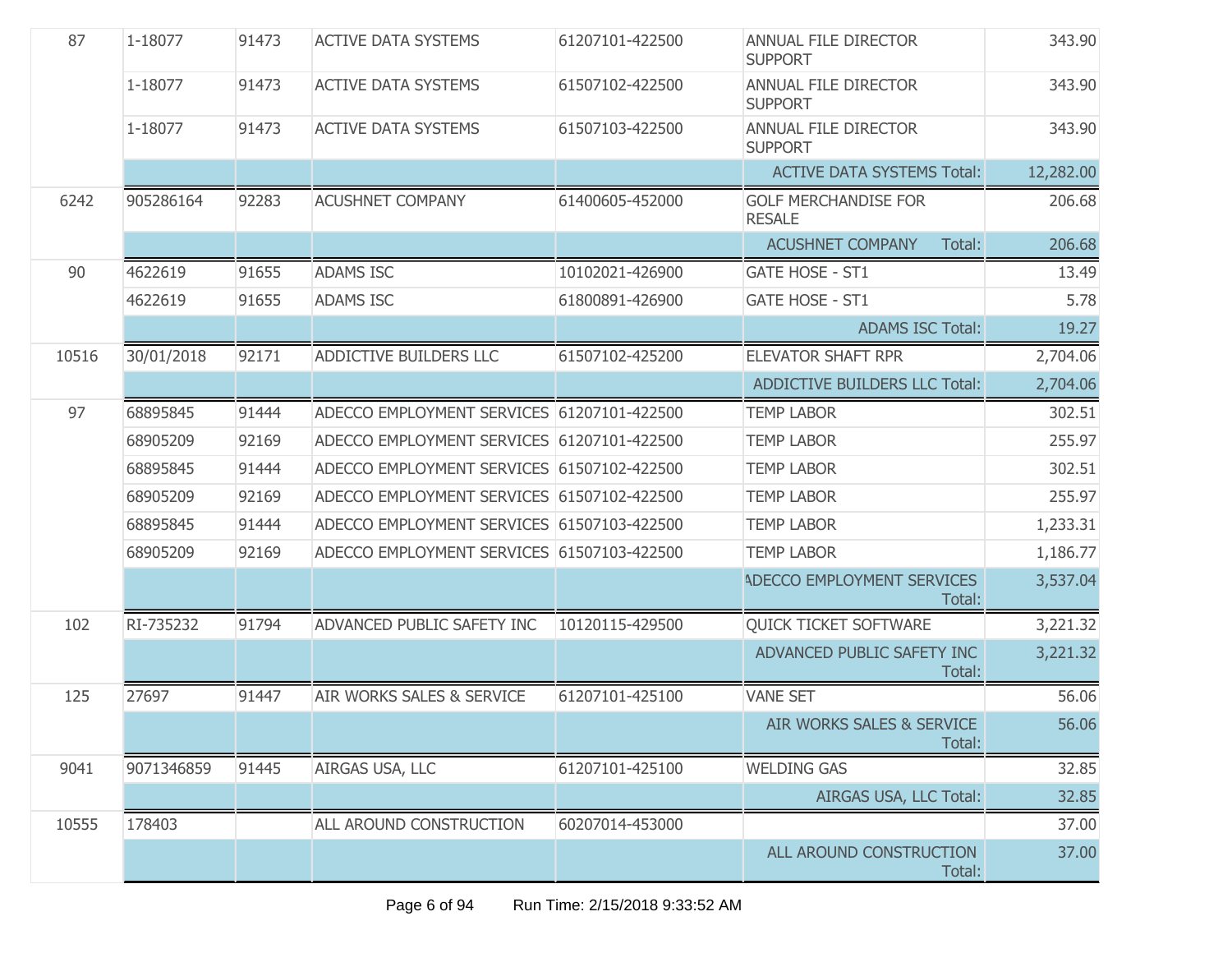| | | | | | | |
|---|---|---|---|---|---|---|
| 87 | 1-18077 | 91473 | ACTIVE DATA SYSTEMS | 61207101-422500 | ANNUAL FILE DIRECTOR SUPPORT | 343.90 |
| | 1-18077 | 91473 | ACTIVE DATA SYSTEMS | 61507102-422500 | ANNUAL FILE DIRECTOR SUPPORT | 343.90 |
| | 1-18077 | 91473 | ACTIVE DATA SYSTEMS | 61507103-422500 | ANNUAL FILE DIRECTOR SUPPORT | 343.90 |
| | | | | | ACTIVE DATA SYSTEMS Total: | 12,282.00 |
| 6242 | 905286164 | 92283 | ACUSHNET COMPANY | 61400605-452000 | GOLF MERCHANDISE FOR RESALE | 206.68 |
| | | | | | ACUSHNET COMPANY Total: | 206.68 |
| 90 | 4622619 | 91655 | ADAMS ISC | 10102021-426900 | GATE HOSE - ST1 | 13.49 |
| | 4622619 | 91655 | ADAMS ISC | 61800891-426900 | GATE HOSE - ST1 | 5.78 |
| | | | | | ADAMS ISC Total: | 19.27 |
| 10516 | 30/01/2018 | 92171 | ADDICTIVE BUILDERS LLC | 61507102-425200 | ELEVATOR SHAFT RPR | 2,704.06 |
| | | | | | ADDICTIVE BUILDERS LLC Total: | 2,704.06 |
| 97 | 68895845 | 91444 | ADECCO EMPLOYMENT SERVICES | 61207101-422500 | TEMP LABOR | 302.51 |
| | 68905209 | 92169 | ADECCO EMPLOYMENT SERVICES | 61207101-422500 | TEMP LABOR | 255.97 |
| | 68895845 | 91444 | ADECCO EMPLOYMENT SERVICES | 61507102-422500 | TEMP LABOR | 302.51 |
| | 68905209 | 92169 | ADECCO EMPLOYMENT SERVICES | 61507102-422500 | TEMP LABOR | 255.97 |
| | 68895845 | 91444 | ADECCO EMPLOYMENT SERVICES | 61507103-422500 | TEMP LABOR | 1,233.31 |
| | 68905209 | 92169 | ADECCO EMPLOYMENT SERVICES | 61507103-422500 | TEMP LABOR | 1,186.77 |
| | | | | | ADECCO EMPLOYMENT SERVICES Total: | 3,537.04 |
| 102 | RI-735232 | 91794 | ADVANCED PUBLIC SAFETY INC | 10120115-429500 | QUICK TICKET SOFTWARE | 3,221.32 |
| | | | | | ADVANCED PUBLIC SAFETY INC Total: | 3,221.32 |
| 125 | 27697 | 91447 | AIR WORKS SALES & SERVICE | 61207101-425100 | VANE SET | 56.06 |
| | | | | | AIR WORKS SALES & SERVICE Total: | 56.06 |
| 9041 | 9071346859 | 91445 | AIRGAS USA, LLC | 61207101-425100 | WELDING GAS | 32.85 |
| | | | | | AIRGAS USA, LLC Total: | 32.85 |
| 10555 | 178403 | | ALL AROUND CONSTRUCTION | 60207014-453000 | | 37.00 |
| | | | | | ALL AROUND CONSTRUCTION Total: | 37.00 |

Run Time: 2/15/2018 9:33:52 AM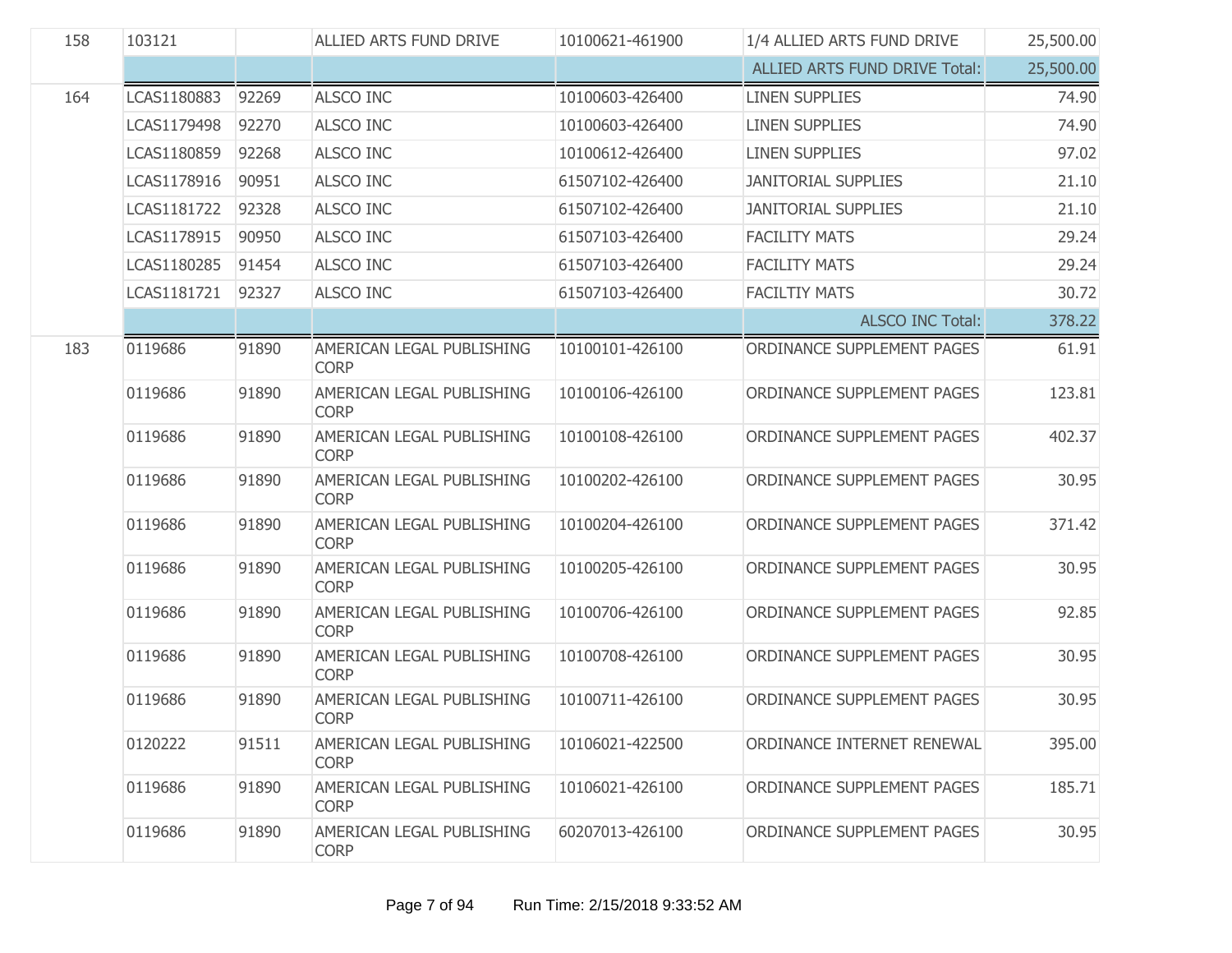| | | | | | | |
|---|---|---|---|---|---|---|
| 158 | 103121 | | ALLIED ARTS FUND DRIVE | 10100621-461900 | 1/4 ALLIED ARTS FUND DRIVE | 25,500.00 |
| | | | | | ALLIED ARTS FUND DRIVE Total: | 25,500.00 |
| 164 | LCAS1180883 | 92269 | ALSCO INC | 10100603-426400 | LINEN SUPPLIES | 74.90 |
| | LCAS1179498 | 92270 | ALSCO INC | 10100603-426400 | LINEN SUPPLIES | 74.90 |
| | LCAS1180859 | 92268 | ALSCO INC | 10100612-426400 | LINEN SUPPLIES | 97.02 |
| | LCAS1178916 | 90951 | ALSCO INC | 61507102-426400 | JANITORIAL SUPPLIES | 21.10 |
| | LCAS1181722 | 92328 | ALSCO INC | 61507102-426400 | JANITORIAL SUPPLIES | 21.10 |
| | LCAS1178915 | 90950 | ALSCO INC | 61507103-426400 | FACILITY MATS | 29.24 |
| | LCAS1180285 | 91454 | ALSCO INC | 61507103-426400 | FACILITY MATS | 29.24 |
| | LCAS1181721 | 92327 | ALSCO INC | 61507103-426400 | FACILTIY MATS | 30.72 |
| | | | | | ALSCO INC Total: | 378.22 |
| 183 | 0119686 | 91890 | AMERICAN LEGAL PUBLISHING CORP | 10100101-426100 | ORDINANCE SUPPLEMENT PAGES | 61.91 |
| | 0119686 | 91890 | AMERICAN LEGAL PUBLISHING CORP | 10100106-426100 | ORDINANCE SUPPLEMENT PAGES | 123.81 |
| | 0119686 | 91890 | AMERICAN LEGAL PUBLISHING CORP | 10100108-426100 | ORDINANCE SUPPLEMENT PAGES | 402.37 |
| | 0119686 | 91890 | AMERICAN LEGAL PUBLISHING CORP | 10100202-426100 | ORDINANCE SUPPLEMENT PAGES | 30.95 |
| | 0119686 | 91890 | AMERICAN LEGAL PUBLISHING CORP | 10100204-426100 | ORDINANCE SUPPLEMENT PAGES | 371.42 |
| | 0119686 | 91890 | AMERICAN LEGAL PUBLISHING CORP | 10100205-426100 | ORDINANCE SUPPLEMENT PAGES | 30.95 |
| | 0119686 | 91890 | AMERICAN LEGAL PUBLISHING CORP | 10100706-426100 | ORDINANCE SUPPLEMENT PAGES | 92.85 |
| | 0119686 | 91890 | AMERICAN LEGAL PUBLISHING CORP | 10100708-426100 | ORDINANCE SUPPLEMENT PAGES | 30.95 |
| | 0119686 | 91890 | AMERICAN LEGAL PUBLISHING CORP | 10100711-426100 | ORDINANCE SUPPLEMENT PAGES | 30.95 |
| | 0120222 | 91511 | AMERICAN LEGAL PUBLISHING CORP | 10106021-422500 | ORDINANCE INTERNET RENEWAL | 395.00 |
| | 0119686 | 91890 | AMERICAN LEGAL PUBLISHING CORP | 10106021-426100 | ORDINANCE SUPPLEMENT PAGES | 185.71 |
| | 0119686 | 91890 | AMERICAN LEGAL PUBLISHING CORP | 60207013-426100 | ORDINANCE SUPPLEMENT PAGES | 30.95 |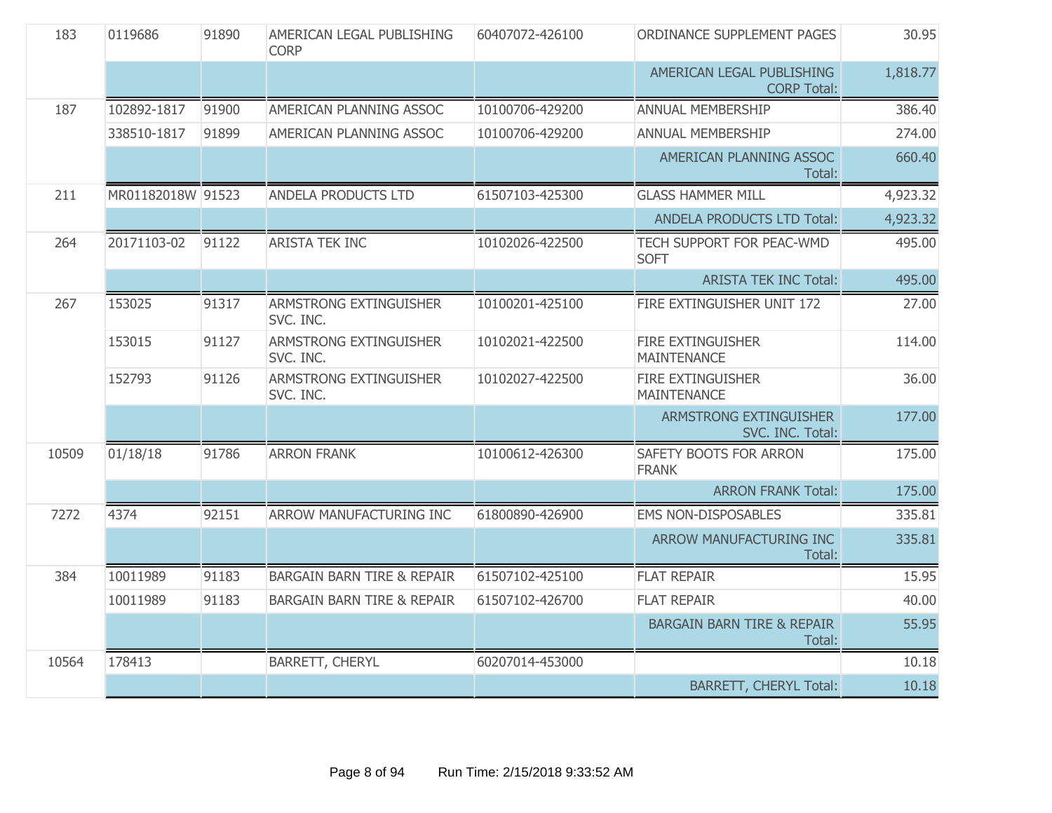| | | | | | | |
|---|---|---|---|---|---|---|
| 183 | 0119686 | 91890 | AMERICAN LEGAL PUBLISHING CORP | 60407072-426100 | ORDINANCE SUPPLEMENT PAGES | 30.95 |
| | | | | | AMERICAN LEGAL PUBLISHING CORP Total: | 1,818.77 |
| 187 | 102892-1817 | 91900 | AMERICAN PLANNING ASSOC | 10100706-429200 | ANNUAL MEMBERSHIP | 386.40 |
| | 338510-1817 | 91899 | AMERICAN PLANNING ASSOC | 10100706-429200 | ANNUAL MEMBERSHIP | 274.00 |
| | | | | | AMERICAN PLANNING ASSOC Total: | 660.40 |
| 211 | MR01182018W | 91523 | ANDELA PRODUCTS LTD | 61507103-425300 | GLASS HAMMER MILL | 4,923.32 |
| | | | | | ANDELA PRODUCTS LTD Total: | 4,923.32 |
| 264 | 20171103-02 | 91122 | ARISTA TEK INC | 10102026-422500 | TECH SUPPORT FOR PEAC-WMD SOFT | 495.00 |
| | | | | | ARISTA TEK INC Total: | 495.00 |
| 267 | 153025 | 91317 | ARMSTRONG EXTINGUISHER SVC. INC. | 10100201-425100 | FIRE EXTINGUISHER UNIT 172 | 27.00 |
| | 153015 | 91127 | ARMSTRONG EXTINGUISHER SVC. INC. | 10102021-422500 | FIRE EXTINGUISHER MAINTENANCE | 114.00 |
| | 152793 | 91126 | ARMSTRONG EXTINGUISHER SVC. INC. | 10102027-422500 | FIRE EXTINGUISHER MAINTENANCE | 36.00 |
| | | | | | ARMSTRONG EXTINGUISHER SVC. INC. Total: | 177.00 |
| 10509 | 01/18/18 | 91786 | ARRON FRANK | 10100612-426300 | SAFETY BOOTS FOR ARRON FRANK | 175.00 |
| | | | | | ARRON FRANK Total: | 175.00 |
| 7272 | 4374 | 92151 | ARROW MANUFACTURING INC | 61800890-426900 | EMS NON-DISPOSABLES | 335.81 |
| | | | | | ARROW MANUFACTURING INC Total: | 335.81 |
| 384 | 10011989 | 91183 | BARGAIN BARN TIRE & REPAIR | 61507102-425100 | FLAT REPAIR | 15.95 |
| | 10011989 | 91183 | BARGAIN BARN TIRE & REPAIR | 61507102-426700 | FLAT REPAIR | 40.00 |
| | | | | | BARGAIN BARN TIRE & REPAIR Total: | 55.95 |
| 10564 | 178413 | | BARRETT, CHERYL | 60207014-453000 | | 10.18 |
| | | | | | BARRETT, CHERYL Total: | 10.18 |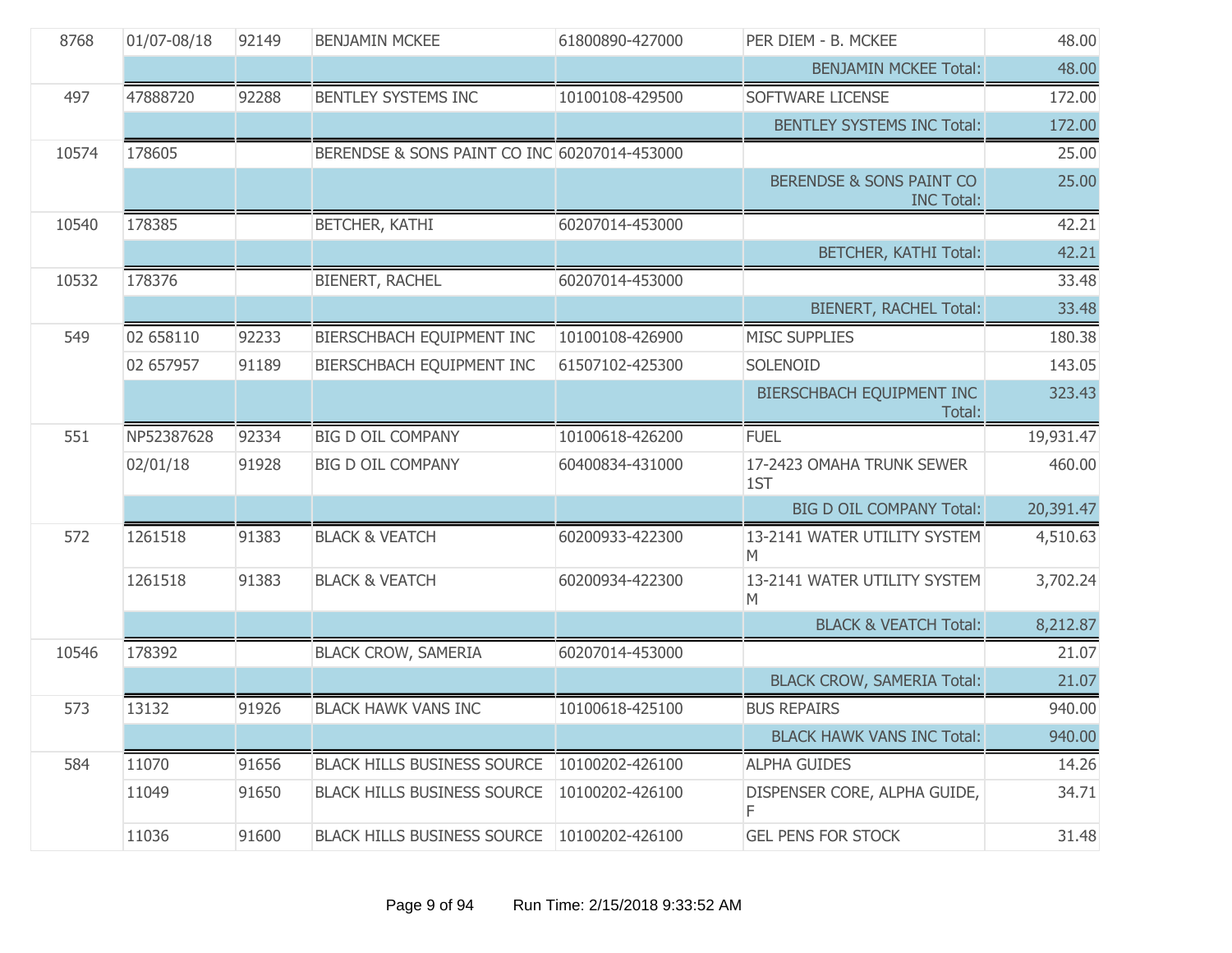| | | | | | | |
|---|---|---|---|---|---|---|
| 8768 | 01/07-08/18 | 92149 | BENJAMIN MCKEE | 61800890-427000 | PER DIEM - B. MCKEE | 48.00 |
| | | | | | BENJAMIN MCKEE Total: | 48.00 |
| 497 | 47888720 | 92288 | BENTLEY SYSTEMS INC | 10100108-429500 | SOFTWARE LICENSE | 172.00 |
| | | | | | BENTLEY SYSTEMS INC Total: | 172.00 |
| 10574 | 178605 | | BERENDSE & SONS PAINT CO INC | 60207014-453000 | | 25.00 |
| | | | | | BERENDSE & SONS PAINT CO INC Total: | 25.00 |
| 10540 | 178385 | | BETCHER, KATHI | 60207014-453000 | | 42.21 |
| | | | | | BETCHER, KATHI Total: | 42.21 |
| 10532 | 178376 | | BIENERT, RACHEL | 60207014-453000 | | 33.48 |
| | | | | | BIENERT, RACHEL Total: | 33.48 |
| 549 | 02 658110 | 92233 | BIERSCHBACH EQUIPMENT INC | 10100108-426900 | MISC SUPPLIES | 180.38 |
| | 02 657957 | 91189 | BIERSCHBACH EQUIPMENT INC | 61507102-425300 | SOLENOID | 143.05 |
| | | | | | BIERSCHBACH EQUIPMENT INC Total: | 323.43 |
| 551 | NP52387628 | 92334 | BIG D OIL COMPANY | 10100618-426200 | FUEL | 19,931.47 |
| | 02/01/18 | 91928 | BIG D OIL COMPANY | 60400834-431000 | 17-2423 OMAHA TRUNK SEWER 1ST | 460.00 |
| | | | | | BIG D OIL COMPANY Total: | 20,391.47 |
| 572 | 1261518 | 91383 | BLACK & VEATCH | 60200933-422300 | 13-2141 WATER UTILITY SYSTEM M | 4,510.63 |
| | 1261518 | 91383 | BLACK & VEATCH | 60200934-422300 | 13-2141 WATER UTILITY SYSTEM M | 3,702.24 |
| | | | | | BLACK & VEATCH Total: | 8,212.87 |
| 10546 | 178392 | | BLACK CROW, SAMERIA | 60207014-453000 | | 21.07 |
| | | | | | BLACK CROW, SAMERIA Total: | 21.07 |
| 573 | 13132 | 91926 | BLACK HAWK VANS INC | 10100618-425100 | BUS REPAIRS | 940.00 |
| | | | | | BLACK HAWK VANS INC Total: | 940.00 |
| 584 | 11070 | 91656 | BLACK HILLS BUSINESS SOURCE | 10100202-426100 | ALPHA GUIDES | 14.26 |
| | 11049 | 91650 | BLACK HILLS BUSINESS SOURCE | 10100202-426100 | DISPENSER CORE, ALPHA GUIDE, F | 34.71 |
| | 11036 | 91600 | BLACK HILLS BUSINESS SOURCE | 10100202-426100 | GEL PENS FOR STOCK | 31.48 |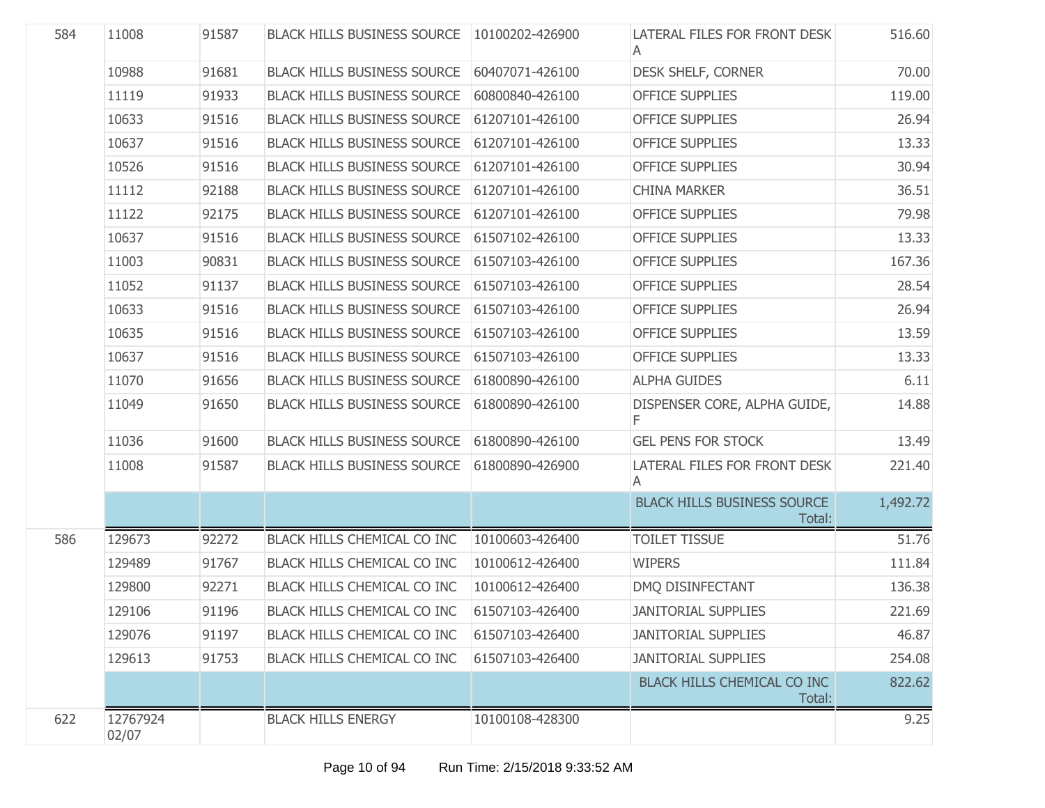| | | | | | | |
|---|---|---|---|---|---|---|
| 584 | 11008 | 91587 | BLACK HILLS BUSINESS SOURCE | 10100202-426900 | LATERAL FILES FOR FRONT DESK A | 516.60 |
| | 10988 | 91681 | BLACK HILLS BUSINESS SOURCE | 60407071-426100 | DESK SHELF, CORNER | 70.00 |
| | 11119 | 91933 | BLACK HILLS BUSINESS SOURCE | 60800840-426100 | OFFICE SUPPLIES | 119.00 |
| | 10633 | 91516 | BLACK HILLS BUSINESS SOURCE | 61207101-426100 | OFFICE SUPPLIES | 26.94 |
| | 10637 | 91516 | BLACK HILLS BUSINESS SOURCE | 61207101-426100 | OFFICE SUPPLIES | 13.33 |
| | 10526 | 91516 | BLACK HILLS BUSINESS SOURCE | 61207101-426100 | OFFICE SUPPLIES | 30.94 |
| | 11112 | 92188 | BLACK HILLS BUSINESS SOURCE | 61207101-426100 | CHINA MARKER | 36.51 |
| | 11122 | 92175 | BLACK HILLS BUSINESS SOURCE | 61207101-426100 | OFFICE SUPPLIES | 79.98 |
| | 10637 | 91516 | BLACK HILLS BUSINESS SOURCE | 61507102-426100 | OFFICE SUPPLIES | 13.33 |
| | 11003 | 90831 | BLACK HILLS BUSINESS SOURCE | 61507103-426100 | OFFICE SUPPLIES | 167.36 |
| | 11052 | 91137 | BLACK HILLS BUSINESS SOURCE | 61507103-426100 | OFFICE SUPPLIES | 28.54 |
| | 10633 | 91516 | BLACK HILLS BUSINESS SOURCE | 61507103-426100 | OFFICE SUPPLIES | 26.94 |
| | 10635 | 91516 | BLACK HILLS BUSINESS SOURCE | 61507103-426100 | OFFICE SUPPLIES | 13.59 |
| | 10637 | 91516 | BLACK HILLS BUSINESS SOURCE | 61507103-426100 | OFFICE SUPPLIES | 13.33 |
| | 11070 | 91656 | BLACK HILLS BUSINESS SOURCE | 61800890-426100 | ALPHA GUIDES | 6.11 |
| | 11049 | 91650 | BLACK HILLS BUSINESS SOURCE | 61800890-426100 | DISPENSER CORE, ALPHA GUIDE, F | 14.88 |
| | 11036 | 91600 | BLACK HILLS BUSINESS SOURCE | 61800890-426100 | GEL PENS FOR STOCK | 13.49 |
| | 11008 | 91587 | BLACK HILLS BUSINESS SOURCE | 61800890-426900 | LATERAL FILES FOR FRONT DESK A | 221.40 |
| | | | | | BLACK HILLS BUSINESS SOURCE Total: | 1,492.72 |
| 586 | 129673 | 92272 | BLACK HILLS CHEMICAL CO INC | 10100603-426400 | TOILET TISSUE | 51.76 |
| | 129489 | 91767 | BLACK HILLS CHEMICAL CO INC | 10100612-426400 | WIPERS | 111.84 |
| | 129800 | 92271 | BLACK HILLS CHEMICAL CO INC | 10100612-426400 | DMQ DISINFECTANT | 136.38 |
| | 129106 | 91196 | BLACK HILLS CHEMICAL CO INC | 61507103-426400 | JANITORIAL SUPPLIES | 221.69 |
| | 129076 | 91197 | BLACK HILLS CHEMICAL CO INC | 61507103-426400 | JANITORIAL SUPPLIES | 46.87 |
| | 129613 | 91753 | BLACK HILLS CHEMICAL CO INC | 61507103-426400 | JANITORIAL SUPPLIES | 254.08 |
| | | | | | BLACK HILLS CHEMICAL CO INC Total: | 822.62 |
| 622 | 12767924 02/07 | | BLACK HILLS ENERGY | 10100108-428300 | | 9.25 |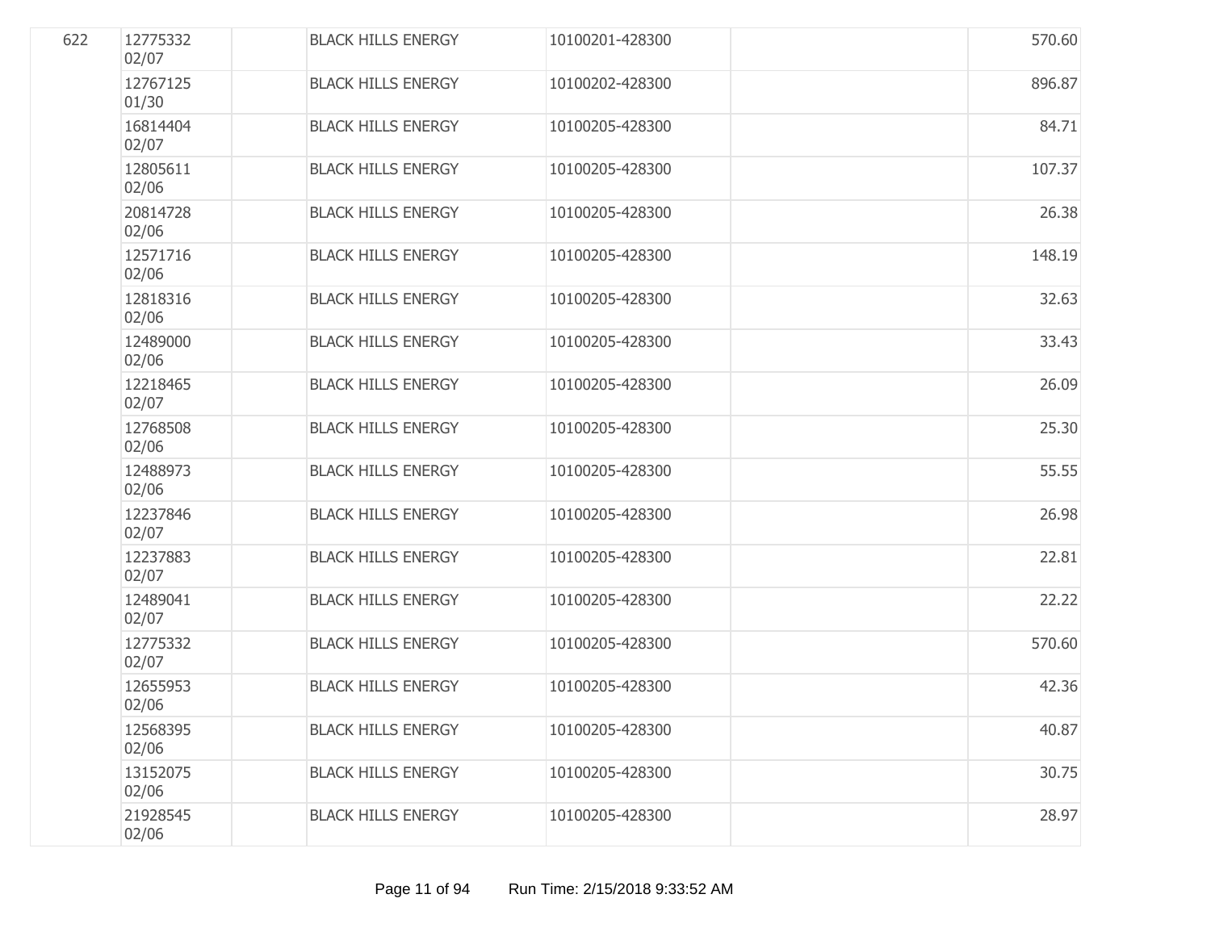| | | | | | | |
|---|---|---|---|---|---|---|
| 622 | 12775332 02/07 | | BLACK HILLS ENERGY | 10100201-428300 | | 570.60 |
| | 12767125 01/30 | | BLACK HILLS ENERGY | 10100202-428300 | | 896.87 |
| | 16814404 02/07 | | BLACK HILLS ENERGY | 10100205-428300 | | 84.71 |
| | 12805611 02/06 | | BLACK HILLS ENERGY | 10100205-428300 | | 107.37 |
| | 20814728 02/06 | | BLACK HILLS ENERGY | 10100205-428300 | | 26.38 |
| | 12571716 02/06 | | BLACK HILLS ENERGY | 10100205-428300 | | 148.19 |
| | 12818316 02/06 | | BLACK HILLS ENERGY | 10100205-428300 | | 32.63 |
| | 12489000 02/06 | | BLACK HILLS ENERGY | 10100205-428300 | | 33.43 |
| | 12218465 02/07 | | BLACK HILLS ENERGY | 10100205-428300 | | 26.09 |
| | 12768508 02/06 | | BLACK HILLS ENERGY | 10100205-428300 | | 25.30 |
| | 12488973 02/06 | | BLACK HILLS ENERGY | 10100205-428300 | | 55.55 |
| | 12237846 02/07 | | BLACK HILLS ENERGY | 10100205-428300 | | 26.98 |
| | 12237883 02/07 | | BLACK HILLS ENERGY | 10100205-428300 | | 22.81 |
| | 12489041 02/07 | | BLACK HILLS ENERGY | 10100205-428300 | | 22.22 |
| | 12775332 02/07 | | BLACK HILLS ENERGY | 10100205-428300 | | 570.60 |
| | 12655953 02/06 | | BLACK HILLS ENERGY | 10100205-428300 | | 42.36 |
| | 12568395 02/06 | | BLACK HILLS ENERGY | 10100205-428300 | | 40.87 |
| | 13152075 02/06 | | BLACK HILLS ENERGY | 10100205-428300 | | 30.75 |
| | 21928545 02/06 | | BLACK HILLS ENERGY | 10100205-428300 | | 28.97 |

Run Time: 2/15/2018 9:33:52 AM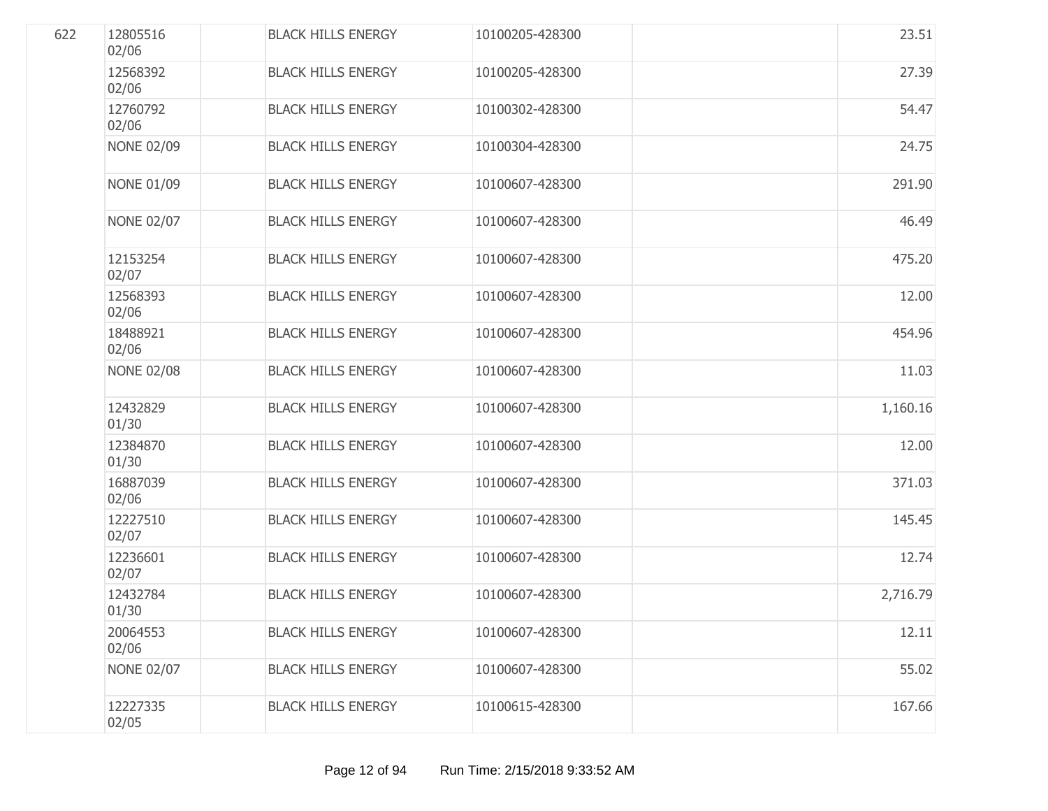| | | | | | | |
|---|---|---|---|---|---|---|
| 622 | 12805516 02/06 | | BLACK HILLS ENERGY | 10100205-428300 | | 23.51 |
| | 12568392 02/06 | | BLACK HILLS ENERGY | 10100205-428300 | | 27.39 |
| | 12760792 02/06 | | BLACK HILLS ENERGY | 10100302-428300 | | 54.47 |
| | NONE 02/09 | | BLACK HILLS ENERGY | 10100304-428300 | | 24.75 |
| | NONE 01/09 | | BLACK HILLS ENERGY | 10100607-428300 | | 291.90 |
| | NONE 02/07 | | BLACK HILLS ENERGY | 10100607-428300 | | 46.49 |
| | 12153254 02/07 | | BLACK HILLS ENERGY | 10100607-428300 | | 475.20 |
| | 12568393 02/06 | | BLACK HILLS ENERGY | 10100607-428300 | | 12.00 |
| | 18488921 02/06 | | BLACK HILLS ENERGY | 10100607-428300 | | 454.96 |
| | NONE 02/08 | | BLACK HILLS ENERGY | 10100607-428300 | | 11.03 |
| | 12432829 01/30 | | BLACK HILLS ENERGY | 10100607-428300 | | 1,160.16 |
| | 12384870 01/30 | | BLACK HILLS ENERGY | 10100607-428300 | | 12.00 |
| | 16887039 02/06 | | BLACK HILLS ENERGY | 10100607-428300 | | 371.03 |
| | 12227510 02/07 | | BLACK HILLS ENERGY | 10100607-428300 | | 145.45 |
| | 12236601 02/07 | | BLACK HILLS ENERGY | 10100607-428300 | | 12.74 |
| | 12432784 01/30 | | BLACK HILLS ENERGY | 10100607-428300 | | 2,716.79 |
| | 20064553 02/06 | | BLACK HILLS ENERGY | 10100607-428300 | | 12.11 |
| | NONE 02/07 | | BLACK HILLS ENERGY | 10100607-428300 | | 55.02 |
| | 12227335 02/05 | | BLACK HILLS ENERGY | 10100615-428300 | | 167.66 |

Run Time: 2/15/2018 9:33:52 AM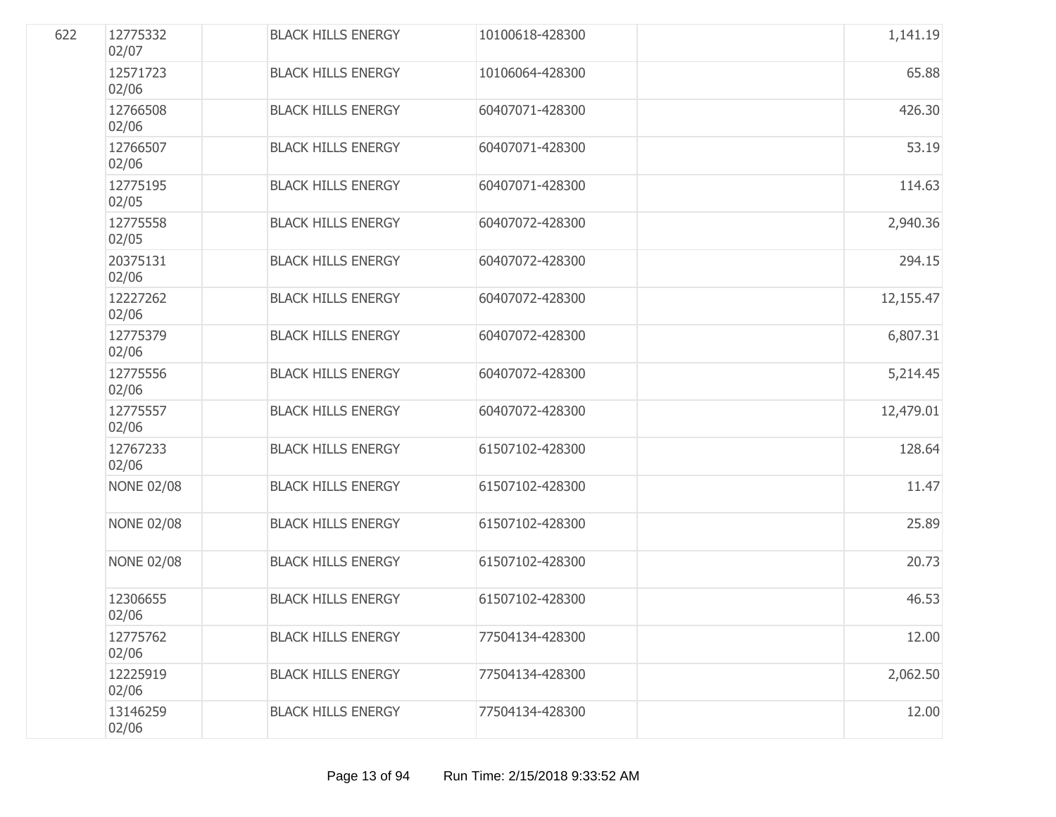| | | | | | | |
|---|---|---|---|---|---|---|
| 622 | 12775332 02/07 | | BLACK HILLS ENERGY | 10100618-428300 | | 1,141.19 |
| | 12571723 02/06 | | BLACK HILLS ENERGY | 10106064-428300 | | 65.88 |
| | 12766508 02/06 | | BLACK HILLS ENERGY | 60407071-428300 | | 426.30 |
| | 12766507 02/06 | | BLACK HILLS ENERGY | 60407071-428300 | | 53.19 |
| | 12775195 02/05 | | BLACK HILLS ENERGY | 60407071-428300 | | 114.63 |
| | 12775558 02/05 | | BLACK HILLS ENERGY | 60407072-428300 | | 2,940.36 |
| | 20375131 02/06 | | BLACK HILLS ENERGY | 60407072-428300 | | 294.15 |
| | 12227262 02/06 | | BLACK HILLS ENERGY | 60407072-428300 | | 12,155.47 |
| | 12775379 02/06 | | BLACK HILLS ENERGY | 60407072-428300 | | 6,807.31 |
| | 12775556 02/06 | | BLACK HILLS ENERGY | 60407072-428300 | | 5,214.45 |
| | 12775557 02/06 | | BLACK HILLS ENERGY | 60407072-428300 | | 12,479.01 |
| | 12767233 02/06 | | BLACK HILLS ENERGY | 61507102-428300 | | 128.64 |
| | NONE 02/08 | | BLACK HILLS ENERGY | 61507102-428300 | | 11.47 |
| | NONE 02/08 | | BLACK HILLS ENERGY | 61507102-428300 | | 25.89 |
| | NONE 02/08 | | BLACK HILLS ENERGY | 61507102-428300 | | 20.73 |
| | 12306655 02/06 | | BLACK HILLS ENERGY | 61507102-428300 | | 46.53 |
| | 12775762 02/06 | | BLACK HILLS ENERGY | 77504134-428300 | | 12.00 |
| | 12225919 02/06 | | BLACK HILLS ENERGY | 77504134-428300 | | 2,062.50 |
| | 13146259 02/06 | | BLACK HILLS ENERGY | 77504134-428300 | | 12.00 |

Run Time: 2/15/2018 9:33:52 AM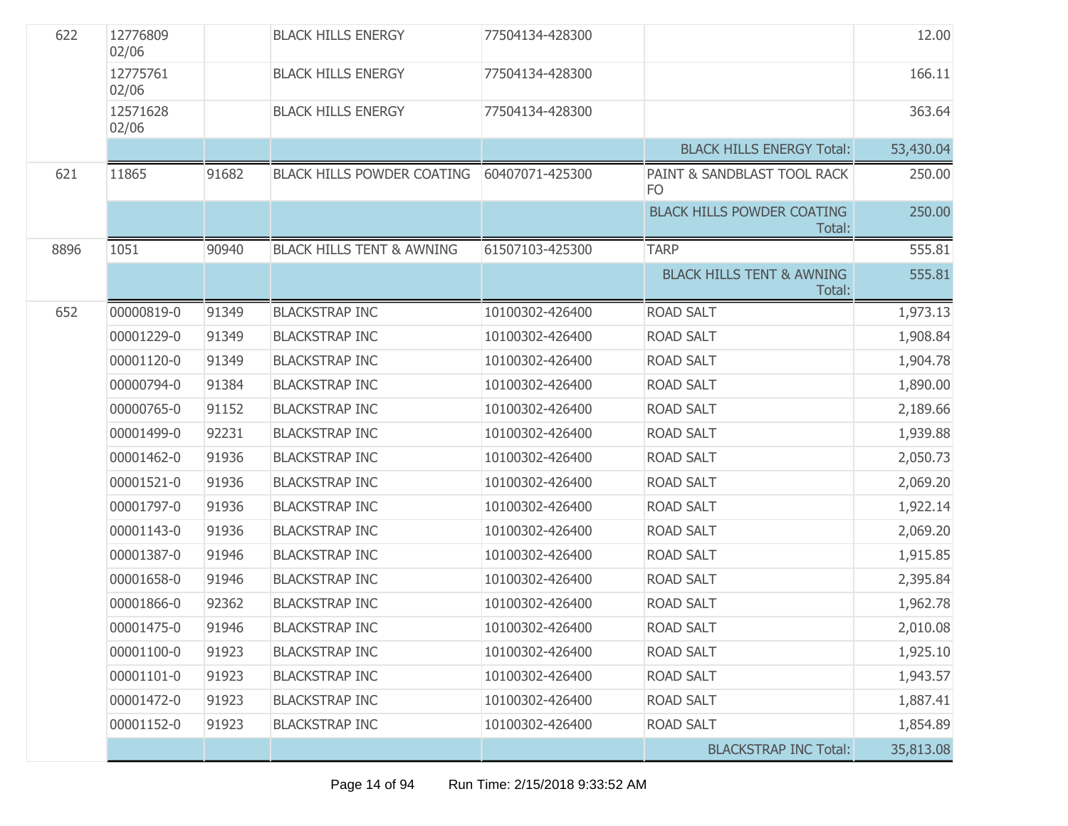| | | | | | | |
|---|---|---|---|---|---|---|
| 622 | 12776809 02/06 | | BLACK HILLS ENERGY | 77504134-428300 | | 12.00 |
| | 12775761 02/06 | | BLACK HILLS ENERGY | 77504134-428300 | | 166.11 |
| | 12571628 02/06 | | BLACK HILLS ENERGY | 77504134-428300 | | 363.64 |
| | | | | | BLACK HILLS ENERGY Total: | 53,430.04 |
| 621 | 11865 | 91682 | BLACK HILLS POWDER COATING | 60407071-425300 | PAINT & SANDBLAST TOOL RACK FO | 250.00 |
| | | | | | BLACK HILLS POWDER COATING Total: | 250.00 |
| 8896 | 1051 | 90940 | BLACK HILLS TENT & AWNING | 61507103-425300 | TARP | 555.81 |
| | | | | | BLACK HILLS TENT & AWNING Total: | 555.81 |
| 652 | 00000819-0 | 91349 | BLACKSTRAP INC | 10100302-426400 | ROAD SALT | 1,973.13 |
| | 00001229-0 | 91349 | BLACKSTRAP INC | 10100302-426400 | ROAD SALT | 1,908.84 |
| | 00001120-0 | 91349 | BLACKSTRAP INC | 10100302-426400 | ROAD SALT | 1,904.78 |
| | 00000794-0 | 91384 | BLACKSTRAP INC | 10100302-426400 | ROAD SALT | 1,890.00 |
| | 00000765-0 | 91152 | BLACKSTRAP INC | 10100302-426400 | ROAD SALT | 2,189.66 |
| | 00001499-0 | 92231 | BLACKSTRAP INC | 10100302-426400 | ROAD SALT | 1,939.88 |
| | 00001462-0 | 91936 | BLACKSTRAP INC | 10100302-426400 | ROAD SALT | 2,050.73 |
| | 00001521-0 | 91936 | BLACKSTRAP INC | 10100302-426400 | ROAD SALT | 2,069.20 |
| | 00001797-0 | 91936 | BLACKSTRAP INC | 10100302-426400 | ROAD SALT | 1,922.14 |
| | 00001143-0 | 91936 | BLACKSTRAP INC | 10100302-426400 | ROAD SALT | 2,069.20 |
| | 00001387-0 | 91946 | BLACKSTRAP INC | 10100302-426400 | ROAD SALT | 1,915.85 |
| | 00001658-0 | 91946 | BLACKSTRAP INC | 10100302-426400 | ROAD SALT | 2,395.84 |
| | 00001866-0 | 92362 | BLACKSTRAP INC | 10100302-426400 | ROAD SALT | 1,962.78 |
| | 00001475-0 | 91946 | BLACKSTRAP INC | 10100302-426400 | ROAD SALT | 2,010.08 |
| | 00001100-0 | 91923 | BLACKSTRAP INC | 10100302-426400 | ROAD SALT | 1,925.10 |
| | 00001101-0 | 91923 | BLACKSTRAP INC | 10100302-426400 | ROAD SALT | 1,943.57 |
| | 00001472-0 | 91923 | BLACKSTRAP INC | 10100302-426400 | ROAD SALT | 1,887.41 |
| | 00001152-0 | 91923 | BLACKSTRAP INC | 10100302-426400 | ROAD SALT | 1,854.89 |
| | | | | | BLACKSTRAP INC Total: | 35,813.08 |

Run Time: 2/15/2018 9:33:52 AM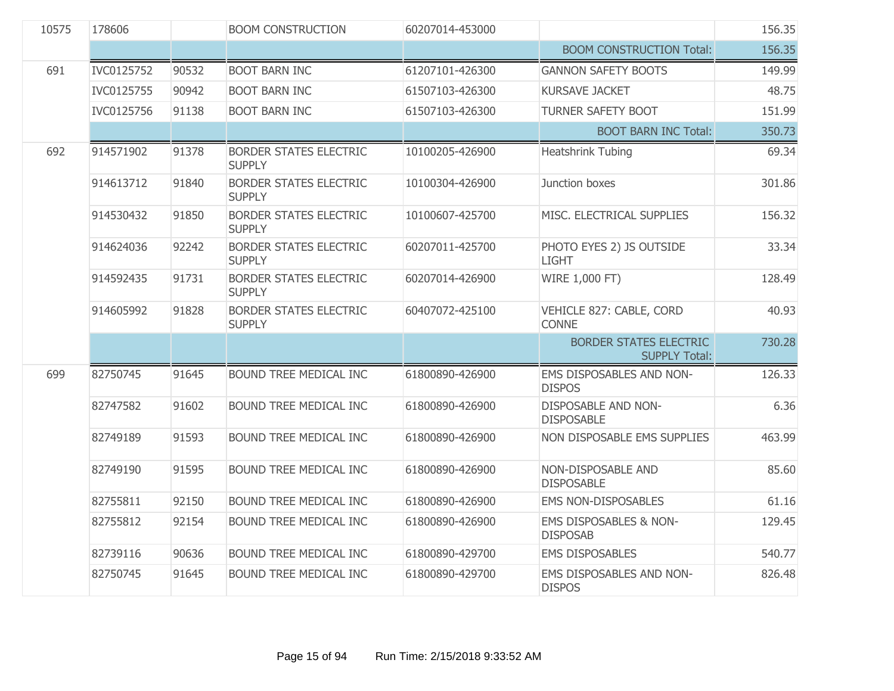| | | | | | | |
|---|---|---|---|---|---|---|
| 10575 | 178606 | | BOOM CONSTRUCTION | 60207014-453000 | | 156.35 |
| | | | | | BOOM CONSTRUCTION Total: | 156.35 |
| 691 | IVC0125752 | 90532 | BOOT BARN INC | 61207101-426300 | GANNON SAFETY BOOTS | 149.99 |
| | IVC0125755 | 90942 | BOOT BARN INC | 61507103-426300 | KURSAVE JACKET | 48.75 |
| | IVC0125756 | 91138 | BOOT BARN INC | 61507103-426300 | TURNER SAFETY BOOT | 151.99 |
| | | | | | BOOT BARN INC Total: | 350.73 |
| 692 | 914571902 | 91378 | BORDER STATES ELECTRIC SUPPLY | 10100205-426900 | Heatshrink Tubing | 69.34 |
| | 914613712 | 91840 | BORDER STATES ELECTRIC SUPPLY | 10100304-426900 | Junction boxes | 301.86 |
| | 914530432 | 91850 | BORDER STATES ELECTRIC SUPPLY | 10100607-425700 | MISC. ELECTRICAL SUPPLIES | 156.32 |
| | 914624036 | 92242 | BORDER STATES ELECTRIC SUPPLY | 60207011-425700 | PHOTO EYES 2) JS OUTSIDE LIGHT | 33.34 |
| | 914592435 | 91731 | BORDER STATES ELECTRIC SUPPLY | 60207014-426900 | WIRE 1,000 FT) | 128.49 |
| | 914605992 | 91828 | BORDER STATES ELECTRIC SUPPLY | 60407072-425100 | VEHICLE 827: CABLE, CORD CONNE | 40.93 |
| | | | | | BORDER STATES ELECTRIC SUPPLY Total: | 730.28 |
| 699 | 82750745 | 91645 | BOUND TREE MEDICAL INC | 61800890-426900 | EMS DISPOSABLES AND NON-DISPOS | 126.33 |
| | 82747582 | 91602 | BOUND TREE MEDICAL INC | 61800890-426900 | DISPOSABLE AND NON-DISPOSABLE | 6.36 |
| | 82749189 | 91593 | BOUND TREE MEDICAL INC | 61800890-426900 | NON DISPOSABLE EMS SUPPLIES | 463.99 |
| | 82749190 | 91595 | BOUND TREE MEDICAL INC | 61800890-426900 | NON-DISPOSABLE AND DISPOSABLE | 85.60 |
| | 82755811 | 92150 | BOUND TREE MEDICAL INC | 61800890-426900 | EMS NON-DISPOSABLES | 61.16 |
| | 82755812 | 92154 | BOUND TREE MEDICAL INC | 61800890-426900 | EMS DISPOSABLES & NON-DISPOSAB | 129.45 |
| | 82739116 | 90636 | BOUND TREE MEDICAL INC | 61800890-429700 | EMS DISPOSABLES | 540.77 |
| | 82750745 | 91645 | BOUND TREE MEDICAL INC | 61800890-429700 | EMS DISPOSABLES AND NON-DISPOS | 826.48 |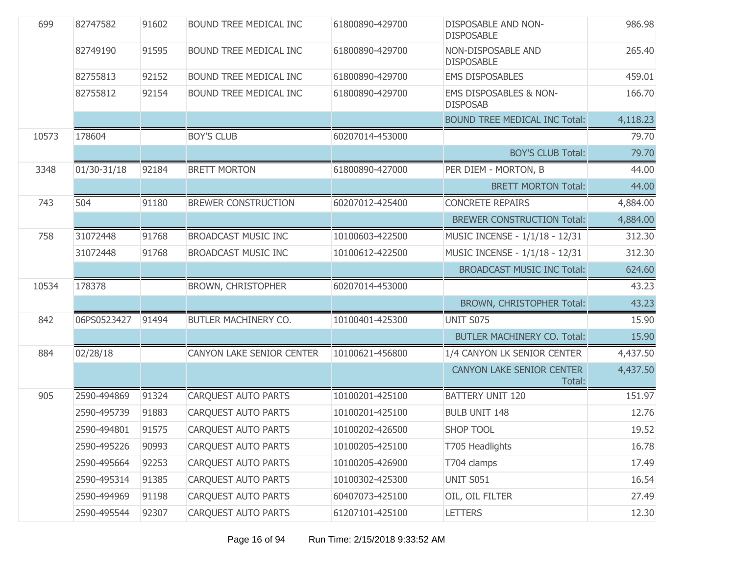| | | | | | | |
|---|---|---|---|---|---|---|
| 699 | 82747582 | 91602 | BOUND TREE MEDICAL INC | 61800890-429700 | DISPOSABLE AND NON-DISPOSABLE | 986.98 |
| | 82749190 | 91595 | BOUND TREE MEDICAL INC | 61800890-429700 | NON-DISPOSABLE AND DISPOSABLE | 265.40 |
| | 82755813 | 92152 | BOUND TREE MEDICAL INC | 61800890-429700 | EMS DISPOSABLES | 459.01 |
| | 82755812 | 92154 | BOUND TREE MEDICAL INC | 61800890-429700 | EMS DISPOSABLES & NON-DISPOSAB | 166.70 |
| | | | | | BOUND TREE MEDICAL INC Total: | 4,118.23 |
| 10573 | 178604 | | BOY'S CLUB | 60207014-453000 | | 79.70 |
| | | | | | BOY'S CLUB Total: | 79.70 |
| 3348 | 01/30-31/18 | 92184 | BRETT MORTON | 61800890-427000 | PER DIEM - MORTON, B | 44.00 |
| | | | | | BRETT MORTON Total: | 44.00 |
| 743 | 504 | 91180 | BREWER CONSTRUCTION | 60207012-425400 | CONCRETE REPAIRS | 4,884.00 |
| | | | | | BREWER CONSTRUCTION Total: | 4,884.00 |
| 758 | 31072448 | 91768 | BROADCAST MUSIC INC | 10100603-422500 | MUSIC INCENSE - 1/1/18 - 12/31 | 312.30 |
| | 31072448 | 91768 | BROADCAST MUSIC INC | 10100612-422500 | MUSIC INCENSE - 1/1/18 - 12/31 | 312.30 |
| | | | | | BROADCAST MUSIC INC Total: | 624.60 |
| 10534 | 178378 | | BROWN, CHRISTOPHER | 60207014-453000 | | 43.23 |
| | | | | | BROWN, CHRISTOPHER Total: | 43.23 |
| 842 | 06PS0523427 | 91494 | BUTLER MACHINERY CO. | 10100401-425300 | UNIT S075 | 15.90 |
| | | | | | BUTLER MACHINERY CO. Total: | 15.90 |
| 884 | 02/28/18 | | CANYON LAKE SENIOR CENTER | 10100621-456800 | 1/4 CANYON LK SENIOR CENTER | 4,437.50 |
| | | | | | CANYON LAKE SENIOR CENTER Total: | 4,437.50 |
| 905 | 2590-494869 | 91324 | CARQUEST AUTO PARTS | 10100201-425100 | BATTERY UNIT 120 | 151.97 |
| | 2590-495739 | 91883 | CARQUEST AUTO PARTS | 10100201-425100 | BULB UNIT 148 | 12.76 |
| | 2590-494801 | 91575 | CARQUEST AUTO PARTS | 10100202-426500 | SHOP TOOL | 19.52 |
| | 2590-495226 | 90993 | CARQUEST AUTO PARTS | 10100205-425100 | T705 Headlights | 16.78 |
| | 2590-495664 | 92253 | CARQUEST AUTO PARTS | 10100205-426900 | T704 clamps | 17.49 |
| | 2590-495314 | 91385 | CARQUEST AUTO PARTS | 10100302-425300 | UNIT S051 | 16.54 |
| | 2590-494969 | 91198 | CARQUEST AUTO PARTS | 60407073-425100 | OIL, OIL FILTER | 27.49 |
| | 2590-495544 | 92307 | CARQUEST AUTO PARTS | 61207101-425100 | LETTERS | 12.30 |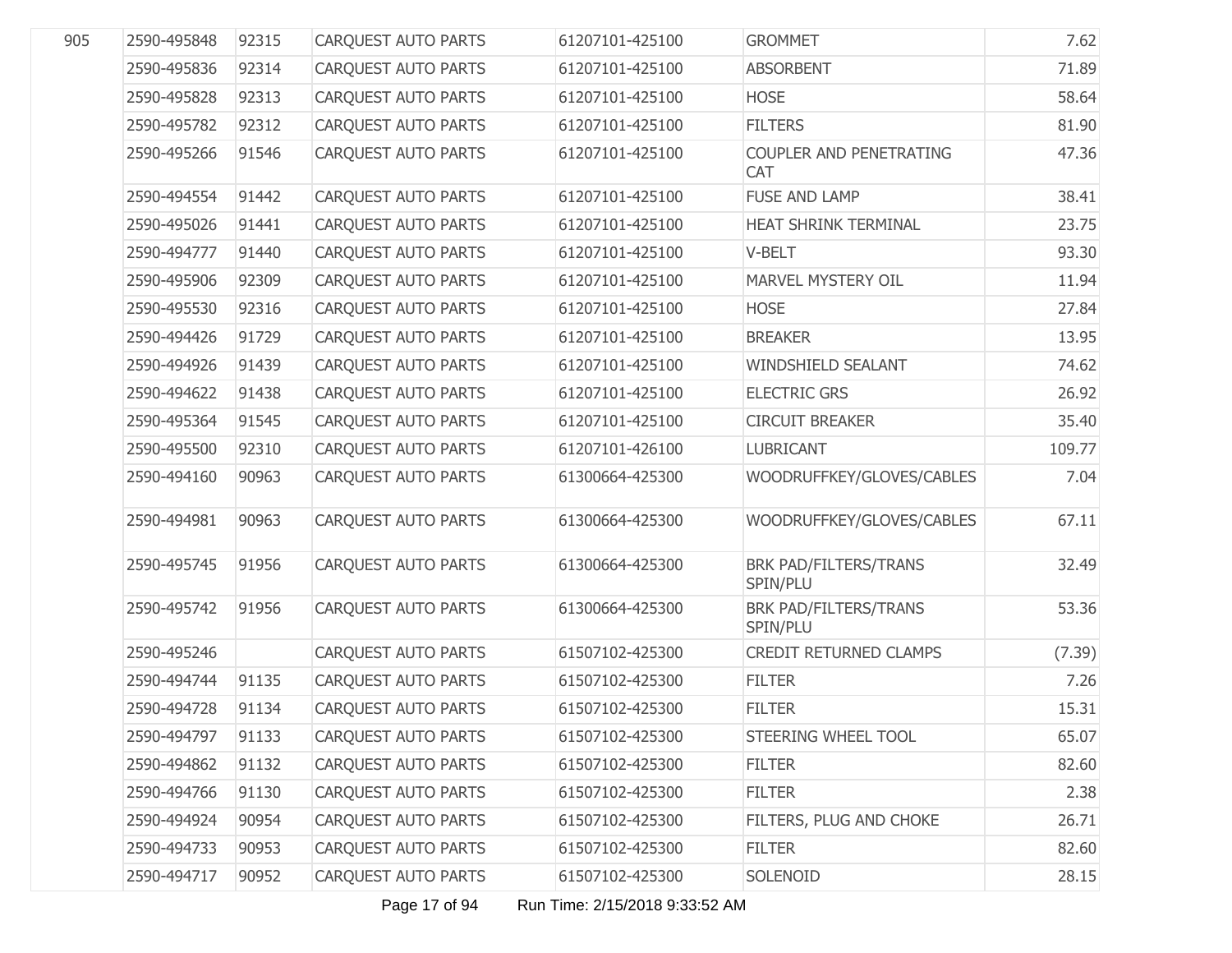| | | | | | | |
|---|---|---|---|---|---|---|
| 905 | 2590-495848 | 92315 | CARQUEST AUTO PARTS | 61207101-425100 | GROMMET | 7.62 |
| | 2590-495836 | 92314 | CARQUEST AUTO PARTS | 61207101-425100 | ABSORBENT | 71.89 |
| | 2590-495828 | 92313 | CARQUEST AUTO PARTS | 61207101-425100 | HOSE | 58.64 |
| | 2590-495782 | 92312 | CARQUEST AUTO PARTS | 61207101-425100 | FILTERS | 81.90 |
| | 2590-495266 | 91546 | CARQUEST AUTO PARTS | 61207101-425100 | COUPLER AND PENETRATING CAT | 47.36 |
| | 2590-494554 | 91442 | CARQUEST AUTO PARTS | 61207101-425100 | FUSE AND LAMP | 38.41 |
| | 2590-495026 | 91441 | CARQUEST AUTO PARTS | 61207101-425100 | HEAT SHRINK TERMINAL | 23.75 |
| | 2590-494777 | 91440 | CARQUEST AUTO PARTS | 61207101-425100 | V-BELT | 93.30 |
| | 2590-495906 | 92309 | CARQUEST AUTO PARTS | 61207101-425100 | MARVEL MYSTERY OIL | 11.94 |
| | 2590-495530 | 92316 | CARQUEST AUTO PARTS | 61207101-425100 | HOSE | 27.84 |
| | 2590-494426 | 91729 | CARQUEST AUTO PARTS | 61207101-425100 | BREAKER | 13.95 |
| | 2590-494926 | 91439 | CARQUEST AUTO PARTS | 61207101-425100 | WINDSHIELD SEALANT | 74.62 |
| | 2590-494622 | 91438 | CARQUEST AUTO PARTS | 61207101-425100 | ELECTRIC GRS | 26.92 |
| | 2590-495364 | 91545 | CARQUEST AUTO PARTS | 61207101-425100 | CIRCUIT BREAKER | 35.40 |
| | 2590-495500 | 92310 | CARQUEST AUTO PARTS | 61207101-426100 | LUBRICANT | 109.77 |
| | 2590-494160 | 90963 | CARQUEST AUTO PARTS | 61300664-425300 | WOODRUFFKEY/GLOVES/CABLES | 7.04 |
| | 2590-494981 | 90963 | CARQUEST AUTO PARTS | 61300664-425300 | WOODRUFFKEY/GLOVES/CABLES | 67.11 |
| | 2590-495745 | 91956 | CARQUEST AUTO PARTS | 61300664-425300 | BRK PAD/FILTERS/TRANS SPIN/PLU | 32.49 |
| | 2590-495742 | 91956 | CARQUEST AUTO PARTS | 61300664-425300 | BRK PAD/FILTERS/TRANS SPIN/PLU | 53.36 |
| | 2590-495246 | | CARQUEST AUTO PARTS | 61507102-425300 | CREDIT RETURNED CLAMPS | (7.39) |
| | 2590-494744 | 91135 | CARQUEST AUTO PARTS | 61507102-425300 | FILTER | 7.26 |
| | 2590-494728 | 91134 | CARQUEST AUTO PARTS | 61507102-425300 | FILTER | 15.31 |
| | 2590-494797 | 91133 | CARQUEST AUTO PARTS | 61507102-425300 | STEERING WHEEL TOOL | 65.07 |
| | 2590-494862 | 91132 | CARQUEST AUTO PARTS | 61507102-425300 | FILTER | 82.60 |
| | 2590-494766 | 91130 | CARQUEST AUTO PARTS | 61507102-425300 | FILTER | 2.38 |
| | 2590-494924 | 90954 | CARQUEST AUTO PARTS | 61507102-425300 | FILTERS, PLUG AND CHOKE | 26.71 |
| | 2590-494733 | 90953 | CARQUEST AUTO PARTS | 61507102-425300 | FILTER | 82.60 |
| | 2590-494717 | 90952 | CARQUEST AUTO PARTS | 61507102-425300 | SOLENOID | 28.15 |

Run Time: 2/15/2018 9:33:52 AM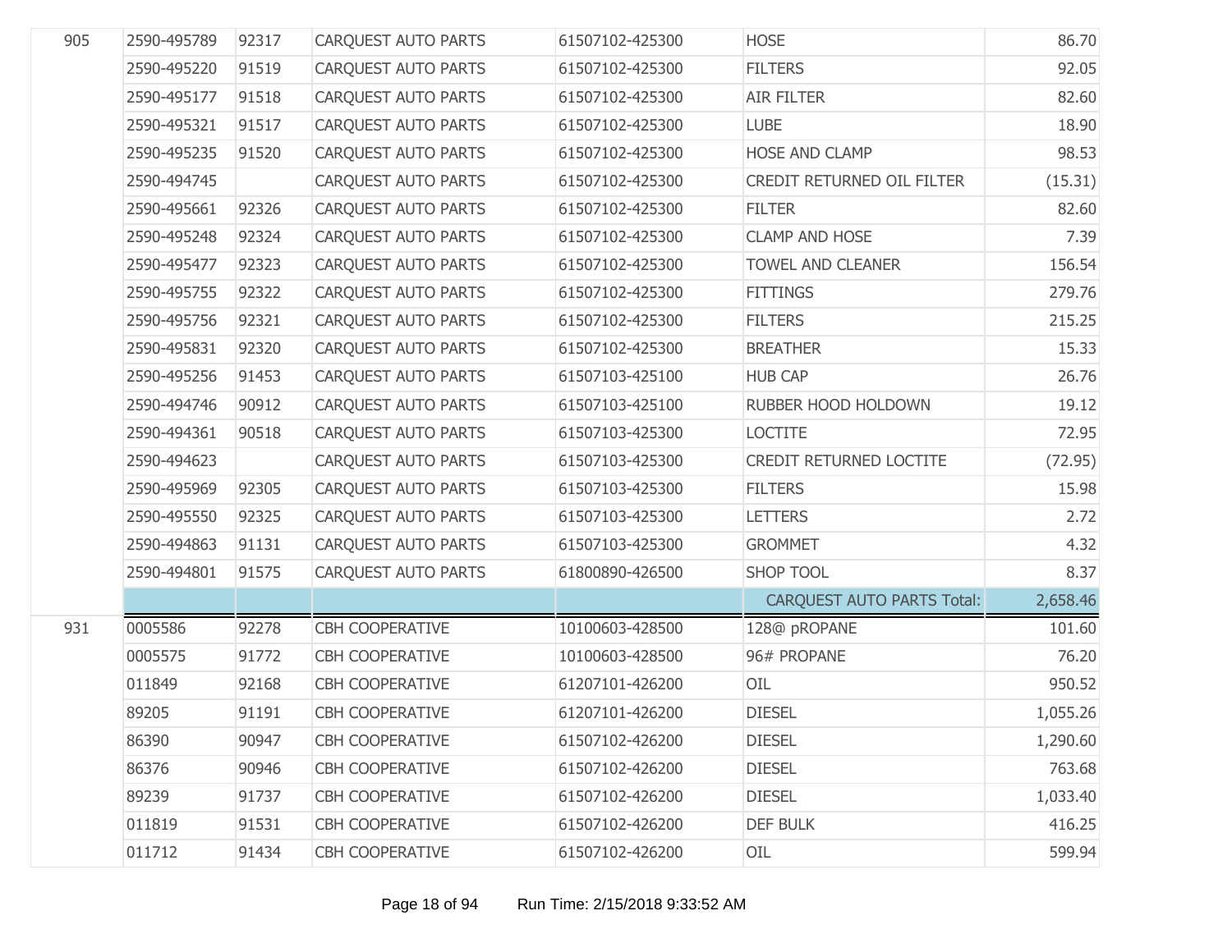| | | | | | | |
|---|---|---|---|---|---|---|
| 905 | 2590-495789 | 92317 | CARQUEST AUTO PARTS | 61507102-425300 | HOSE | 86.70 |
| | 2590-495220 | 91519 | CARQUEST AUTO PARTS | 61507102-425300 | FILTERS | 92.05 |
| | 2590-495177 | 91518 | CARQUEST AUTO PARTS | 61507102-425300 | AIR FILTER | 82.60 |
| | 2590-495321 | 91517 | CARQUEST AUTO PARTS | 61507102-425300 | LUBE | 18.90 |
| | 2590-495235 | 91520 | CARQUEST AUTO PARTS | 61507102-425300 | HOSE AND CLAMP | 98.53 |
| | 2590-494745 | | CARQUEST AUTO PARTS | 61507102-425300 | CREDIT RETURNED OIL FILTER | (15.31) |
| | 2590-495661 | 92326 | CARQUEST AUTO PARTS | 61507102-425300 | FILTER | 82.60 |
| | 2590-495248 | 92324 | CARQUEST AUTO PARTS | 61507102-425300 | CLAMP AND HOSE | 7.39 |
| | 2590-495477 | 92323 | CARQUEST AUTO PARTS | 61507102-425300 | TOWEL AND CLEANER | 156.54 |
| | 2590-495755 | 92322 | CARQUEST AUTO PARTS | 61507102-425300 | FITTINGS | 279.76 |
| | 2590-495756 | 92321 | CARQUEST AUTO PARTS | 61507102-425300 | FILTERS | 215.25 |
| | 2590-495831 | 92320 | CARQUEST AUTO PARTS | 61507102-425300 | BREATHER | 15.33 |
| | 2590-495256 | 91453 | CARQUEST AUTO PARTS | 61507103-425100 | HUB CAP | 26.76 |
| | 2590-494746 | 90912 | CARQUEST AUTO PARTS | 61507103-425100 | RUBBER HOOD HOLDOWN | 19.12 |
| | 2590-494361 | 90518 | CARQUEST AUTO PARTS | 61507103-425300 | LOCTITE | 72.95 |
| | 2590-494623 | | CARQUEST AUTO PARTS | 61507103-425300 | CREDIT RETURNED LOCTITE | (72.95) |
| | 2590-495969 | 92305 | CARQUEST AUTO PARTS | 61507103-425300 | FILTERS | 15.98 |
| | 2590-495550 | 92325 | CARQUEST AUTO PARTS | 61507103-425300 | LETTERS | 2.72 |
| | 2590-494863 | 91131 | CARQUEST AUTO PARTS | 61507103-425300 | GROMMET | 4.32 |
| | 2590-494801 | 91575 | CARQUEST AUTO PARTS | 61800890-426500 | SHOP TOOL | 8.37 |
| | | | | | CARQUEST AUTO PARTS Total: | 2,658.46 |
| 931 | 0005586 | 92278 | CBH COOPERATIVE | 10100603-428500 | 128@ pROPANE | 101.60 |
| | 0005575 | 91772 | CBH COOPERATIVE | 10100603-428500 | 96# PROPANE | 76.20 |
| | 011849 | 92168 | CBH COOPERATIVE | 61207101-426200 | OIL | 950.52 |
| | 89205 | 91191 | CBH COOPERATIVE | 61207101-426200 | DIESEL | 1,055.26 |
| | 86390 | 90947 | CBH COOPERATIVE | 61507102-426200 | DIESEL | 1,290.60 |
| | 86376 | 90946 | CBH COOPERATIVE | 61507102-426200 | DIESEL | 763.68 |
| | 89239 | 91737 | CBH COOPERATIVE | 61507102-426200 | DIESEL | 1,033.40 |
| | 011819 | 91531 | CBH COOPERATIVE | 61507102-426200 | DEF BULK | 416.25 |
| | 011712 | 91434 | CBH COOPERATIVE | 61507102-426200 | OIL | 599.94 |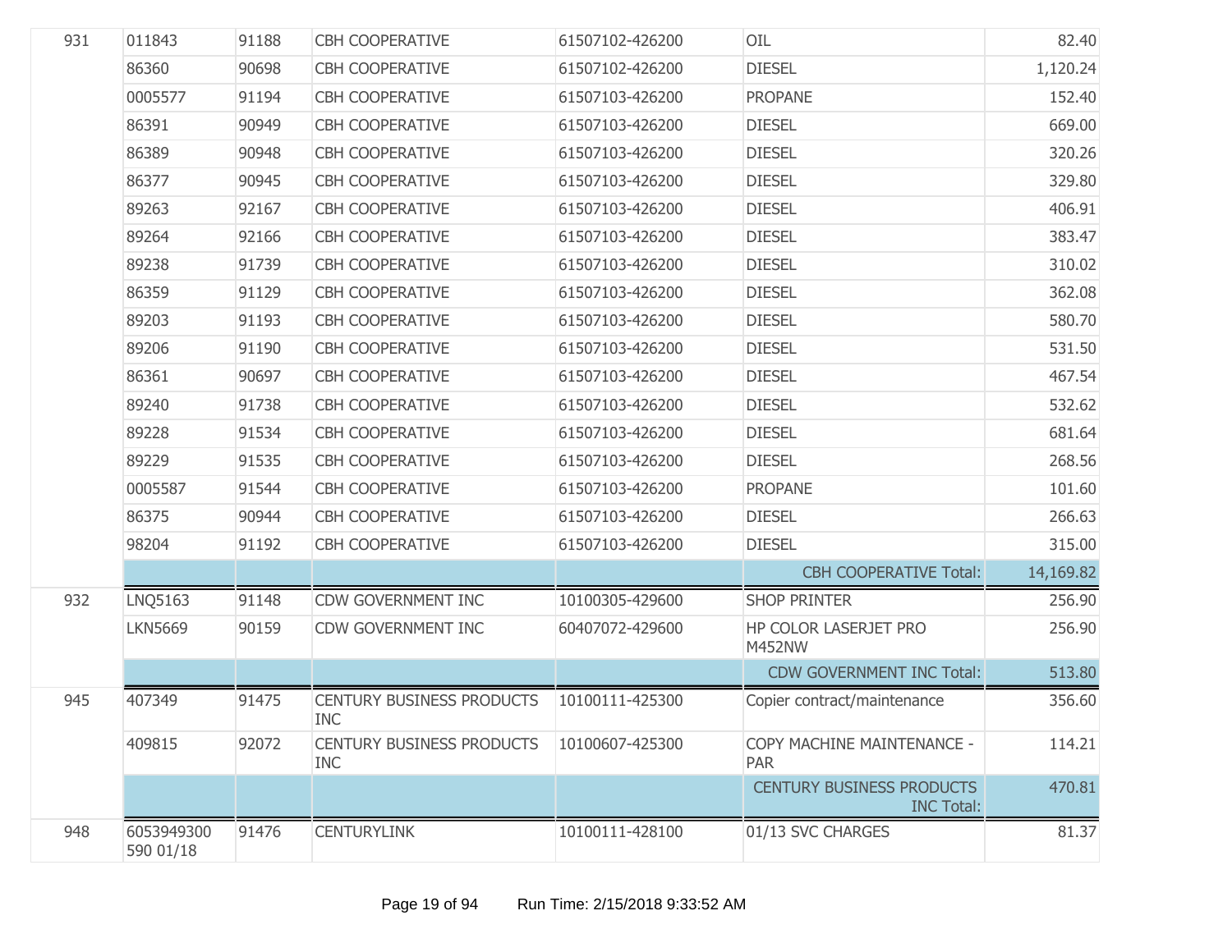| | | | | | | |
|---|---|---|---|---|---|---|
| 931 | 011843 | 91188 | CBH COOPERATIVE | 61507102-426200 | OIL | 82.40 |
| | 86360 | 90698 | CBH COOPERATIVE | 61507102-426200 | DIESEL | 1,120.24 |
| | 0005577 | 91194 | CBH COOPERATIVE | 61507103-426200 | PROPANE | 152.40 |
| | 86391 | 90949 | CBH COOPERATIVE | 61507103-426200 | DIESEL | 669.00 |
| | 86389 | 90948 | CBH COOPERATIVE | 61507103-426200 | DIESEL | 320.26 |
| | 86377 | 90945 | CBH COOPERATIVE | 61507103-426200 | DIESEL | 329.80 |
| | 89263 | 92167 | CBH COOPERATIVE | 61507103-426200 | DIESEL | 406.91 |
| | 89264 | 92166 | CBH COOPERATIVE | 61507103-426200 | DIESEL | 383.47 |
| | 89238 | 91739 | CBH COOPERATIVE | 61507103-426200 | DIESEL | 310.02 |
| | 86359 | 91129 | CBH COOPERATIVE | 61507103-426200 | DIESEL | 362.08 |
| | 89203 | 91193 | CBH COOPERATIVE | 61507103-426200 | DIESEL | 580.70 |
| | 89206 | 91190 | CBH COOPERATIVE | 61507103-426200 | DIESEL | 531.50 |
| | 86361 | 90697 | CBH COOPERATIVE | 61507103-426200 | DIESEL | 467.54 |
| | 89240 | 91738 | CBH COOPERATIVE | 61507103-426200 | DIESEL | 532.62 |
| | 89228 | 91534 | CBH COOPERATIVE | 61507103-426200 | DIESEL | 681.64 |
| | 89229 | 91535 | CBH COOPERATIVE | 61507103-426200 | DIESEL | 268.56 |
| | 0005587 | 91544 | CBH COOPERATIVE | 61507103-426200 | PROPANE | 101.60 |
| | 86375 | 90944 | CBH COOPERATIVE | 61507103-426200 | DIESEL | 266.63 |
| | 98204 | 91192 | CBH COOPERATIVE | 61507103-426200 | DIESEL | 315.00 |
| | | | | | CBH COOPERATIVE Total: | 14,169.82 |
| 932 | LNQ5163 | 91148 | CDW GOVERNMENT INC | 10100305-429600 | SHOP PRINTER | 256.90 |
| | LKN5669 | 90159 | CDW GOVERNMENT INC | 60407072-429600 | HP COLOR LASERJET PRO M452NW | 256.90 |
| | | | | | CDW GOVERNMENT INC Total: | 513.80 |
| 945 | 407349 | 91475 | CENTURY BUSINESS PRODUCTS INC | 10100111-425300 | Copier contract/maintenance | 356.60 |
| | 409815 | 92072 | CENTURY BUSINESS PRODUCTS INC | 10100607-425300 | COPY MACHINE MAINTENANCE - PAR | 114.21 |
| | | | | | CENTURY BUSINESS PRODUCTS INC Total: | 470.81 |
| 948 | 6053949300 590 01/18 | 91476 | CENTURYLINK | 10100111-428100 | 01/13 SVC CHARGES | 81.37 |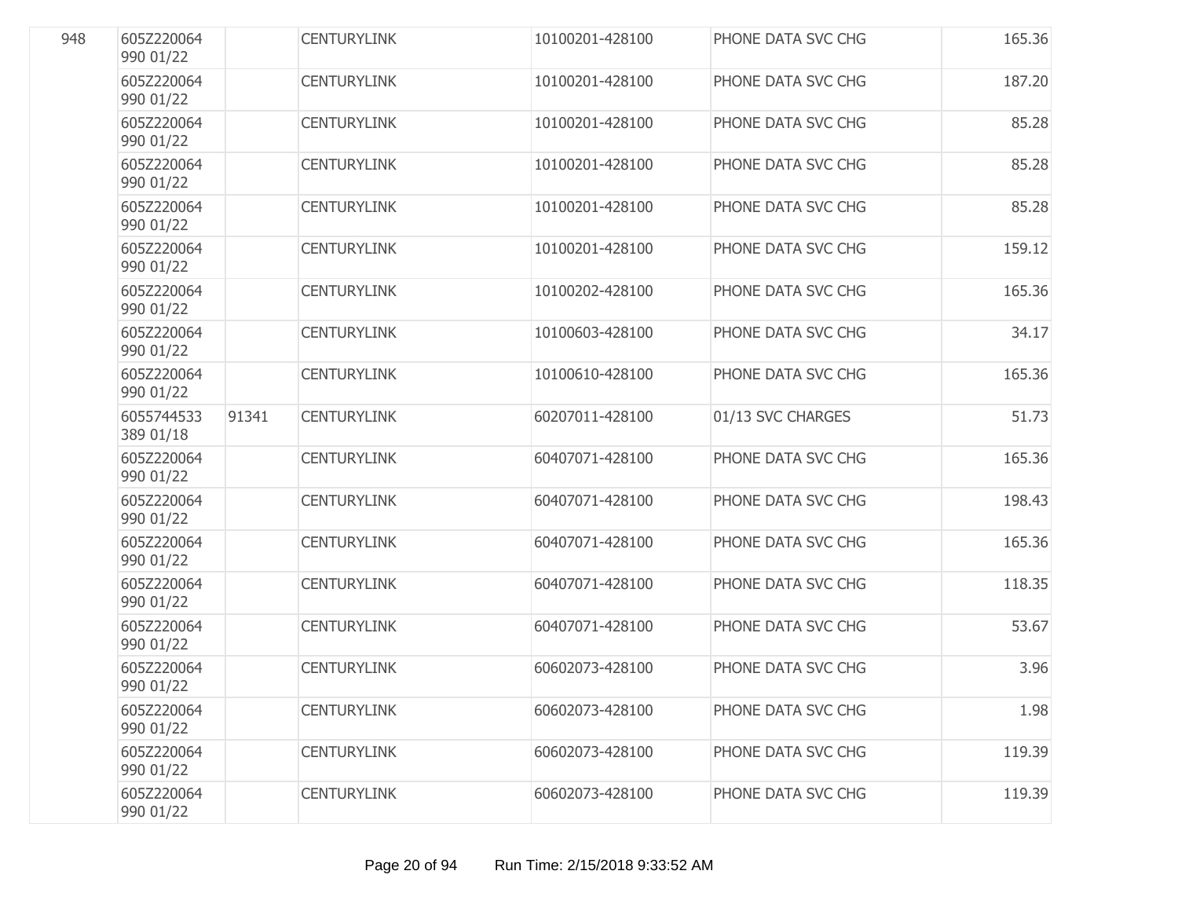| | | | | | | |
|---|---|---|---|---|---|---|
| 948 | 605Z220064 990 01/22 | | CENTURYLINK | 10100201-428100 | PHONE DATA SVC CHG | 165.36 |
| | 605Z220064 990 01/22 | | CENTURYLINK | 10100201-428100 | PHONE DATA SVC CHG | 187.20 |
| | 605Z220064 990 01/22 | | CENTURYLINK | 10100201-428100 | PHONE DATA SVC CHG | 85.28 |
| | 605Z220064 990 01/22 | | CENTURYLINK | 10100201-428100 | PHONE DATA SVC CHG | 85.28 |
| | 605Z220064 990 01/22 | | CENTURYLINK | 10100201-428100 | PHONE DATA SVC CHG | 85.28 |
| | 605Z220064 990 01/22 | | CENTURYLINK | 10100201-428100 | PHONE DATA SVC CHG | 159.12 |
| | 605Z220064 990 01/22 | | CENTURYLINK | 10100202-428100 | PHONE DATA SVC CHG | 165.36 |
| | 605Z220064 990 01/22 | | CENTURYLINK | 10100603-428100 | PHONE DATA SVC CHG | 34.17 |
| | 605Z220064 990 01/22 | | CENTURYLINK | 10100610-428100 | PHONE DATA SVC CHG | 165.36 |
| | 6055744533 389 01/18 | 91341 | CENTURYLINK | 60207011-428100 | 01/13 SVC CHARGES | 51.73 |
| | 605Z220064 990 01/22 | | CENTURYLINK | 60407071-428100 | PHONE DATA SVC CHG | 165.36 |
| | 605Z220064 990 01/22 | | CENTURYLINK | 60407071-428100 | PHONE DATA SVC CHG | 198.43 |
| | 605Z220064 990 01/22 | | CENTURYLINK | 60407071-428100 | PHONE DATA SVC CHG | 165.36 |
| | 605Z220064 990 01/22 | | CENTURYLINK | 60407071-428100 | PHONE DATA SVC CHG | 118.35 |
| | 605Z220064 990 01/22 | | CENTURYLINK | 60407071-428100 | PHONE DATA SVC CHG | 53.67 |
| | 605Z220064 990 01/22 | | CENTURYLINK | 60602073-428100 | PHONE DATA SVC CHG | 3.96 |
| | 605Z220064 990 01/22 | | CENTURYLINK | 60602073-428100 | PHONE DATA SVC CHG | 1.98 |
| | 605Z220064 990 01/22 | | CENTURYLINK | 60602073-428100 | PHONE DATA SVC CHG | 119.39 |
| | 605Z220064 990 01/22 | | CENTURYLINK | 60602073-428100 | PHONE DATA SVC CHG | 119.39 |

Run Time: 2/15/2018 9:33:52 AM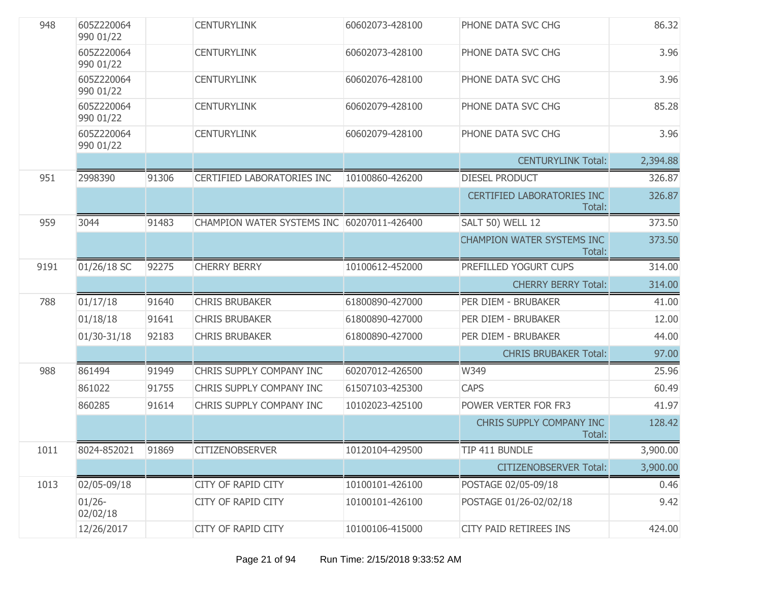| | | | | | | |
|---|---|---|---|---|---|---|
| 948 | 605Z220064 990 01/22 | | CENTURYLINK | 60602073-428100 | PHONE DATA SVC CHG | 86.32 |
| | 605Z220064 990 01/22 | | CENTURYLINK | 60602073-428100 | PHONE DATA SVC CHG | 3.96 |
| | 605Z220064 990 01/22 | | CENTURYLINK | 60602076-428100 | PHONE DATA SVC CHG | 3.96 |
| | 605Z220064 990 01/22 | | CENTURYLINK | 60602079-428100 | PHONE DATA SVC CHG | 85.28 |
| | 605Z220064 990 01/22 | | CENTURYLINK | 60602079-428100 | PHONE DATA SVC CHG | 3.96 |
| | | | | | CENTURYLINK Total: | 2,394.88 |
| 951 | 2998390 | 91306 | CERTIFIED LABORATORIES INC | 10100860-426200 | DIESEL PRODUCT | 326.87 |
| | | | | | CERTIFIED LABORATORIES INC Total: | 326.87 |
| 959 | 3044 | 91483 | CHAMPION WATER SYSTEMS INC | 60207011-426400 | SALT 50) WELL 12 | 373.50 |
| | | | | | CHAMPION WATER SYSTEMS INC Total: | 373.50 |
| 9191 | 01/26/18 SC | 92275 | CHERRY BERRY | 10100612-452000 | PREFILLED YOGURT CUPS | 314.00 |
| | | | | | CHERRY BERRY Total: | 314.00 |
| 788 | 01/17/18 | 91640 | CHRIS BRUBAKER | 61800890-427000 | PER DIEM - BRUBAKER | 41.00 |
| | 01/18/18 | 91641 | CHRIS BRUBAKER | 61800890-427000 | PER DIEM - BRUBAKER | 12.00 |
| | 01/30-31/18 | 92183 | CHRIS BRUBAKER | 61800890-427000 | PER DIEM - BRUBAKER | 44.00 |
| | | | | | CHRIS BRUBAKER Total: | 97.00 |
| 988 | 861494 | 91949 | CHRIS SUPPLY COMPANY INC | 60207012-426500 | W349 | 25.96 |
| | 861022 | 91755 | CHRIS SUPPLY COMPANY INC | 61507103-425300 | CAPS | 60.49 |
| | 860285 | 91614 | CHRIS SUPPLY COMPANY INC | 10102023-425100 | POWER VERTER FOR FR3 | 41.97 |
| | | | | | CHRIS SUPPLY COMPANY INC Total: | 128.42 |
| 1011 | 8024-852021 | 91869 | CITIZENOBSERVER | 10120104-429500 | TIP 411 BUNDLE | 3,900.00 |
| | | | | | CITIZENOBSERVER Total: | 3,900.00 |
| 1013 | 02/05-09/18 | | CITY OF RAPID CITY | 10100101-426100 | POSTAGE 02/05-09/18 | 0.46 |
| | 01/26-02/02/18 | | CITY OF RAPID CITY | 10100101-426100 | POSTAGE 01/26-02/02/18 | 9.42 |
| | 12/26/2017 | | CITY OF RAPID CITY | 10100106-415000 | CITY PAID RETIREES INS | 424.00 |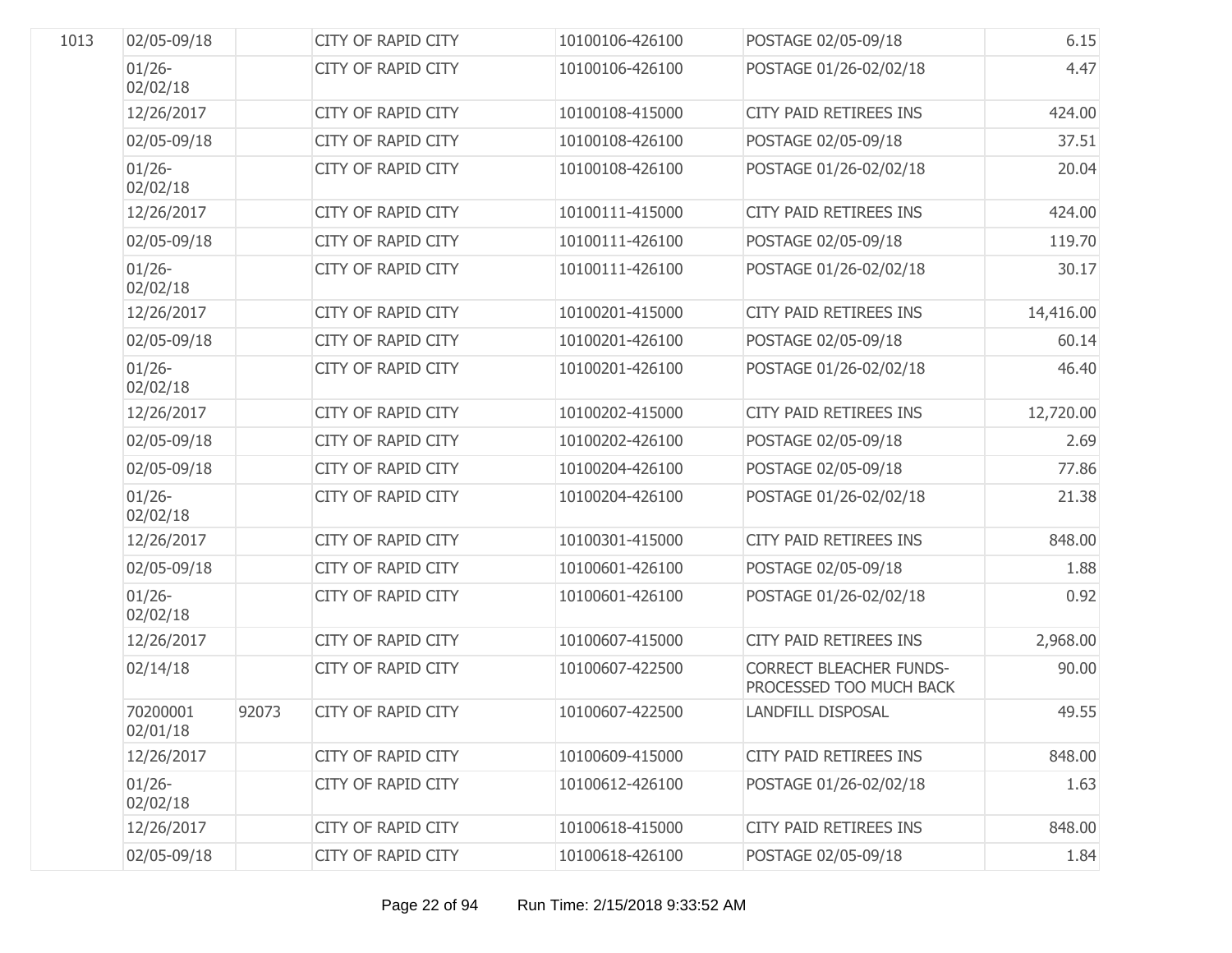| | | | | | | |
|---|---|---|---|---|---|---|
| 1013 | 02/05-09/18 | | CITY OF RAPID CITY | 10100106-426100 | POSTAGE 02/05-09/18 | 6.15 |
| | 01/26-02/02/18 | | CITY OF RAPID CITY | 10100106-426100 | POSTAGE 01/26-02/02/18 | 4.47 |
| | 12/26/2017 | | CITY OF RAPID CITY | 10100108-415000 | CITY PAID RETIREES INS | 424.00 |
| | 02/05-09/18 | | CITY OF RAPID CITY | 10100108-426100 | POSTAGE 02/05-09/18 | 37.51 |
| | 01/26-02/02/18 | | CITY OF RAPID CITY | 10100108-426100 | POSTAGE 01/26-02/02/18 | 20.04 |
| | 12/26/2017 | | CITY OF RAPID CITY | 10100111-415000 | CITY PAID RETIREES INS | 424.00 |
| | 02/05-09/18 | | CITY OF RAPID CITY | 10100111-426100 | POSTAGE 02/05-09/18 | 119.70 |
| | 01/26-02/02/18 | | CITY OF RAPID CITY | 10100111-426100 | POSTAGE 01/26-02/02/18 | 30.17 |
| | 12/26/2017 | | CITY OF RAPID CITY | 10100201-415000 | CITY PAID RETIREES INS | 14,416.00 |
| | 02/05-09/18 | | CITY OF RAPID CITY | 10100201-426100 | POSTAGE 02/05-09/18 | 60.14 |
| | 01/26-02/02/18 | | CITY OF RAPID CITY | 10100201-426100 | POSTAGE 01/26-02/02/18 | 46.40 |
| | 12/26/2017 | | CITY OF RAPID CITY | 10100202-415000 | CITY PAID RETIREES INS | 12,720.00 |
| | 02/05-09/18 | | CITY OF RAPID CITY | 10100202-426100 | POSTAGE 02/05-09/18 | 2.69 |
| | 02/05-09/18 | | CITY OF RAPID CITY | 10100204-426100 | POSTAGE 02/05-09/18 | 77.86 |
| | 01/26-02/02/18 | | CITY OF RAPID CITY | 10100204-426100 | POSTAGE 01/26-02/02/18 | 21.38 |
| | 12/26/2017 | | CITY OF RAPID CITY | 10100301-415000 | CITY PAID RETIREES INS | 848.00 |
| | 02/05-09/18 | | CITY OF RAPID CITY | 10100601-426100 | POSTAGE 02/05-09/18 | 1.88 |
| | 01/26-02/02/18 | | CITY OF RAPID CITY | 10100601-426100 | POSTAGE 01/26-02/02/18 | 0.92 |
| | 12/26/2017 | | CITY OF RAPID CITY | 10100607-415000 | CITY PAID RETIREES INS | 2,968.00 |
| | 02/14/18 | | CITY OF RAPID CITY | 10100607-422500 | CORRECT BLEACHER FUNDS-PROCESSED TOO MUCH BACK | 90.00 |
| | 70200001 02/01/18 | 92073 | CITY OF RAPID CITY | 10100607-422500 | LANDFILL DISPOSAL | 49.55 |
| | 12/26/2017 | | CITY OF RAPID CITY | 10100609-415000 | CITY PAID RETIREES INS | 848.00 |
| | 01/26-02/02/18 | | CITY OF RAPID CITY | 10100612-426100 | POSTAGE 01/26-02/02/18 | 1.63 |
| | 12/26/2017 | | CITY OF RAPID CITY | 10100618-415000 | CITY PAID RETIREES INS | 848.00 |
| | 02/05-09/18 | | CITY OF RAPID CITY | 10100618-426100 | POSTAGE 02/05-09/18 | 1.84 |

Run Time: 2/15/2018 9:33:52 AM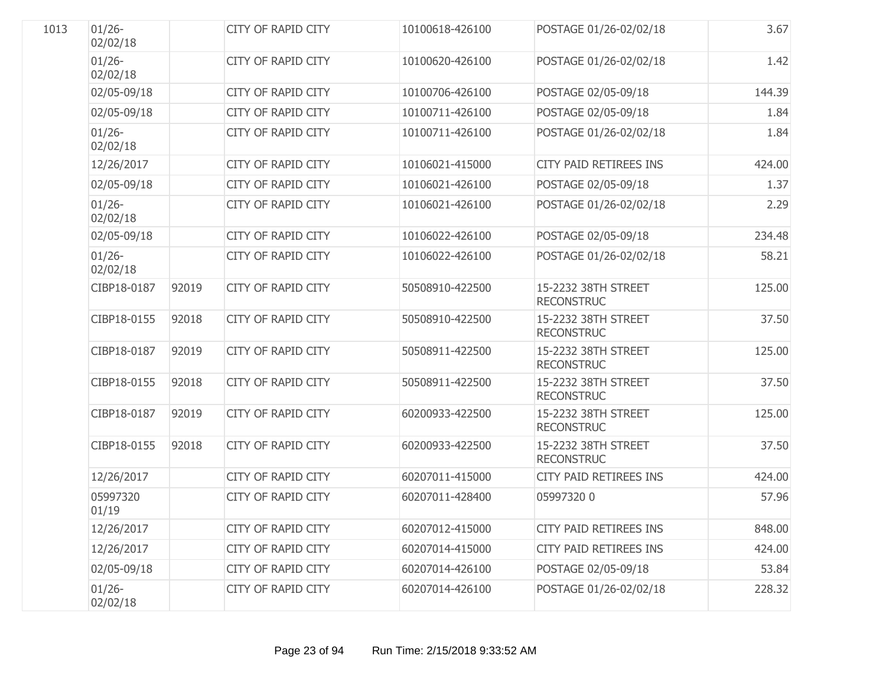| | | | | | | |
|---|---|---|---|---|---|---|
| 1013 | 01/26-02/02/18 | | CITY OF RAPID CITY | 10100618-426100 | POSTAGE 01/26-02/02/18 | 3.67 |
| | 01/26-02/02/18 | | CITY OF RAPID CITY | 10100620-426100 | POSTAGE 01/26-02/02/18 | 1.42 |
| | 02/05-09/18 | | CITY OF RAPID CITY | 10100706-426100 | POSTAGE 02/05-09/18 | 144.39 |
| | 02/05-09/18 | | CITY OF RAPID CITY | 10100711-426100 | POSTAGE 02/05-09/18 | 1.84 |
| | 01/26-02/02/18 | | CITY OF RAPID CITY | 10100711-426100 | POSTAGE 01/26-02/02/18 | 1.84 |
| | 12/26/2017 | | CITY OF RAPID CITY | 10106021-415000 | CITY PAID RETIREES INS | 424.00 |
| | 02/05-09/18 | | CITY OF RAPID CITY | 10106021-426100 | POSTAGE 02/05-09/18 | 1.37 |
| | 01/26-02/02/18 | | CITY OF RAPID CITY | 10106021-426100 | POSTAGE 01/26-02/02/18 | 2.29 |
| | 02/05-09/18 | | CITY OF RAPID CITY | 10106022-426100 | POSTAGE 02/05-09/18 | 234.48 |
| | 01/26-02/02/18 | | CITY OF RAPID CITY | 10106022-426100 | POSTAGE 01/26-02/02/18 | 58.21 |
| | CIBP18-0187 | 92019 | CITY OF RAPID CITY | 50508910-422500 | 15-2232 38TH STREET RECONSTRUC | 125.00 |
| | CIBP18-0155 | 92018 | CITY OF RAPID CITY | 50508910-422500 | 15-2232 38TH STREET RECONSTRUC | 37.50 |
| | CIBP18-0187 | 92019 | CITY OF RAPID CITY | 50508911-422500 | 15-2232 38TH STREET RECONSTRUC | 125.00 |
| | CIBP18-0155 | 92018 | CITY OF RAPID CITY | 50508911-422500 | 15-2232 38TH STREET RECONSTRUC | 37.50 |
| | CIBP18-0187 | 92019 | CITY OF RAPID CITY | 60200933-422500 | 15-2232 38TH STREET RECONSTRUC | 125.00 |
| | CIBP18-0155 | 92018 | CITY OF RAPID CITY | 60200933-422500 | 15-2232 38TH STREET RECONSTRUC | 37.50 |
| | 12/26/2017 | | CITY OF RAPID CITY | 60207011-415000 | CITY PAID RETIREES INS | 424.00 |
| | 05997320 01/19 | | CITY OF RAPID CITY | 60207011-428400 | 05997320 0 | 57.96 |
| | 12/26/2017 | | CITY OF RAPID CITY | 60207012-415000 | CITY PAID RETIREES INS | 848.00 |
| | 12/26/2017 | | CITY OF RAPID CITY | 60207014-415000 | CITY PAID RETIREES INS | 424.00 |
| | 02/05-09/18 | | CITY OF RAPID CITY | 60207014-426100 | POSTAGE 02/05-09/18 | 53.84 |
| | 01/26-02/02/18 | | CITY OF RAPID CITY | 60207014-426100 | POSTAGE 01/26-02/02/18 | 228.32 |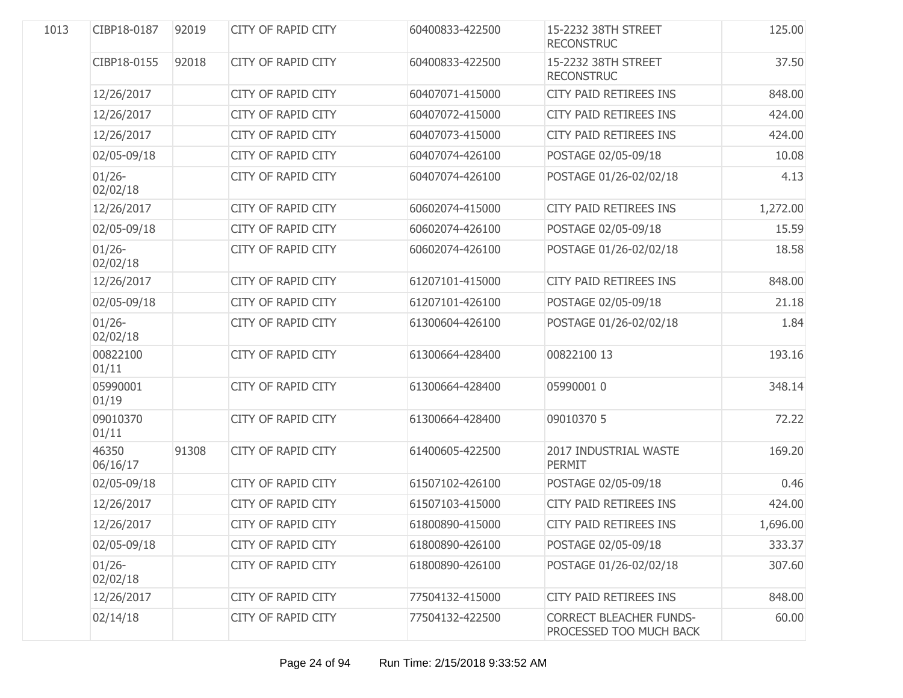| | | | | | | |
|---|---|---|---|---|---|---|
| 1013 | CIBP18-0187 | 92019 | CITY OF RAPID CITY | 60400833-422500 | 15-2232 38TH STREET RECONSTRUC | 125.00 |
| | CIBP18-0155 | 92018 | CITY OF RAPID CITY | 60400833-422500 | 15-2232 38TH STREET RECONSTRUC | 37.50 |
| | 12/26/2017 | | CITY OF RAPID CITY | 60407071-415000 | CITY PAID RETIREES INS | 848.00 |
| | 12/26/2017 | | CITY OF RAPID CITY | 60407072-415000 | CITY PAID RETIREES INS | 424.00 |
| | 12/26/2017 | | CITY OF RAPID CITY | 60407073-415000 | CITY PAID RETIREES INS | 424.00 |
| | 02/05-09/18 | | CITY OF RAPID CITY | 60407074-426100 | POSTAGE 02/05-09/18 | 10.08 |
| | 01/26-02/02/18 | | CITY OF RAPID CITY | 60407074-426100 | POSTAGE 01/26-02/02/18 | 4.13 |
| | 12/26/2017 | | CITY OF RAPID CITY | 60602074-415000 | CITY PAID RETIREES INS | 1,272.00 |
| | 02/05-09/18 | | CITY OF RAPID CITY | 60602074-426100 | POSTAGE 02/05-09/18 | 15.59 |
| | 01/26-02/02/18 | | CITY OF RAPID CITY | 60602074-426100 | POSTAGE 01/26-02/02/18 | 18.58 |
| | 12/26/2017 | | CITY OF RAPID CITY | 61207101-415000 | CITY PAID RETIREES INS | 848.00 |
| | 02/05-09/18 | | CITY OF RAPID CITY | 61207101-426100 | POSTAGE 02/05-09/18 | 21.18 |
| | 01/26-02/02/18 | | CITY OF RAPID CITY | 61300604-426100 | POSTAGE 01/26-02/02/18 | 1.84 |
| | 00822100 01/11 | | CITY OF RAPID CITY | 61300664-428400 | 00822100 13 | 193.16 |
| | 05990001 01/19 | | CITY OF RAPID CITY | 61300664-428400 | 05990001 0 | 348.14 |
| | 09010370 01/11 | | CITY OF RAPID CITY | 61300664-428400 | 09010370 5 | 72.22 |
| | 46350 06/16/17 | 91308 | CITY OF RAPID CITY | 61400605-422500 | 2017 INDUSTRIAL WASTE PERMIT | 169.20 |
| | 02/05-09/18 | | CITY OF RAPID CITY | 61507102-426100 | POSTAGE 02/05-09/18 | 0.46 |
| | 12/26/2017 | | CITY OF RAPID CITY | 61507103-415000 | CITY PAID RETIREES INS | 424.00 |
| | 12/26/2017 | | CITY OF RAPID CITY | 61800890-415000 | CITY PAID RETIREES INS | 1,696.00 |
| | 02/05-09/18 | | CITY OF RAPID CITY | 61800890-426100 | POSTAGE 02/05-09/18 | 333.37 |
| | 01/26-02/02/18 | | CITY OF RAPID CITY | 61800890-426100 | POSTAGE 01/26-02/02/18 | 307.60 |
| | 12/26/2017 | | CITY OF RAPID CITY | 77504132-415000 | CITY PAID RETIREES INS | 848.00 |
| | 02/14/18 | | CITY OF RAPID CITY | 77504132-422500 | CORRECT BLEACHER FUNDS-PROCESSED TOO MUCH BACK | 60.00 |

Run Time: 2/15/2018 9:33:52 AM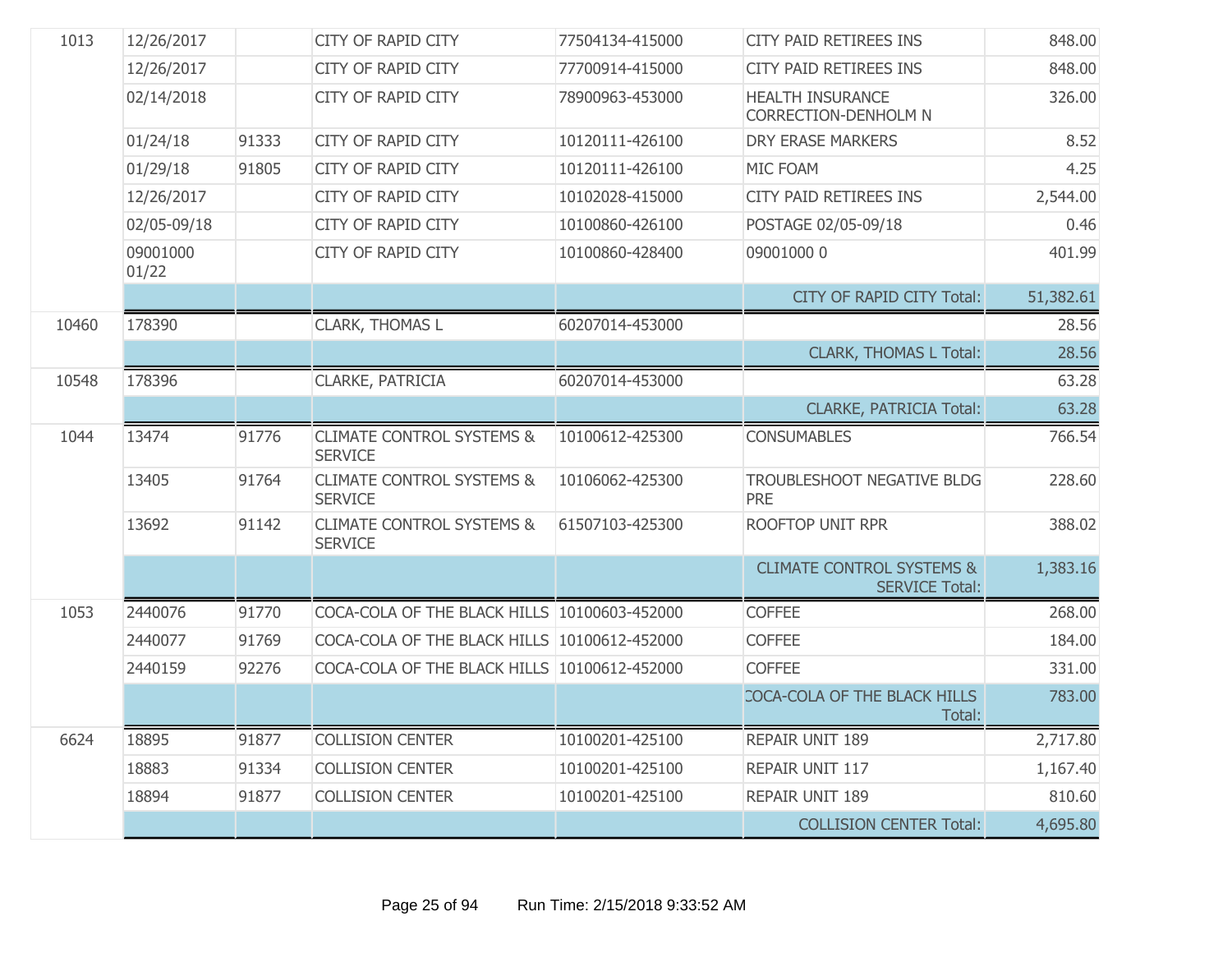| | | | | | | |
|---|---|---|---|---|---|---|
| 1013 | 12/26/2017 | | CITY OF RAPID CITY | 77504134-415000 | CITY PAID RETIREES INS | 848.00 |
| | 12/26/2017 | | CITY OF RAPID CITY | 77700914-415000 | CITY PAID RETIREES INS | 848.00 |
| | 02/14/2018 | | CITY OF RAPID CITY | 78900963-453000 | HEALTH INSURANCE CORRECTION-DENHOLM N | 326.00 |
| | 01/24/18 | 91333 | CITY OF RAPID CITY | 10120111-426100 | DRY ERASE MARKERS | 8.52 |
| | 01/29/18 | 91805 | CITY OF RAPID CITY | 10120111-426100 | MIC FOAM | 4.25 |
| | 12/26/2017 | | CITY OF RAPID CITY | 10102028-415000 | CITY PAID RETIREES INS | 2,544.00 |
| | 02/05-09/18 | | CITY OF RAPID CITY | 10100860-426100 | POSTAGE 02/05-09/18 | 0.46 |
| | 09001000 01/22 | | CITY OF RAPID CITY | 10100860-428400 | 09001000 0 | 401.99 |
| | | | | | CITY OF RAPID CITY Total: | 51,382.61 |
| 10460 | 178390 | | CLARK, THOMAS L | 60207014-453000 | | 28.56 |
| | | | | | CLARK, THOMAS L Total: | 28.56 |
| 10548 | 178396 | | CLARKE, PATRICIA | 60207014-453000 | | 63.28 |
| | | | | | CLARKE, PATRICIA Total: | 63.28 |
| 1044 | 13474 | 91776 | CLIMATE CONTROL SYSTEMS & SERVICE | 10100612-425300 | CONSUMABLES | 766.54 |
| | 13405 | 91764 | CLIMATE CONTROL SYSTEMS & SERVICE | 10106062-425300 | TROUBLESHOOT NEGATIVE BLDG PRE | 228.60 |
| | 13692 | 91142 | CLIMATE CONTROL SYSTEMS & SERVICE | 61507103-425300 | ROOFTOP UNIT RPR | 388.02 |
| | | | | | CLIMATE CONTROL SYSTEMS & SERVICE Total: | 1,383.16 |
| 1053 | 2440076 | 91770 | COCA-COLA OF THE BLACK HILLS | 10100603-452000 | COFFEE | 268.00 |
| | 2440077 | 91769 | COCA-COLA OF THE BLACK HILLS | 10100612-452000 | COFFEE | 184.00 |
| | 2440159 | 92276 | COCA-COLA OF THE BLACK HILLS | 10100612-452000 | COFFEE | 331.00 |
| | | | | | COCA-COLA OF THE BLACK HILLS Total: | 783.00 |
| 6624 | 18895 | 91877 | COLLISION CENTER | 10100201-425100 | REPAIR UNIT 189 | 2,717.80 |
| | 18883 | 91334 | COLLISION CENTER | 10100201-425100 | REPAIR UNIT 117 | 1,167.40 |
| | 18894 | 91877 | COLLISION CENTER | 10100201-425100 | REPAIR UNIT 189 | 810.60 |
| | | | | | COLLISION CENTER Total: | 4,695.80 |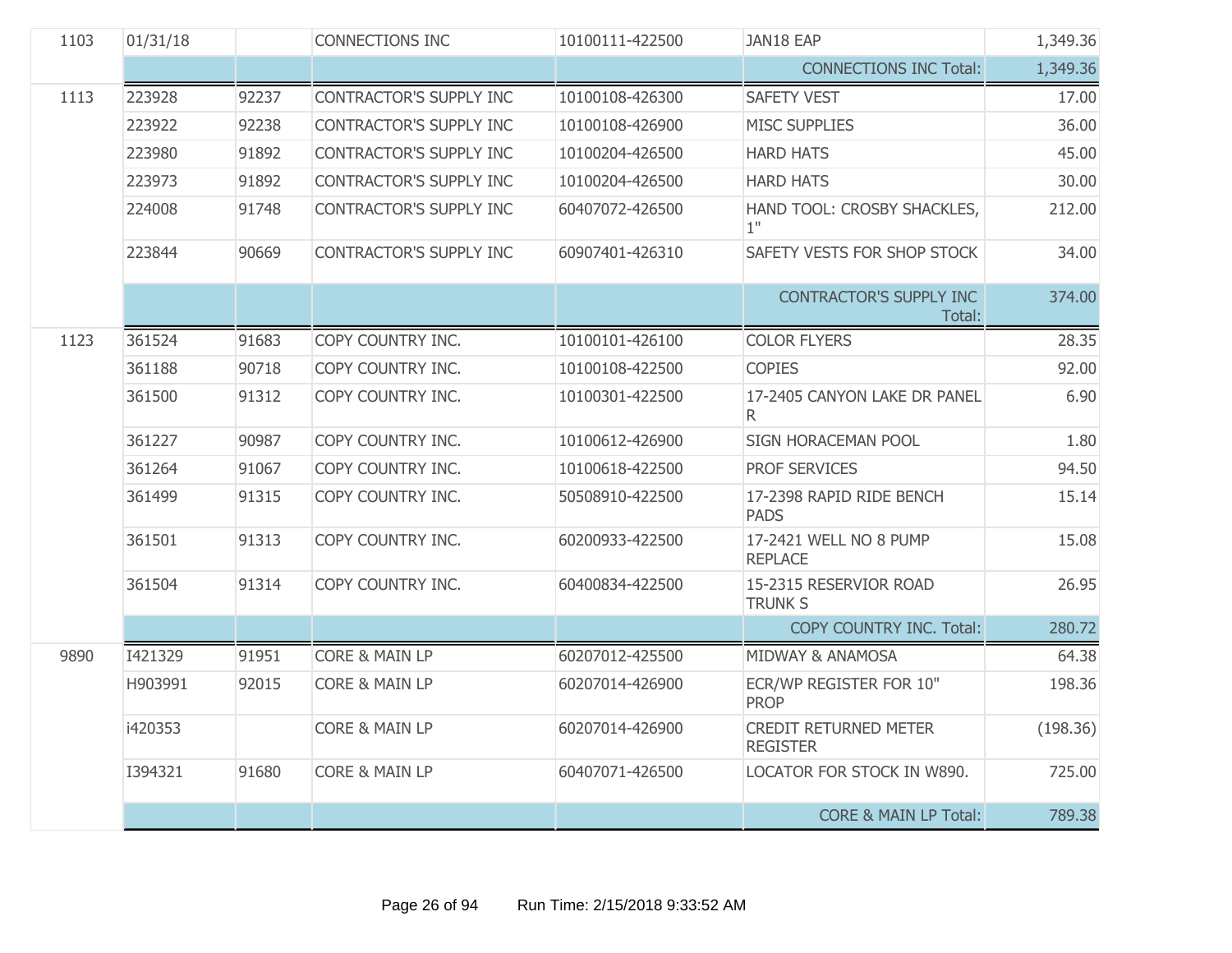| | | | | | | |
|---|---|---|---|---|---|---|
| 1103 | 01/31/18 | | CONNECTIONS INC | 10100111-422500 | JAN18 EAP | 1,349.36 |
| | | | | | CONNECTIONS INC Total: | 1,349.36 |
| 1113 | 223928 | 92237 | CONTRACTOR'S SUPPLY INC | 10100108-426300 | SAFETY VEST | 17.00 |
| | 223922 | 92238 | CONTRACTOR'S SUPPLY INC | 10100108-426900 | MISC SUPPLIES | 36.00 |
| | 223980 | 91892 | CONTRACTOR'S SUPPLY INC | 10100204-426500 | HARD HATS | 45.00 |
| | 223973 | 91892 | CONTRACTOR'S SUPPLY INC | 10100204-426500 | HARD HATS | 30.00 |
| | 224008 | 91748 | CONTRACTOR'S SUPPLY INC | 60407072-426500 | HAND TOOL: CROSBY SHACKLES, 1" | 212.00 |
| | 223844 | 90669 | CONTRACTOR'S SUPPLY INC | 60907401-426310 | SAFETY VESTS FOR SHOP STOCK | 34.00 |
| | | | | | CONTRACTOR'S SUPPLY INC Total: | 374.00 |
| 1123 | 361524 | 91683 | COPY COUNTRY INC. | 10100101-426100 | COLOR FLYERS | 28.35 |
| | 361188 | 90718 | COPY COUNTRY INC. | 10100108-422500 | COPIES | 92.00 |
| | 361500 | 91312 | COPY COUNTRY INC. | 10100301-422500 | 17-2405 CANYON LAKE DR PANEL R | 6.90 |
| | 361227 | 90987 | COPY COUNTRY INC. | 10100612-426900 | SIGN HORACEMAN POOL | 1.80 |
| | 361264 | 91067 | COPY COUNTRY INC. | 10100618-422500 | PROF SERVICES | 94.50 |
| | 361499 | 91315 | COPY COUNTRY INC. | 50508910-422500 | 17-2398 RAPID RIDE BENCH PADS | 15.14 |
| | 361501 | 91313 | COPY COUNTRY INC. | 60200933-422500 | 17-2421 WELL NO 8 PUMP REPLACE | 15.08 |
| | 361504 | 91314 | COPY COUNTRY INC. | 60400834-422500 | 15-2315 RESERVIOR ROAD TRUNK S | 26.95 |
| | | | | | COPY COUNTRY INC. Total: | 280.72 |
| 9890 | I421329 | 91951 | CORE & MAIN LP | 60207012-425500 | MIDWAY & ANAMOSA | 64.38 |
| | H903991 | 92015 | CORE & MAIN LP | 60207014-426900 | ECR/WP REGISTER FOR 10" PROP | 198.36 |
| | i420353 | | CORE & MAIN LP | 60207014-426900 | CREDIT RETURNED METER REGISTER | (198.36) |
| | I394321 | 91680 | CORE & MAIN LP | 60407071-426500 | LOCATOR FOR STOCK IN W890. | 725.00 |
| | | | | | CORE & MAIN LP Total: | 789.38 |

Run Time: 2/15/2018 9:33:52 AM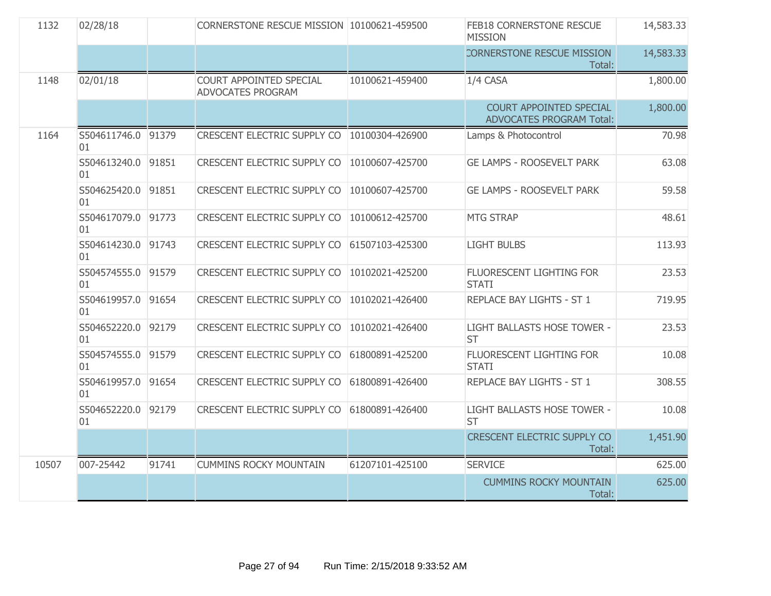| | | | | | | |
|---|---|---|---|---|---|---|
| 1132 | 02/28/18 | | CORNERSTONE RESCUE MISSION | 10100621-459500 | FEB18 CORNERSTONE RESCUE MISSION | 14,583.33 |
| | | | | | CORNERSTONE RESCUE MISSION Total: | 14,583.33 |
| 1148 | 02/01/18 | | COURT APPOINTED SPECIAL ADVOCATES PROGRAM | 10100621-459400 | 1/4 CASA | 1,800.00 |
| | | | | | COURT APPOINTED SPECIAL ADVOCATES PROGRAM Total: | 1,800.00 |
| 1164 | S504611746.001 | 91379 | CRESCENT ELECTRIC SUPPLY CO | 10100304-426900 | Lamps & Photocontrol | 70.98 |
| | S504613240.001 | 91851 | CRESCENT ELECTRIC SUPPLY CO | 10100607-425700 | GE LAMPS - ROOSEVELT PARK | 63.08 |
| | S504625420.001 | 91851 | CRESCENT ELECTRIC SUPPLY CO | 10100607-425700 | GE LAMPS - ROOSEVELT PARK | 59.58 |
| | S504617079.001 | 91773 | CRESCENT ELECTRIC SUPPLY CO | 10100612-425700 | MTG STRAP | 48.61 |
| | S504614230.001 | 91743 | CRESCENT ELECTRIC SUPPLY CO | 61507103-425300 | LIGHT BULBS | 113.93 |
| | S504574555.001 | 91579 | CRESCENT ELECTRIC SUPPLY CO | 10102021-425200 | FLUORESCENT LIGHTING FOR STATI | 23.53 |
| | S504619957.001 | 91654 | CRESCENT ELECTRIC SUPPLY CO | 10102021-426400 | REPLACE BAY LIGHTS - ST 1 | 719.95 |
| | S504652220.001 | 92179 | CRESCENT ELECTRIC SUPPLY CO | 10102021-426400 | LIGHT BALLASTS HOSE TOWER - ST | 23.53 |
| | S504574555.001 | 91579 | CRESCENT ELECTRIC SUPPLY CO | 61800891-425200 | FLUORESCENT LIGHTING FOR STATI | 10.08 |
| | S504619957.001 | 91654 | CRESCENT ELECTRIC SUPPLY CO | 61800891-426400 | REPLACE BAY LIGHTS - ST 1 | 308.55 |
| | S504652220.001 | 92179 | CRESCENT ELECTRIC SUPPLY CO | 61800891-426400 | LIGHT BALLASTS HOSE TOWER - ST | 10.08 |
| | | | | | CRESCENT ELECTRIC SUPPLY CO Total: | 1,451.90 |
| 10507 | 007-25442 | 91741 | CUMMINS ROCKY MOUNTAIN | 61207101-425100 | SERVICE | 625.00 |
| | | | | | CUMMINS ROCKY MOUNTAIN Total: | 625.00 |

Run Time: 2/15/2018 9:33:52 AM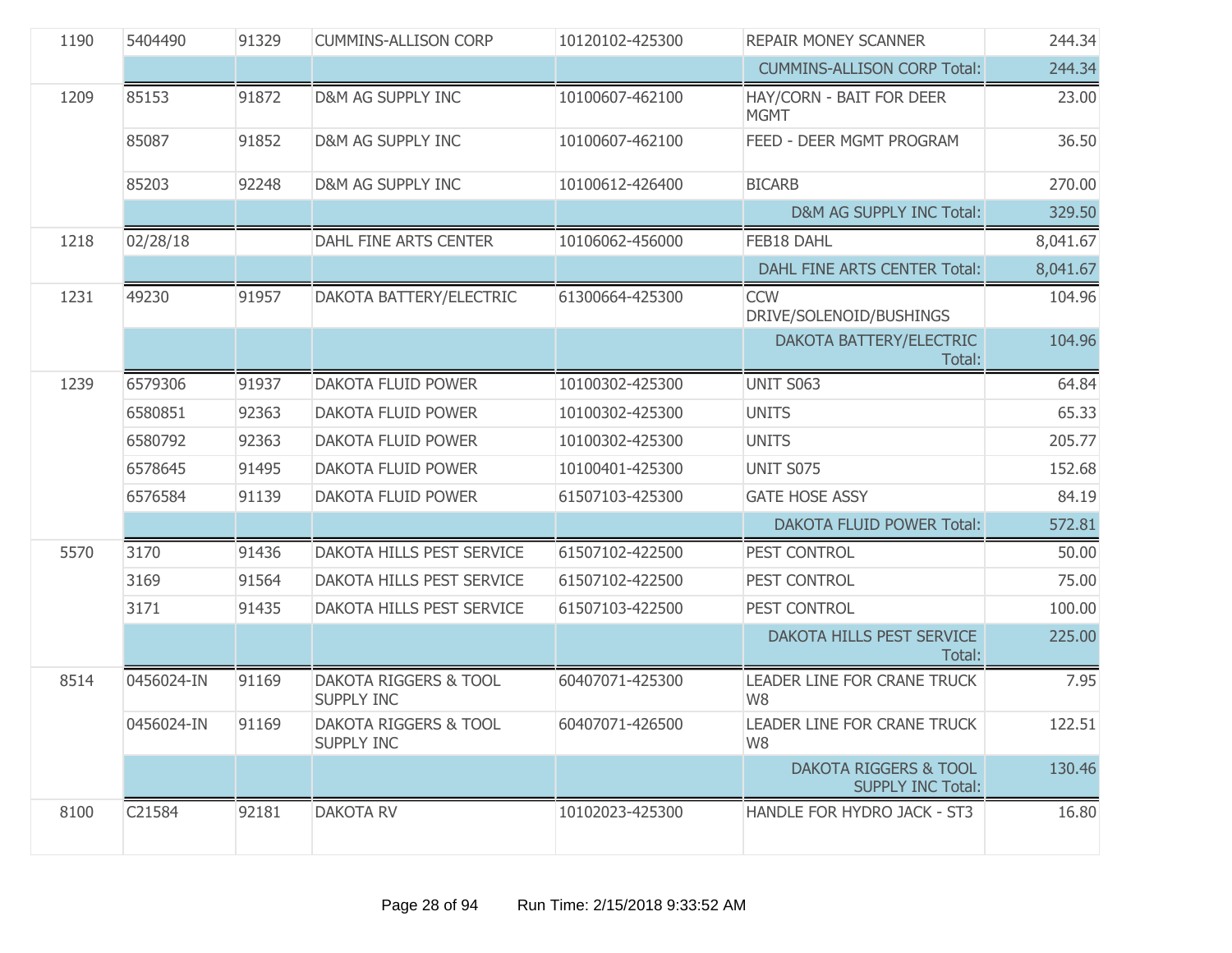| | | | | | | |
|---|---|---|---|---|---|---|
| 1190 | 5404490 | 91329 | CUMMINS-ALLISON CORP | 10120102-425300 | REPAIR MONEY SCANNER | 244.34 |
| | | | | | CUMMINS-ALLISON CORP Total: | 244.34 |
| 1209 | 85153 | 91872 | D&M AG SUPPLY INC | 10100607-462100 | HAY/CORN - BAIT FOR DEER MGMT | 23.00 |
| | 85087 | 91852 | D&M AG SUPPLY INC | 10100607-462100 | FEED - DEER MGMT PROGRAM | 36.50 |
| | 85203 | 92248 | D&M AG SUPPLY INC | 10100612-426400 | BICARB | 270.00 |
| | | | | | D&M AG SUPPLY INC Total: | 329.50 |
| 1218 | 02/28/18 | | DAHL FINE ARTS CENTER | 10106062-456000 | FEB18 DAHL | 8,041.67 |
| | | | | | DAHL FINE ARTS CENTER Total: | 8,041.67 |
| 1231 | 49230 | 91957 | DAKOTA BATTERY/ELECTRIC | 61300664-425300 | CCW DRIVE/SOLENOID/BUSHINGS | 104.96 |
| | | | | | DAKOTA BATTERY/ELECTRIC Total: | 104.96 |
| 1239 | 6579306 | 91937 | DAKOTA FLUID POWER | 10100302-425300 | UNIT S063 | 64.84 |
| | 6580851 | 92363 | DAKOTA FLUID POWER | 10100302-425300 | UNITS | 65.33 |
| | 6580792 | 92363 | DAKOTA FLUID POWER | 10100302-425300 | UNITS | 205.77 |
| | 6578645 | 91495 | DAKOTA FLUID POWER | 10100401-425300 | UNIT S075 | 152.68 |
| | 6576584 | 91139 | DAKOTA FLUID POWER | 61507103-425300 | GATE HOSE ASSY | 84.19 |
| | | | | | DAKOTA FLUID POWER Total: | 572.81 |
| 5570 | 3170 | 91436 | DAKOTA HILLS PEST SERVICE | 61507102-422500 | PEST CONTROL | 50.00 |
| | 3169 | 91564 | DAKOTA HILLS PEST SERVICE | 61507102-422500 | PEST CONTROL | 75.00 |
| | 3171 | 91435 | DAKOTA HILLS PEST SERVICE | 61507103-422500 | PEST CONTROL | 100.00 |
| | | | | | DAKOTA HILLS PEST SERVICE Total: | 225.00 |
| 8514 | 0456024-IN | 91169 | DAKOTA RIGGERS & TOOL SUPPLY INC | 60407071-425300 | LEADER LINE FOR CRANE TRUCK W8 | 7.95 |
| | 0456024-IN | 91169 | DAKOTA RIGGERS & TOOL SUPPLY INC | 60407071-426500 | LEADER LINE FOR CRANE TRUCK W8 | 122.51 |
| | | | | | DAKOTA RIGGERS & TOOL SUPPLY INC Total: | 130.46 |
| 8100 | C21584 | 92181 | DAKOTA RV | 10102023-425300 | HANDLE FOR HYDRO JACK - ST3 | 16.80 |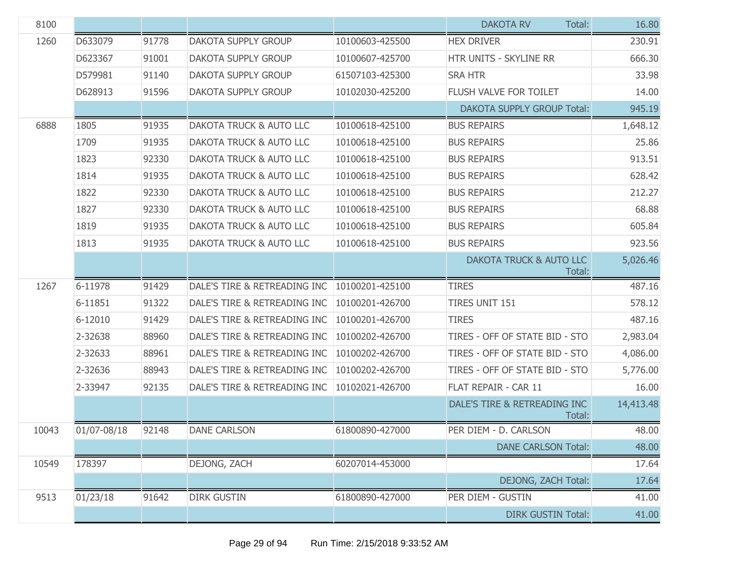| | | | | | | |
|---|---|---|---|---|---|---|
| 8100 | | | | | DAKOTA RV Total: | 16.80 |
| 1260 | D633079 | 91778 | DAKOTA SUPPLY GROUP | 10100603-425500 | HEX DRIVER | 230.91 |
| | D623367 | 91001 | DAKOTA SUPPLY GROUP | 10100607-425700 | HTR UNITS - SKYLINE RR | 666.30 |
| | D579981 | 91140 | DAKOTA SUPPLY GROUP | 61507103-425300 | SRA HTR | 33.98 |
| | D628913 | 91596 | DAKOTA SUPPLY GROUP | 10102030-425200 | FLUSH VALVE FOR TOILET | 14.00 |
| | | | | | DAKOTA SUPPLY GROUP Total: | 945.19 |
| 6888 | 1805 | 91935 | DAKOTA TRUCK & AUTO LLC | 10100618-425100 | BUS REPAIRS | 1,648.12 |
| | 1709 | 91935 | DAKOTA TRUCK & AUTO LLC | 10100618-425100 | BUS REPAIRS | 25.86 |
| | 1823 | 92330 | DAKOTA TRUCK & AUTO LLC | 10100618-425100 | BUS REPAIRS | 913.51 |
| | 1814 | 91935 | DAKOTA TRUCK & AUTO LLC | 10100618-425100 | BUS REPAIRS | 628.42 |
| | 1822 | 92330 | DAKOTA TRUCK & AUTO LLC | 10100618-425100 | BUS REPAIRS | 212.27 |
| | 1827 | 92330 | DAKOTA TRUCK & AUTO LLC | 10100618-425100 | BUS REPAIRS | 68.88 |
| | 1819 | 91935 | DAKOTA TRUCK & AUTO LLC | 10100618-425100 | BUS REPAIRS | 605.84 |
| | 1813 | 91935 | DAKOTA TRUCK & AUTO LLC | 10100618-425100 | BUS REPAIRS | 923.56 |
| | | | | | DAKOTA TRUCK & AUTO LLC Total: | 5,026.46 |
| 1267 | 6-11978 | 91429 | DALE'S TIRE & RETREADING INC | 10100201-425100 | TIRES | 487.16 |
| | 6-11851 | 91322 | DALE'S TIRE & RETREADING INC | 10100201-426700 | TIRES UNIT 151 | 578.12 |
| | 6-12010 | 91429 | DALE'S TIRE & RETREADING INC | 10100201-426700 | TIRES | 487.16 |
| | 2-32638 | 88960 | DALE'S TIRE & RETREADING INC | 10100202-426700 | TIRES - OFF OF STATE BID - STO | 2,983.04 |
| | 2-32633 | 88961 | DALE'S TIRE & RETREADING INC | 10100202-426700 | TIRES - OFF OF STATE BID - STO | 4,086.00 |
| | 2-32636 | 88943 | DALE'S TIRE & RETREADING INC | 10100202-426700 | TIRES - OFF OF STATE BID - STO | 5,776.00 |
| | 2-33947 | 92135 | DALE'S TIRE & RETREADING INC | 10102021-426700 | FLAT REPAIR - CAR 11 | 16.00 |
| | | | | | DALE'S TIRE & RETREADING INC Total: | 14,413.48 |
| 10043 | 01/07-08/18 | 92148 | DANE CARLSON | 61800890-427000 | PER DIEM - D. CARLSON | 48.00 |
| | | | | | DANE CARLSON Total: | 48.00 |
| 10549 | 178397 | | DEJONG, ZACH | 60207014-453000 | | 17.64 |
| | | | | | DEJONG, ZACH Total: | 17.64 |
| 9513 | 01/23/18 | 91642 | DIRK GUSTIN | 61800890-427000 | PER DIEM - GUSTIN | 41.00 |
| | | | | | DIRK GUSTIN Total: | 41.00 |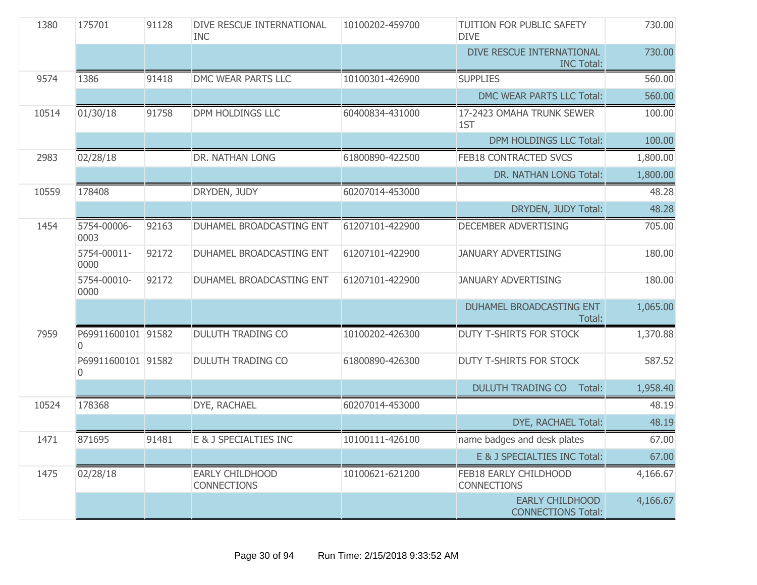| | | | | | | |
|---|---|---|---|---|---|---|
| 1380 | 175701 | 91128 | DIVE RESCUE INTERNATIONAL INC | 10100202-459700 | TUITION FOR PUBLIC SAFETY DIVE | 730.00 |
| | | | | | DIVE RESCUE INTERNATIONAL INC Total: | 730.00 |
| 9574 | 1386 | 91418 | DMC WEAR PARTS LLC | 10100301-426900 | SUPPLIES | 560.00 |
| | | | | | DMC WEAR PARTS LLC Total: | 560.00 |
| 10514 | 01/30/18 | 91758 | DPM HOLDINGS LLC | 60400834-431000 | 17-2423 OMAHA TRUNK SEWER 1ST | 100.00 |
| | | | | | DPM HOLDINGS LLC Total: | 100.00 |
| 2983 | 02/28/18 | | DR. NATHAN LONG | 61800890-422500 | FEB18 CONTRACTED SVCS | 1,800.00 |
| | | | | | DR. NATHAN LONG Total: | 1,800.00 |
| 10559 | 178408 | | DRYDEN, JUDY | 60207014-453000 | | 48.28 |
| | | | | | DRYDEN, JUDY Total: | 48.28 |
| 1454 | 5754-00006-0003 | 92163 | DUHAMEL BROADCASTING ENT | 61207101-422900 | DECEMBER ADVERTISING | 705.00 |
| | 5754-00011-0000 | 92172 | DUHAMEL BROADCASTING ENT | 61207101-422900 | JANUARY ADVERTISING | 180.00 |
| | 5754-00010-0000 | 92172 | DUHAMEL BROADCASTING ENT | 61207101-422900 | JANUARY ADVERTISING | 180.00 |
| | | | | | DUHAMEL BROADCASTING ENT Total: | 1,065.00 |
| 7959 | P699116001010 | 91582 | DULUTH TRADING CO | 10100202-426300 | DUTY T-SHIRTS FOR STOCK | 1,370.88 |
| | P699116001010 | 91582 | DULUTH TRADING CO | 61800890-426300 | DUTY T-SHIRTS FOR STOCK | 587.52 |
| | | | | | DULUTH TRADING CO Total: | 1,958.40 |
| 10524 | 178368 | | DYE, RACHAEL | 60207014-453000 | | 48.19 |
| | | | | | DYE, RACHAEL Total: | 48.19 |
| 1471 | 871695 | 91481 | E & J SPECIALTIES INC | 10100111-426100 | name badges and desk plates | 67.00 |
| | | | | | E & J SPECIALTIES INC Total: | 67.00 |
| 1475 | 02/28/18 | | EARLY CHILDHOOD CONNECTIONS | 10100621-621200 | FEB18 EARLY CHILDHOOD CONNECTIONS | 4,166.67 |
| | | | | | EARLY CHILDHOOD CONNECTIONS Total: | 4,166.67 |

Run Time: 2/15/2018 9:33:52 AM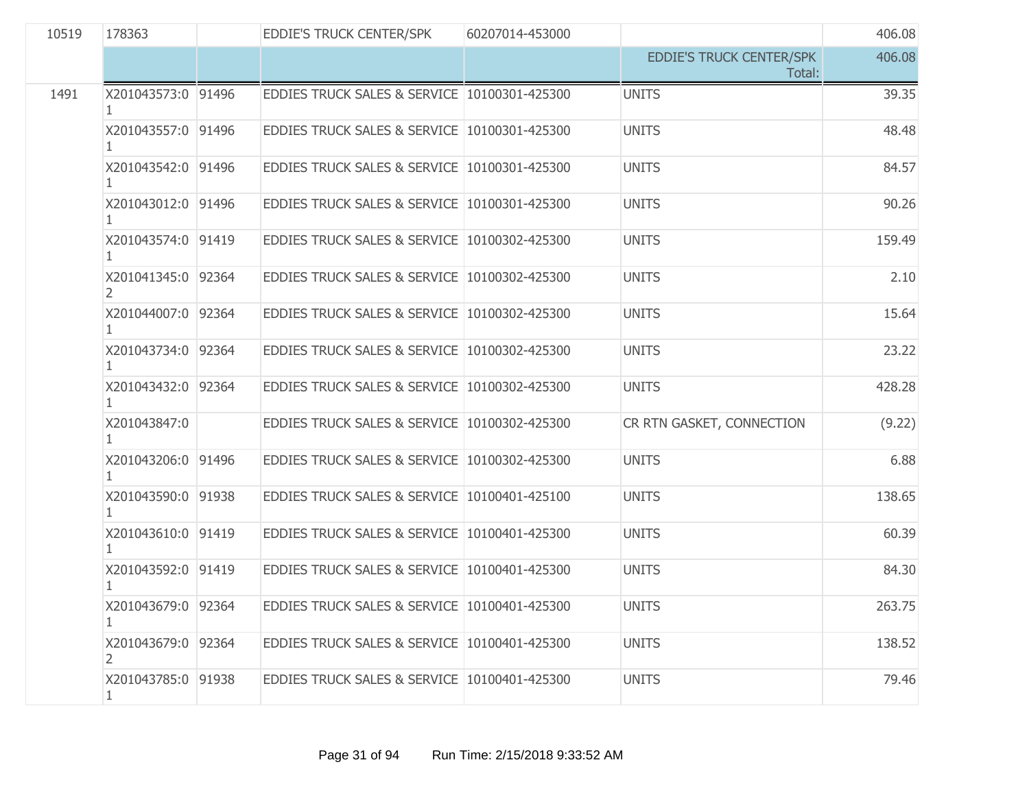| | | | | | | |
|---|---|---|---|---|---|---|
| 10519 | 178363 | | EDDIE'S TRUCK CENTER/SPK | 60207014-453000 | | 406.08 |
| | | | | | EDDIE'S TRUCK CENTER/SPK Total: | 406.08 |
| 1491 | X201043573:01 | 91496 | EDDIES TRUCK SALES & SERVICE | 10100301-425300 | UNITS | 39.35 |
| | X201043557:01 | 91496 | EDDIES TRUCK SALES & SERVICE | 10100301-425300 | UNITS | 48.48 |
| | X201043542:01 | 91496 | EDDIES TRUCK SALES & SERVICE | 10100301-425300 | UNITS | 84.57 |
| | X201043012:01 | 91496 | EDDIES TRUCK SALES & SERVICE | 10100301-425300 | UNITS | 90.26 |
| | X201043574:01 | 91419 | EDDIES TRUCK SALES & SERVICE | 10100302-425300 | UNITS | 159.49 |
| | X201041345:02 | 92364 | EDDIES TRUCK SALES & SERVICE | 10100302-425300 | UNITS | 2.10 |
| | X201044007:01 | 92364 | EDDIES TRUCK SALES & SERVICE | 10100302-425300 | UNITS | 15.64 |
| | X201043734:01 | 92364 | EDDIES TRUCK SALES & SERVICE | 10100302-425300 | UNITS | 23.22 |
| | X201043432:01 | 92364 | EDDIES TRUCK SALES & SERVICE | 10100302-425300 | UNITS | 428.28 |
| | X201043847:01 | | EDDIES TRUCK SALES & SERVICE | 10100302-425300 | CR RTN GASKET, CONNECTION | (9.22) |
| | X201043206:01 | 91496 | EDDIES TRUCK SALES & SERVICE | 10100302-425300 | UNITS | 6.88 |
| | X201043590:01 | 91938 | EDDIES TRUCK SALES & SERVICE | 10100401-425100 | UNITS | 138.65 |
| | X201043610:01 | 91419 | EDDIES TRUCK SALES & SERVICE | 10100401-425300 | UNITS | 60.39 |
| | X201043592:01 | 91419 | EDDIES TRUCK SALES & SERVICE | 10100401-425300 | UNITS | 84.30 |
| | X201043679:01 | 92364 | EDDIES TRUCK SALES & SERVICE | 10100401-425300 | UNITS | 263.75 |
| | X201043679:02 | 92364 | EDDIES TRUCK SALES & SERVICE | 10100401-425300 | UNITS | 138.52 |
| | X201043785:01 | 91938 | EDDIES TRUCK SALES & SERVICE | 10100401-425300 | UNITS | 79.46 |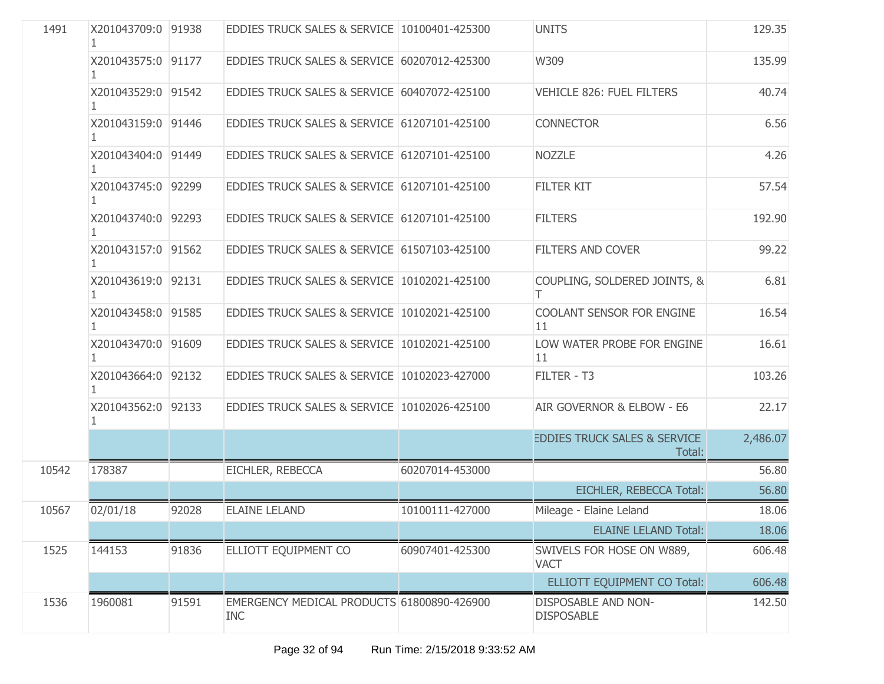| | | | | | | |
|---|---|---|---|---|---|---|
| 1491 | X201043709:01 | 91938 | EDDIES TRUCK SALES & SERVICE | 10100401-425300 | UNITS | 129.35 |
| | X201043575:01 | 91177 | EDDIES TRUCK SALES & SERVICE | 60207012-425300 | W309 | 135.99 |
| | X201043529:01 | 91542 | EDDIES TRUCK SALES & SERVICE | 60407072-425100 | VEHICLE 826: FUEL FILTERS | 40.74 |
| | X201043159:01 | 91446 | EDDIES TRUCK SALES & SERVICE | 61207101-425100 | CONNECTOR | 6.56 |
| | X201043404:01 | 91449 | EDDIES TRUCK SALES & SERVICE | 61207101-425100 | NOZZLE | 4.26 |
| | X201043745:01 | 92299 | EDDIES TRUCK SALES & SERVICE | 61207101-425100 | FILTER KIT | 57.54 |
| | X201043740:01 | 92293 | EDDIES TRUCK SALES & SERVICE | 61207101-425100 | FILTERS | 192.90 |
| | X201043157:01 | 91562 | EDDIES TRUCK SALES & SERVICE | 61507103-425100 | FILTERS AND COVER | 99.22 |
| | X201043619:01 | 92131 | EDDIES TRUCK SALES & SERVICE | 10102021-425100 | COUPLING, SOLDERED JOINTS, & T | 6.81 |
| | X201043458:01 | 91585 | EDDIES TRUCK SALES & SERVICE | 10102021-425100 | COOLANT SENSOR FOR ENGINE 11 | 16.54 |
| | X201043470:01 | 91609 | EDDIES TRUCK SALES & SERVICE | 10102021-425100 | LOW WATER PROBE FOR ENGINE 11 | 16.61 |
| | X201043664:01 | 92132 | EDDIES TRUCK SALES & SERVICE | 10102023-427000 | FILTER - T3 | 103.26 |
| | X201043562:01 | 92133 | EDDIES TRUCK SALES & SERVICE | 10102026-425100 | AIR GOVERNOR & ELBOW - E6 | 22.17 |
| | | | | | EDDIES TRUCK SALES & SERVICE Total: | 2,486.07 |
| 10542 | 178387 | | EICHLER, REBECCA | 60207014-453000 | | 56.80 |
| | | | | | EICHLER, REBECCA Total: | 56.80 |
| 10567 | 02/01/18 | 92028 | ELAINE LELAND | 10100111-427000 | Mileage - Elaine Leland | 18.06 |
| | | | | | ELAINE LELAND Total: | 18.06 |
| 1525 | 144153 | 91836 | ELLIOTT EQUIPMENT CO | 60907401-425300 | SWIVELS FOR HOSE ON W889, VACT | 606.48 |
| | | | | | ELLIOTT EQUIPMENT CO Total: | 606.48 |
| 1536 | 1960081 | 91591 | EMERGENCY MEDICAL PRODUCTS INC | 61800890-426900 | DISPOSABLE AND NON-DISPOSABLE | 142.50 |

Run Time: 2/15/2018 9:33:52 AM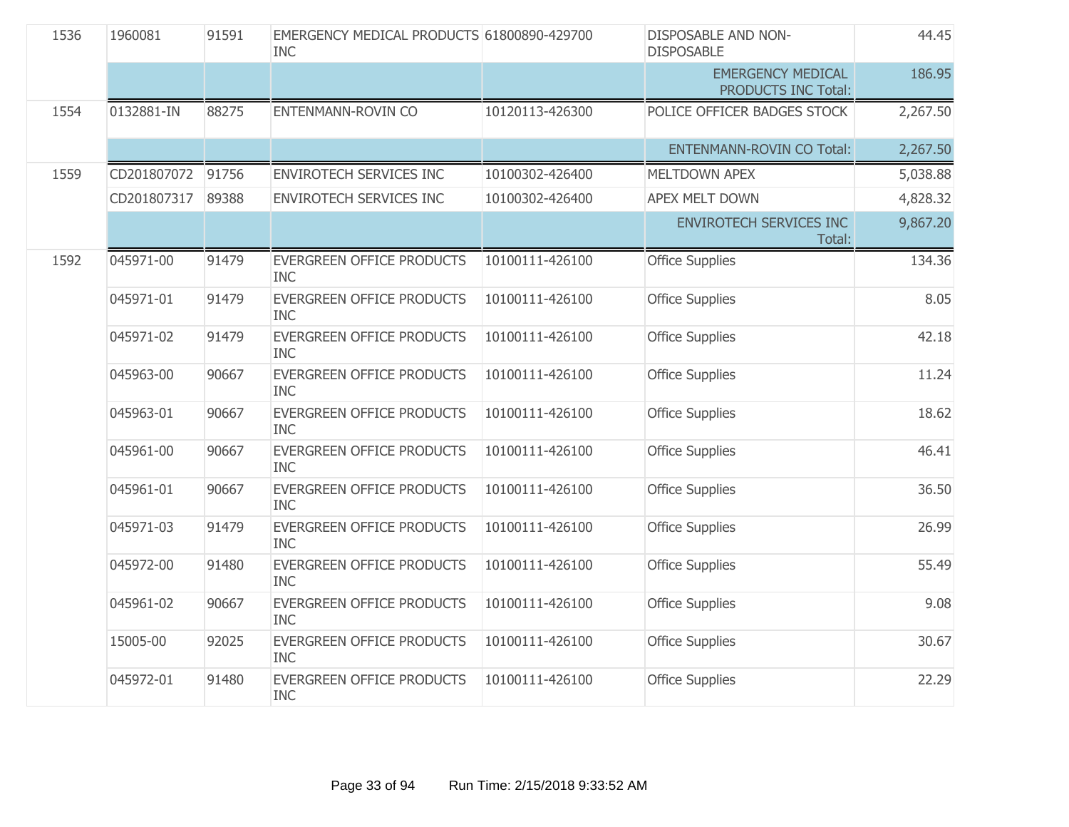| | | | | | | |
|---|---|---|---|---|---|---|
| 1536 | 1960081 | 91591 | EMERGENCY MEDICAL PRODUCTS INC | 61800890-429700 | DISPOSABLE AND NON-DISPOSABLE | 44.45 |
| | | | | | EMERGENCY MEDICAL PRODUCTS INC Total: | 186.95 |
| 1554 | 0132881-IN | 88275 | ENTENMANN-ROVIN CO | 10120113-426300 | POLICE OFFICER BADGES STOCK | 2,267.50 |
| | | | | | ENTENMANN-ROVIN CO Total: | 2,267.50 |
| 1559 | CD201807072 | 91756 | ENVIROTECH SERVICES INC | 10100302-426400 | MELTDOWN APEX | 5,038.88 |
| | CD201807317 | 89388 | ENVIROTECH SERVICES INC | 10100302-426400 | APEX MELT DOWN | 4,828.32 |
| | | | | | ENVIROTECH SERVICES INC Total: | 9,867.20 |
| 1592 | 045971-00 | 91479 | EVERGREEN OFFICE PRODUCTS INC | 10100111-426100 | Office Supplies | 134.36 |
| | 045971-01 | 91479 | EVERGREEN OFFICE PRODUCTS INC | 10100111-426100 | Office Supplies | 8.05 |
| | 045971-02 | 91479 | EVERGREEN OFFICE PRODUCTS INC | 10100111-426100 | Office Supplies | 42.18 |
| | 045963-00 | 90667 | EVERGREEN OFFICE PRODUCTS INC | 10100111-426100 | Office Supplies | 11.24 |
| | 045963-01 | 90667 | EVERGREEN OFFICE PRODUCTS INC | 10100111-426100 | Office Supplies | 18.62 |
| | 045961-00 | 90667 | EVERGREEN OFFICE PRODUCTS INC | 10100111-426100 | Office Supplies | 46.41 |
| | 045961-01 | 90667 | EVERGREEN OFFICE PRODUCTS INC | 10100111-426100 | Office Supplies | 36.50 |
| | 045971-03 | 91479 | EVERGREEN OFFICE PRODUCTS INC | 10100111-426100 | Office Supplies | 26.99 |
| | 045972-00 | 91480 | EVERGREEN OFFICE PRODUCTS INC | 10100111-426100 | Office Supplies | 55.49 |
| | 045961-02 | 90667 | EVERGREEN OFFICE PRODUCTS INC | 10100111-426100 | Office Supplies | 9.08 |
| | 15005-00 | 92025 | EVERGREEN OFFICE PRODUCTS INC | 10100111-426100 | Office Supplies | 30.67 |
| | 045972-01 | 91480 | EVERGREEN OFFICE PRODUCTS INC | 10100111-426100 | Office Supplies | 22.29 |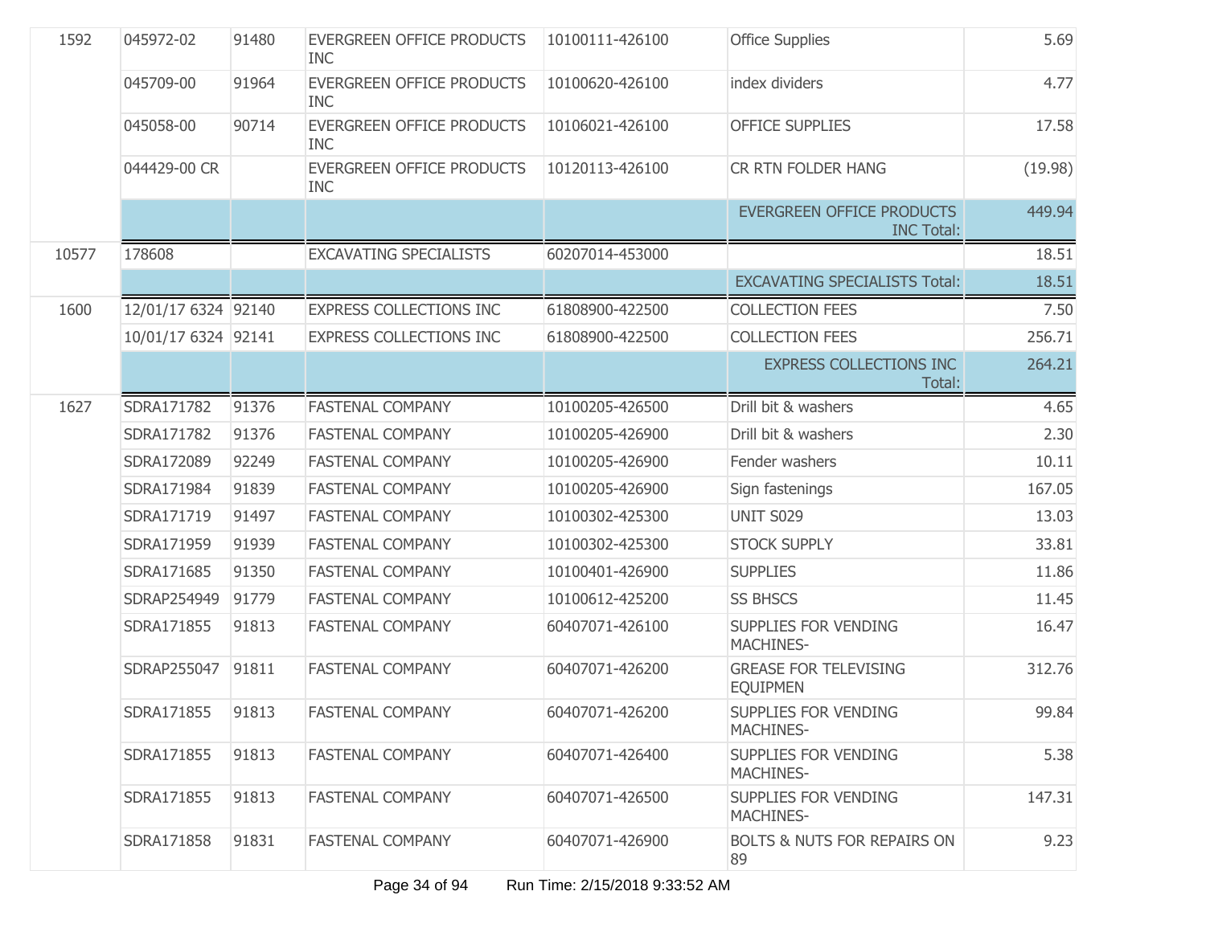| | | | | | | |
|---|---|---|---|---|---|---|
| 1592 | 045972-02 | 91480 | EVERGREEN OFFICE PRODUCTS INC | 10100111-426100 | Office Supplies | 5.69 |
| | 045709-00 | 91964 | EVERGREEN OFFICE PRODUCTS INC | 10100620-426100 | index dividers | 4.77 |
| | 045058-00 | 90714 | EVERGREEN OFFICE PRODUCTS INC | 10106021-426100 | OFFICE SUPPLIES | 17.58 |
| | 044429-00 CR | | EVERGREEN OFFICE PRODUCTS INC | 10120113-426100 | CR RTN FOLDER HANG | (19.98) |
| | | | | | EVERGREEN OFFICE PRODUCTS INC Total: | 449.94 |
| 10577 | 178608 | | EXCAVATING SPECIALISTS | 60207014-453000 | | 18.51 |
| | | | | | EXCAVATING SPECIALISTS Total: | 18.51 |
| 1600 | 12/01/17 6324 | 92140 | EXPRESS COLLECTIONS INC | 61808900-422500 | COLLECTION FEES | 7.50 |
| | 10/01/17 6324 | 92141 | EXPRESS COLLECTIONS INC | 61808900-422500 | COLLECTION FEES | 256.71 |
| | | | | | EXPRESS COLLECTIONS INC Total: | 264.21 |
| 1627 | SDRA171782 | 91376 | FASTENAL COMPANY | 10100205-426500 | Drill bit & washers | 4.65 |
| | SDRA171782 | 91376 | FASTENAL COMPANY | 10100205-426900 | Drill bit & washers | 2.30 |
| | SDRA172089 | 92249 | FASTENAL COMPANY | 10100205-426900 | Fender washers | 10.11 |
| | SDRA171984 | 91839 | FASTENAL COMPANY | 10100205-426900 | Sign fastenings | 167.05 |
| | SDRA171719 | 91497 | FASTENAL COMPANY | 10100302-425300 | UNIT S029 | 13.03 |
| | SDRA171959 | 91939 | FASTENAL COMPANY | 10100302-425300 | STOCK SUPPLY | 33.81 |
| | SDRA171685 | 91350 | FASTENAL COMPANY | 10100401-426900 | SUPPLIES | 11.86 |
| | SDRAP254949 | 91779 | FASTENAL COMPANY | 10100612-425200 | SS BHSCS | 11.45 |
| | SDRA171855 | 91813 | FASTENAL COMPANY | 60407071-426100 | SUPPLIES FOR VENDING MACHINES- | 16.47 |
| | SDRAP255047 | 91811 | FASTENAL COMPANY | 60407071-426200 | GREASE FOR TELEVISING EQUIPMEN | 312.76 |
| | SDRA171855 | 91813 | FASTENAL COMPANY | 60407071-426200 | SUPPLIES FOR VENDING MACHINES- | 99.84 |
| | SDRA171855 | 91813 | FASTENAL COMPANY | 60407071-426400 | SUPPLIES FOR VENDING MACHINES- | 5.38 |
| | SDRA171855 | 91813 | FASTENAL COMPANY | 60407071-426500 | SUPPLIES FOR VENDING MACHINES- | 147.31 |
| | SDRA171858 | 91831 | FASTENAL COMPANY | 60407071-426900 | BOLTS & NUTS FOR REPAIRS ON 89 | 9.23 |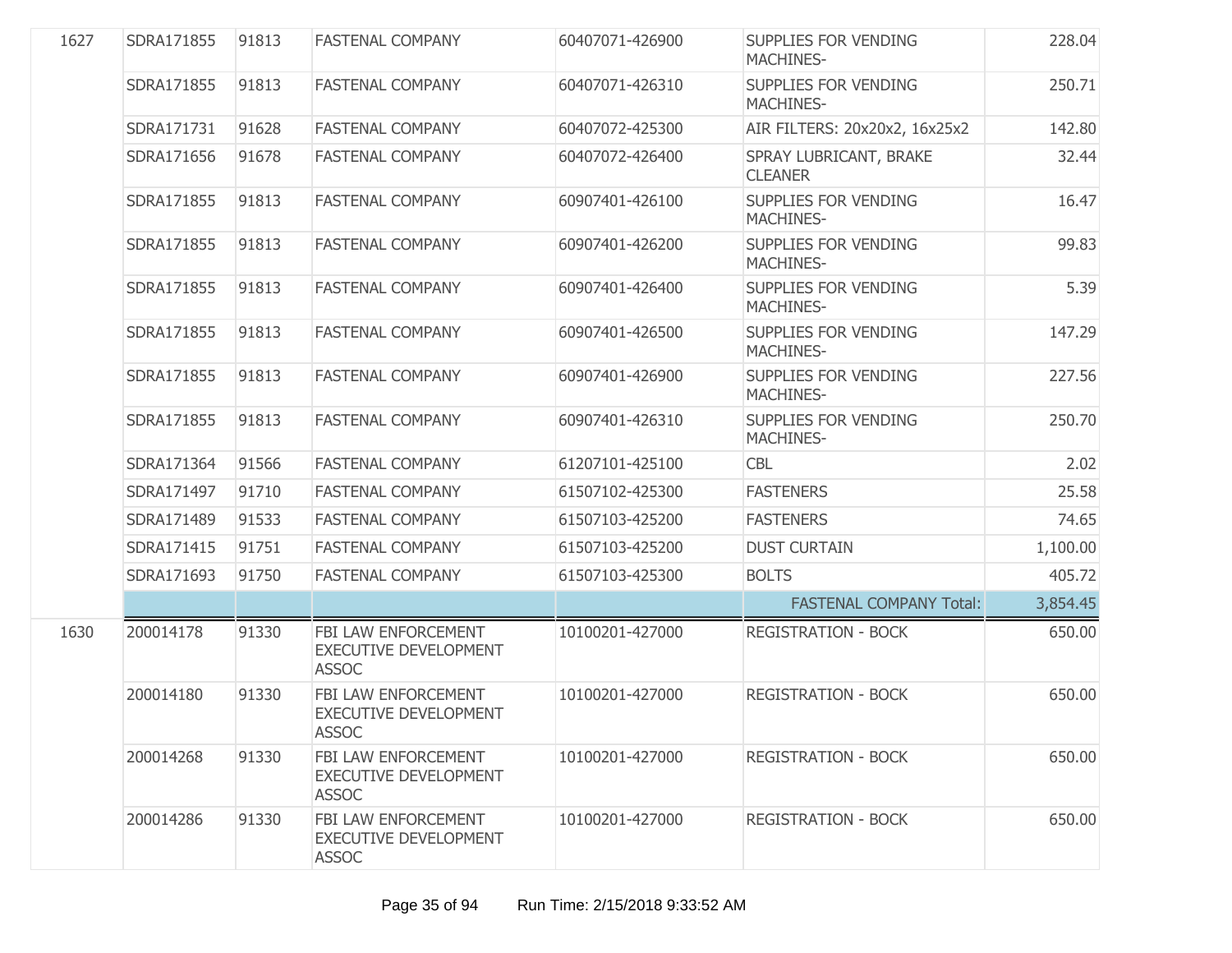| | | | | | | |
|---|---|---|---|---|---|---|
| 1627 | SDRA171855 | 91813 | FASTENAL COMPANY | 60407071-426900 | SUPPLIES FOR VENDING MACHINES- | 228.04 |
| | SDRA171855 | 91813 | FASTENAL COMPANY | 60407071-426310 | SUPPLIES FOR VENDING MACHINES- | 250.71 |
| | SDRA171731 | 91628 | FASTENAL COMPANY | 60407072-425300 | AIR FILTERS: 20x20x2, 16x25x2 | 142.80 |
| | SDRA171656 | 91678 | FASTENAL COMPANY | 60407072-426400 | SPRAY LUBRICANT, BRAKE CLEANER | 32.44 |
| | SDRA171855 | 91813 | FASTENAL COMPANY | 60907401-426100 | SUPPLIES FOR VENDING MACHINES- | 16.47 |
| | SDRA171855 | 91813 | FASTENAL COMPANY | 60907401-426200 | SUPPLIES FOR VENDING MACHINES- | 99.83 |
| | SDRA171855 | 91813 | FASTENAL COMPANY | 60907401-426400 | SUPPLIES FOR VENDING MACHINES- | 5.39 |
| | SDRA171855 | 91813 | FASTENAL COMPANY | 60907401-426500 | SUPPLIES FOR VENDING MACHINES- | 147.29 |
| | SDRA171855 | 91813 | FASTENAL COMPANY | 60907401-426900 | SUPPLIES FOR VENDING MACHINES- | 227.56 |
| | SDRA171855 | 91813 | FASTENAL COMPANY | 60907401-426310 | SUPPLIES FOR VENDING MACHINES- | 250.70 |
| | SDRA171364 | 91566 | FASTENAL COMPANY | 61207101-425100 | CBL | 2.02 |
| | SDRA171497 | 91710 | FASTENAL COMPANY | 61507102-425300 | FASTENERS | 25.58 |
| | SDRA171489 | 91533 | FASTENAL COMPANY | 61507103-425200 | FASTENERS | 74.65 |
| | SDRA171415 | 91751 | FASTENAL COMPANY | 61507103-425200 | DUST CURTAIN | 1,100.00 |
| | SDRA171693 | 91750 | FASTENAL COMPANY | 61507103-425300 | BOLTS | 405.72 |
| | | | | | FASTENAL COMPANY Total: | 3,854.45 |
| 1630 | 200014178 | 91330 | FBI LAW ENFORCEMENT EXECUTIVE DEVELOPMENT ASSOC | 10100201-427000 | REGISTRATION - BOCK | 650.00 |
| | 200014180 | 91330 | FBI LAW ENFORCEMENT EXECUTIVE DEVELOPMENT ASSOC | 10100201-427000 | REGISTRATION - BOCK | 650.00 |
| | 200014268 | 91330 | FBI LAW ENFORCEMENT EXECUTIVE DEVELOPMENT ASSOC | 10100201-427000 | REGISTRATION - BOCK | 650.00 |
| | 200014286 | 91330 | FBI LAW ENFORCEMENT EXECUTIVE DEVELOPMENT ASSOC | 10100201-427000 | REGISTRATION - BOCK | 650.00 |

Run Time: 2/15/2018 9:33:52 AM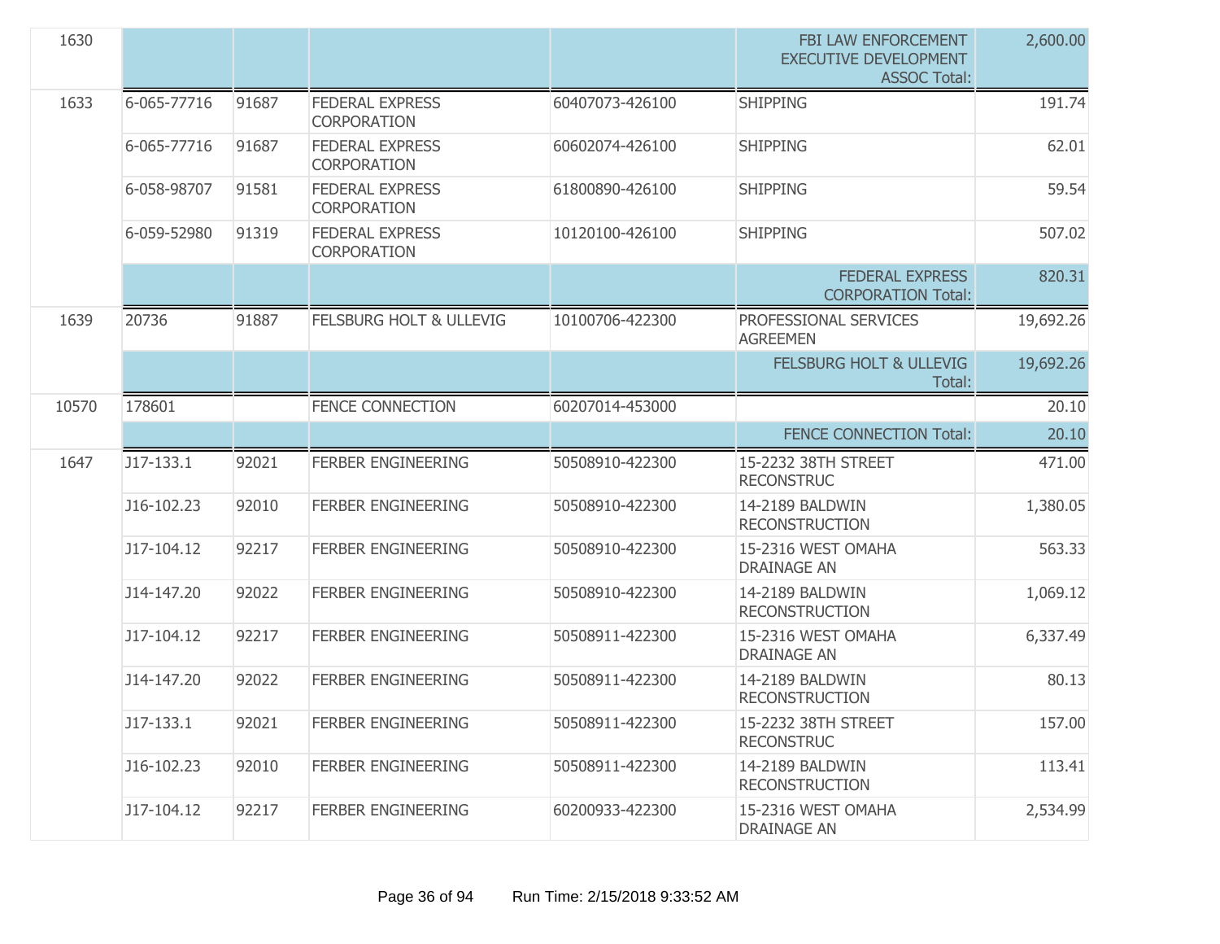| | | | | | | |
|---|---|---|---|---|---|---|
| 1630 | | | | | FBI LAW ENFORCEMENT EXECUTIVE DEVELOPMENT ASSOC Total: | 2,600.00 |
| 1633 | 6-065-77716 | 91687 | FEDERAL EXPRESS CORPORATION | 60407073-426100 | SHIPPING | 191.74 |
| | 6-065-77716 | 91687 | FEDERAL EXPRESS CORPORATION | 60602074-426100 | SHIPPING | 62.01 |
| | 6-058-98707 | 91581 | FEDERAL EXPRESS CORPORATION | 61800890-426100 | SHIPPING | 59.54 |
| | 6-059-52980 | 91319 | FEDERAL EXPRESS CORPORATION | 10120100-426100 | SHIPPING | 507.02 |
| | | | | | FEDERAL EXPRESS CORPORATION Total: | 820.31 |
| 1639 | 20736 | 91887 | FELSBURG HOLT & ULLEVIG | 10100706-422300 | PROFESSIONAL SERVICES AGREEMEN | 19,692.26 |
| | | | | | FELSBURG HOLT & ULLEVIG Total: | 19,692.26 |
| 10570 | 178601 | | FENCE CONNECTION | 60207014-453000 | | 20.10 |
| | | | | | FENCE CONNECTION Total: | 20.10 |
| 1647 | J17-133.1 | 92021 | FERBER ENGINEERING | 50508910-422300 | 15-2232 38TH STREET RECONSTRUC | 471.00 |
| | J16-102.23 | 92010 | FERBER ENGINEERING | 50508910-422300 | 14-2189 BALDWIN RECONSTRUCTION | 1,380.05 |
| | J17-104.12 | 92217 | FERBER ENGINEERING | 50508910-422300 | 15-2316 WEST OMAHA DRAINAGE AN | 563.33 |
| | J14-147.20 | 92022 | FERBER ENGINEERING | 50508910-422300 | 14-2189 BALDWIN RECONSTRUCTION | 1,069.12 |
| | J17-104.12 | 92217 | FERBER ENGINEERING | 50508911-422300 | 15-2316 WEST OMAHA DRAINAGE AN | 6,337.49 |
| | J14-147.20 | 92022 | FERBER ENGINEERING | 50508911-422300 | 14-2189 BALDWIN RECONSTRUCTION | 80.13 |
| | J17-133.1 | 92021 | FERBER ENGINEERING | 50508911-422300 | 15-2232 38TH STREET RECONSTRUC | 157.00 |
| | J16-102.23 | 92010 | FERBER ENGINEERING | 50508911-422300 | 14-2189 BALDWIN RECONSTRUCTION | 113.41 |
| | J17-104.12 | 92217 | FERBER ENGINEERING | 60200933-422300 | 15-2316 WEST OMAHA DRAINAGE AN | 2,534.99 |

Run Time: 2/15/2018 9:33:52 AM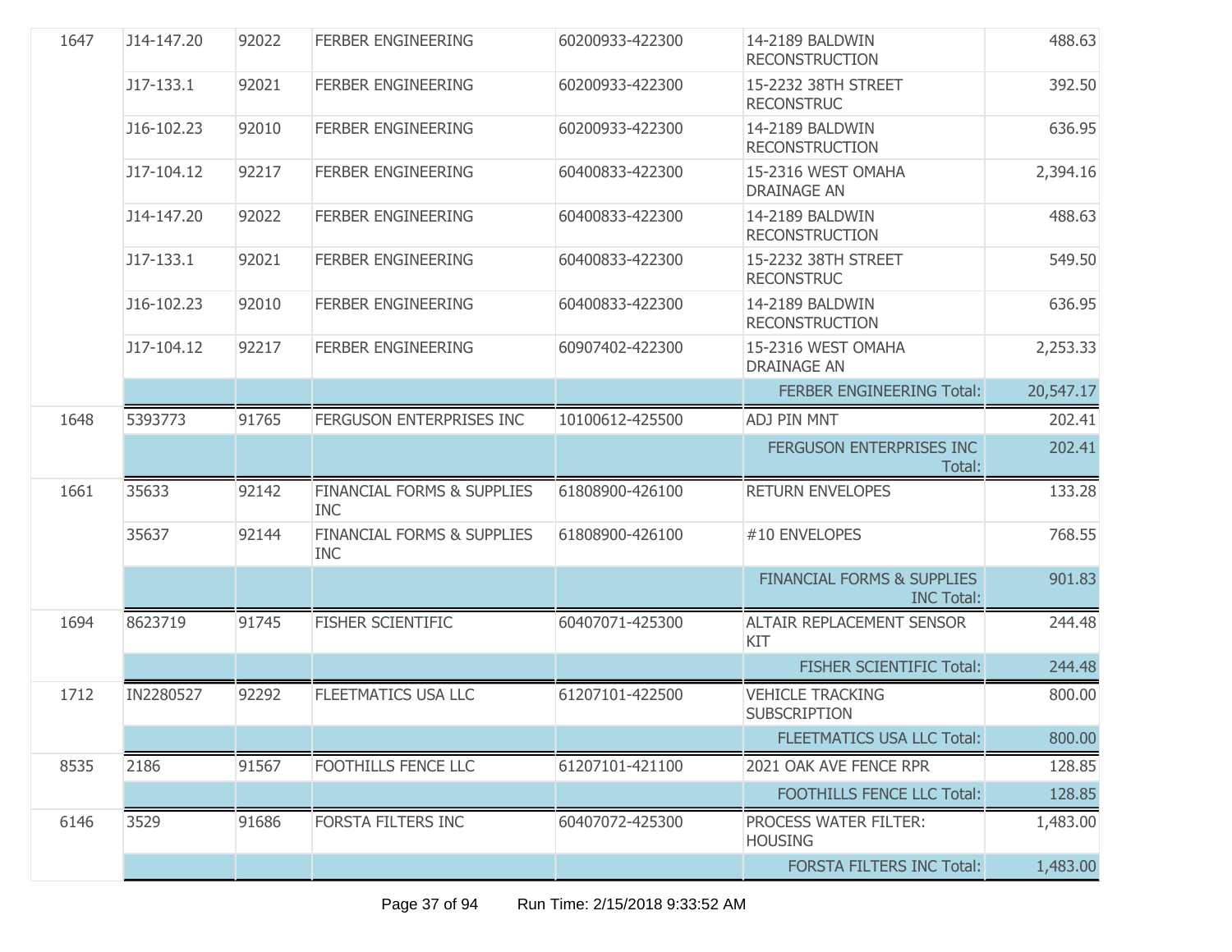| | | | | | | |
|---|---|---|---|---|---|---|
| 1647 | J14-147.20 | 92022 | FERBER ENGINEERING | 60200933-422300 | 14-2189 BALDWIN RECONSTRUCTION | 488.63 |
| | J17-133.1 | 92021 | FERBER ENGINEERING | 60200933-422300 | 15-2232 38TH STREET RECONSTRUC | 392.50 |
| | J16-102.23 | 92010 | FERBER ENGINEERING | 60200933-422300 | 14-2189 BALDWIN RECONSTRUCTION | 636.95 |
| | J17-104.12 | 92217 | FERBER ENGINEERING | 60400833-422300 | 15-2316 WEST OMAHA DRAINAGE AN | 2,394.16 |
| | J14-147.20 | 92022 | FERBER ENGINEERING | 60400833-422300 | 14-2189 BALDWIN RECONSTRUCTION | 488.63 |
| | J17-133.1 | 92021 | FERBER ENGINEERING | 60400833-422300 | 15-2232 38TH STREET RECONSTRUC | 549.50 |
| | J16-102.23 | 92010 | FERBER ENGINEERING | 60400833-422300 | 14-2189 BALDWIN RECONSTRUCTION | 636.95 |
| | J17-104.12 | 92217 | FERBER ENGINEERING | 60907402-422300 | 15-2316 WEST OMAHA DRAINAGE AN | 2,253.33 |
| | | | | | FERBER ENGINEERING Total: | 20,547.17 |
| 1648 | 5393773 | 91765 | FERGUSON ENTERPRISES INC | 10100612-425500 | ADJ PIN MNT | 202.41 |
| | | | | | FERGUSON ENTERPRISES INC Total: | 202.41 |
| 1661 | 35633 | 92142 | FINANCIAL FORMS & SUPPLIES INC | 61808900-426100 | RETURN ENVELOPES | 133.28 |
| | 35637 | 92144 | FINANCIAL FORMS & SUPPLIES INC | 61808900-426100 | #10 ENVELOPES | 768.55 |
| | | | | | FINANCIAL FORMS & SUPPLIES INC Total: | 901.83 |
| 1694 | 8623719 | 91745 | FISHER SCIENTIFIC | 60407071-425300 | ALTAIR REPLACEMENT SENSOR KIT | 244.48 |
| | | | | | FISHER SCIENTIFIC Total: | 244.48 |
| 1712 | IN2280527 | 92292 | FLEETMATICS USA LLC | 61207101-422500 | VEHICLE TRACKING SUBSCRIPTION | 800.00 |
| | | | | | FLEETMATICS USA LLC Total: | 800.00 |
| 8535 | 2186 | 91567 | FOOTHILLS FENCE LLC | 61207101-421100 | 2021 OAK AVE FENCE RPR | 128.85 |
| | | | | | FOOTHILLS FENCE LLC Total: | 128.85 |
| 6146 | 3529 | 91686 | FORSTA FILTERS INC | 60407072-425300 | PROCESS WATER FILTER: HOUSING | 1,483.00 |
| | | | | | FORSTA FILTERS INC Total: | 1,483.00 |

Run Time: 2/15/2018 9:33:52 AM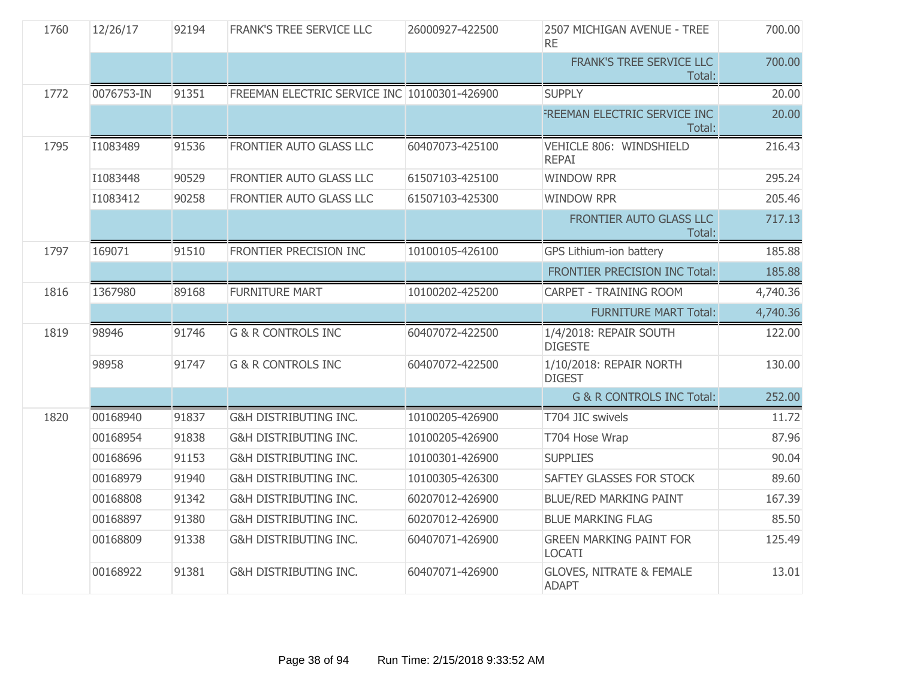| | | | | | | |
|---|---|---|---|---|---|---|
| 1760 | 12/26/17 | 92194 | FRANK'S TREE SERVICE LLC | 26000927-422500 | 2507 MICHIGAN AVENUE - TREE RE | 700.00 |
| | | | | | FRANK'S TREE SERVICE LLC Total: | 700.00 |
| 1772 | 0076753-IN | 91351 | FREEMAN ELECTRIC SERVICE INC | 10100301-426900 | SUPPLY | 20.00 |
| | | | | | FREEMAN ELECTRIC SERVICE INC Total: | 20.00 |
| 1795 | I1083489 | 91536 | FRONTIER AUTO GLASS LLC | 60407073-425100 | VEHICLE 806: WINDSHIELD REPAI | 216.43 |
| | I1083448 | 90529 | FRONTIER AUTO GLASS LLC | 61507103-425100 | WINDOW RPR | 295.24 |
| | I1083412 | 90258 | FRONTIER AUTO GLASS LLC | 61507103-425300 | WINDOW RPR | 205.46 |
| | | | | | FRONTIER AUTO GLASS LLC Total: | 717.13 |
| 1797 | 169071 | 91510 | FRONTIER PRECISION INC | 10100105-426100 | GPS Lithium-ion battery | 185.88 |
| | | | | | FRONTIER PRECISION INC Total: | 185.88 |
| 1816 | 1367980 | 89168 | FURNITURE MART | 10100202-425200 | CARPET - TRAINING ROOM | 4,740.36 |
| | | | | | FURNITURE MART Total: | 4,740.36 |
| 1819 | 98946 | 91746 | G & R CONTROLS INC | 60407072-422500 | 1/4/2018: REPAIR SOUTH DIGESTE | 122.00 |
| | 98958 | 91747 | G & R CONTROLS INC | 60407072-422500 | 1/10/2018: REPAIR NORTH DIGEST | 130.00 |
| | | | | | G & R CONTROLS INC Total: | 252.00 |
| 1820 | 00168940 | 91837 | G&H DISTRIBUTING INC. | 10100205-426900 | T704 JIC swivels | 11.72 |
| | 00168954 | 91838 | G&H DISTRIBUTING INC. | 10100205-426900 | T704 Hose Wrap | 87.96 |
| | 00168696 | 91153 | G&H DISTRIBUTING INC. | 10100301-426900 | SUPPLIES | 90.04 |
| | 00168979 | 91940 | G&H DISTRIBUTING INC. | 10100305-426300 | SAFTEY GLASSES FOR STOCK | 89.60 |
| | 00168808 | 91342 | G&H DISTRIBUTING INC. | 60207012-426900 | BLUE/RED MARKING PAINT | 167.39 |
| | 00168897 | 91380 | G&H DISTRIBUTING INC. | 60207012-426900 | BLUE MARKING FLAG | 85.50 |
| | 00168809 | 91338 | G&H DISTRIBUTING INC. | 60407071-426900 | GREEN MARKING PAINT FOR LOCATI | 125.49 |
| | 00168922 | 91381 | G&H DISTRIBUTING INC. | 60407071-426900 | GLOVES, NITRATE & FEMALE ADAPT | 13.01 |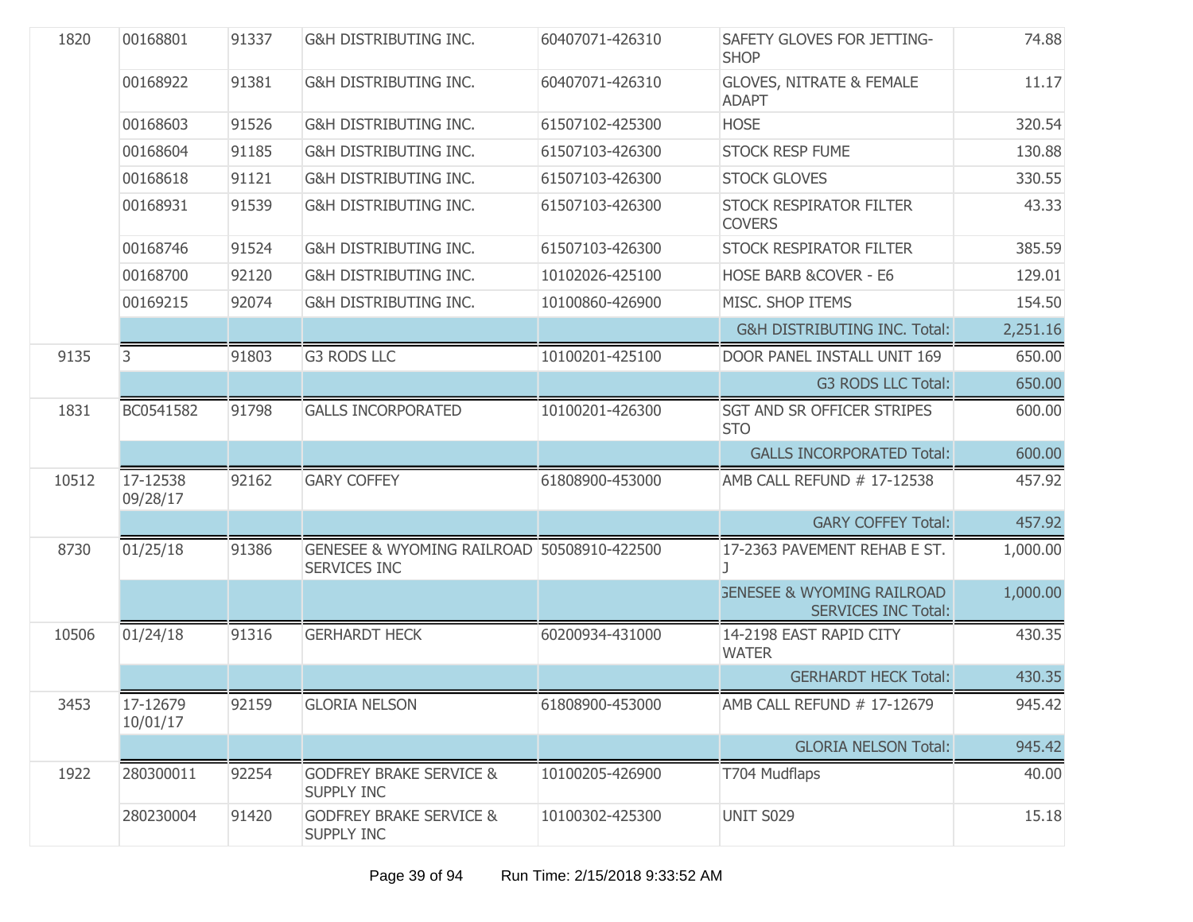| | | | | | | |
|---|---|---|---|---|---|---|
| 1820 | 00168801 | 91337 | G&H DISTRIBUTING INC. | 60407071-426310 | SAFETY GLOVES FOR JETTING-SHOP | 74.88 |
| | 00168922 | 91381 | G&H DISTRIBUTING INC. | 60407071-426310 | GLOVES, NITRATE & FEMALE ADAPT | 11.17 |
| | 00168603 | 91526 | G&H DISTRIBUTING INC. | 61507102-425300 | HOSE | 320.54 |
| | 00168604 | 91185 | G&H DISTRIBUTING INC. | 61507103-426300 | STOCK RESP FUME | 130.88 |
| | 00168618 | 91121 | G&H DISTRIBUTING INC. | 61507103-426300 | STOCK GLOVES | 330.55 |
| | 00168931 | 91539 | G&H DISTRIBUTING INC. | 61507103-426300 | STOCK RESPIRATOR FILTER COVERS | 43.33 |
| | 00168746 | 91524 | G&H DISTRIBUTING INC. | 61507103-426300 | STOCK RESPIRATOR FILTER | 385.59 |
| | 00168700 | 92120 | G&H DISTRIBUTING INC. | 10102026-425100 | HOSE BARB &COVER - E6 | 129.01 |
| | 00169215 | 92074 | G&H DISTRIBUTING INC. | 10100860-426900 | MISC. SHOP ITEMS | 154.50 |
| | | | | | G&H DISTRIBUTING INC. Total: | 2,251.16 |
| 9135 | 3 | 91803 | G3 RODS LLC | 10100201-425100 | DOOR PANEL INSTALL UNIT 169 | 650.00 |
| | | | | | G3 RODS LLC Total: | 650.00 |
| 1831 | BC0541582 | 91798 | GALLS INCORPORATED | 10100201-426300 | SGT AND SR OFFICER STRIPES STO | 600.00 |
| | | | | | GALLS INCORPORATED Total: | 600.00 |
| 10512 | 17-12538 09/28/17 | 92162 | GARY COFFEY | 61808900-453000 | AMB CALL REFUND # 17-12538 | 457.92 |
| | | | | | GARY COFFEY Total: | 457.92 |
| 8730 | 01/25/18 | 91386 | GENESEE & WYOMING RAILROAD SERVICES INC | 50508910-422500 | 17-2363 PAVEMENT REHAB E ST. J | 1,000.00 |
| | | | | | GENESEE & WYOMING RAILROAD SERVICES INC Total: | 1,000.00 |
| 10506 | 01/24/18 | 91316 | GERHARDT HECK | 60200934-431000 | 14-2198 EAST RAPID CITY WATER | 430.35 |
| | | | | | GERHARDT HECK Total: | 430.35 |
| 3453 | 17-12679 10/01/17 | 92159 | GLORIA NELSON | 61808900-453000 | AMB CALL REFUND # 17-12679 | 945.42 |
| | | | | | GLORIA NELSON Total: | 945.42 |
| 1922 | 280300011 | 92254 | GODFREY BRAKE SERVICE & SUPPLY INC | 10100205-426900 | T704 Mudflaps | 40.00 |
| | 280230004 | 91420 | GODFREY BRAKE SERVICE & SUPPLY INC | 10100302-425300 | UNIT S029 | 15.18 |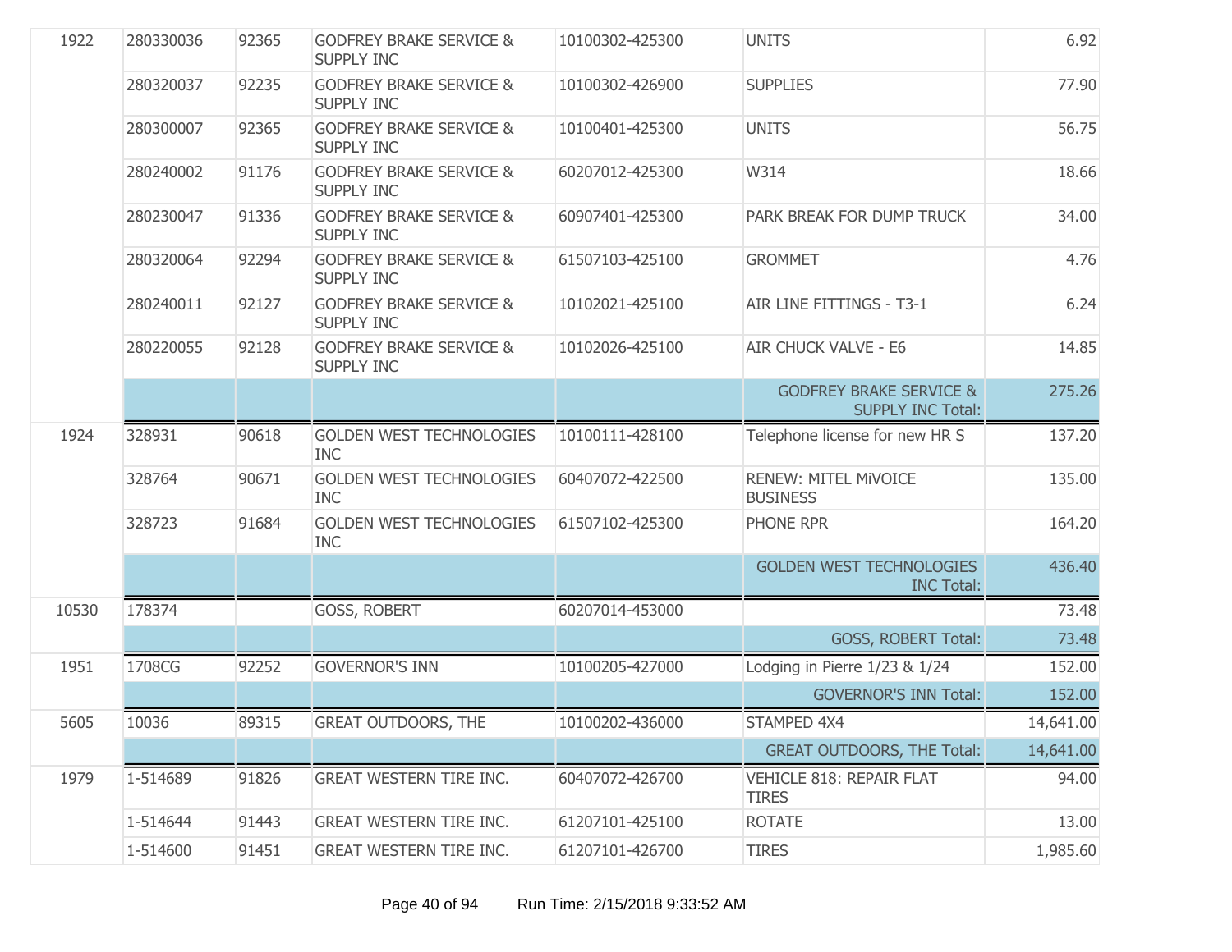| | | | | | | |
|---|---|---|---|---|---|---|
| 1922 | 280330036 | 92365 | GODFREY BRAKE SERVICE & SUPPLY INC | 10100302-425300 | UNITS | 6.92 |
| | 280320037 | 92235 | GODFREY BRAKE SERVICE & SUPPLY INC | 10100302-426900 | SUPPLIES | 77.90 |
| | 280300007 | 92365 | GODFREY BRAKE SERVICE & SUPPLY INC | 10100401-425300 | UNITS | 56.75 |
| | 280240002 | 91176 | GODFREY BRAKE SERVICE & SUPPLY INC | 60207012-425300 | W314 | 18.66 |
| | 280230047 | 91336 | GODFREY BRAKE SERVICE & SUPPLY INC | 60907401-425300 | PARK BREAK FOR DUMP TRUCK | 34.00 |
| | 280320064 | 92294 | GODFREY BRAKE SERVICE & SUPPLY INC | 61507103-425100 | GROMMET | 4.76 |
| | 280240011 | 92127 | GODFREY BRAKE SERVICE & SUPPLY INC | 10102021-425100 | AIR LINE FITTINGS - T3-1 | 6.24 |
| | 280220055 | 92128 | GODFREY BRAKE SERVICE & SUPPLY INC | 10102026-425100 | AIR CHUCK VALVE - E6 | 14.85 |
| | | | | | GODFREY BRAKE SERVICE & SUPPLY INC Total: | 275.26 |
| 1924 | 328931 | 90618 | GOLDEN WEST TECHNOLOGIES INC | 10100111-428100 | Telephone license for new HR S | 137.20 |
| | 328764 | 90671 | GOLDEN WEST TECHNOLOGIES INC | 60407072-422500 | RENEW: MITEL MiVOICE BUSINESS | 135.00 |
| | 328723 | 91684 | GOLDEN WEST TECHNOLOGIES INC | 61507102-425300 | PHONE RPR | 164.20 |
| | | | | | GOLDEN WEST TECHNOLOGIES INC Total: | 436.40 |
| 10530 | 178374 | | GOSS, ROBERT | 60207014-453000 | | 73.48 |
| | | | | | GOSS, ROBERT Total: | 73.48 |
| 1951 | 1708CG | 92252 | GOVERNOR'S INN | 10100205-427000 | Lodging in Pierre 1/23 & 1/24 | 152.00 |
| | | | | | GOVERNOR'S INN Total: | 152.00 |
| 5605 | 10036 | 89315 | GREAT OUTDOORS, THE | 10100202-436000 | STAMPED 4X4 | 14,641.00 |
| | | | | | GREAT OUTDOORS, THE Total: | 14,641.00 |
| 1979 | 1-514689 | 91826 | GREAT WESTERN TIRE INC. | 60407072-426700 | VEHICLE 818: REPAIR FLAT TIRES | 94.00 |
| | 1-514644 | 91443 | GREAT WESTERN TIRE INC. | 61207101-425100 | ROTATE | 13.00 |
| | 1-514600 | 91451 | GREAT WESTERN TIRE INC. | 61207101-426700 | TIRES | 1,985.60 |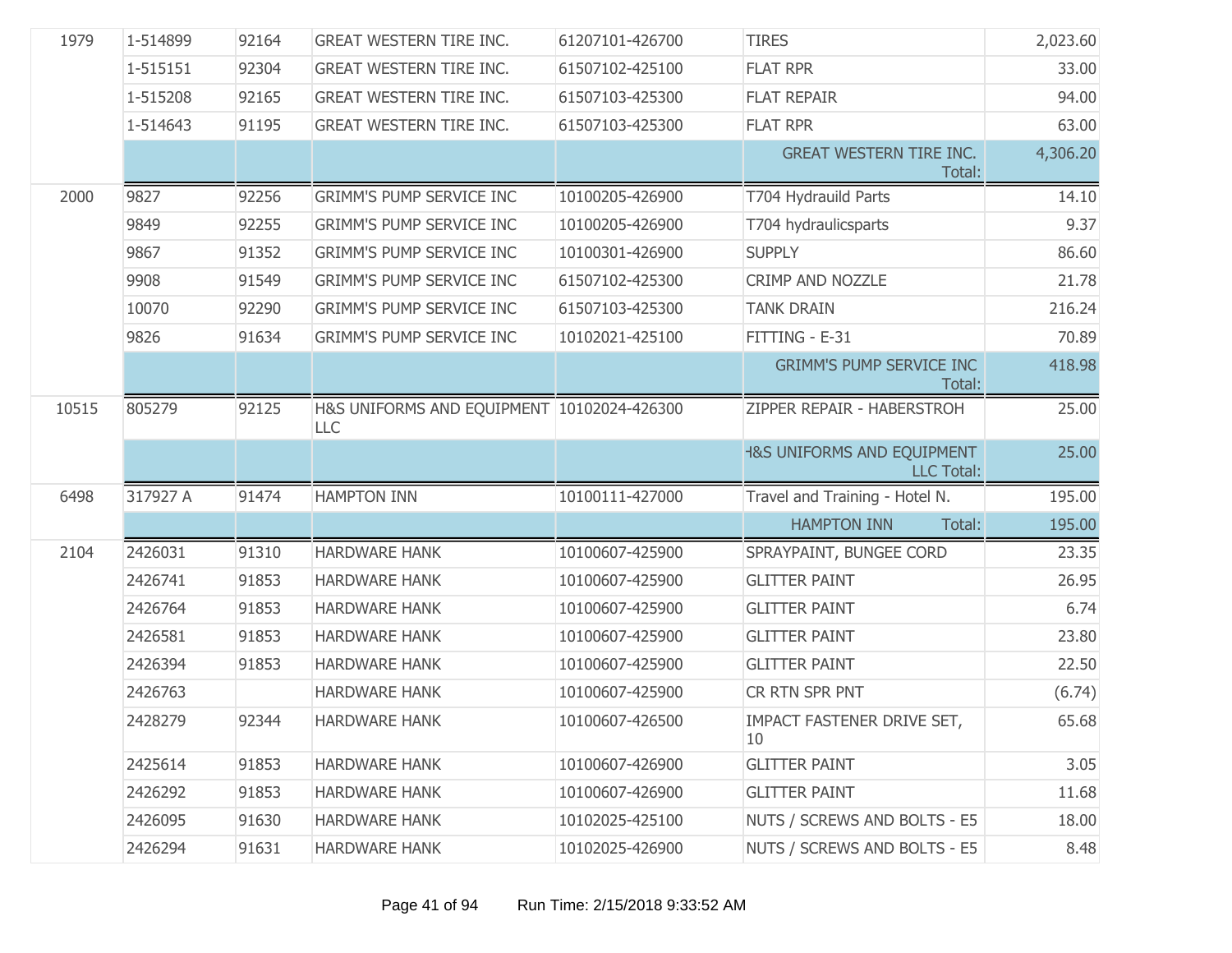| | | | | | | |
|---|---|---|---|---|---|---|
| 1979 | 1-514899 | 92164 | GREAT WESTERN TIRE INC. | 61207101-426700 | TIRES | 2,023.60 |
| | 1-515151 | 92304 | GREAT WESTERN TIRE INC. | 61507102-425100 | FLAT RPR | 33.00 |
| | 1-515208 | 92165 | GREAT WESTERN TIRE INC. | 61507103-425300 | FLAT REPAIR | 94.00 |
| | 1-514643 | 91195 | GREAT WESTERN TIRE INC. | 61507103-425300 | FLAT RPR | 63.00 |
| | | | | | GREAT WESTERN TIRE INC. Total: | 4,306.20 |
| 2000 | 9827 | 92256 | GRIMM'S PUMP SERVICE INC | 10100205-426900 | T704 Hydrauild Parts | 14.10 |
| | 9849 | 92255 | GRIMM'S PUMP SERVICE INC | 10100205-426900 | T704 hydraulicsparts | 9.37 |
| | 9867 | 91352 | GRIMM'S PUMP SERVICE INC | 10100301-426900 | SUPPLY | 86.60 |
| | 9908 | 91549 | GRIMM'S PUMP SERVICE INC | 61507102-425300 | CRIMP AND NOZZLE | 21.78 |
| | 10070 | 92290 | GRIMM'S PUMP SERVICE INC | 61507103-425300 | TANK DRAIN | 216.24 |
| | 9826 | 91634 | GRIMM'S PUMP SERVICE INC | 10102021-425100 | FITTING - E-31 | 70.89 |
| | | | | | GRIMM'S PUMP SERVICE INC Total: | 418.98 |
| 10515 | 805279 | 92125 | H&S UNIFORMS AND EQUIPMENT LLC | 10102024-426300 | ZIPPER REPAIR - HABERSTROH | 25.00 |
| | | | | | H&S UNIFORMS AND EQUIPMENT LLC Total: | 25.00 |
| 6498 | 317927 A | 91474 | HAMPTON INN | 10100111-427000 | Travel and Training - Hotel N. | 195.00 |
| | | | | | HAMPTON INN Total: | 195.00 |
| 2104 | 2426031 | 91310 | HARDWARE HANK | 10100607-425900 | SPRAYPAINT, BUNGEE CORD | 23.35 |
| | 2426741 | 91853 | HARDWARE HANK | 10100607-425900 | GLITTER PAINT | 26.95 |
| | 2426764 | 91853 | HARDWARE HANK | 10100607-425900 | GLITTER PAINT | 6.74 |
| | 2426581 | 91853 | HARDWARE HANK | 10100607-425900 | GLITTER PAINT | 23.80 |
| | 2426394 | 91853 | HARDWARE HANK | 10100607-425900 | GLITTER PAINT | 22.50 |
| | 2426763 | | HARDWARE HANK | 10100607-425900 | CR RTN SPR PNT | (6.74) |
| | 2428279 | 92344 | HARDWARE HANK | 10100607-426500 | IMPACT FASTENER DRIVE SET, 10 | 65.68 |
| | 2425614 | 91853 | HARDWARE HANK | 10100607-426900 | GLITTER PAINT | 3.05 |
| | 2426292 | 91853 | HARDWARE HANK | 10100607-426900 | GLITTER PAINT | 11.68 |
| | 2426095 | 91630 | HARDWARE HANK | 10102025-425100 | NUTS / SCREWS AND BOLTS - E5 | 18.00 |
| | 2426294 | 91631 | HARDWARE HANK | 10102025-426900 | NUTS / SCREWS AND BOLTS - E5 | 8.48 |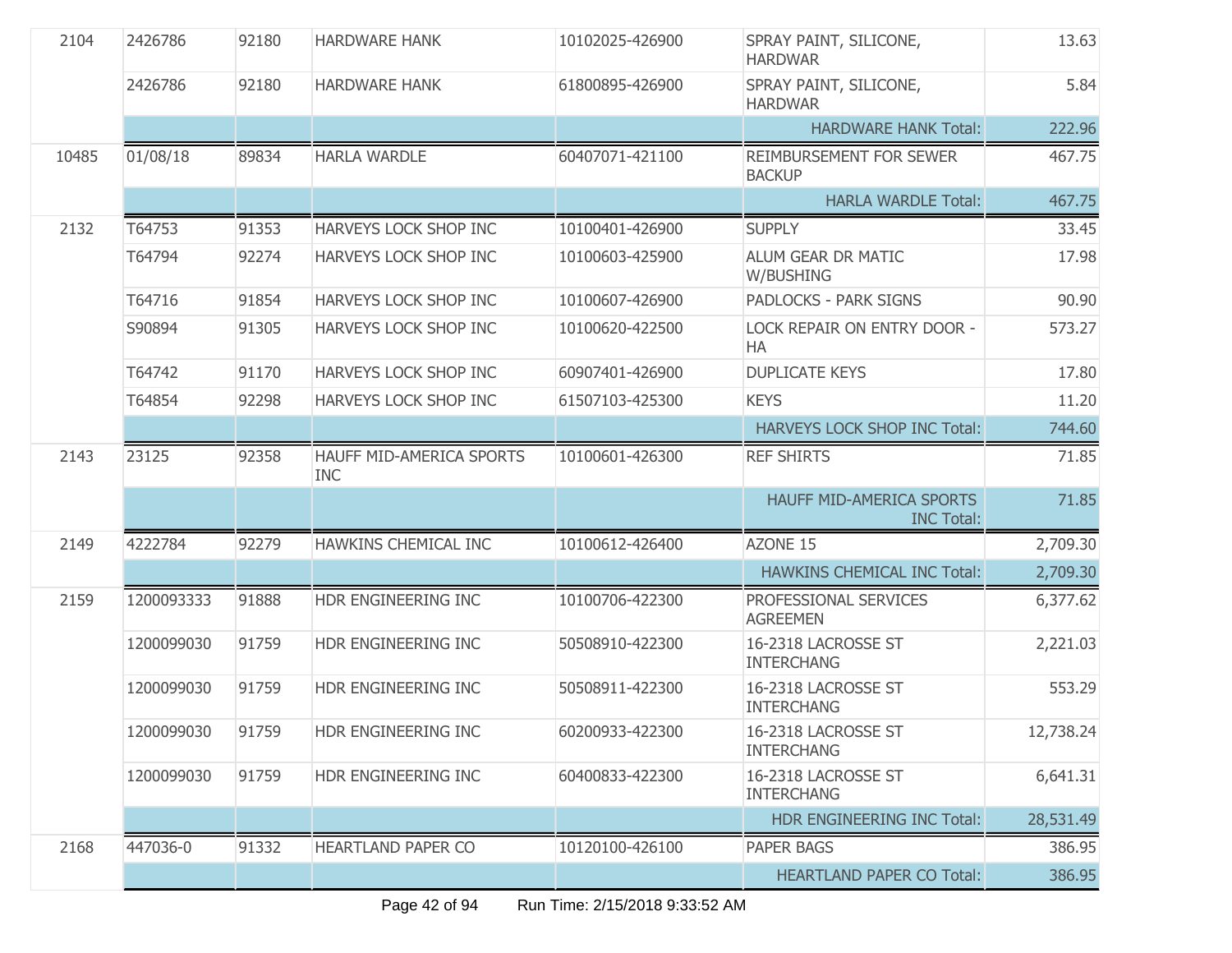| | | | | | | |
|---|---|---|---|---|---|---|
| 2104 | 2426786 | 92180 | HARDWARE HANK | 10102025-426900 | SPRAY PAINT, SILICONE, HARDWAR | 13.63 |
| | 2426786 | 92180 | HARDWARE HANK | 61800895-426900 | SPRAY PAINT, SILICONE, HARDWAR | 5.84 |
| | | | | | HARDWARE HANK Total: | 222.96 |
| 10485 | 01/08/18 | 89834 | HARLA WARDLE | 60407071-421100 | REIMBURSEMENT FOR SEWER BACKUP | 467.75 |
| | | | | | HARLA WARDLE Total: | 467.75 |
| 2132 | T64753 | 91353 | HARVEYS LOCK SHOP INC | 10100401-426900 | SUPPLY | 33.45 |
| | T64794 | 92274 | HARVEYS LOCK SHOP INC | 10100603-425900 | ALUM GEAR DR MATIC W/BUSHING | 17.98 |
| | T64716 | 91854 | HARVEYS LOCK SHOP INC | 10100607-426900 | PADLOCKS - PARK SIGNS | 90.90 |
| | S90894 | 91305 | HARVEYS LOCK SHOP INC | 10100620-422500 | LOCK REPAIR ON ENTRY DOOR - HA | 573.27 |
| | T64742 | 91170 | HARVEYS LOCK SHOP INC | 60907401-426900 | DUPLICATE KEYS | 17.80 |
| | T64854 | 92298 | HARVEYS LOCK SHOP INC | 61507103-425300 | KEYS | 11.20 |
| | | | | | HARVEYS LOCK SHOP INC Total: | 744.60 |
| 2143 | 23125 | 92358 | HAUFF MID-AMERICA SPORTS INC | 10100601-426300 | REF SHIRTS | 71.85 |
| | | | | | HAUFF MID-AMERICA SPORTS INC Total: | 71.85 |
| 2149 | 4222784 | 92279 | HAWKINS CHEMICAL INC | 10100612-426400 | AZONE 15 | 2,709.30 |
| | | | | | HAWKINS CHEMICAL INC Total: | 2,709.30 |
| 2159 | 1200093333 | 91888 | HDR ENGINEERING INC | 10100706-422300 | PROFESSIONAL SERVICES AGREEMEN | 6,377.62 |
| | 1200099030 | 91759 | HDR ENGINEERING INC | 50508910-422300 | 16-2318 LACROSSE ST INTERCHANG | 2,221.03 |
| | 1200099030 | 91759 | HDR ENGINEERING INC | 50508911-422300 | 16-2318 LACROSSE ST INTERCHANG | 553.29 |
| | 1200099030 | 91759 | HDR ENGINEERING INC | 60200933-422300 | 16-2318 LACROSSE ST INTERCHANG | 12,738.24 |
| | 1200099030 | 91759 | HDR ENGINEERING INC | 60400833-422300 | 16-2318 LACROSSE ST INTERCHANG | 6,641.31 |
| | | | | | HDR ENGINEERING INC Total: | 28,531.49 |
| 2168 | 447036-0 | 91332 | HEARTLAND PAPER CO | 10120100-426100 | PAPER BAGS | 386.95 |
| | | | | | HEARTLAND PAPER CO Total: | 386.95 |

Run Time: 2/15/2018 9:33:52 AM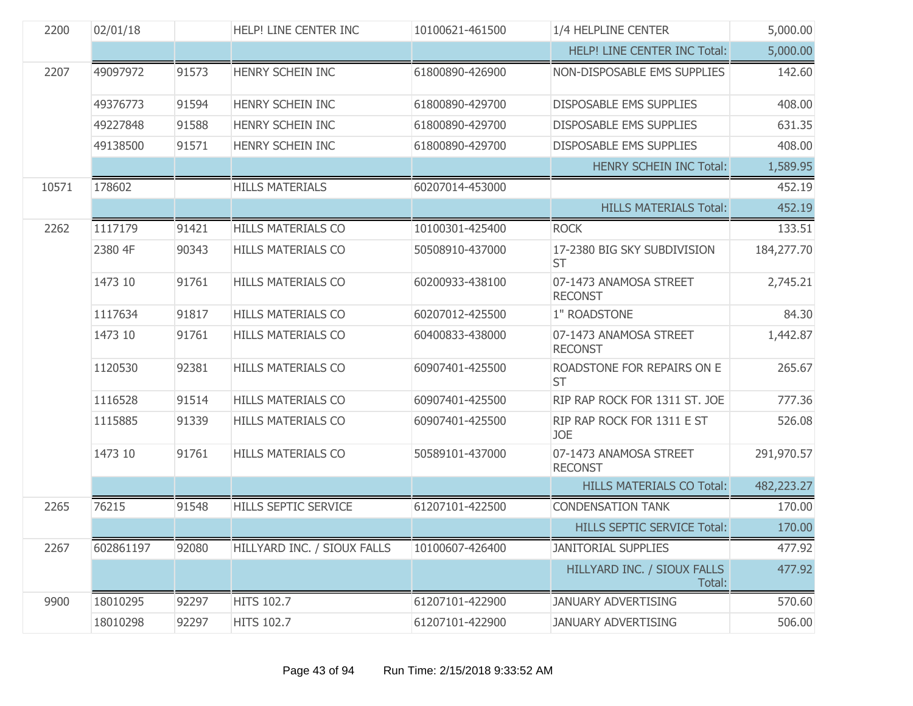| | | | | | | |
|---|---|---|---|---|---|---|
| 2200 | 02/01/18 | | HELP! LINE CENTER INC | 10100621-461500 | 1/4 HELPLINE CENTER | 5,000.00 |
| | | | | | HELP! LINE CENTER INC Total: | 5,000.00 |
| 2207 | 49097972 | 91573 | HENRY SCHEIN INC | 61800890-426900 | NON-DISPOSABLE EMS SUPPLIES | 142.60 |
| | 49376773 | 91594 | HENRY SCHEIN INC | 61800890-429700 | DISPOSABLE EMS SUPPLIES | 408.00 |
| | 49227848 | 91588 | HENRY SCHEIN INC | 61800890-429700 | DISPOSABLE EMS SUPPLIES | 631.35 |
| | 49138500 | 91571 | HENRY SCHEIN INC | 61800890-429700 | DISPOSABLE EMS SUPPLIES | 408.00 |
| | | | | | HENRY SCHEIN INC Total: | 1,589.95 |
| 10571 | 178602 | | HILLS MATERIALS | 60207014-453000 | | 452.19 |
| | | | | | HILLS MATERIALS Total: | 452.19 |
| 2262 | 1117179 | 91421 | HILLS MATERIALS CO | 10100301-425400 | ROCK | 133.51 |
| | 2380 4F | 90343 | HILLS MATERIALS CO | 50508910-437000 | 17-2380 BIG SKY SUBDIVISION ST | 184,277.70 |
| | 1473 10 | 91761 | HILLS MATERIALS CO | 60200933-438100 | 07-1473 ANAMOSA STREET RECONST | 2,745.21 |
| | 1117634 | 91817 | HILLS MATERIALS CO | 60207012-425500 | 1" ROADSTONE | 84.30 |
| | 1473 10 | 91761 | HILLS MATERIALS CO | 60400833-438000 | 07-1473 ANAMOSA STREET RECONST | 1,442.87 |
| | 1120530 | 92381 | HILLS MATERIALS CO | 60907401-425500 | ROADSTONE FOR REPAIRS ON E ST | 265.67 |
| | 1116528 | 91514 | HILLS MATERIALS CO | 60907401-425500 | RIP RAP ROCK FOR 1311 ST. JOE | 777.36 |
| | 1115885 | 91339 | HILLS MATERIALS CO | 60907401-425500 | RIP RAP ROCK FOR 1311 E ST JOE | 526.08 |
| | 1473 10 | 91761 | HILLS MATERIALS CO | 50589101-437000 | 07-1473 ANAMOSA STREET RECONST | 291,970.57 |
| | | | | | HILLS MATERIALS CO Total: | 482,223.27 |
| 2265 | 76215 | 91548 | HILLS SEPTIC SERVICE | 61207101-422500 | CONDENSATION TANK | 170.00 |
| | | | | | HILLS SEPTIC SERVICE Total: | 170.00 |
| 2267 | 602861197 | 92080 | HILLYARD INC. / SIOUX FALLS | 10100607-426400 | JANITORIAL SUPPLIES | 477.92 |
| | | | | | HILLYARD INC. / SIOUX FALLS Total: | 477.92 |
| 9900 | 18010295 | 92297 | HITS 102.7 | 61207101-422900 | JANUARY ADVERTISING | 570.60 |
| | 18010298 | 92297 | HITS 102.7 | 61207101-422900 | JANUARY ADVERTISING | 506.00 |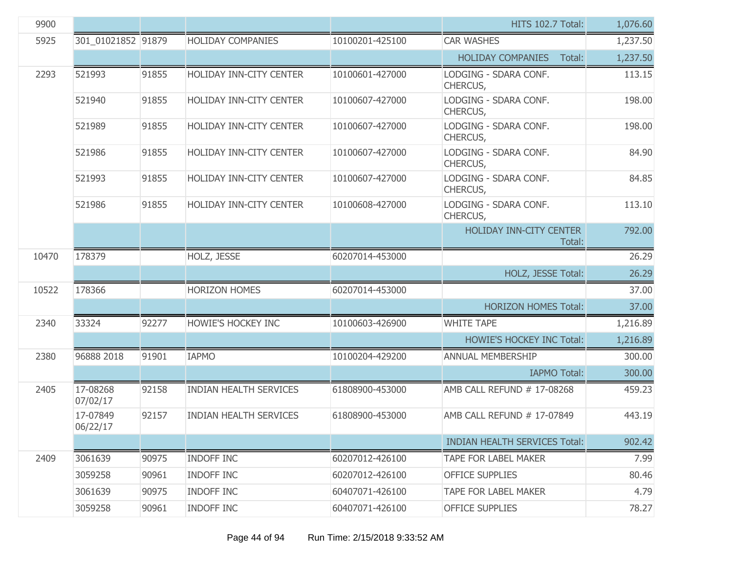| | | | | | | |
|---|---|---|---|---|---|---|
| 9900 | | | | | HITS 102.7 Total: | 1,076.60 |
| 5925 | 301_01021852 | 91879 | HOLIDAY COMPANIES | 10100201-425100 | CAR WASHES | 1,237.50 |
| | | | | | HOLIDAY COMPANIES Total: | 1,237.50 |
| 2293 | 521993 | 91855 | HOLIDAY INN-CITY CENTER | 10100601-427000 | LODGING - SDARA CONF. CHERCUS, | 113.15 |
| | 521940 | 91855 | HOLIDAY INN-CITY CENTER | 10100607-427000 | LODGING - SDARA CONF. CHERCUS, | 198.00 |
| | 521989 | 91855 | HOLIDAY INN-CITY CENTER | 10100607-427000 | LODGING - SDARA CONF. CHERCUS, | 198.00 |
| | 521986 | 91855 | HOLIDAY INN-CITY CENTER | 10100607-427000 | LODGING - SDARA CONF. CHERCUS, | 84.90 |
| | 521993 | 91855 | HOLIDAY INN-CITY CENTER | 10100607-427000 | LODGING - SDARA CONF. CHERCUS, | 84.85 |
| | 521986 | 91855 | HOLIDAY INN-CITY CENTER | 10100608-427000 | LODGING - SDARA CONF. CHERCUS, | 113.10 |
| | | | | | HOLIDAY INN-CITY CENTER Total: | 792.00 |
| 10470 | 178379 | | HOLZ, JESSE | 60207014-453000 | | 26.29 |
| | | | | | HOLZ, JESSE Total: | 26.29 |
| 10522 | 178366 | | HORIZON HOMES | 60207014-453000 | | 37.00 |
| | | | | | HORIZON HOMES Total: | 37.00 |
| 2340 | 33324 | 92277 | HOWIE'S HOCKEY INC | 10100603-426900 | WHITE TAPE | 1,216.89 |
| | | | | | HOWIE'S HOCKEY INC Total: | 1,216.89 |
| 2380 | 96888 2018 | 91901 | IAPMO | 10100204-429200 | ANNUAL MEMBERSHIP | 300.00 |
| | | | | | IAPMO Total: | 300.00 |
| 2405 | 17-08268 07/02/17 | 92158 | INDIAN HEALTH SERVICES | 61808900-453000 | AMB CALL REFUND # 17-08268 | 459.23 |
| | 17-07849 06/22/17 | 92157 | INDIAN HEALTH SERVICES | 61808900-453000 | AMB CALL REFUND # 17-07849 | 443.19 |
| | | | | | INDIAN HEALTH SERVICES Total: | 902.42 |
| 2409 | 3061639 | 90975 | INDOFF INC | 60207012-426100 | TAPE FOR LABEL MAKER | 7.99 |
| | 3059258 | 90961 | INDOFF INC | 60207012-426100 | OFFICE SUPPLIES | 80.46 |
| | 3061639 | 90975 | INDOFF INC | 60407071-426100 | TAPE FOR LABEL MAKER | 4.79 |
| | 3059258 | 90961 | INDOFF INC | 60407071-426100 | OFFICE SUPPLIES | 78.27 |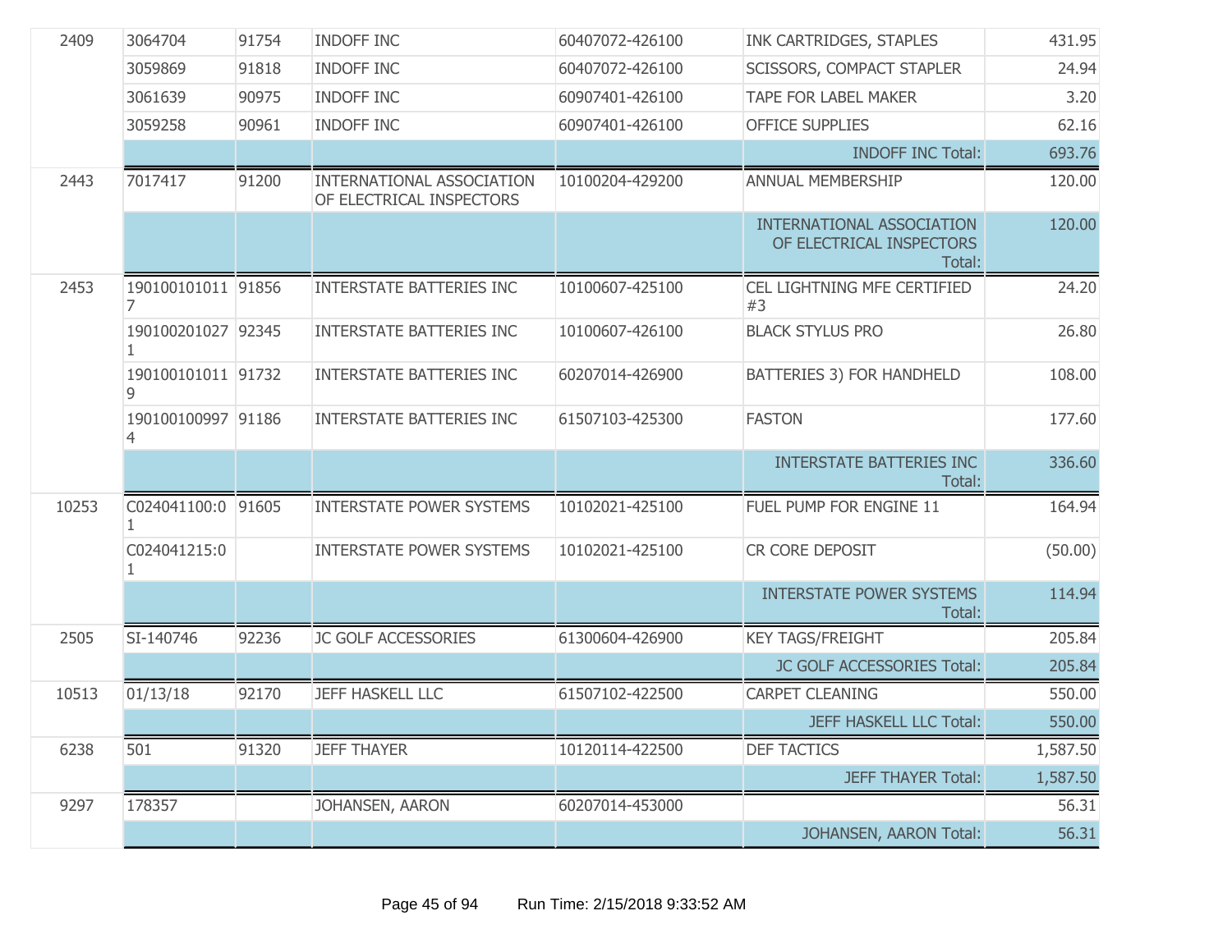| | | | | | | |
|---|---|---|---|---|---|---|
| 2409 | 3064704 | 91754 | INDOFF INC | 60407072-426100 | INK CARTRIDGES, STAPLES | 431.95 |
| | 3059869 | 91818 | INDOFF INC | 60407072-426100 | SCISSORS, COMPACT STAPLER | 24.94 |
| | 3061639 | 90975 | INDOFF INC | 60907401-426100 | TAPE FOR LABEL MAKER | 3.20 |
| | 3059258 | 90961 | INDOFF INC | 60907401-426100 | OFFICE SUPPLIES | 62.16 |
| | | | | | INDOFF INC Total: | 693.76 |
| 2443 | 7017417 | 91200 | INTERNATIONAL ASSOCIATION OF ELECTRICAL INSPECTORS | 10100204-429200 | ANNUAL MEMBERSHIP | 120.00 |
| | | | | | INTERNATIONAL ASSOCIATION OF ELECTRICAL INSPECTORS Total: | 120.00 |
| 2453 | 1901001010117 | 91856 | INTERSTATE BATTERIES INC | 10100607-425100 | CEL LIGHTNING MFE CERTIFIED #3 | 24.20 |
| | 1901002010271 | 92345 | INTERSTATE BATTERIES INC | 10100607-426100 | BLACK STYLUS PRO | 26.80 |
| | 1901001010119 | 91732 | INTERSTATE BATTERIES INC | 60207014-426900 | BATTERIES 3) FOR HANDHELD | 108.00 |
| | 1901001009974 | 91186 | INTERSTATE BATTERIES INC | 61507103-425300 | FASTON | 177.60 |
| | | | | | INTERSTATE BATTERIES INC Total: | 336.60 |
| 10253 | C024041100:01 | 91605 | INTERSTATE POWER SYSTEMS | 10102021-425100 | FUEL PUMP FOR ENGINE 11 | 164.94 |
| | C024041215:01 | | INTERSTATE POWER SYSTEMS | 10102021-425100 | CR CORE DEPOSIT | (50.00) |
| | | | | | INTERSTATE POWER SYSTEMS Total: | 114.94 |
| 2505 | SI-140746 | 92236 | JC GOLF ACCESSORIES | 61300604-426900 | KEY TAGS/FREIGHT | 205.84 |
| | | | | | JC GOLF ACCESSORIES Total: | 205.84 |
| 10513 | 01/13/18 | 92170 | JEFF HASKELL LLC | 61507102-422500 | CARPET CLEANING | 550.00 |
| | | | | | JEFF HASKELL LLC Total: | 550.00 |
| 6238 | 501 | 91320 | JEFF THAYER | 10120114-422500 | DEF TACTICS | 1,587.50 |
| | | | | | JEFF THAYER Total: | 1,587.50 |
| 9297 | 178357 | | JOHANSEN, AARON | 60207014-453000 | | 56.31 |
| | | | | | JOHANSEN, AARON Total: | 56.31 |

Run Time: 2/15/2018 9:33:52 AM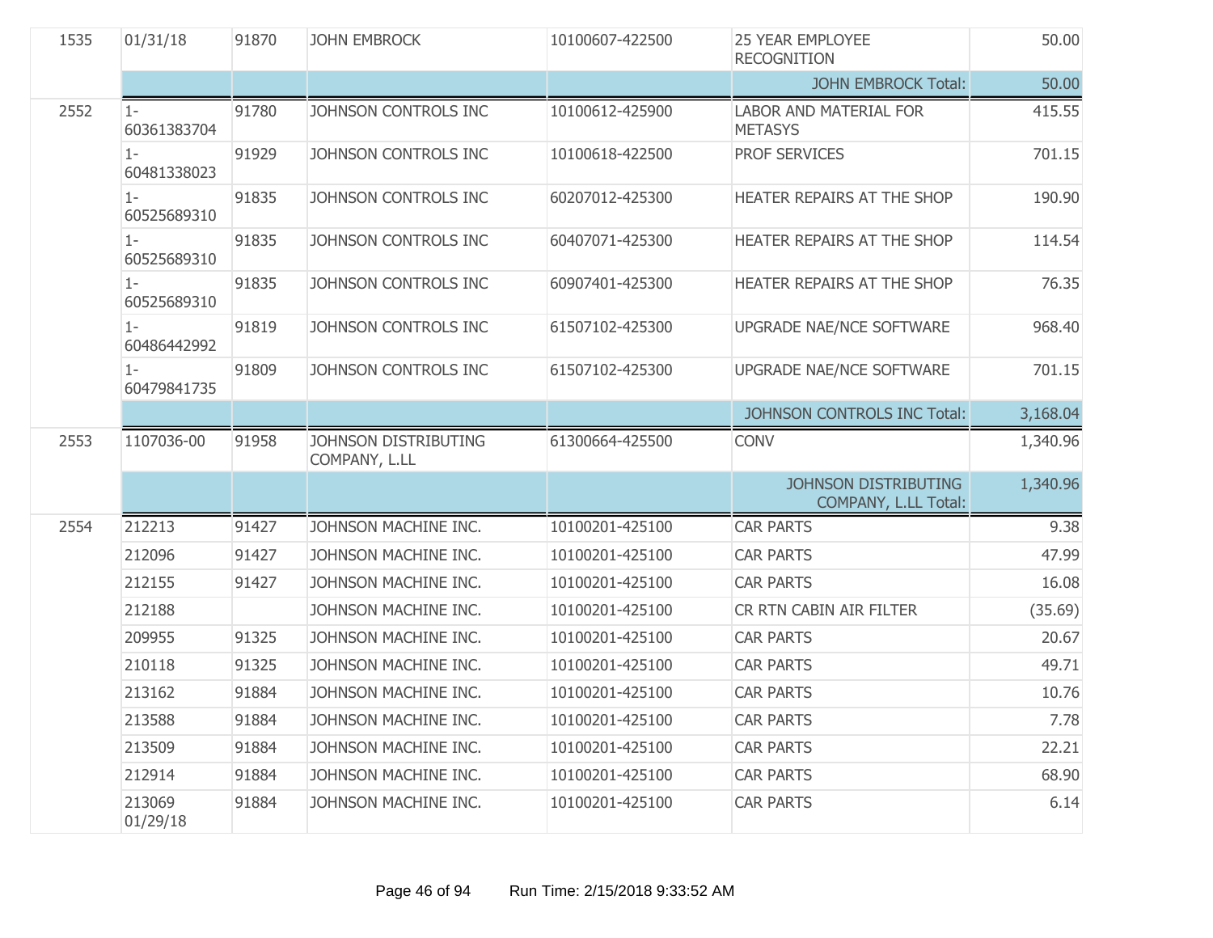| | | | | | | |
|---|---|---|---|---|---|---|
| 1535 | 01/31/18 | 91870 | JOHN EMBROCK | 10100607-422500 | 25 YEAR EMPLOYEE RECOGNITION | 50.00 |
| | | | | | JOHN EMBROCK Total: | 50.00 |
| 2552 | 1-60361383704 | 91780 | JOHNSON CONTROLS INC | 10100612-425900 | LABOR AND MATERIAL FOR METASYS | 415.55 |
| | 1-60481338023 | 91929 | JOHNSON CONTROLS INC | 10100618-422500 | PROF SERVICES | 701.15 |
| | 1-60525689310 | 91835 | JOHNSON CONTROLS INC | 60207012-425300 | HEATER REPAIRS AT THE SHOP | 190.90 |
| | 1-60525689310 | 91835 | JOHNSON CONTROLS INC | 60407071-425300 | HEATER REPAIRS AT THE SHOP | 114.54 |
| | 1-60525689310 | 91835 | JOHNSON CONTROLS INC | 60907401-425300 | HEATER REPAIRS AT THE SHOP | 76.35 |
| | 1-60486442992 | 91819 | JOHNSON CONTROLS INC | 61507102-425300 | UPGRADE NAE/NCE SOFTWARE | 968.40 |
| | 1-60479841735 | 91809 | JOHNSON CONTROLS INC | 61507102-425300 | UPGRADE NAE/NCE SOFTWARE | 701.15 |
| | | | | | JOHNSON CONTROLS INC Total: | 3,168.04 |
| 2553 | 1107036-00 | 91958 | JOHNSON DISTRIBUTING COMPANY, L.LL | 61300664-425500 | CONV | 1,340.96 |
| | | | | | JOHNSON DISTRIBUTING COMPANY, L.LL Total: | 1,340.96 |
| 2554 | 212213 | 91427 | JOHNSON MACHINE INC. | 10100201-425100 | CAR PARTS | 9.38 |
| | 212096 | 91427 | JOHNSON MACHINE INC. | 10100201-425100 | CAR PARTS | 47.99 |
| | 212155 | 91427 | JOHNSON MACHINE INC. | 10100201-425100 | CAR PARTS | 16.08 |
| | 212188 | | JOHNSON MACHINE INC. | 10100201-425100 | CR RTN CABIN AIR FILTER | (35.69) |
| | 209955 | 91325 | JOHNSON MACHINE INC. | 10100201-425100 | CAR PARTS | 20.67 |
| | 210118 | 91325 | JOHNSON MACHINE INC. | 10100201-425100 | CAR PARTS | 49.71 |
| | 213162 | 91884 | JOHNSON MACHINE INC. | 10100201-425100 | CAR PARTS | 10.76 |
| | 213588 | 91884 | JOHNSON MACHINE INC. | 10100201-425100 | CAR PARTS | 7.78 |
| | 213509 | 91884 | JOHNSON MACHINE INC. | 10100201-425100 | CAR PARTS | 22.21 |
| | 212914 | 91884 | JOHNSON MACHINE INC. | 10100201-425100 | CAR PARTS | 68.90 |
| | 213069 01/29/18 | 91884 | JOHNSON MACHINE INC. | 10100201-425100 | CAR PARTS | 6.14 |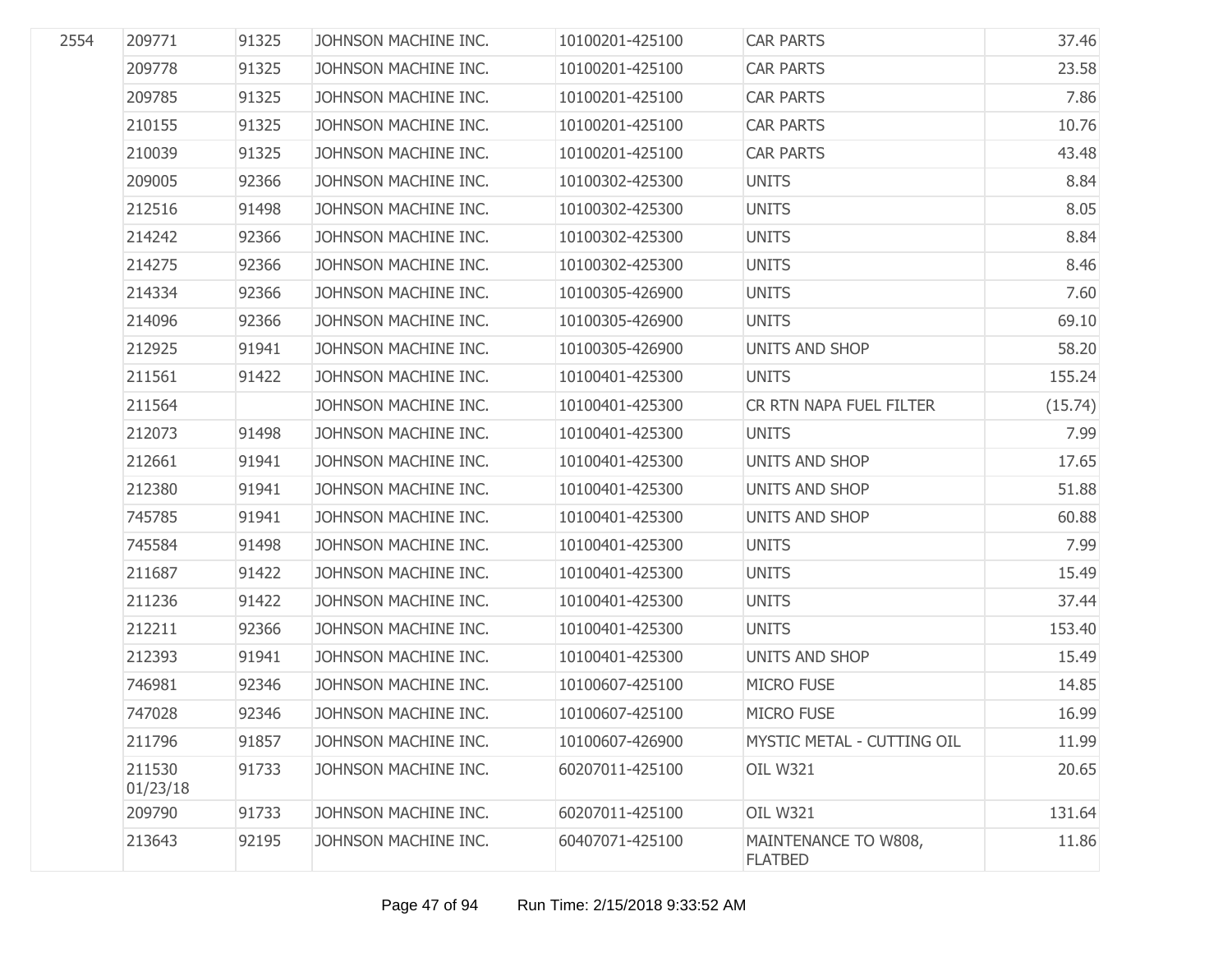| | | | | | | |
|---|---|---|---|---|---|---|
| 2554 | 209771 | 91325 | JOHNSON MACHINE INC. | 10100201-425100 | CAR PARTS | 37.46 |
| | 209778 | 91325 | JOHNSON MACHINE INC. | 10100201-425100 | CAR PARTS | 23.58 |
| | 209785 | 91325 | JOHNSON MACHINE INC. | 10100201-425100 | CAR PARTS | 7.86 |
| | 210155 | 91325 | JOHNSON MACHINE INC. | 10100201-425100 | CAR PARTS | 10.76 |
| | 210039 | 91325 | JOHNSON MACHINE INC. | 10100201-425100 | CAR PARTS | 43.48 |
| | 209005 | 92366 | JOHNSON MACHINE INC. | 10100302-425300 | UNITS | 8.84 |
| | 212516 | 91498 | JOHNSON MACHINE INC. | 10100302-425300 | UNITS | 8.05 |
| | 214242 | 92366 | JOHNSON MACHINE INC. | 10100302-425300 | UNITS | 8.84 |
| | 214275 | 92366 | JOHNSON MACHINE INC. | 10100302-425300 | UNITS | 8.46 |
| | 214334 | 92366 | JOHNSON MACHINE INC. | 10100305-426900 | UNITS | 7.60 |
| | 214096 | 92366 | JOHNSON MACHINE INC. | 10100305-426900 | UNITS | 69.10 |
| | 212925 | 91941 | JOHNSON MACHINE INC. | 10100305-426900 | UNITS AND SHOP | 58.20 |
| | 211561 | 91422 | JOHNSON MACHINE INC. | 10100401-425300 | UNITS | 155.24 |
| | 211564 | | JOHNSON MACHINE INC. | 10100401-425300 | CR RTN NAPA FUEL FILTER | (15.74) |
| | 212073 | 91498 | JOHNSON MACHINE INC. | 10100401-425300 | UNITS | 7.99 |
| | 212661 | 91941 | JOHNSON MACHINE INC. | 10100401-425300 | UNITS AND SHOP | 17.65 |
| | 212380 | 91941 | JOHNSON MACHINE INC. | 10100401-425300 | UNITS AND SHOP | 51.88 |
| | 745785 | 91941 | JOHNSON MACHINE INC. | 10100401-425300 | UNITS AND SHOP | 60.88 |
| | 745584 | 91498 | JOHNSON MACHINE INC. | 10100401-425300 | UNITS | 7.99 |
| | 211687 | 91422 | JOHNSON MACHINE INC. | 10100401-425300 | UNITS | 15.49 |
| | 211236 | 91422 | JOHNSON MACHINE INC. | 10100401-425300 | UNITS | 37.44 |
| | 212211 | 92366 | JOHNSON MACHINE INC. | 10100401-425300 | UNITS | 153.40 |
| | 212393 | 91941 | JOHNSON MACHINE INC. | 10100401-425300 | UNITS AND SHOP | 15.49 |
| | 746981 | 92346 | JOHNSON MACHINE INC. | 10100607-425100 | MICRO FUSE | 14.85 |
| | 747028 | 92346 | JOHNSON MACHINE INC. | 10100607-425100 | MICRO FUSE | 16.99 |
| | 211796 | 91857 | JOHNSON MACHINE INC. | 10100607-426900 | MYSTIC METAL - CUTTING OIL | 11.99 |
| | 211530 01/23/18 | 91733 | JOHNSON MACHINE INC. | 60207011-425100 | OIL W321 | 20.65 |
| | 209790 | 91733 | JOHNSON MACHINE INC. | 60207011-425100 | OIL W321 | 131.64 |
| | 213643 | 92195 | JOHNSON MACHINE INC. | 60407071-425100 | MAINTENANCE TO W808, FLATBED | 11.86 |

Run Time: 2/15/2018 9:33:52 AM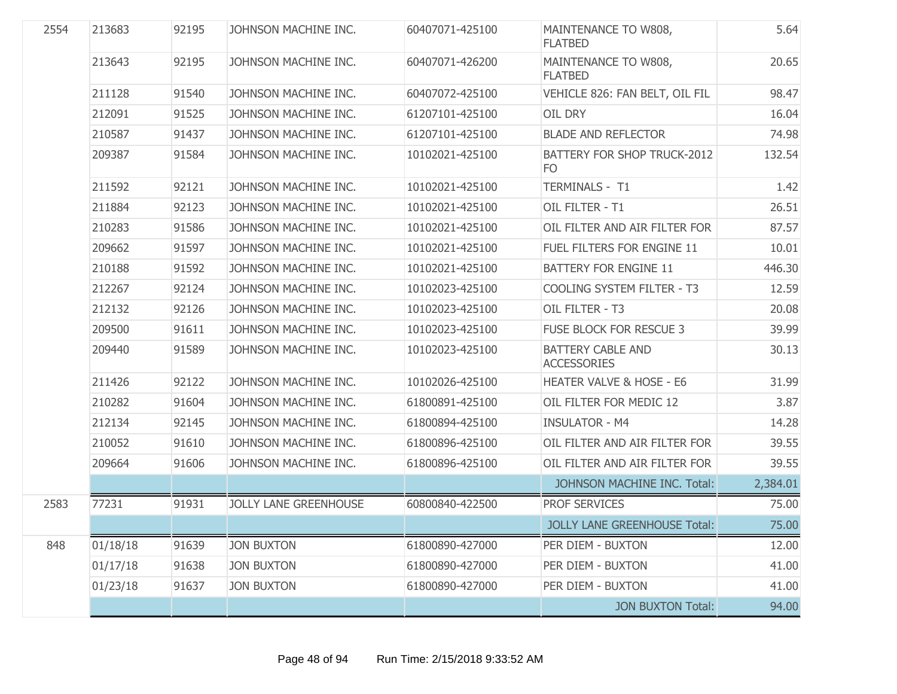| | | | | | | |
|---|---|---|---|---|---|---|
| 2554 | 213683 | 92195 | JOHNSON MACHINE INC. | 60407071-425100 | MAINTENANCE TO W808, FLATBED | 5.64 |
| | 213643 | 92195 | JOHNSON MACHINE INC. | 60407071-426200 | MAINTENANCE TO W808, FLATBED | 20.65 |
| | 211128 | 91540 | JOHNSON MACHINE INC. | 60407072-425100 | VEHICLE 826: FAN BELT, OIL FIL | 98.47 |
| | 212091 | 91525 | JOHNSON MACHINE INC. | 61207101-425100 | OIL DRY | 16.04 |
| | 210587 | 91437 | JOHNSON MACHINE INC. | 61207101-425100 | BLADE AND REFLECTOR | 74.98 |
| | 209387 | 91584 | JOHNSON MACHINE INC. | 10102021-425100 | BATTERY FOR SHOP TRUCK-2012 FO | 132.54 |
| | 211592 | 92121 | JOHNSON MACHINE INC. | 10102021-425100 | TERMINALS - T1 | 1.42 |
| | 211884 | 92123 | JOHNSON MACHINE INC. | 10102021-425100 | OIL FILTER - T1 | 26.51 |
| | 210283 | 91586 | JOHNSON MACHINE INC. | 10102021-425100 | OIL FILTER AND AIR FILTER FOR | 87.57 |
| | 209662 | 91597 | JOHNSON MACHINE INC. | 10102021-425100 | FUEL FILTERS FOR ENGINE 11 | 10.01 |
| | 210188 | 91592 | JOHNSON MACHINE INC. | 10102021-425100 | BATTERY FOR ENGINE 11 | 446.30 |
| | 212267 | 92124 | JOHNSON MACHINE INC. | 10102023-425100 | COOLING SYSTEM FILTER - T3 | 12.59 |
| | 212132 | 92126 | JOHNSON MACHINE INC. | 10102023-425100 | OIL FILTER - T3 | 20.08 |
| | 209500 | 91611 | JOHNSON MACHINE INC. | 10102023-425100 | FUSE BLOCK FOR RESCUE 3 | 39.99 |
| | 209440 | 91589 | JOHNSON MACHINE INC. | 10102023-425100 | BATTERY CABLE AND ACCESSORIES | 30.13 |
| | 211426 | 92122 | JOHNSON MACHINE INC. | 10102026-425100 | HEATER VALVE & HOSE - E6 | 31.99 |
| | 210282 | 91604 | JOHNSON MACHINE INC. | 61800891-425100 | OIL FILTER FOR MEDIC 12 | 3.87 |
| | 212134 | 92145 | JOHNSON MACHINE INC. | 61800894-425100 | INSULATOR - M4 | 14.28 |
| | 210052 | 91610 | JOHNSON MACHINE INC. | 61800896-425100 | OIL FILTER AND AIR FILTER FOR | 39.55 |
| | 209664 | 91606 | JOHNSON MACHINE INC. | 61800896-425100 | OIL FILTER AND AIR FILTER FOR | 39.55 |
| | | | | | JOHNSON MACHINE INC. Total: | 2,384.01 |
| 2583 | 77231 | 91931 | JOLLY LANE GREENHOUSE | 60800840-422500 | PROF SERVICES | 75.00 |
| | | | | | JOLLY LANE GREENHOUSE Total: | 75.00 |
| 848 | 01/18/18 | 91639 | JON BUXTON | 61800890-427000 | PER DIEM - BUXTON | 12.00 |
| | 01/17/18 | 91638 | JON BUXTON | 61800890-427000 | PER DIEM - BUXTON | 41.00 |
| | 01/23/18 | 91637 | JON BUXTON | 61800890-427000 | PER DIEM - BUXTON | 41.00 |
| | | | | | JON BUXTON Total: | 94.00 |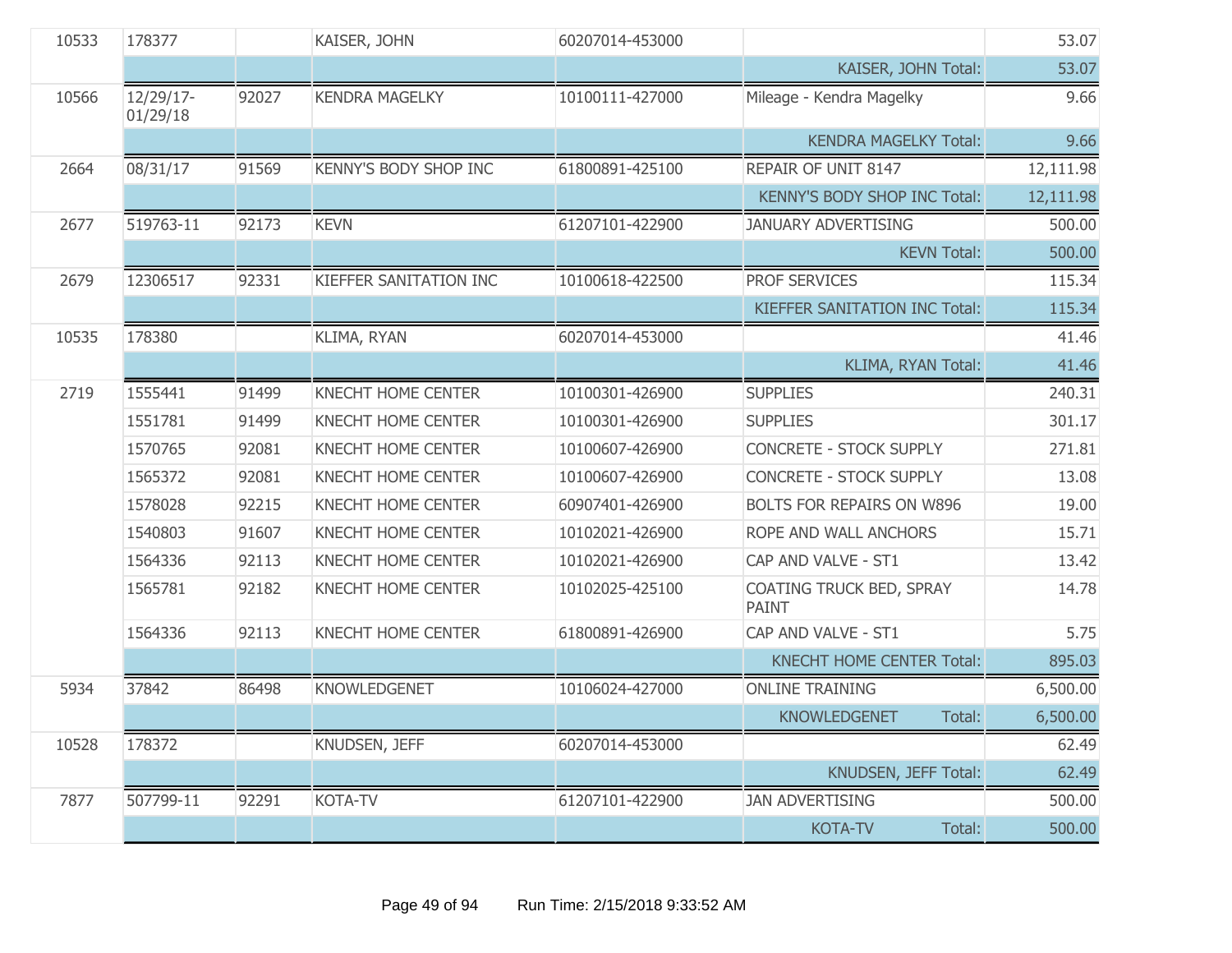| | | | | | | |
|---|---|---|---|---|---|---|
| 10533 | 178377 | | KAISER, JOHN | 60207014-453000 | | 53.07 |
| | | | | | KAISER, JOHN Total: | 53.07 |
| 10566 | 12/29/17-01/29/18 | 92027 | KENDRA MAGELKY | 10100111-427000 | Mileage - Kendra Magelky | 9.66 |
| | | | | | KENDRA MAGELKY Total: | 9.66 |
| 2664 | 08/31/17 | 91569 | KENNY'S BODY SHOP INC | 61800891-425100 | REPAIR OF UNIT 8147 | 12,111.98 |
| | | | | | KENNY'S BODY SHOP INC Total: | 12,111.98 |
| 2677 | 519763-11 | 92173 | KEVN | 61207101-422900 | JANUARY ADVERTISING | 500.00 |
| | | | | | KEVN Total: | 500.00 |
| 2679 | 12306517 | 92331 | KIEFFER SANITATION INC | 10100618-422500 | PROF SERVICES | 115.34 |
| | | | | | KIEFFER SANITATION INC Total: | 115.34 |
| 10535 | 178380 | | KLIMA, RYAN | 60207014-453000 | | 41.46 |
| | | | | | KLIMA, RYAN Total: | 41.46 |
| 2719 | 1555441 | 91499 | KNECHT HOME CENTER | 10100301-426900 | SUPPLIES | 240.31 |
| | 1551781 | 91499 | KNECHT HOME CENTER | 10100301-426900 | SUPPLIES | 301.17 |
| | 1570765 | 92081 | KNECHT HOME CENTER | 10100607-426900 | CONCRETE - STOCK SUPPLY | 271.81 |
| | 1565372 | 92081 | KNECHT HOME CENTER | 10100607-426900 | CONCRETE - STOCK SUPPLY | 13.08 |
| | 1578028 | 92215 | KNECHT HOME CENTER | 60907401-426900 | BOLTS FOR REPAIRS ON W896 | 19.00 |
| | 1540803 | 91607 | KNECHT HOME CENTER | 10102021-426900 | ROPE AND WALL ANCHORS | 15.71 |
| | 1564336 | 92113 | KNECHT HOME CENTER | 10102021-426900 | CAP AND VALVE - ST1 | 13.42 |
| | 1565781 | 92182 | KNECHT HOME CENTER | 10102025-425100 | COATING TRUCK BED, SPRAY PAINT | 14.78 |
| | 1564336 | 92113 | KNECHT HOME CENTER | 61800891-426900 | CAP AND VALVE - ST1 | 5.75 |
| | | | | | KNECHT HOME CENTER Total: | 895.03 |
| 5934 | 37842 | 86498 | KNOWLEDGENET | 10106024-427000 | ONLINE TRAINING | 6,500.00 |
| | | | | | KNOWLEDGENET Total: | 6,500.00 |
| 10528 | 178372 | | KNUDSEN, JEFF | 60207014-453000 | | 62.49 |
| | | | | | KNUDSEN, JEFF Total: | 62.49 |
| 7877 | 507799-11 | 92291 | KOTA-TV | 61207101-422900 | JAN ADVERTISING | 500.00 |
| | | | | | KOTA-TV Total: | 500.00 |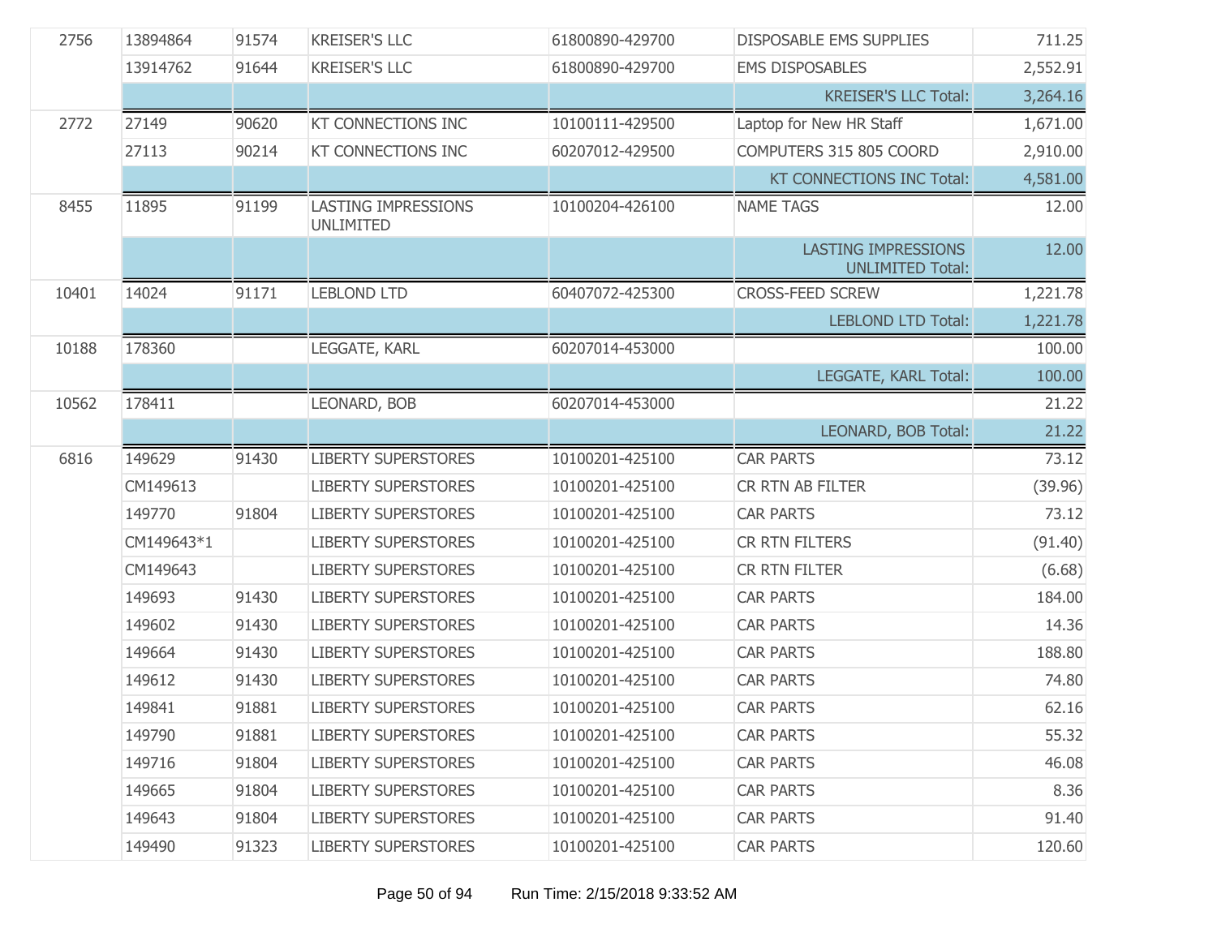| | | | | | | |
|---|---|---|---|---|---|---|
| 2756 | 13894864 | 91574 | KREISER'S LLC | 61800890-429700 | DISPOSABLE EMS SUPPLIES | 711.25 |
| | 13914762 | 91644 | KREISER'S LLC | 61800890-429700 | EMS DISPOSABLES | 2,552.91 |
| | | | | | KREISER'S LLC Total: | 3,264.16 |
| 2772 | 27149 | 90620 | KT CONNECTIONS INC | 10100111-429500 | Laptop for New HR Staff | 1,671.00 |
| | 27113 | 90214 | KT CONNECTIONS INC | 60207012-429500 | COMPUTERS 315 805 COORD | 2,910.00 |
| | | | | | KT CONNECTIONS INC Total: | 4,581.00 |
| 8455 | 11895 | 91199 | LASTING IMPRESSIONS UNLIMITED | 10100204-426100 | NAME TAGS | 12.00 |
| | | | | | LASTING IMPRESSIONS UNLIMITED Total: | 12.00 |
| 10401 | 14024 | 91171 | LEBLOND LTD | 60407072-425300 | CROSS-FEED SCREW | 1,221.78 |
| | | | | | LEBLOND LTD Total: | 1,221.78 |
| 10188 | 178360 | | LEGGATE, KARL | 60207014-453000 | | 100.00 |
| | | | | | LEGGATE, KARL Total: | 100.00 |
| 10562 | 178411 | | LEONARD, BOB | 60207014-453000 | | 21.22 |
| | | | | | LEONARD, BOB Total: | 21.22 |
| 6816 | 149629 | 91430 | LIBERTY SUPERSTORES | 10100201-425100 | CAR PARTS | 73.12 |
| | CM149613 | | LIBERTY SUPERSTORES | 10100201-425100 | CR RTN AB FILTER | (39.96) |
| | 149770 | 91804 | LIBERTY SUPERSTORES | 10100201-425100 | CAR PARTS | 73.12 |
| | CM149643*1 | | LIBERTY SUPERSTORES | 10100201-425100 | CR RTN FILTERS | (91.40) |
| | CM149643 | | LIBERTY SUPERSTORES | 10100201-425100 | CR RTN FILTER | (6.68) |
| | 149693 | 91430 | LIBERTY SUPERSTORES | 10100201-425100 | CAR PARTS | 184.00 |
| | 149602 | 91430 | LIBERTY SUPERSTORES | 10100201-425100 | CAR PARTS | 14.36 |
| | 149664 | 91430 | LIBERTY SUPERSTORES | 10100201-425100 | CAR PARTS | 188.80 |
| | 149612 | 91430 | LIBERTY SUPERSTORES | 10100201-425100 | CAR PARTS | 74.80 |
| | 149841 | 91881 | LIBERTY SUPERSTORES | 10100201-425100 | CAR PARTS | 62.16 |
| | 149790 | 91881 | LIBERTY SUPERSTORES | 10100201-425100 | CAR PARTS | 55.32 |
| | 149716 | 91804 | LIBERTY SUPERSTORES | 10100201-425100 | CAR PARTS | 46.08 |
| | 149665 | 91804 | LIBERTY SUPERSTORES | 10100201-425100 | CAR PARTS | 8.36 |
| | 149643 | 91804 | LIBERTY SUPERSTORES | 10100201-425100 | CAR PARTS | 91.40 |
| | 149490 | 91323 | LIBERTY SUPERSTORES | 10100201-425100 | CAR PARTS | 120.60 |

Run Time: 2/15/2018 9:33:52 AM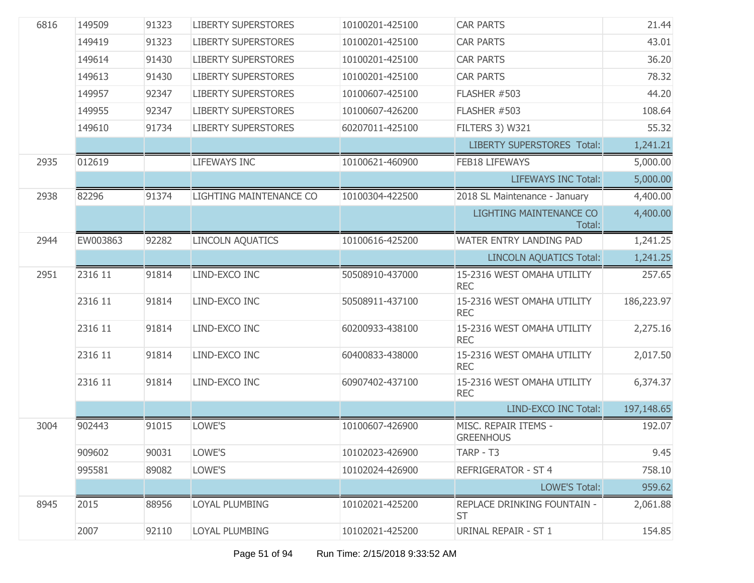| | | | | | | |
|---|---|---|---|---|---|---|
| 6816 | 149509 | 91323 | LIBERTY SUPERSTORES | 10100201-425100 | CAR PARTS | 21.44 |
| | 149419 | 91323 | LIBERTY SUPERSTORES | 10100201-425100 | CAR PARTS | 43.01 |
| | 149614 | 91430 | LIBERTY SUPERSTORES | 10100201-425100 | CAR PARTS | 36.20 |
| | 149613 | 91430 | LIBERTY SUPERSTORES | 10100201-425100 | CAR PARTS | 78.32 |
| | 149957 | 92347 | LIBERTY SUPERSTORES | 10100607-425100 | FLASHER #503 | 44.20 |
| | 149955 | 92347 | LIBERTY SUPERSTORES | 10100607-426200 | FLASHER #503 | 108.64 |
| | 149610 | 91734 | LIBERTY SUPERSTORES | 60207011-425100 | FILTERS 3) W321 | 55.32 |
| | | | | | LIBERTY SUPERSTORES Total: | 1,241.21 |
| 2935 | 012619 | | LIFEWAYS INC | 10100621-460900 | FEB18 LIFEWAYS | 5,000.00 |
| | | | | | LIFEWAYS INC Total: | 5,000.00 |
| 2938 | 82296 | 91374 | LIGHTING MAINTENANCE CO | 10100304-422500 | 2018 SL Maintenance - January | 4,400.00 |
| | | | | | LIGHTING MAINTENANCE CO Total: | 4,400.00 |
| 2944 | EW003863 | 92282 | LINCOLN AQUATICS | 10100616-425200 | WATER ENTRY LANDING PAD | 1,241.25 |
| | | | | | LINCOLN AQUATICS Total: | 1,241.25 |
| 2951 | 2316 11 | 91814 | LIND-EXCO INC | 50508910-437000 | 15-2316 WEST OMAHA UTILITY REC | 257.65 |
| | 2316 11 | 91814 | LIND-EXCO INC | 50508911-437100 | 15-2316 WEST OMAHA UTILITY REC | 186,223.97 |
| | 2316 11 | 91814 | LIND-EXCO INC | 60200933-438100 | 15-2316 WEST OMAHA UTILITY REC | 2,275.16 |
| | 2316 11 | 91814 | LIND-EXCO INC | 60400833-438000 | 15-2316 WEST OMAHA UTILITY REC | 2,017.50 |
| | 2316 11 | 91814 | LIND-EXCO INC | 60907402-437100 | 15-2316 WEST OMAHA UTILITY REC | 6,374.37 |
| | | | | | LIND-EXCO INC Total: | 197,148.65 |
| 3004 | 902443 | 91015 | LOWE'S | 10100607-426900 | MISC. REPAIR ITEMS - GREENHOUS | 192.07 |
| | 909602 | 90031 | LOWE'S | 10102023-426900 | TARP - T3 | 9.45 |
| | 995581 | 89082 | LOWE'S | 10102024-426900 | REFRIGERATOR - ST 4 | 758.10 |
| | | | | | LOWE'S Total: | 959.62 |
| 8945 | 2015 | 88956 | LOYAL PLUMBING | 10102021-425200 | REPLACE DRINKING FOUNTAIN - ST | 2,061.88 |
| | 2007 | 92110 | LOYAL PLUMBING | 10102021-425200 | URINAL REPAIR - ST 1 | 154.85 |

Run Time: 2/15/2018 9:33:52 AM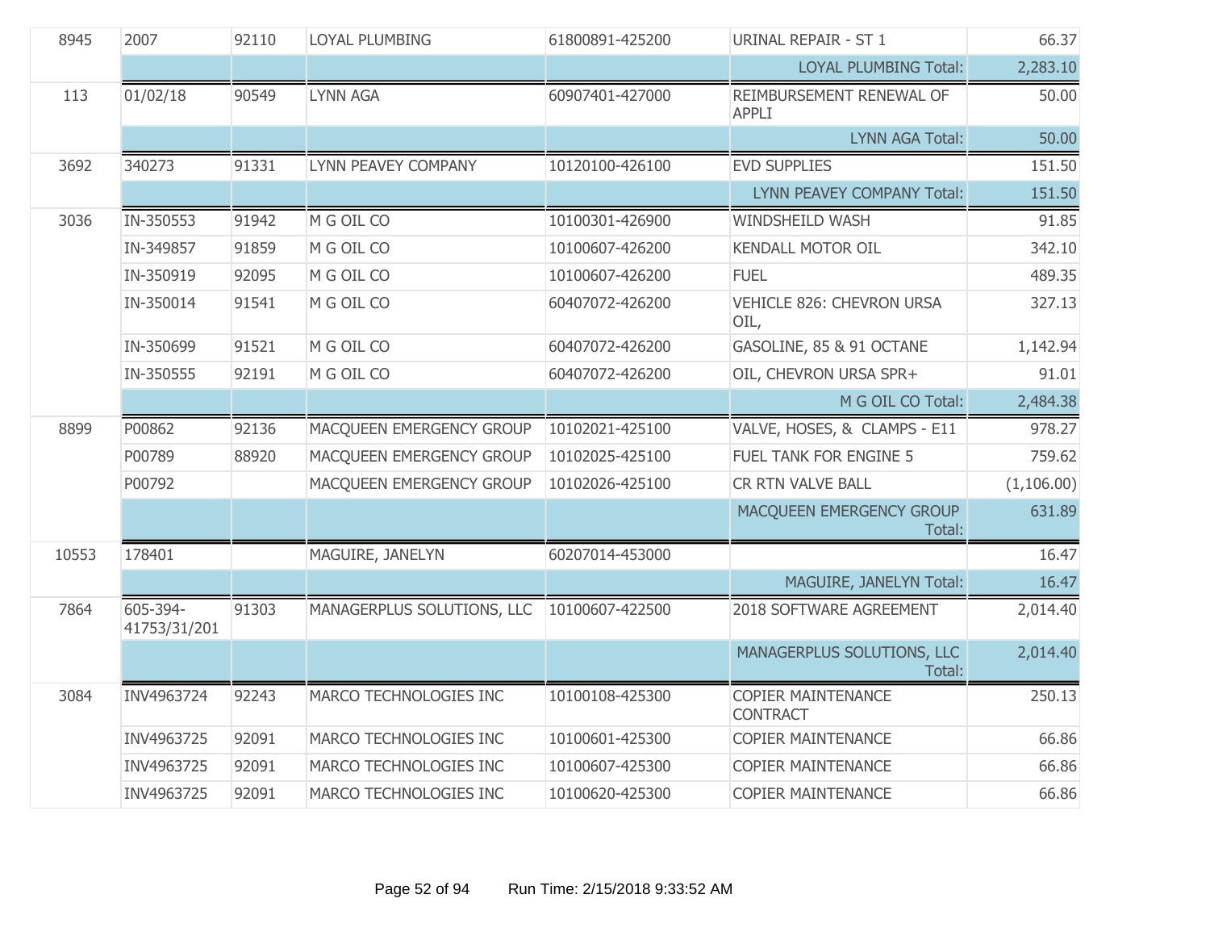| | | | | | | |
|---|---|---|---|---|---|---|
| 8945 | 2007 | 92110 | LOYAL PLUMBING | 61800891-425200 | URINAL REPAIR - ST 1 | 66.37 |
| | | | | | LOYAL PLUMBING Total: | 2,283.10 |
| 113 | 01/02/18 | 90549 | LYNN AGA | 60907401-427000 | REIMBURSEMENT RENEWAL OF APPLI | 50.00 |
| | | | | | LYNN AGA Total: | 50.00 |
| 3692 | 340273 | 91331 | LYNN PEAVEY COMPANY | 10120100-426100 | EVD SUPPLIES | 151.50 |
| | | | | | LYNN PEAVEY COMPANY Total: | 151.50 |
| 3036 | IN-350553 | 91942 | M G OIL CO | 10100301-426900 | WINDSHEILD WASH | 91.85 |
| | IN-349857 | 91859 | M G OIL CO | 10100607-426200 | KENDALL MOTOR OIL | 342.10 |
| | IN-350919 | 92095 | M G OIL CO | 10100607-426200 | FUEL | 489.35 |
| | IN-350014 | 91541 | M G OIL CO | 60407072-426200 | VEHICLE 826: CHEVRON URSA OIL, | 327.13 |
| | IN-350699 | 91521 | M G OIL CO | 60407072-426200 | GASOLINE, 85 & 91 OCTANE | 1,142.94 |
| | IN-350555 | 92191 | M G OIL CO | 60407072-426200 | OIL, CHEVRON URSA SPR+ | 91.01 |
| | | | | | M G OIL CO Total: | 2,484.38 |
| 8899 | P00862 | 92136 | MACQUEEN EMERGENCY GROUP | 10102021-425100 | VALVE, HOSES, & CLAMPS - E11 | 978.27 |
| | P00789 | 88920 | MACQUEEN EMERGENCY GROUP | 10102025-425100 | FUEL TANK FOR ENGINE 5 | 759.62 |
| | P00792 | | MACQUEEN EMERGENCY GROUP | 10102026-425100 | CR RTN VALVE BALL | (1,106.00) |
| | | | | | MACQUEEN EMERGENCY GROUP Total: | 631.89 |
| 10553 | 178401 | | MAGUIRE, JANELYN | 60207014-453000 | | 16.47 |
| | | | | | MAGUIRE, JANELYN Total: | 16.47 |
| 7864 | 605-394-41753/31/201 | 91303 | MANAGERPLUS SOLUTIONS, LLC | 10100607-422500 | 2018 SOFTWARE AGREEMENT | 2,014.40 |
| | | | | | MANAGERPLUS SOLUTIONS, LLC Total: | 2,014.40 |
| 3084 | INV4963724 | 92243 | MARCO TECHNOLOGIES INC | 10100108-425300 | COPIER MAINTENANCE CONTRACT | 250.13 |
| | INV4963725 | 92091 | MARCO TECHNOLOGIES INC | 10100601-425300 | COPIER MAINTENANCE | 66.86 |
| | INV4963725 | 92091 | MARCO TECHNOLOGIES INC | 10100607-425300 | COPIER MAINTENANCE | 66.86 |
| | INV4963725 | 92091 | MARCO TECHNOLOGIES INC | 10100620-425300 | COPIER MAINTENANCE | 66.86 |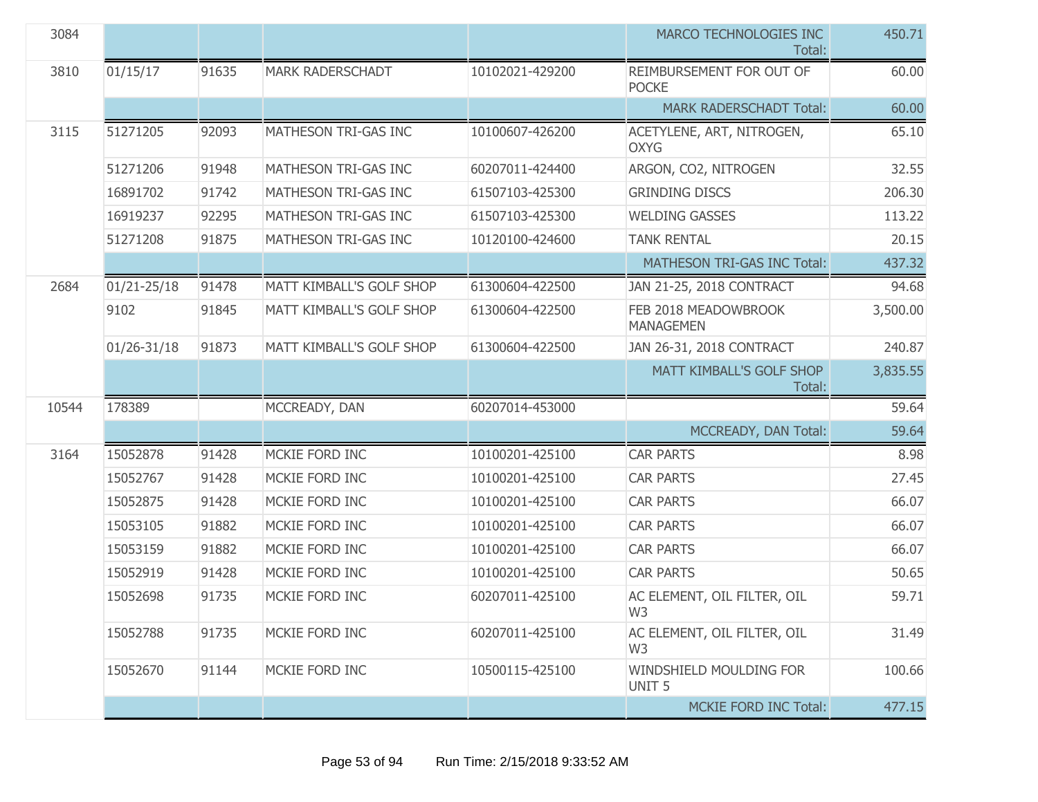| | | | | | | |
|---|---|---|---|---|---|---|
| 3084 | | | | | MARCO TECHNOLOGIES INC Total: | 450.71 |
| 3810 | 01/15/17 | 91635 | MARK RADERSCHADT | 10102021-429200 | REIMBURSEMENT FOR OUT OF POCKE | 60.00 |
| | | | | | MARK RADERSCHADT Total: | 60.00 |
| 3115 | 51271205 | 92093 | MATHESON TRI-GAS INC | 10100607-426200 | ACETYLENE, ART, NITROGEN, OXYG | 65.10 |
| | 51271206 | 91948 | MATHESON TRI-GAS INC | 60207011-424400 | ARGON, CO2, NITROGEN | 32.55 |
| | 16891702 | 91742 | MATHESON TRI-GAS INC | 61507103-425300 | GRINDING DISCS | 206.30 |
| | 16919237 | 92295 | MATHESON TRI-GAS INC | 61507103-425300 | WELDING GASSES | 113.22 |
| | 51271208 | 91875 | MATHESON TRI-GAS INC | 10120100-424600 | TANK RENTAL | 20.15 |
| | | | | | MATHESON TRI-GAS INC Total: | 437.32 |
| 2684 | 01/21-25/18 | 91478 | MATT KIMBALL'S GOLF SHOP | 61300604-422500 | JAN 21-25, 2018 CONTRACT | 94.68 |
| | 9102 | 91845 | MATT KIMBALL'S GOLF SHOP | 61300604-422500 | FEB 2018 MEADOWBROOK MANAGEMEN | 3,500.00 |
| | 01/26-31/18 | 91873 | MATT KIMBALL'S GOLF SHOP | 61300604-422500 | JAN 26-31, 2018 CONTRACT | 240.87 |
| | | | | | MATT KIMBALL'S GOLF SHOP Total: | 3,835.55 |
| 10544 | 178389 | | MCCREADY, DAN | 60207014-453000 | | 59.64 |
| | | | | | MCCREADY, DAN Total: | 59.64 |
| 3164 | 15052878 | 91428 | MCKIE FORD INC | 10100201-425100 | CAR PARTS | 8.98 |
| | 15052767 | 91428 | MCKIE FORD INC | 10100201-425100 | CAR PARTS | 27.45 |
| | 15052875 | 91428 | MCKIE FORD INC | 10100201-425100 | CAR PARTS | 66.07 |
| | 15053105 | 91882 | MCKIE FORD INC | 10100201-425100 | CAR PARTS | 66.07 |
| | 15053159 | 91882 | MCKIE FORD INC | 10100201-425100 | CAR PARTS | 66.07 |
| | 15052919 | 91428 | MCKIE FORD INC | 10100201-425100 | CAR PARTS | 50.65 |
| | 15052698 | 91735 | MCKIE FORD INC | 60207011-425100 | AC ELEMENT, OIL FILTER, OIL W3 | 59.71 |
| | 15052788 | 91735 | MCKIE FORD INC | 60207011-425100 | AC ELEMENT, OIL FILTER, OIL W3 | 31.49 |
| | 15052670 | 91144 | MCKIE FORD INC | 10500115-425100 | WINDSHIELD MOULDING FOR UNIT 5 | 100.66 |
| | | | | | MCKIE FORD INC Total: | 477.15 |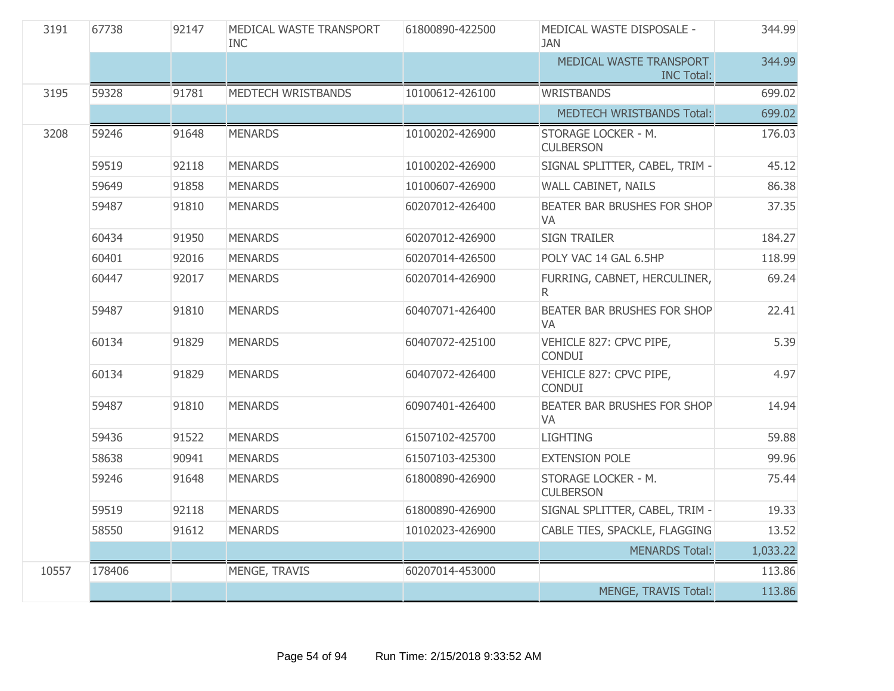| | | | | | | |
|---|---|---|---|---|---|---|
| 3191 | 67738 | 92147 | MEDICAL WASTE TRANSPORT INC | 61800890-422500 | MEDICAL WASTE DISPOSALE - JAN | 344.99 |
| | | | | | MEDICAL WASTE TRANSPORT INC Total: | 344.99 |
| 3195 | 59328 | 91781 | MEDTECH WRISTBANDS | 10100612-426100 | WRISTBANDS | 699.02 |
| | | | | | MEDTECH WRISTBANDS Total: | 699.02 |
| 3208 | 59246 | 91648 | MENARDS | 10100202-426900 | STORAGE LOCKER - M. CULBERSON | 176.03 |
| | 59519 | 92118 | MENARDS | 10100202-426900 | SIGNAL SPLITTER, CABEL, TRIM - | 45.12 |
| | 59649 | 91858 | MENARDS | 10100607-426900 | WALL CABINET, NAILS | 86.38 |
| | 59487 | 91810 | MENARDS | 60207012-426400 | BEATER BAR BRUSHES FOR SHOP VA | 37.35 |
| | 60434 | 91950 | MENARDS | 60207012-426900 | SIGN TRAILER | 184.27 |
| | 60401 | 92016 | MENARDS | 60207014-426500 | POLY VAC 14 GAL 6.5HP | 118.99 |
| | 60447 | 92017 | MENARDS | 60207014-426900 | FURRING, CABNET, HERCULINER, R | 69.24 |
| | 59487 | 91810 | MENARDS | 60407071-426400 | BEATER BAR BRUSHES FOR SHOP VA | 22.41 |
| | 60134 | 91829 | MENARDS | 60407072-425100 | VEHICLE 827: CPVC PIPE, CONDUI | 5.39 |
| | 60134 | 91829 | MENARDS | 60407072-426400 | VEHICLE 827: CPVC PIPE, CONDUI | 4.97 |
| | 59487 | 91810 | MENARDS | 60907401-426400 | BEATER BAR BRUSHES FOR SHOP VA | 14.94 |
| | 59436 | 91522 | MENARDS | 61507102-425700 | LIGHTING | 59.88 |
| | 58638 | 90941 | MENARDS | 61507103-425300 | EXTENSION POLE | 99.96 |
| | 59246 | 91648 | MENARDS | 61800890-426900 | STORAGE LOCKER - M. CULBERSON | 75.44 |
| | 59519 | 92118 | MENARDS | 61800890-426900 | SIGNAL SPLITTER, CABEL, TRIM - | 19.33 |
| | 58550 | 91612 | MENARDS | 10102023-426900 | CABLE TIES, SPACKLE, FLAGGING | 13.52 |
| | | | | | MENARDS Total: | 1,033.22 |
| 10557 | 178406 | | MENGE, TRAVIS | 60207014-453000 | | 113.86 |
| | | | | | MENGE, TRAVIS Total: | 113.86 |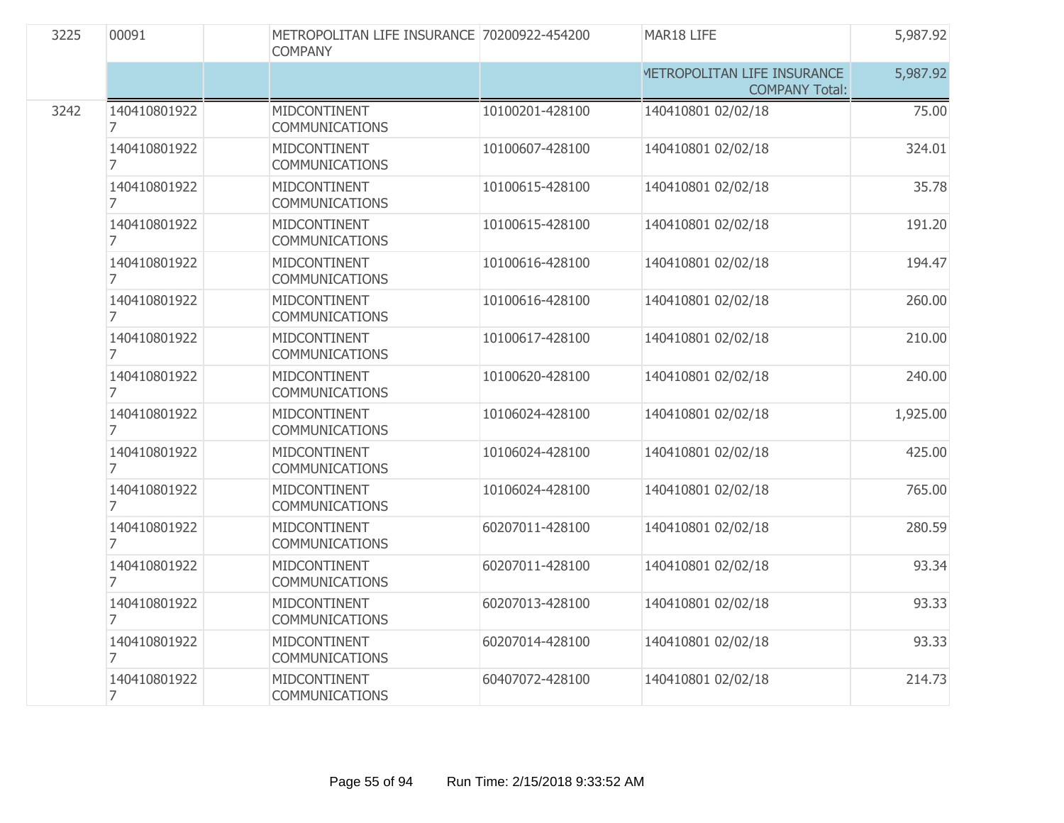| | | | | | | |
|---|---|---|---|---|---|---|
| 3225 | 00091 | | METROPOLITAN LIFE INSURANCE COMPANY | 70200922-454200 | MAR18 LIFE | 5,987.92 |
| | | | | | METROPOLITAN LIFE INSURANCE COMPANY Total: | 5,987.92 |
| 3242 | 1404108019227 | | MIDCONTINENT COMMUNICATIONS | 10100201-428100 | 140410801 02/02/18 | 75.00 |
| | 1404108019227 | | MIDCONTINENT COMMUNICATIONS | 10100607-428100 | 140410801 02/02/18 | 324.01 |
| | 1404108019227 | | MIDCONTINENT COMMUNICATIONS | 10100615-428100 | 140410801 02/02/18 | 35.78 |
| | 1404108019227 | | MIDCONTINENT COMMUNICATIONS | 10100615-428100 | 140410801 02/02/18 | 191.20 |
| | 1404108019227 | | MIDCONTINENT COMMUNICATIONS | 10100616-428100 | 140410801 02/02/18 | 194.47 |
| | 1404108019227 | | MIDCONTINENT COMMUNICATIONS | 10100616-428100 | 140410801 02/02/18 | 260.00 |
| | 1404108019227 | | MIDCONTINENT COMMUNICATIONS | 10100617-428100 | 140410801 02/02/18 | 210.00 |
| | 1404108019227 | | MIDCONTINENT COMMUNICATIONS | 10100620-428100 | 140410801 02/02/18 | 240.00 |
| | 1404108019227 | | MIDCONTINENT COMMUNICATIONS | 10106024-428100 | 140410801 02/02/18 | 1,925.00 |
| | 1404108019227 | | MIDCONTINENT COMMUNICATIONS | 10106024-428100 | 140410801 02/02/18 | 425.00 |
| | 1404108019227 | | MIDCONTINENT COMMUNICATIONS | 10106024-428100 | 140410801 02/02/18 | 765.00 |
| | 1404108019227 | | MIDCONTINENT COMMUNICATIONS | 60207011-428100 | 140410801 02/02/18 | 280.59 |
| | 1404108019227 | | MIDCONTINENT COMMUNICATIONS | 60207011-428100 | 140410801 02/02/18 | 93.34 |
| | 1404108019227 | | MIDCONTINENT COMMUNICATIONS | 60207013-428100 | 140410801 02/02/18 | 93.33 |
| | 1404108019227 | | MIDCONTINENT COMMUNICATIONS | 60207014-428100 | 140410801 02/02/18 | 93.33 |
| | 1404108019227 | | MIDCONTINENT COMMUNICATIONS | 60407072-428100 | 140410801 02/02/18 | 214.73 |

Run Time: 2/15/2018 9:33:52 AM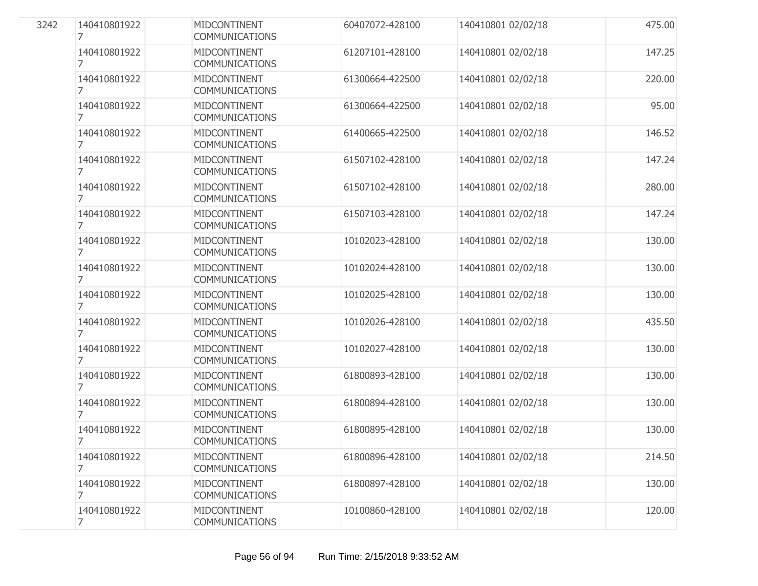| | | | | | | |
|---|---|---|---|---|---|---|
| 3242 | 1404108019227 | | MIDCONTINENT COMMUNICATIONS | 60407072-428100 | 140410801 02/02/18 | 475.00 |
| | 1404108019227 | | MIDCONTINENT COMMUNICATIONS | 61207101-428100 | 140410801 02/02/18 | 147.25 |
| | 1404108019227 | | MIDCONTINENT COMMUNICATIONS | 61300664-422500 | 140410801 02/02/18 | 220.00 |
| | 1404108019227 | | MIDCONTINENT COMMUNICATIONS | 61300664-422500 | 140410801 02/02/18 | 95.00 |
| | 1404108019227 | | MIDCONTINENT COMMUNICATIONS | 61400665-422500 | 140410801 02/02/18 | 146.52 |
| | 1404108019227 | | MIDCONTINENT COMMUNICATIONS | 61507102-428100 | 140410801 02/02/18 | 147.24 |
| | 1404108019227 | | MIDCONTINENT COMMUNICATIONS | 61507102-428100 | 140410801 02/02/18 | 280.00 |
| | 1404108019227 | | MIDCONTINENT COMMUNICATIONS | 61507103-428100 | 140410801 02/02/18 | 147.24 |
| | 1404108019227 | | MIDCONTINENT COMMUNICATIONS | 10102023-428100 | 140410801 02/02/18 | 130.00 |
| | 1404108019227 | | MIDCONTINENT COMMUNICATIONS | 10102024-428100 | 140410801 02/02/18 | 130.00 |
| | 1404108019227 | | MIDCONTINENT COMMUNICATIONS | 10102025-428100 | 140410801 02/02/18 | 130.00 |
| | 1404108019227 | | MIDCONTINENT COMMUNICATIONS | 10102026-428100 | 140410801 02/02/18 | 435.50 |
| | 1404108019227 | | MIDCONTINENT COMMUNICATIONS | 10102027-428100 | 140410801 02/02/18 | 130.00 |
| | 1404108019227 | | MIDCONTINENT COMMUNICATIONS | 61800893-428100 | 140410801 02/02/18 | 130.00 |
| | 1404108019227 | | MIDCONTINENT COMMUNICATIONS | 61800894-428100 | 140410801 02/02/18 | 130.00 |
| | 1404108019227 | | MIDCONTINENT COMMUNICATIONS | 61800895-428100 | 140410801 02/02/18 | 130.00 |
| | 1404108019227 | | MIDCONTINENT COMMUNICATIONS | 61800896-428100 | 140410801 02/02/18 | 214.50 |
| | 1404108019227 | | MIDCONTINENT COMMUNICATIONS | 61800897-428100 | 140410801 02/02/18 | 130.00 |
| | 1404108019227 | | MIDCONTINENT COMMUNICATIONS | 10100860-428100 | 140410801 02/02/18 | 120.00 |

Run Time: 2/15/2018 9:33:52 AM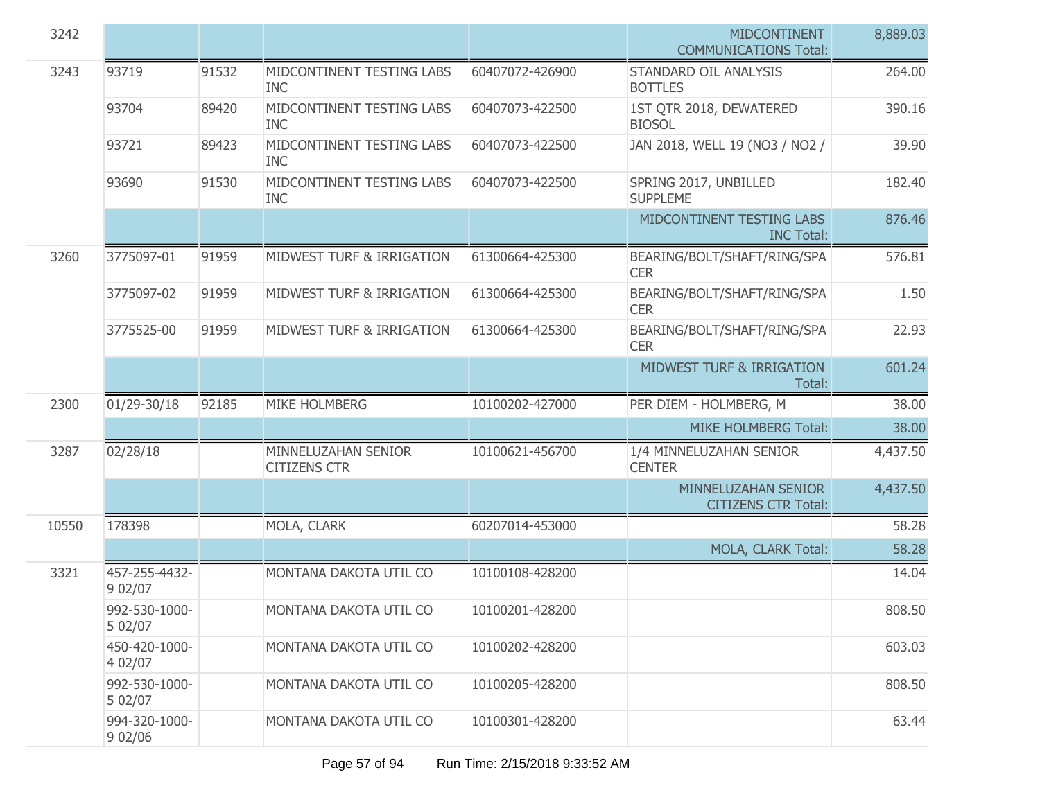| | | | | | | |
|---|---|---|---|---|---|---|
| 3242 | | | | | MIDCONTINENT COMMUNICATIONS Total: | 8,889.03 |
| 3243 | 93719 | 91532 | MIDCONTINENT TESTING LABS INC | 60407072-426900 | STANDARD OIL ANALYSIS BOTTLES | 264.00 |
| | 93704 | 89420 | MIDCONTINENT TESTING LABS INC | 60407073-422500 | 1ST QTR 2018, DEWATERED BIOSOL | 390.16 |
| | 93721 | 89423 | MIDCONTINENT TESTING LABS INC | 60407073-422500 | JAN 2018, WELL 19 (NO3 / NO2 / | 39.90 |
| | 93690 | 91530 | MIDCONTINENT TESTING LABS INC | 60407073-422500 | SPRING 2017, UNBILLED SUPPLEME | 182.40 |
| | | | | | MIDCONTINENT TESTING LABS INC Total: | 876.46 |
| 3260 | 3775097-01 | 91959 | MIDWEST TURF & IRRIGATION | 61300664-425300 | BEARING/BOLT/SHAFT/RING/SPACER | 576.81 |
| | 3775097-02 | 91959 | MIDWEST TURF & IRRIGATION | 61300664-425300 | BEARING/BOLT/SHAFT/RING/SPACER | 1.50 |
| | 3775525-00 | 91959 | MIDWEST TURF & IRRIGATION | 61300664-425300 | BEARING/BOLT/SHAFT/RING/SPACER | 22.93 |
| | | | | | MIDWEST TURF & IRRIGATION Total: | 601.24 |
| 2300 | 01/29-30/18 | 92185 | MIKE HOLMBERG | 10100202-427000 | PER DIEM - HOLMBERG, M | 38.00 |
| | | | | | MIKE HOLMBERG Total: | 38.00 |
| 3287 | 02/28/18 | | MINNELUZAHAN SENIOR CITIZENS CTR | 10100621-456700 | 1/4 MINNELUZAHAN SENIOR CENTER | 4,437.50 |
| | | | | | MINNELUZAHAN SENIOR CITIZENS CTR Total: | 4,437.50 |
| 10550 | 178398 | | MOLA, CLARK | 60207014-453000 | | 58.28 |
| | | | | | MOLA, CLARK Total: | 58.28 |
| 3321 | 457-255-4432-9 02/07 | | MONTANA DAKOTA UTIL CO | 10100108-428200 | | 14.04 |
| | 992-530-1000-5 02/07 | | MONTANA DAKOTA UTIL CO | 10100201-428200 | | 808.50 |
| | 450-420-1000-4 02/07 | | MONTANA DAKOTA UTIL CO | 10100202-428200 | | 603.03 |
| | 992-530-1000-5 02/07 | | MONTANA DAKOTA UTIL CO | 10100205-428200 | | 808.50 |
| | 994-320-1000-9 02/06 | | MONTANA DAKOTA UTIL CO | 10100301-428200 | | 63.44 |

Run Time: 2/15/2018 9:33:52 AM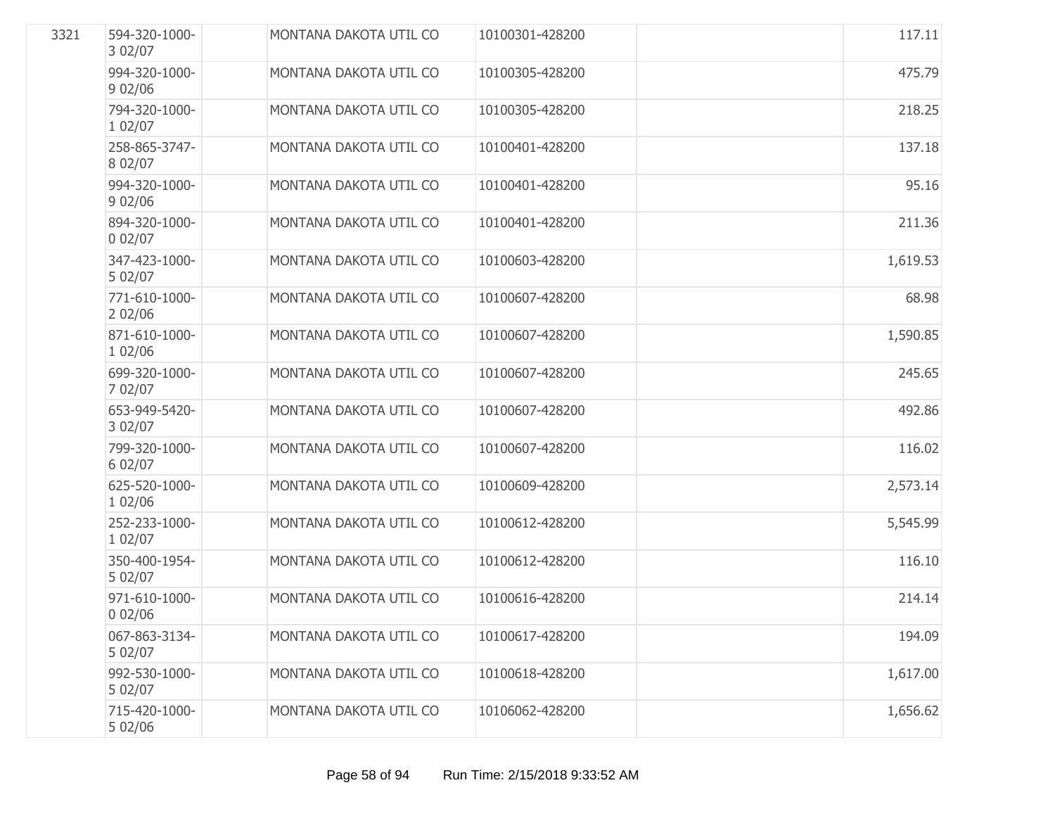| | | | | | | |
|---|---|---|---|---|---|---|
| 3321 | 594-320-1000-3 02/07 | | MONTANA DAKOTA UTIL CO | 10100301-428200 | | 117.11 |
| | 994-320-1000-9 02/06 | | MONTANA DAKOTA UTIL CO | 10100305-428200 | | 475.79 |
| | 794-320-1000-1 02/07 | | MONTANA DAKOTA UTIL CO | 10100305-428200 | | 218.25 |
| | 258-865-3747-8 02/07 | | MONTANA DAKOTA UTIL CO | 10100401-428200 | | 137.18 |
| | 994-320-1000-9 02/06 | | MONTANA DAKOTA UTIL CO | 10100401-428200 | | 95.16 |
| | 894-320-1000-0 02/07 | | MONTANA DAKOTA UTIL CO | 10100401-428200 | | 211.36 |
| | 347-423-1000-5 02/07 | | MONTANA DAKOTA UTIL CO | 10100603-428200 | | 1,619.53 |
| | 771-610-1000-2 02/06 | | MONTANA DAKOTA UTIL CO | 10100607-428200 | | 68.98 |
| | 871-610-1000-1 02/06 | | MONTANA DAKOTA UTIL CO | 10100607-428200 | | 1,590.85 |
| | 699-320-1000-7 02/07 | | MONTANA DAKOTA UTIL CO | 10100607-428200 | | 245.65 |
| | 653-949-5420-3 02/07 | | MONTANA DAKOTA UTIL CO | 10100607-428200 | | 492.86 |
| | 799-320-1000-6 02/07 | | MONTANA DAKOTA UTIL CO | 10100607-428200 | | 116.02 |
| | 625-520-1000-1 02/06 | | MONTANA DAKOTA UTIL CO | 10100609-428200 | | 2,573.14 |
| | 252-233-1000-1 02/07 | | MONTANA DAKOTA UTIL CO | 10100612-428200 | | 5,545.99 |
| | 350-400-1954-5 02/07 | | MONTANA DAKOTA UTIL CO | 10100612-428200 | | 116.10 |
| | 971-610-1000-0 02/06 | | MONTANA DAKOTA UTIL CO | 10100616-428200 | | 214.14 |
| | 067-863-3134-5 02/07 | | MONTANA DAKOTA UTIL CO | 10100617-428200 | | 194.09 |
| | 992-530-1000-5 02/07 | | MONTANA DAKOTA UTIL CO | 10100618-428200 | | 1,617.00 |
| | 715-420-1000-5 02/06 | | MONTANA DAKOTA UTIL CO | 10106062-428200 | | 1,656.62 |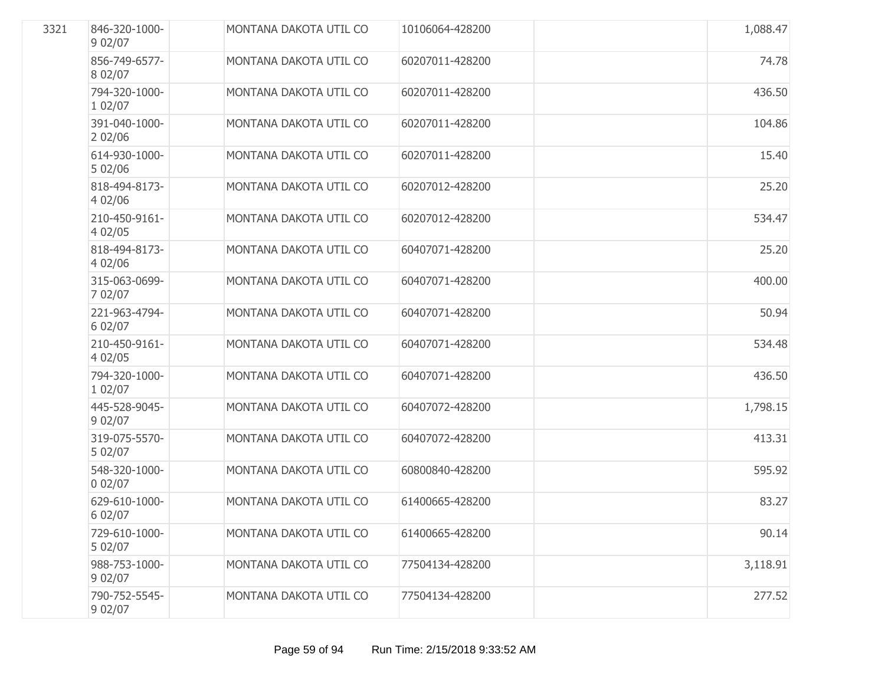| | | | | | | |
|---|---|---|---|---|---|---|
| 3321 | 846-320-1000-9 02/07 | | MONTANA DAKOTA UTIL CO | 10106064-428200 | | 1,088.47 |
| | 856-749-6577-8 02/07 | | MONTANA DAKOTA UTIL CO | 60207011-428200 | | 74.78 |
| | 794-320-1000-1 02/07 | | MONTANA DAKOTA UTIL CO | 60207011-428200 | | 436.50 |
| | 391-040-1000-2 02/06 | | MONTANA DAKOTA UTIL CO | 60207011-428200 | | 104.86 |
| | 614-930-1000-5 02/06 | | MONTANA DAKOTA UTIL CO | 60207011-428200 | | 15.40 |
| | 818-494-8173-4 02/06 | | MONTANA DAKOTA UTIL CO | 60207012-428200 | | 25.20 |
| | 210-450-9161-4 02/05 | | MONTANA DAKOTA UTIL CO | 60207012-428200 | | 534.47 |
| | 818-494-8173-4 02/06 | | MONTANA DAKOTA UTIL CO | 60407071-428200 | | 25.20 |
| | 315-063-0699-7 02/07 | | MONTANA DAKOTA UTIL CO | 60407071-428200 | | 400.00 |
| | 221-963-4794-6 02/07 | | MONTANA DAKOTA UTIL CO | 60407071-428200 | | 50.94 |
| | 210-450-9161-4 02/05 | | MONTANA DAKOTA UTIL CO | 60407071-428200 | | 534.48 |
| | 794-320-1000-1 02/07 | | MONTANA DAKOTA UTIL CO | 60407071-428200 | | 436.50 |
| | 445-528-9045-9 02/07 | | MONTANA DAKOTA UTIL CO | 60407072-428200 | | 1,798.15 |
| | 319-075-5570-5 02/07 | | MONTANA DAKOTA UTIL CO | 60407072-428200 | | 413.31 |
| | 548-320-1000-0 02/07 | | MONTANA DAKOTA UTIL CO | 60800840-428200 | | 595.92 |
| | 629-610-1000-6 02/07 | | MONTANA DAKOTA UTIL CO | 61400665-428200 | | 83.27 |
| | 729-610-1000-5 02/07 | | MONTANA DAKOTA UTIL CO | 61400665-428200 | | 90.14 |
| | 988-753-1000-9 02/07 | | MONTANA DAKOTA UTIL CO | 77504134-428200 | | 3,118.91 |
| | 790-752-5545-9 02/07 | | MONTANA DAKOTA UTIL CO | 77504134-428200 | | 277.52 |

Run Time: 2/15/2018 9:33:52 AM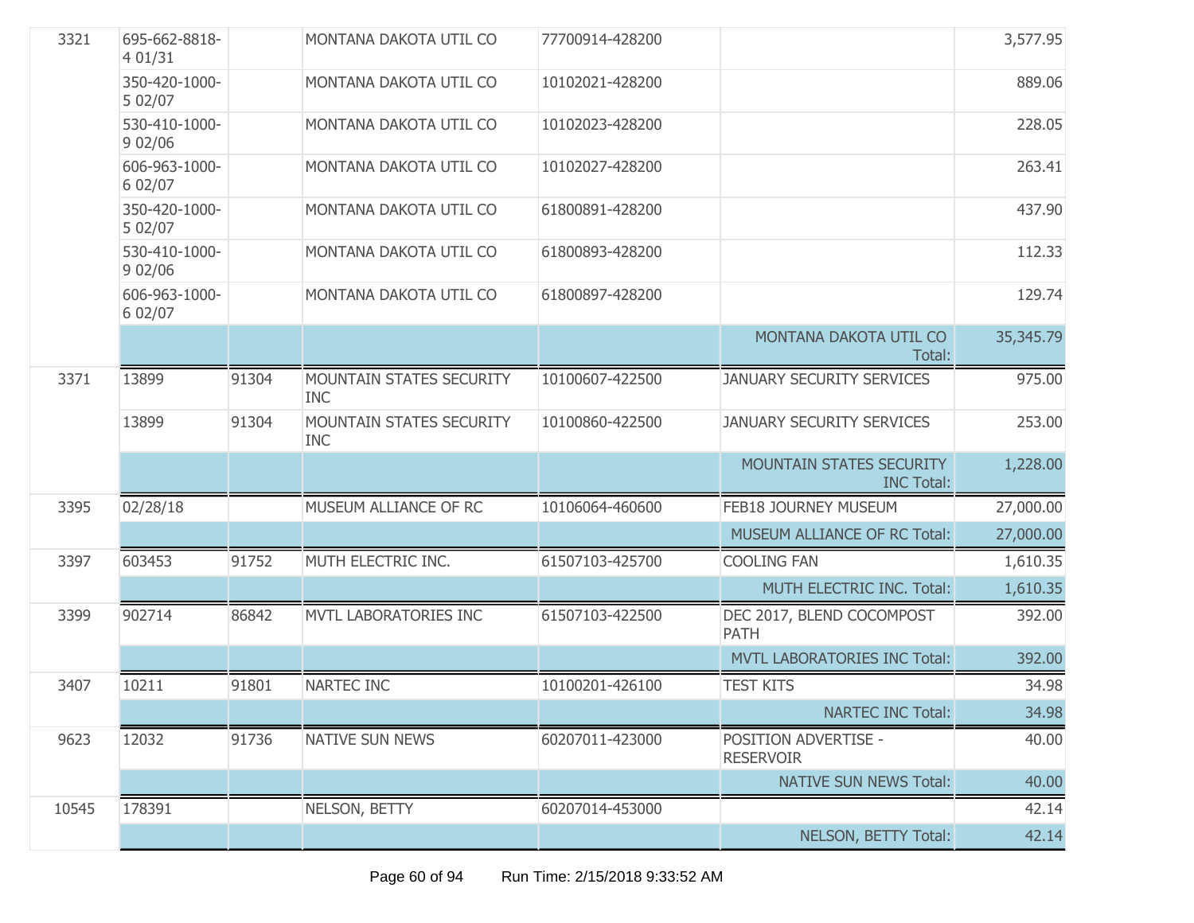| | | | | | | |
|---|---|---|---|---|---|---|
| 3321 | 695-662-8818-4 01/31 | | MONTANA DAKOTA UTIL CO | 77700914-428200 | | 3,577.95 |
| | 350-420-1000-5 02/07 | | MONTANA DAKOTA UTIL CO | 10102021-428200 | | 889.06 |
| | 530-410-1000-9 02/06 | | MONTANA DAKOTA UTIL CO | 10102023-428200 | | 228.05 |
| | 606-963-1000-6 02/07 | | MONTANA DAKOTA UTIL CO | 10102027-428200 | | 263.41 |
| | 350-420-1000-5 02/07 | | MONTANA DAKOTA UTIL CO | 61800891-428200 | | 437.90 |
| | 530-410-1000-9 02/06 | | MONTANA DAKOTA UTIL CO | 61800893-428200 | | 112.33 |
| | 606-963-1000-6 02/07 | | MONTANA DAKOTA UTIL CO | 61800897-428200 | | 129.74 |
| | | | | | MONTANA DAKOTA UTIL CO Total: | 35,345.79 |
| 3371 | 13899 | 91304 | MOUNTAIN STATES SECURITY INC | 10100607-422500 | JANUARY SECURITY SERVICES | 975.00 |
| | 13899 | 91304 | MOUNTAIN STATES SECURITY INC | 10100860-422500 | JANUARY SECURITY SERVICES | 253.00 |
| | | | | | MOUNTAIN STATES SECURITY INC Total: | 1,228.00 |
| 3395 | 02/28/18 | | MUSEUM ALLIANCE OF RC | 10106064-460600 | FEB18 JOURNEY MUSEUM | 27,000.00 |
| | | | | | MUSEUM ALLIANCE OF RC Total: | 27,000.00 |
| 3397 | 603453 | 91752 | MUTH ELECTRIC INC. | 61507103-425700 | COOLING FAN | 1,610.35 |
| | | | | | MUTH ELECTRIC INC. Total: | 1,610.35 |
| 3399 | 902714 | 86842 | MVTL LABORATORIES INC | 61507103-422500 | DEC 2017, BLEND COCOMPOST PATH | 392.00 |
| | | | | | MVTL LABORATORIES INC Total: | 392.00 |
| 3407 | 10211 | 91801 | NARTEC INC | 10100201-426100 | TEST KITS | 34.98 |
| | | | | | NARTEC INC Total: | 34.98 |
| 9623 | 12032 | 91736 | NATIVE SUN NEWS | 60207011-423000 | POSITION ADVERTISE - RESERVOIR | 40.00 |
| | | | | | NATIVE SUN NEWS Total: | 40.00 |
| 10545 | 178391 | | NELSON, BETTY | 60207014-453000 | | 42.14 |
| | | | | | NELSON, BETTY Total: | 42.14 |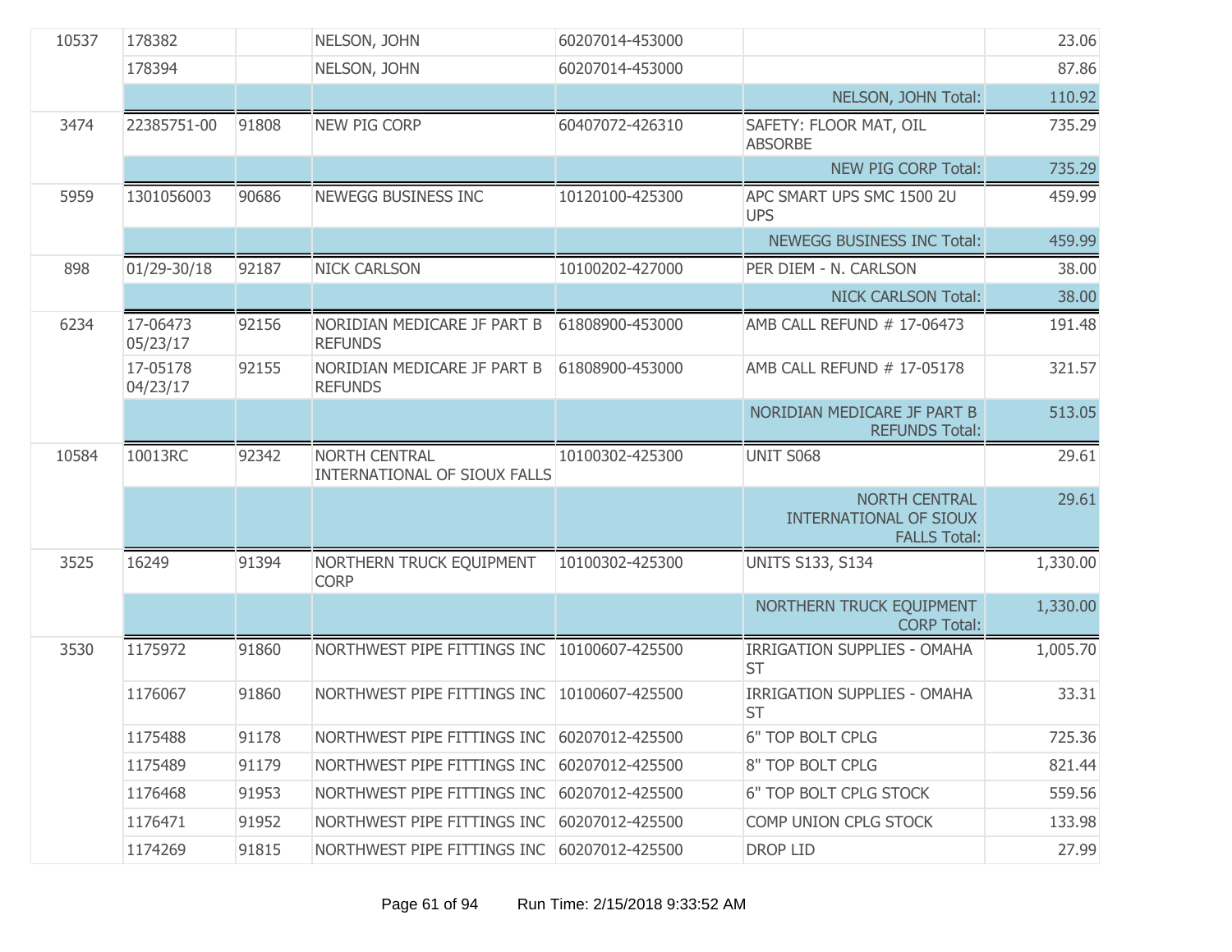| | | | | | | |
|---|---|---|---|---|---|---|
| 10537 | 178382 | | NELSON, JOHN | 60207014-453000 | | 23.06 |
| | 178394 | | NELSON, JOHN | 60207014-453000 | | 87.86 |
| | | | | | NELSON, JOHN Total: | 110.92 |
| 3474 | 22385751-00 | 91808 | NEW PIG CORP | 60407072-426310 | SAFETY: FLOOR MAT, OIL ABSORBE | 735.29 |
| | | | | | NEW PIG CORP Total: | 735.29 |
| 5959 | 1301056003 | 90686 | NEWEGG BUSINESS INC | 10120100-425300 | APC SMART UPS SMC 1500 2U UPS | 459.99 |
| | | | | | NEWEGG BUSINESS INC Total: | 459.99 |
| 898 | 01/29-30/18 | 92187 | NICK CARLSON | 10100202-427000 | PER DIEM - N. CARLSON | 38.00 |
| | | | | | NICK CARLSON Total: | 38.00 |
| 6234 | 17-06473 05/23/17 | 92156 | NORIDIAN MEDICARE JF PART B REFUNDS | 61808900-453000 | AMB CALL REFUND # 17-06473 | 191.48 |
| | 17-05178 04/23/17 | 92155 | NORIDIAN MEDICARE JF PART B REFUNDS | 61808900-453000 | AMB CALL REFUND # 17-05178 | 321.57 |
| | | | | | NORIDIAN MEDICARE JF PART B REFUNDS Total: | 513.05 |
| 10584 | 10013RC | 92342 | NORTH CENTRAL INTERNATIONAL OF SIOUX FALLS | 10100302-425300 | UNIT S068 | 29.61 |
| | | | | | NORTH CENTRAL INTERNATIONAL OF SIOUX FALLS Total: | 29.61 |
| 3525 | 16249 | 91394 | NORTHERN TRUCK EQUIPMENT CORP | 10100302-425300 | UNITS S133, S134 | 1,330.00 |
| | | | | | NORTHERN TRUCK EQUIPMENT CORP Total: | 1,330.00 |
| 3530 | 1175972 | 91860 | NORTHWEST PIPE FITTINGS INC | 10100607-425500 | IRRIGATION SUPPLIES - OMAHA ST | 1,005.70 |
| | 1176067 | 91860 | NORTHWEST PIPE FITTINGS INC | 10100607-425500 | IRRIGATION SUPPLIES - OMAHA ST | 33.31 |
| | 1175488 | 91178 | NORTHWEST PIPE FITTINGS INC | 60207012-425500 | 6" TOP BOLT CPLG | 725.36 |
| | 1175489 | 91179 | NORTHWEST PIPE FITTINGS INC | 60207012-425500 | 8" TOP BOLT CPLG | 821.44 |
| | 1176468 | 91953 | NORTHWEST PIPE FITTINGS INC | 60207012-425500 | 6" TOP BOLT CPLG STOCK | 559.56 |
| | 1176471 | 91952 | NORTHWEST PIPE FITTINGS INC | 60207012-425500 | COMP UNION CPLG STOCK | 133.98 |
| | 1174269 | 91815 | NORTHWEST PIPE FITTINGS INC | 60207012-425500 | DROP LID | 27.99 |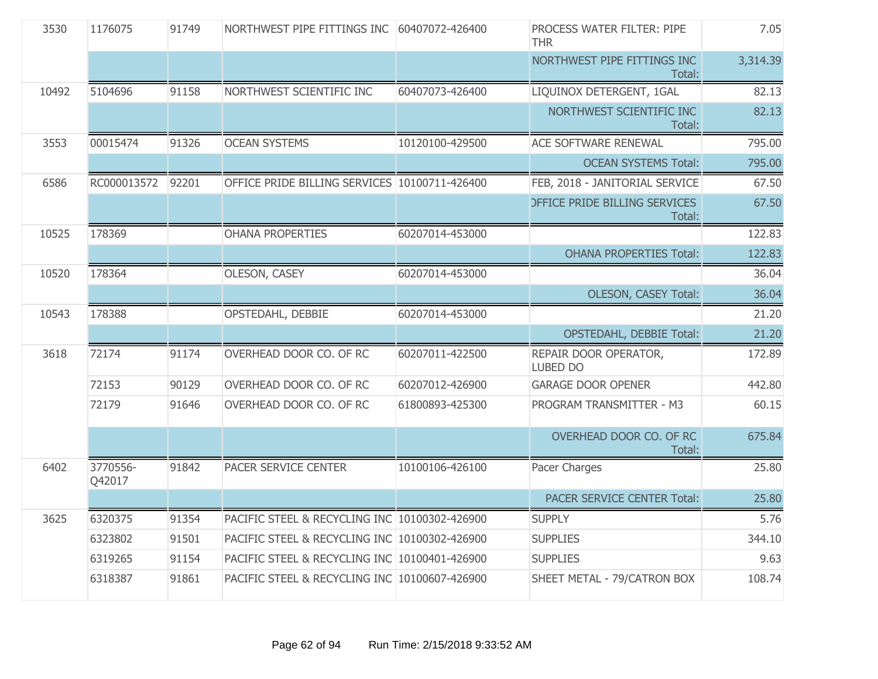| | | | | | | |
|---|---|---|---|---|---|---|
| 3530 | 1176075 | 91749 | NORTHWEST PIPE FITTINGS INC | 60407072-426400 | PROCESS WATER FILTER: PIPE THR | 7.05 |
| | | | | | NORTHWEST PIPE FITTINGS INC Total: | 3,314.39 |
| 10492 | 5104696 | 91158 | NORTHWEST SCIENTIFIC INC | 60407073-426400 | LIQUINOX DETERGENT, 1GAL | 82.13 |
| | | | | | NORTHWEST SCIENTIFIC INC Total: | 82.13 |
| 3553 | 00015474 | 91326 | OCEAN SYSTEMS | 10120100-429500 | ACE SOFTWARE RENEWAL | 795.00 |
| | | | | | OCEAN SYSTEMS Total: | 795.00 |
| 6586 | RC000013572 | 92201 | OFFICE PRIDE BILLING SERVICES | 10100711-426400 | FEB, 2018 - JANITORIAL SERVICE | 67.50 |
| | | | | | OFFICE PRIDE BILLING SERVICES Total: | 67.50 |
| 10525 | 178369 | | OHANA PROPERTIES | 60207014-453000 | | 122.83 |
| | | | | | OHANA PROPERTIES Total: | 122.83 |
| 10520 | 178364 | | OLESON, CASEY | 60207014-453000 | | 36.04 |
| | | | | | OLESON, CASEY Total: | 36.04 |
| 10543 | 178388 | | OPSTEDAHL, DEBBIE | 60207014-453000 | | 21.20 |
| | | | | | OPSTEDAHL, DEBBIE Total: | 21.20 |
| 3618 | 72174 | 91174 | OVERHEAD DOOR CO. OF RC | 60207011-422500 | REPAIR DOOR OPERATOR, LUBED DO | 172.89 |
| | 72153 | 90129 | OVERHEAD DOOR CO. OF RC | 60207012-426900 | GARAGE DOOR OPENER | 442.80 |
| | 72179 | 91646 | OVERHEAD DOOR CO. OF RC | 61800893-425300 | PROGRAM TRANSMITTER - M3 | 60.15 |
| | | | | | OVERHEAD DOOR CO. OF RC Total: | 675.84 |
| 6402 | 3770556-Q42017 | 91842 | PACER SERVICE CENTER | 10100106-426100 | Pacer Charges | 25.80 |
| | | | | | PACER SERVICE CENTER Total: | 25.80 |
| 3625 | 6320375 | 91354 | PACIFIC STEEL & RECYCLING INC | 10100302-426900 | SUPPLY | 5.76 |
| | 6323802 | 91501 | PACIFIC STEEL & RECYCLING INC | 10100302-426900 | SUPPLIES | 344.10 |
| | 6319265 | 91154 | PACIFIC STEEL & RECYCLING INC | 10100401-426900 | SUPPLIES | 9.63 |
| | 6318387 | 91861 | PACIFIC STEEL & RECYCLING INC | 10100607-426900 | SHEET METAL - 79/CATRON BOX | 108.74 |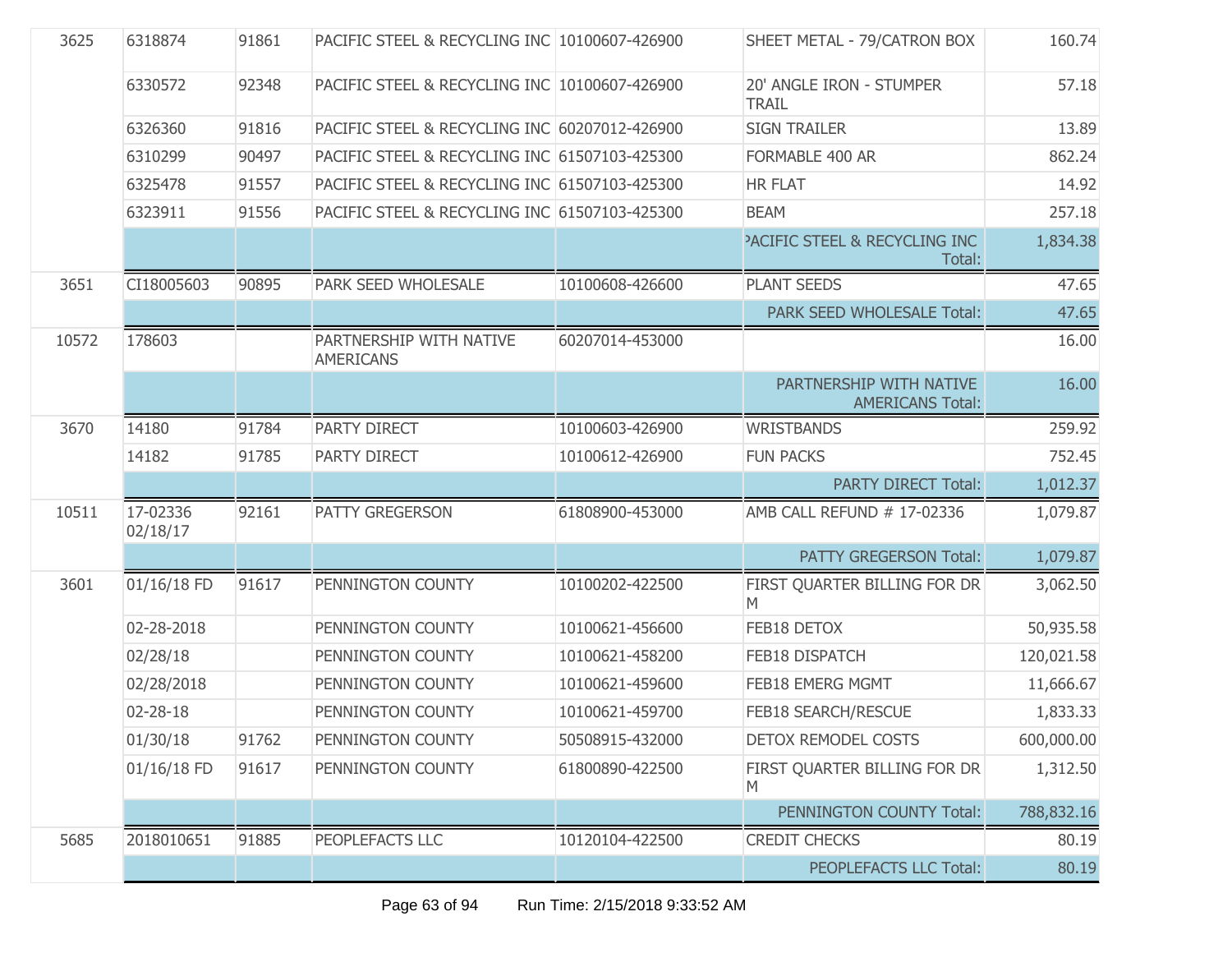| | | | | | | |
|---|---|---|---|---|---|---|
| 3625 | 6318874 | 91861 | PACIFIC STEEL & RECYCLING INC | 10100607-426900 | SHEET METAL - 79/CATRON BOX | 160.74 |
| | 6330572 | 92348 | PACIFIC STEEL & RECYCLING INC | 10100607-426900 | 20' ANGLE IRON - STUMPER TRAIL | 57.18 |
| | 6326360 | 91816 | PACIFIC STEEL & RECYCLING INC | 60207012-426900 | SIGN TRAILER | 13.89 |
| | 6310299 | 90497 | PACIFIC STEEL & RECYCLING INC | 61507103-425300 | FORMABLE 400 AR | 862.24 |
| | 6325478 | 91557 | PACIFIC STEEL & RECYCLING INC | 61507103-425300 | HR FLAT | 14.92 |
| | 6323911 | 91556 | PACIFIC STEEL & RECYCLING INC | 61507103-425300 | BEAM | 257.18 |
| | | | | | PACIFIC STEEL & RECYCLING INC Total: | 1,834.38 |
| 3651 | CI18005603 | 90895 | PARK SEED WHOLESALE | 10100608-426600 | PLANT SEEDS | 47.65 |
| | | | | | PARK SEED WHOLESALE Total: | 47.65 |
| 10572 | 178603 | | PARTNERSHIP WITH NATIVE AMERICANS | 60207014-453000 | | 16.00 |
| | | | | | PARTNERSHIP WITH NATIVE AMERICANS Total: | 16.00 |
| 3670 | 14180 | 91784 | PARTY DIRECT | 10100603-426900 | WRISTBANDS | 259.92 |
| | 14182 | 91785 | PARTY DIRECT | 10100612-426900 | FUN PACKS | 752.45 |
| | | | | | PARTY DIRECT Total: | 1,012.37 |
| 10511 | 17-02336 02/18/17 | 92161 | PATTY GREGERSON | 61808900-453000 | AMB CALL REFUND # 17-02336 | 1,079.87 |
| | | | | | PATTY GREGERSON Total: | 1,079.87 |
| 3601 | 01/16/18 FD | 91617 | PENNINGTON COUNTY | 10100202-422500 | FIRST QUARTER BILLING FOR DR M | 3,062.50 |
| | 02-28-2018 | | PENNINGTON COUNTY | 10100621-456600 | FEB18 DETOX | 50,935.58 |
| | 02/28/18 | | PENNINGTON COUNTY | 10100621-458200 | FEB18 DISPATCH | 120,021.58 |
| | 02/28/2018 | | PENNINGTON COUNTY | 10100621-459600 | FEB18 EMERG MGMT | 11,666.67 |
| | 02-28-18 | | PENNINGTON COUNTY | 10100621-459700 | FEB18 SEARCH/RESCUE | 1,833.33 |
| | 01/30/18 | 91762 | PENNINGTON COUNTY | 50508915-432000 | DETOX REMODEL COSTS | 600,000.00 |
| | 01/16/18 FD | 91617 | PENNINGTON COUNTY | 61800890-422500 | FIRST QUARTER BILLING FOR DR M | 1,312.50 |
| | | | | | PENNINGTON COUNTY Total: | 788,832.16 |
| 5685 | 2018010651 | 91885 | PEOPLEFACTS LLC | 10120104-422500 | CREDIT CHECKS | 80.19 |
| | | | | | PEOPLEFACTS LLC Total: | 80.19 |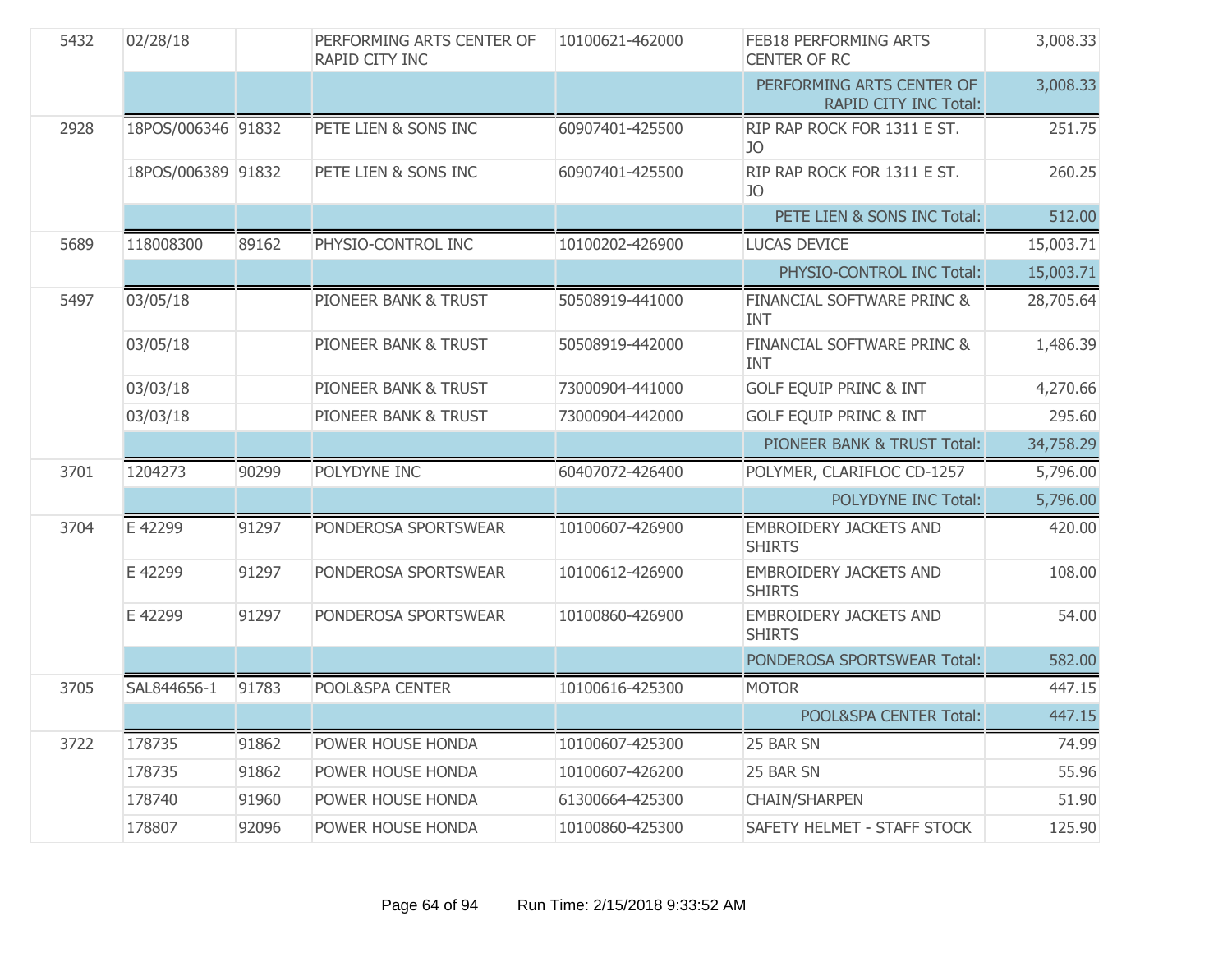| | | | | | | |
|---|---|---|---|---|---|---|
| 5432 | 02/28/18 | | PERFORMING ARTS CENTER OF RAPID CITY INC | 10100621-462000 | FEB18 PERFORMING ARTS CENTER OF RC | 3,008.33 |
| | | | | | PERFORMING ARTS CENTER OF RAPID CITY INC Total: | 3,008.33 |
| 2928 | 18POS/006346 | 91832 | PETE LIEN & SONS INC | 60907401-425500 | RIP RAP ROCK FOR 1311 E ST. JO | 251.75 |
| | 18POS/006389 | 91832 | PETE LIEN & SONS INC | 60907401-425500 | RIP RAP ROCK FOR 1311 E ST. JO | 260.25 |
| | | | | | PETE LIEN & SONS INC Total: | 512.00 |
| 5689 | 118008300 | 89162 | PHYSIO-CONTROL INC | 10100202-426900 | LUCAS DEVICE | 15,003.71 |
| | | | | | PHYSIO-CONTROL INC Total: | 15,003.71 |
| 5497 | 03/05/18 | | PIONEER BANK & TRUST | 50508919-441000 | FINANCIAL SOFTWARE PRINC & INT | 28,705.64 |
| | 03/05/18 | | PIONEER BANK & TRUST | 50508919-442000 | FINANCIAL SOFTWARE PRINC & INT | 1,486.39 |
| | 03/03/18 | | PIONEER BANK & TRUST | 73000904-441000 | GOLF EQUIP PRINC & INT | 4,270.66 |
| | 03/03/18 | | PIONEER BANK & TRUST | 73000904-442000 | GOLF EQUIP PRINC & INT | 295.60 |
| | | | | | PIONEER BANK & TRUST Total: | 34,758.29 |
| 3701 | 1204273 | 90299 | POLYDYNE INC | 60407072-426400 | POLYMER, CLARIFLOC CD-1257 | 5,796.00 |
| | | | | | POLYDYNE INC Total: | 5,796.00 |
| 3704 | E 42299 | 91297 | PONDEROSA SPORTSWEAR | 10100607-426900 | EMBROIDERY JACKETS AND SHIRTS | 420.00 |
| | E 42299 | 91297 | PONDEROSA SPORTSWEAR | 10100612-426900 | EMBROIDERY JACKETS AND SHIRTS | 108.00 |
| | E 42299 | 91297 | PONDEROSA SPORTSWEAR | 10100860-426900 | EMBROIDERY JACKETS AND SHIRTS | 54.00 |
| | | | | | PONDEROSA SPORTSWEAR Total: | 582.00 |
| 3705 | SAL844656-1 | 91783 | POOL&SPA CENTER | 10100616-425300 | MOTOR | 447.15 |
| | | | | | POOL&SPA CENTER Total: | 447.15 |
| 3722 | 178735 | 91862 | POWER HOUSE HONDA | 10100607-425300 | 25 BAR SN | 74.99 |
| | 178735 | 91862 | POWER HOUSE HONDA | 10100607-426200 | 25 BAR SN | 55.96 |
| | 178740 | 91960 | POWER HOUSE HONDA | 61300664-425300 | CHAIN/SHARPEN | 51.90 |
| | 178807 | 92096 | POWER HOUSE HONDA | 10100860-425300 | SAFETY HELMET - STAFF STOCK | 125.90 |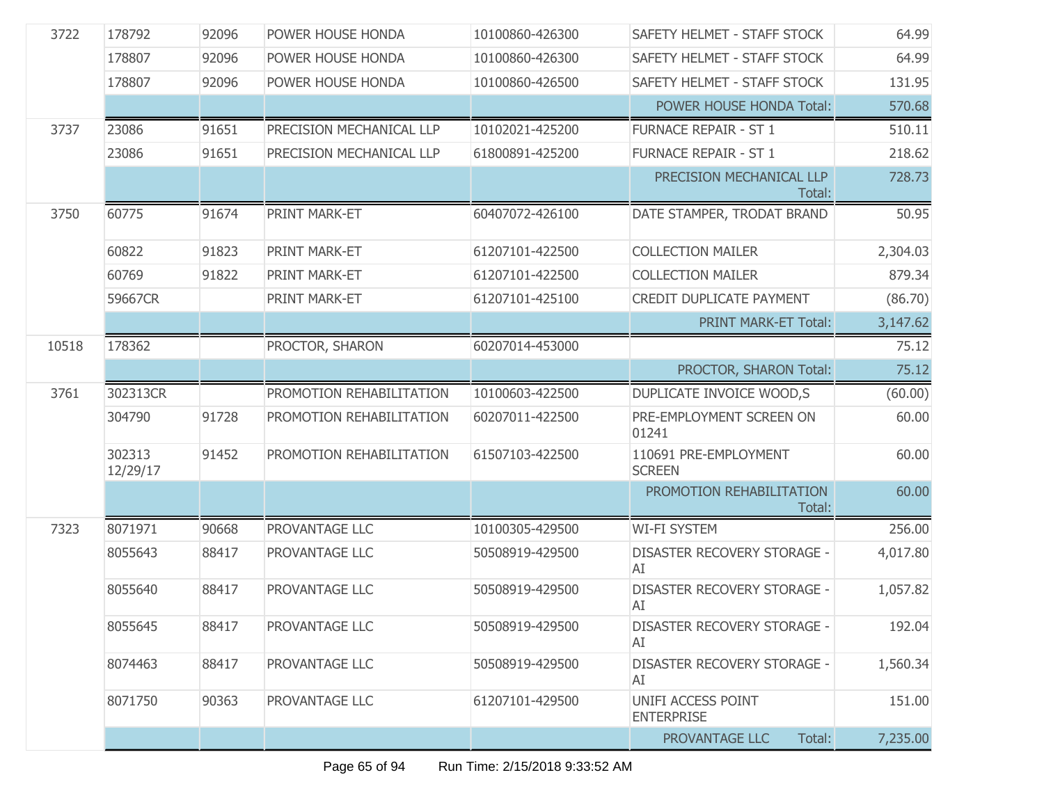| | | | | | | |
|---|---|---|---|---|---|---|
| 3722 | 178792 | 92096 | POWER HOUSE HONDA | 10100860-426300 | SAFETY HELMET - STAFF STOCK | 64.99 |
| | 178807 | 92096 | POWER HOUSE HONDA | 10100860-426300 | SAFETY HELMET - STAFF STOCK | 64.99 |
| | 178807 | 92096 | POWER HOUSE HONDA | 10100860-426500 | SAFETY HELMET - STAFF STOCK | 131.95 |
| | | | | | POWER HOUSE HONDA Total: | 570.68 |
| 3737 | 23086 | 91651 | PRECISION MECHANICAL LLP | 10102021-425200 | FURNACE REPAIR - ST 1 | 510.11 |
| | 23086 | 91651 | PRECISION MECHANICAL LLP | 61800891-425200 | FURNACE REPAIR - ST 1 | 218.62 |
| | | | | | PRECISION MECHANICAL LLP Total: | 728.73 |
| 3750 | 60775 | 91674 | PRINT MARK-ET | 60407072-426100 | DATE STAMPER, TRODAT BRAND | 50.95 |
| | 60822 | 91823 | PRINT MARK-ET | 61207101-422500 | COLLECTION MAILER | 2,304.03 |
| | 60769 | 91822 | PRINT MARK-ET | 61207101-422500 | COLLECTION MAILER | 879.34 |
| | 59667CR | | PRINT MARK-ET | 61207101-425100 | CREDIT DUPLICATE PAYMENT | (86.70) |
| | | | | | PRINT MARK-ET Total: | 3,147.62 |
| 10518 | 178362 | | PROCTOR, SHARON | 60207014-453000 | | 75.12 |
| | | | | | PROCTOR, SHARON Total: | 75.12 |
| 3761 | 302313CR | | PROMOTION REHABILITATION | 10100603-422500 | DUPLICATE INVOICE WOOD,S | (60.00) |
| | 304790 | 91728 | PROMOTION REHABILITATION | 60207011-422500 | PRE-EMPLOYMENT SCREEN ON 01241 | 60.00 |
| | 302313 12/29/17 | 91452 | PROMOTION REHABILITATION | 61507103-422500 | 110691 PRE-EMPLOYMENT SCREEN | 60.00 |
| | | | | | PROMOTION REHABILITATION Total: | 60.00 |
| 7323 | 8071971 | 90668 | PROVANTAGE LLC | 10100305-429500 | WI-FI SYSTEM | 256.00 |
| | 8055643 | 88417 | PROVANTAGE LLC | 50508919-429500 | DISASTER RECOVERY STORAGE - AI | 4,017.80 |
| | 8055640 | 88417 | PROVANTAGE LLC | 50508919-429500 | DISASTER RECOVERY STORAGE - AI | 1,057.82 |
| | 8055645 | 88417 | PROVANTAGE LLC | 50508919-429500 | DISASTER RECOVERY STORAGE - AI | 192.04 |
| | 8074463 | 88417 | PROVANTAGE LLC | 50508919-429500 | DISASTER RECOVERY STORAGE - AI | 1,560.34 |
| | 8071750 | 90363 | PROVANTAGE LLC | 61207101-429500 | UNIFI ACCESS POINT ENTERPRISE | 151.00 |
| | | | | | PROVANTAGE LLC Total: | 7,235.00 |

Run Time: 2/15/2018 9:33:52 AM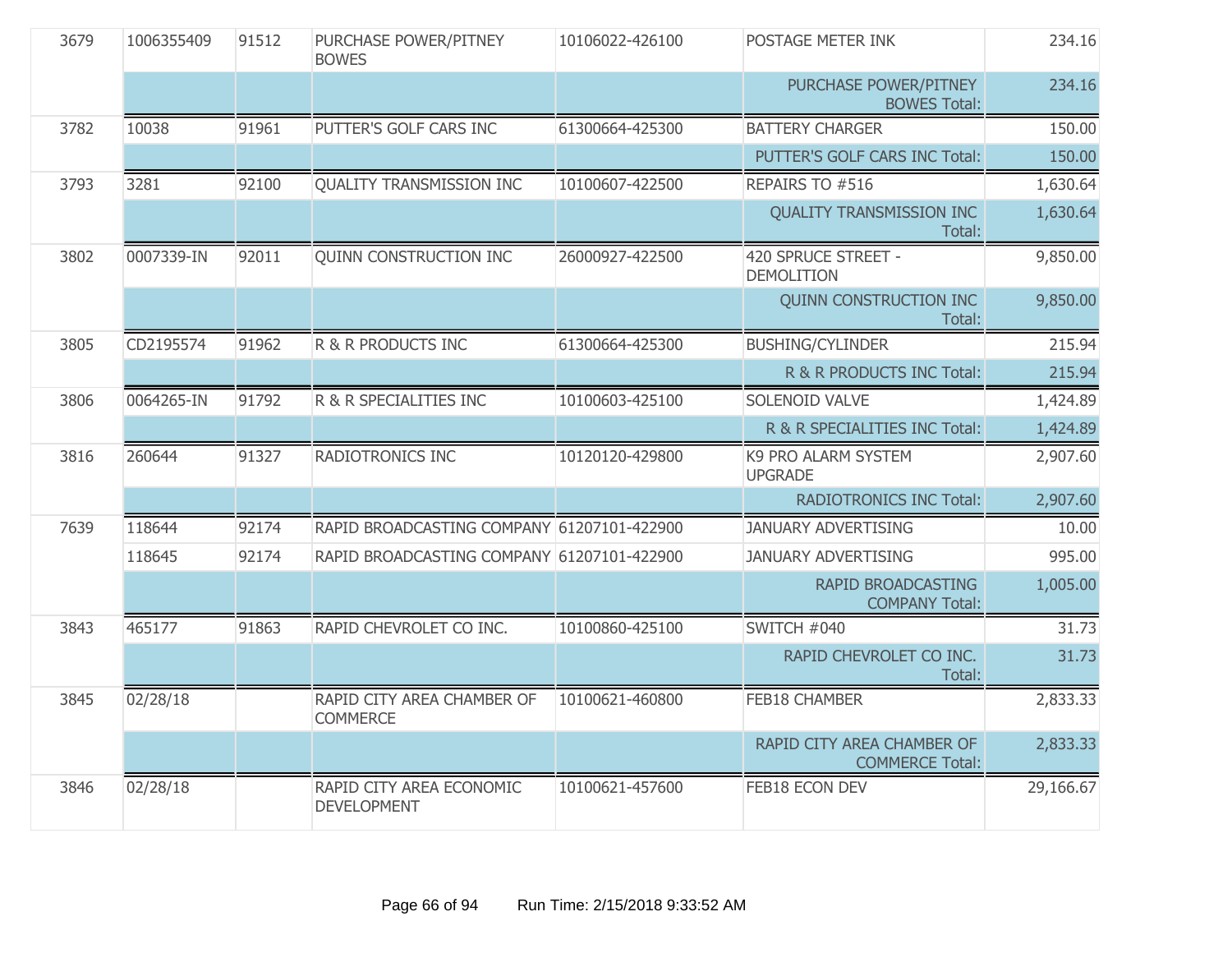| | | | | | | |
|---|---|---|---|---|---|---|
| 3679 | 1006355409 | 91512 | PURCHASE POWER/PITNEY BOWES | 10106022-426100 | POSTAGE METER INK | 234.16 |
| | | | | | PURCHASE POWER/PITNEY BOWES Total: | 234.16 |
| 3782 | 10038 | 91961 | PUTTER'S GOLF CARS INC | 61300664-425300 | BATTERY CHARGER | 150.00 |
| | | | | | PUTTER'S GOLF CARS INC Total: | 150.00 |
| 3793 | 3281 | 92100 | QUALITY TRANSMISSION INC | 10100607-422500 | REPAIRS TO #516 | 1,630.64 |
| | | | | | QUALITY TRANSMISSION INC Total: | 1,630.64 |
| 3802 | 0007339-IN | 92011 | QUINN CONSTRUCTION INC | 26000927-422500 | 420 SPRUCE STREET - DEMOLITION | 9,850.00 |
| | | | | | QUINN CONSTRUCTION INC Total: | 9,850.00 |
| 3805 | CD2195574 | 91962 | R & R PRODUCTS INC | 61300664-425300 | BUSHING/CYLINDER | 215.94 |
| | | | | | R & R PRODUCTS INC Total: | 215.94 |
| 3806 | 0064265-IN | 91792 | R & R SPECIALITIES INC | 10100603-425100 | SOLENOID VALVE | 1,424.89 |
| | | | | | R & R SPECIALITIES INC Total: | 1,424.89 |
| 3816 | 260644 | 91327 | RADIOTRONICS INC | 10120120-429800 | K9 PRO ALARM SYSTEM UPGRADE | 2,907.60 |
| | | | | | RADIOTRONICS INC Total: | 2,907.60 |
| 7639 | 118644 | 92174 | RAPID BROADCASTING COMPANY | 61207101-422900 | JANUARY ADVERTISING | 10.00 |
| | 118645 | 92174 | RAPID BROADCASTING COMPANY | 61207101-422900 | JANUARY ADVERTISING | 995.00 |
| | | | | | RAPID BROADCASTING COMPANY Total: | 1,005.00 |
| 3843 | 465177 | 91863 | RAPID CHEVROLET CO INC. | 10100860-425100 | SWITCH #040 | 31.73 |
| | | | | | RAPID CHEVROLET CO INC. Total: | 31.73 |
| 3845 | 02/28/18 | | RAPID CITY AREA CHAMBER OF COMMERCE | 10100621-460800 | FEB18 CHAMBER | 2,833.33 |
| | | | | | RAPID CITY AREA CHAMBER OF COMMERCE Total: | 2,833.33 |
| 3846 | 02/28/18 | | RAPID CITY AREA ECONOMIC DEVELOPMENT | 10100621-457600 | FEB18 ECON DEV | 29,166.67 |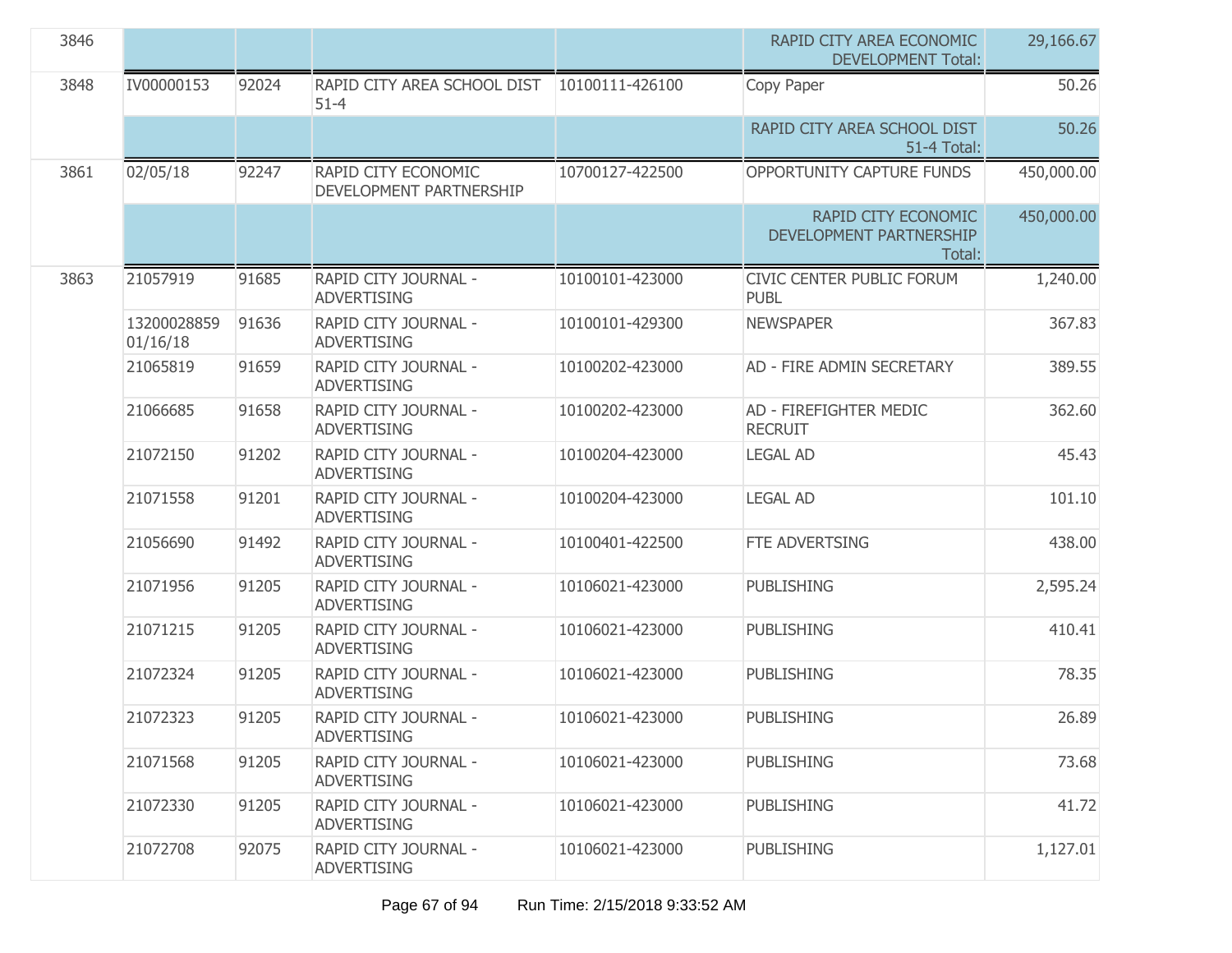| | | | | | | |
|---|---|---|---|---|---|---|
| 3846 | | | | | RAPID CITY AREA ECONOMIC DEVELOPMENT Total: | 29,166.67 |
| 3848 | IV00000153 | 92024 | RAPID CITY AREA SCHOOL DIST 51-4 | 10100111-426100 | Copy Paper | 50.26 |
| | | | | | RAPID CITY AREA SCHOOL DIST 51-4 Total: | 50.26 |
| 3861 | 02/05/18 | 92247 | RAPID CITY ECONOMIC DEVELOPMENT PARTNERSHIP | 10700127-422500 | OPPORTUNITY CAPTURE FUNDS | 450,000.00 |
| | | | | | RAPID CITY ECONOMIC DEVELOPMENT PARTNERSHIP Total: | 450,000.00 |
| 3863 | 21057919 | 91685 | RAPID CITY JOURNAL - ADVERTISING | 10100101-423000 | CIVIC CENTER PUBLIC FORUM PUBL | 1,240.00 |
| | 13200028859 01/16/18 | 91636 | RAPID CITY JOURNAL - ADVERTISING | 10100101-429300 | NEWSPAPER | 367.83 |
| | 21065819 | 91659 | RAPID CITY JOURNAL - ADVERTISING | 10100202-423000 | AD - FIRE ADMIN SECRETARY | 389.55 |
| | 21066685 | 91658 | RAPID CITY JOURNAL - ADVERTISING | 10100202-423000 | AD - FIREFIGHTER MEDIC RECRUIT | 362.60 |
| | 21072150 | 91202 | RAPID CITY JOURNAL - ADVERTISING | 10100204-423000 | LEGAL AD | 45.43 |
| | 21071558 | 91201 | RAPID CITY JOURNAL - ADVERTISING | 10100204-423000 | LEGAL AD | 101.10 |
| | 21056690 | 91492 | RAPID CITY JOURNAL - ADVERTISING | 10100401-422500 | FTE ADVERTSING | 438.00 |
| | 21071956 | 91205 | RAPID CITY JOURNAL - ADVERTISING | 10106021-423000 | PUBLISHING | 2,595.24 |
| | 21071215 | 91205 | RAPID CITY JOURNAL - ADVERTISING | 10106021-423000 | PUBLISHING | 410.41 |
| | 21072324 | 91205 | RAPID CITY JOURNAL - ADVERTISING | 10106021-423000 | PUBLISHING | 78.35 |
| | 21072323 | 91205 | RAPID CITY JOURNAL - ADVERTISING | 10106021-423000 | PUBLISHING | 26.89 |
| | 21071568 | 91205 | RAPID CITY JOURNAL - ADVERTISING | 10106021-423000 | PUBLISHING | 73.68 |
| | 21072330 | 91205 | RAPID CITY JOURNAL - ADVERTISING | 10106021-423000 | PUBLISHING | 41.72 |
| | 21072708 | 92075 | RAPID CITY JOURNAL - ADVERTISING | 10106021-423000 | PUBLISHING | 1,127.01 |

Run Time: 2/15/2018 9:33:52 AM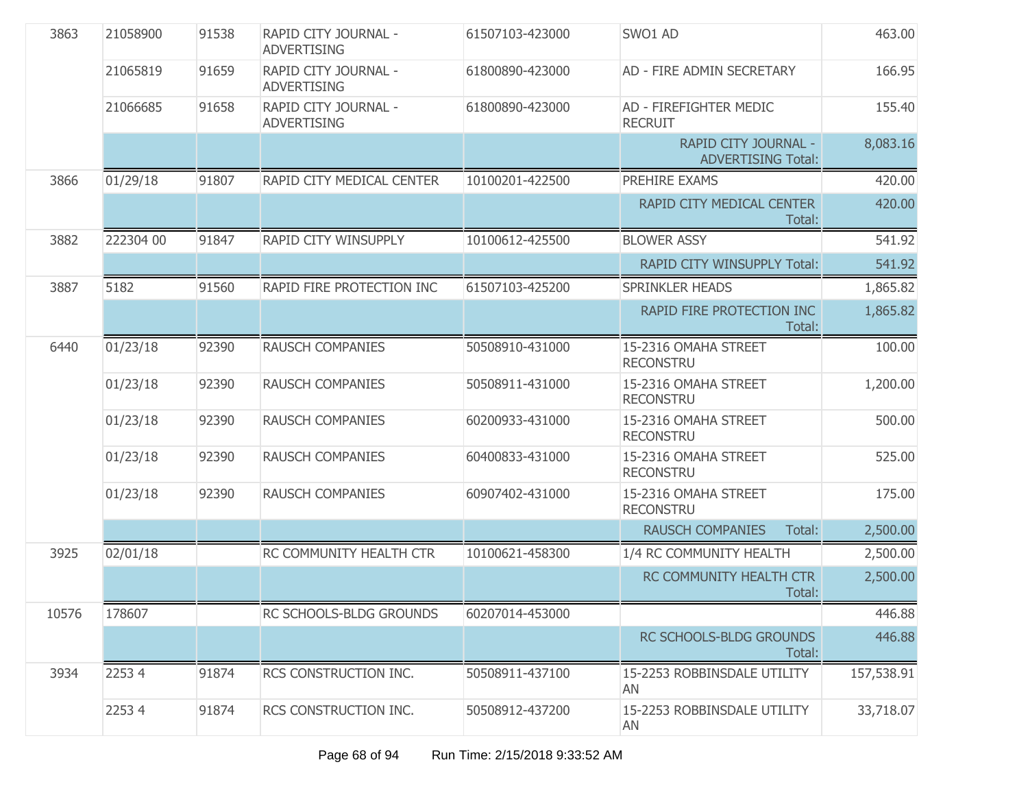| | | | | | | |
|---|---|---|---|---|---|---|
| 3863 | 21058900 | 91538 | RAPID CITY JOURNAL - ADVERTISING | 61507103-423000 | SWO1 AD | 463.00 |
| | 21065819 | 91659 | RAPID CITY JOURNAL - ADVERTISING | 61800890-423000 | AD - FIRE ADMIN SECRETARY | 166.95 |
| | 21066685 | 91658 | RAPID CITY JOURNAL - ADVERTISING | 61800890-423000 | AD - FIREFIGHTER MEDIC RECRUIT | 155.40 |
| | | | | | RAPID CITY JOURNAL - ADVERTISING Total: | 8,083.16 |
| 3866 | 01/29/18 | 91807 | RAPID CITY MEDICAL CENTER | 10100201-422500 | PREHIRE EXAMS | 420.00 |
| | | | | | RAPID CITY MEDICAL CENTER Total: | 420.00 |
| 3882 | 222304 00 | 91847 | RAPID CITY WINSUPPLY | 10100612-425500 | BLOWER ASSY | 541.92 |
| | | | | | RAPID CITY WINSUPPLY Total: | 541.92 |
| 3887 | 5182 | 91560 | RAPID FIRE PROTECTION INC | 61507103-425200 | SPRINKLER HEADS | 1,865.82 |
| | | | | | RAPID FIRE PROTECTION INC Total: | 1,865.82 |
| 6440 | 01/23/18 | 92390 | RAUSCH COMPANIES | 50508910-431000 | 15-2316 OMAHA STREET RECONSTRU | 100.00 |
| | 01/23/18 | 92390 | RAUSCH COMPANIES | 50508911-431000 | 15-2316 OMAHA STREET RECONSTRU | 1,200.00 |
| | 01/23/18 | 92390 | RAUSCH COMPANIES | 60200933-431000 | 15-2316 OMAHA STREET RECONSTRU | 500.00 |
| | 01/23/18 | 92390 | RAUSCH COMPANIES | 60400833-431000 | 15-2316 OMAHA STREET RECONSTRU | 525.00 |
| | 01/23/18 | 92390 | RAUSCH COMPANIES | 60907402-431000 | 15-2316 OMAHA STREET RECONSTRU | 175.00 |
| | | | | | RAUSCH COMPANIES Total: | 2,500.00 |
| 3925 | 02/01/18 | | RC COMMUNITY HEALTH CTR | 10100621-458300 | 1/4 RC COMMUNITY HEALTH | 2,500.00 |
| | | | | | RC COMMUNITY HEALTH CTR Total: | 2,500.00 |
| 10576 | 178607 | | RC SCHOOLS-BLDG GROUNDS | 60207014-453000 | | 446.88 |
| | | | | | RC SCHOOLS-BLDG GROUNDS Total: | 446.88 |
| 3934 | 2253 4 | 91874 | RCS CONSTRUCTION INC. | 50508911-437100 | 15-2253 ROBBINSDALE UTILITY AN | 157,538.91 |
| | 2253 4 | 91874 | RCS CONSTRUCTION INC. | 50508912-437200 | 15-2253 ROBBINSDALE UTILITY AN | 33,718.07 |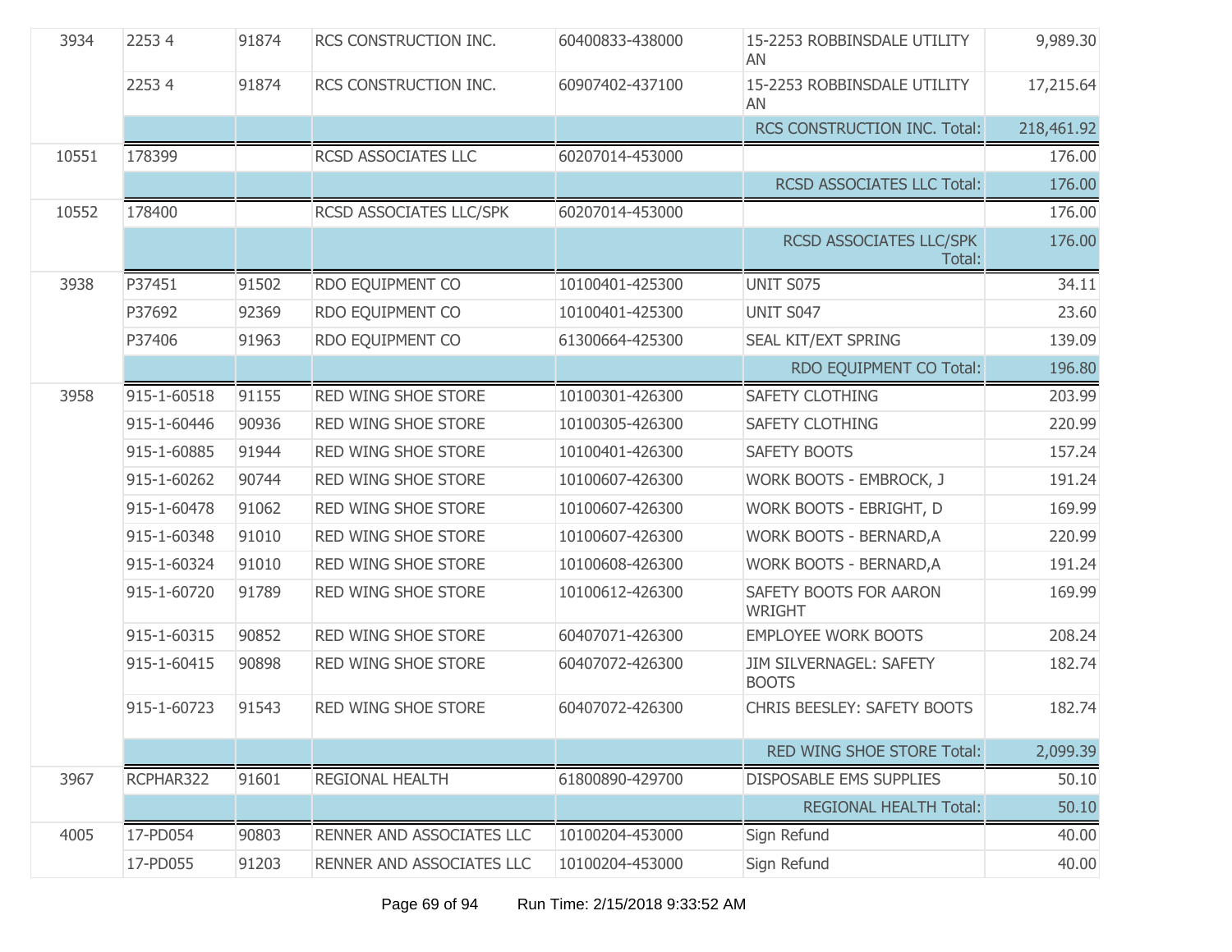| | | | | | | |
|---|---|---|---|---|---|---|
| 3934 | 2253 4 | 91874 | RCS CONSTRUCTION INC. | 60400833-438000 | 15-2253 ROBBINSDALE UTILITY AN | 9,989.30 |
| | 2253 4 | 91874 | RCS CONSTRUCTION INC. | 60907402-437100 | 15-2253 ROBBINSDALE UTILITY AN | 17,215.64 |
| | | | | | RCS CONSTRUCTION INC. Total: | 218,461.92 |
| 10551 | 178399 | | RCSD ASSOCIATES LLC | 60207014-453000 | | 176.00 |
| | | | | | RCSD ASSOCIATES LLC Total: | 176.00 |
| 10552 | 178400 | | RCSD ASSOCIATES LLC/SPK | 60207014-453000 | | 176.00 |
| | | | | | RCSD ASSOCIATES LLC/SPK Total: | 176.00 |
| 3938 | P37451 | 91502 | RDO EQUIPMENT CO | 10100401-425300 | UNIT S075 | 34.11 |
| | P37692 | 92369 | RDO EQUIPMENT CO | 10100401-425300 | UNIT S047 | 23.60 |
| | P37406 | 91963 | RDO EQUIPMENT CO | 61300664-425300 | SEAL KIT/EXT SPRING | 139.09 |
| | | | | | RDO EQUIPMENT CO Total: | 196.80 |
| 3958 | 915-1-60518 | 91155 | RED WING SHOE STORE | 10100301-426300 | SAFETY CLOTHING | 203.99 |
| | 915-1-60446 | 90936 | RED WING SHOE STORE | 10100305-426300 | SAFETY CLOTHING | 220.99 |
| | 915-1-60885 | 91944 | RED WING SHOE STORE | 10100401-426300 | SAFETY BOOTS | 157.24 |
| | 915-1-60262 | 90744 | RED WING SHOE STORE | 10100607-426300 | WORK BOOTS - EMBROCK, J | 191.24 |
| | 915-1-60478 | 91062 | RED WING SHOE STORE | 10100607-426300 | WORK BOOTS - EBRIGHT, D | 169.99 |
| | 915-1-60348 | 91010 | RED WING SHOE STORE | 10100607-426300 | WORK BOOTS - BERNARD,A | 220.99 |
| | 915-1-60324 | 91010 | RED WING SHOE STORE | 10100608-426300 | WORK BOOTS - BERNARD,A | 191.24 |
| | 915-1-60720 | 91789 | RED WING SHOE STORE | 10100612-426300 | SAFETY BOOTS FOR AARON WRIGHT | 169.99 |
| | 915-1-60315 | 90852 | RED WING SHOE STORE | 60407071-426300 | EMPLOYEE WORK BOOTS | 208.24 |
| | 915-1-60415 | 90898 | RED WING SHOE STORE | 60407072-426300 | JIM SILVERNAGEL: SAFETY BOOTS | 182.74 |
| | 915-1-60723 | 91543 | RED WING SHOE STORE | 60407072-426300 | CHRIS BEESLEY: SAFETY BOOTS | 182.74 |
| | | | | | RED WING SHOE STORE Total: | 2,099.39 |
| 3967 | RCPHAR322 | 91601 | REGIONAL HEALTH | 61800890-429700 | DISPOSABLE EMS SUPPLIES | 50.10 |
| | | | | | REGIONAL HEALTH Total: | 50.10 |
| 4005 | 17-PD054 | 90803 | RENNER AND ASSOCIATES LLC | 10100204-453000 | Sign Refund | 40.00 |
| | 17-PD055 | 91203 | RENNER AND ASSOCIATES LLC | 10100204-453000 | Sign Refund | 40.00 |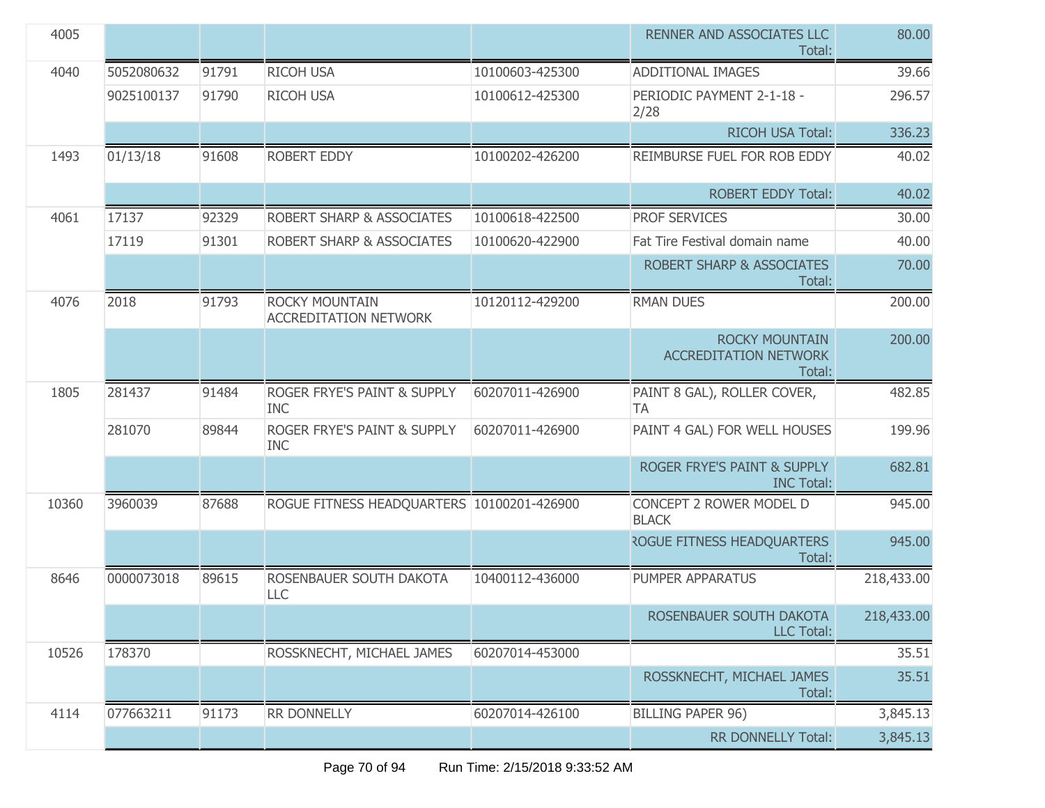| | | | | | | |
|---|---|---|---|---|---|---|
| 4005 | | | | | RENNER AND ASSOCIATES LLC Total: | 80.00 |
| 4040 | 5052080632 | 91791 | RICOH USA | 10100603-425300 | ADDITIONAL IMAGES | 39.66 |
| | 9025100137 | 91790 | RICOH USA | 10100612-425300 | PERIODIC PAYMENT 2-1-18 - 2/28 | 296.57 |
| | | | | | RICOH USA Total: | 336.23 |
| 1493 | 01/13/18 | 91608 | ROBERT EDDY | 10100202-426200 | REIMBURSE FUEL FOR ROB EDDY | 40.02 |
| | | | | | ROBERT EDDY Total: | 40.02 |
| 4061 | 17137 | 92329 | ROBERT SHARP & ASSOCIATES | 10100618-422500 | PROF SERVICES | 30.00 |
| | 17119 | 91301 | ROBERT SHARP & ASSOCIATES | 10100620-422900 | Fat Tire Festival domain name | 40.00 |
| | | | | | ROBERT SHARP & ASSOCIATES Total: | 70.00 |
| 4076 | 2018 | 91793 | ROCKY MOUNTAIN ACCREDITATION NETWORK | 10120112-429200 | RMAN DUES | 200.00 |
| | | | | | ROCKY MOUNTAIN ACCREDITATION NETWORK Total: | 200.00 |
| 1805 | 281437 | 91484 | ROGER FRYE'S PAINT & SUPPLY INC | 60207011-426900 | PAINT 8 GAL), ROLLER COVER, TA | 482.85 |
| | 281070 | 89844 | ROGER FRYE'S PAINT & SUPPLY INC | 60207011-426900 | PAINT 4 GAL) FOR WELL HOUSES | 199.96 |
| | | | | | ROGER FRYE'S PAINT & SUPPLY INC Total: | 682.81 |
| 10360 | 3960039 | 87688 | ROGUE FITNESS HEADQUARTERS | 10100201-426900 | CONCEPT 2 ROWER MODEL D BLACK | 945.00 |
| | | | | | ROGUE FITNESS HEADQUARTERS Total: | 945.00 |
| 8646 | 0000073018 | 89615 | ROSENBAUER SOUTH DAKOTA LLC | 10400112-436000 | PUMPER APPARATUS | 218,433.00 |
| | | | | | ROSENBAUER SOUTH DAKOTA LLC Total: | 218,433.00 |
| 10526 | 178370 | | ROSSKNECHT, MICHAEL JAMES | 60207014-453000 | | 35.51 |
| | | | | | ROSSKNECHT, MICHAEL JAMES Total: | 35.51 |
| 4114 | 077663211 | 91173 | RR DONNELLY | 60207014-426100 | BILLING PAPER 96) | 3,845.13 |
| | | | | | RR DONNELLY Total: | 3,845.13 |

Run Time: 2/15/2018 9:33:52 AM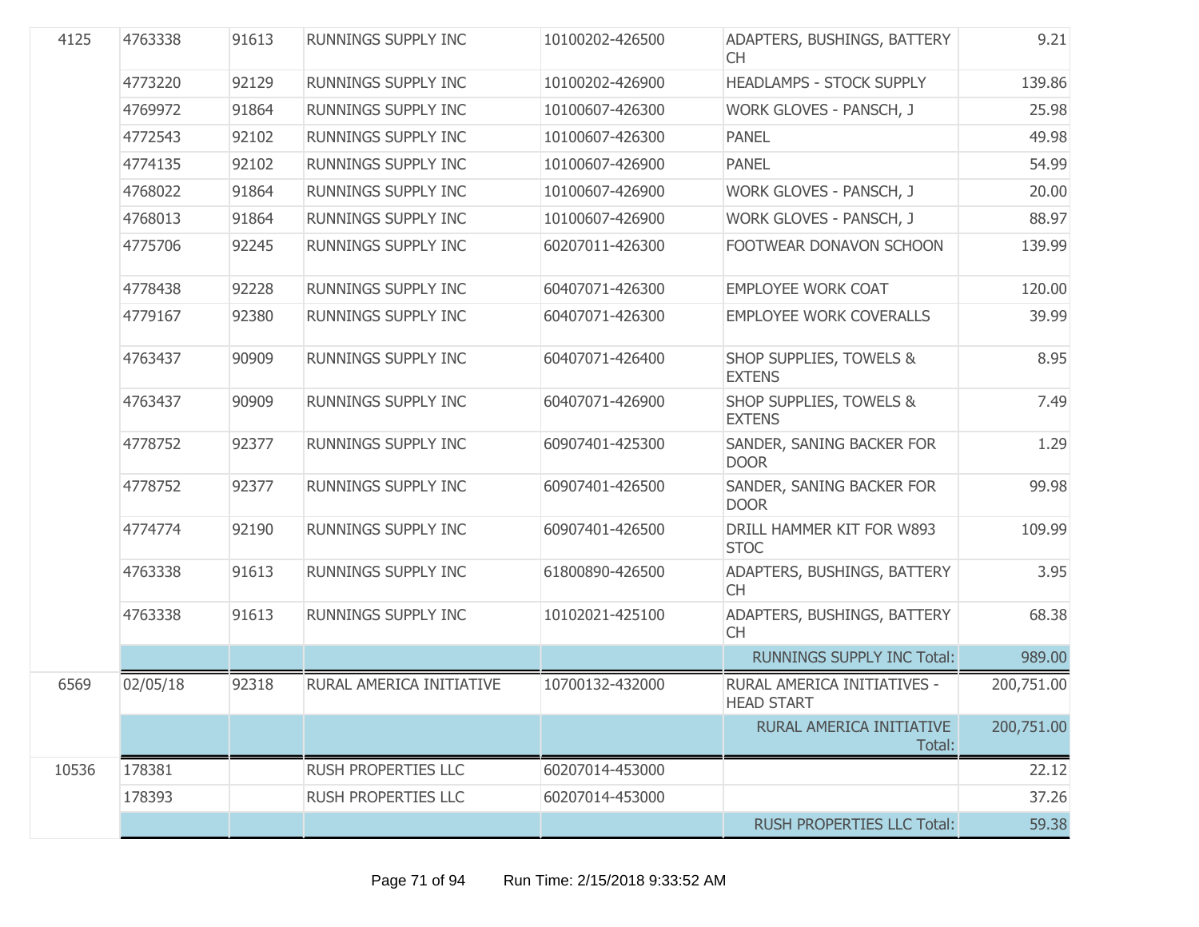| | | | | | | |
|---|---|---|---|---|---|---|
| 4125 | 4763338 | 91613 | RUNNINGS SUPPLY INC | 10100202-426500 | ADAPTERS, BUSHINGS, BATTERY CH | 9.21 |
| | 4773220 | 92129 | RUNNINGS SUPPLY INC | 10100202-426900 | HEADLAMPS - STOCK SUPPLY | 139.86 |
| | 4769972 | 91864 | RUNNINGS SUPPLY INC | 10100607-426300 | WORK GLOVES - PANSCH, J | 25.98 |
| | 4772543 | 92102 | RUNNINGS SUPPLY INC | 10100607-426300 | PANEL | 49.98 |
| | 4774135 | 92102 | RUNNINGS SUPPLY INC | 10100607-426900 | PANEL | 54.99 |
| | 4768022 | 91864 | RUNNINGS SUPPLY INC | 10100607-426900 | WORK GLOVES - PANSCH, J | 20.00 |
| | 4768013 | 91864 | RUNNINGS SUPPLY INC | 10100607-426900 | WORK GLOVES - PANSCH, J | 88.97 |
| | 4775706 | 92245 | RUNNINGS SUPPLY INC | 60207011-426300 | FOOTWEAR DONAVON SCHOON | 139.99 |
| | 4778438 | 92228 | RUNNINGS SUPPLY INC | 60407071-426300 | EMPLOYEE WORK COAT | 120.00 |
| | 4779167 | 92380 | RUNNINGS SUPPLY INC | 60407071-426300 | EMPLOYEE WORK COVERALLS | 39.99 |
| | 4763437 | 90909 | RUNNINGS SUPPLY INC | 60407071-426400 | SHOP SUPPLIES, TOWELS & EXTENS | 8.95 |
| | 4763437 | 90909 | RUNNINGS SUPPLY INC | 60407071-426900 | SHOP SUPPLIES, TOWELS & EXTENS | 7.49 |
| | 4778752 | 92377 | RUNNINGS SUPPLY INC | 60907401-425300 | SANDER, SANING BACKER FOR DOOR | 1.29 |
| | 4778752 | 92377 | RUNNINGS SUPPLY INC | 60907401-426500 | SANDER, SANING BACKER FOR DOOR | 99.98 |
| | 4774774 | 92190 | RUNNINGS SUPPLY INC | 60907401-426500 | DRILL HAMMER KIT FOR W893 STOC | 109.99 |
| | 4763338 | 91613 | RUNNINGS SUPPLY INC | 61800890-426500 | ADAPTERS, BUSHINGS, BATTERY CH | 3.95 |
| | 4763338 | 91613 | RUNNINGS SUPPLY INC | 10102021-425100 | ADAPTERS, BUSHINGS, BATTERY CH | 68.38 |
| | | | | | RUNNINGS SUPPLY INC Total: | 989.00 |
| 6569 | 02/05/18 | 92318 | RURAL AMERICA INITIATIVE | 10700132-432000 | RURAL AMERICA INITIATIVES - HEAD START | 200,751.00 |
| | | | | | RURAL AMERICA INITIATIVE Total: | 200,751.00 |
| 10536 | 178381 | | RUSH PROPERTIES LLC | 60207014-453000 | | 22.12 |
| | 178393 | | RUSH PROPERTIES LLC | 60207014-453000 | | 37.26 |
| | | | | | RUSH PROPERTIES LLC Total: | 59.38 |

Run Time: 2/15/2018 9:33:52 AM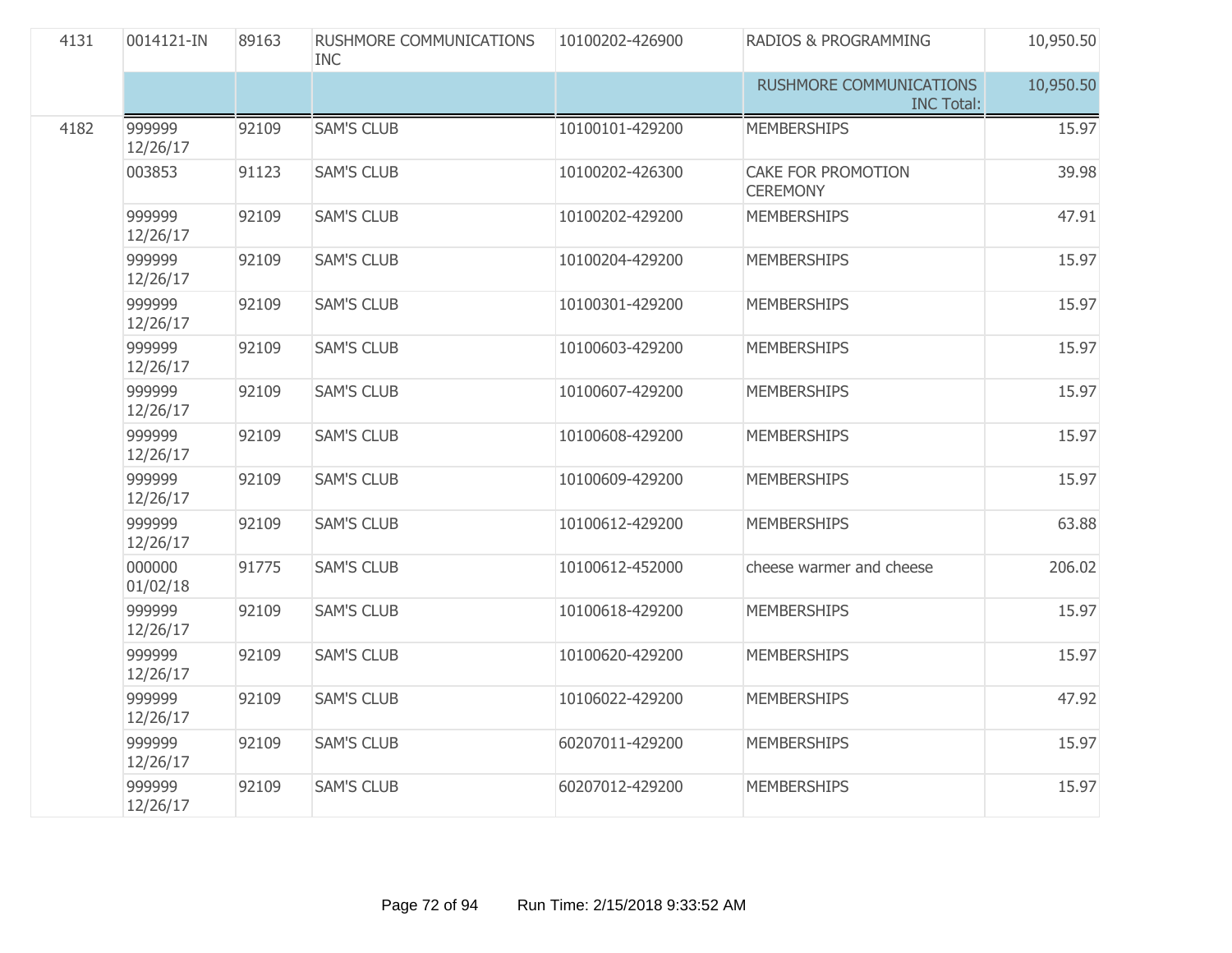| | | | | | | |
|---|---|---|---|---|---|---|
| 4131 | 0014121-IN | 89163 | RUSHMORE COMMUNICATIONS INC | 10100202-426900 | RADIOS & PROGRAMMING | 10,950.50 |
| | | | | | RUSHMORE COMMUNICATIONS INC Total: | 10,950.50 |
| 4182 | 999999 12/26/17 | 92109 | SAM'S CLUB | 10100101-429200 | MEMBERSHIPS | 15.97 |
| | 003853 | 91123 | SAM'S CLUB | 10100202-426300 | CAKE FOR PROMOTION CEREMONY | 39.98 |
| | 999999 12/26/17 | 92109 | SAM'S CLUB | 10100202-429200 | MEMBERSHIPS | 47.91 |
| | 999999 12/26/17 | 92109 | SAM'S CLUB | 10100204-429200 | MEMBERSHIPS | 15.97 |
| | 999999 12/26/17 | 92109 | SAM'S CLUB | 10100301-429200 | MEMBERSHIPS | 15.97 |
| | 999999 12/26/17 | 92109 | SAM'S CLUB | 10100603-429200 | MEMBERSHIPS | 15.97 |
| | 999999 12/26/17 | 92109 | SAM'S CLUB | 10100607-429200 | MEMBERSHIPS | 15.97 |
| | 999999 12/26/17 | 92109 | SAM'S CLUB | 10100608-429200 | MEMBERSHIPS | 15.97 |
| | 999999 12/26/17 | 92109 | SAM'S CLUB | 10100609-429200 | MEMBERSHIPS | 15.97 |
| | 999999 12/26/17 | 92109 | SAM'S CLUB | 10100612-429200 | MEMBERSHIPS | 63.88 |
| | 000000 01/02/18 | 91775 | SAM'S CLUB | 10100612-452000 | cheese warmer and cheese | 206.02 |
| | 999999 12/26/17 | 92109 | SAM'S CLUB | 10100618-429200 | MEMBERSHIPS | 15.97 |
| | 999999 12/26/17 | 92109 | SAM'S CLUB | 10100620-429200 | MEMBERSHIPS | 15.97 |
| | 999999 12/26/17 | 92109 | SAM'S CLUB | 10106022-429200 | MEMBERSHIPS | 47.92 |
| | 999999 12/26/17 | 92109 | SAM'S CLUB | 60207011-429200 | MEMBERSHIPS | 15.97 |
| | 999999 12/26/17 | 92109 | SAM'S CLUB | 60207012-429200 | MEMBERSHIPS | 15.97 |

Run Time: 2/15/2018 9:33:52 AM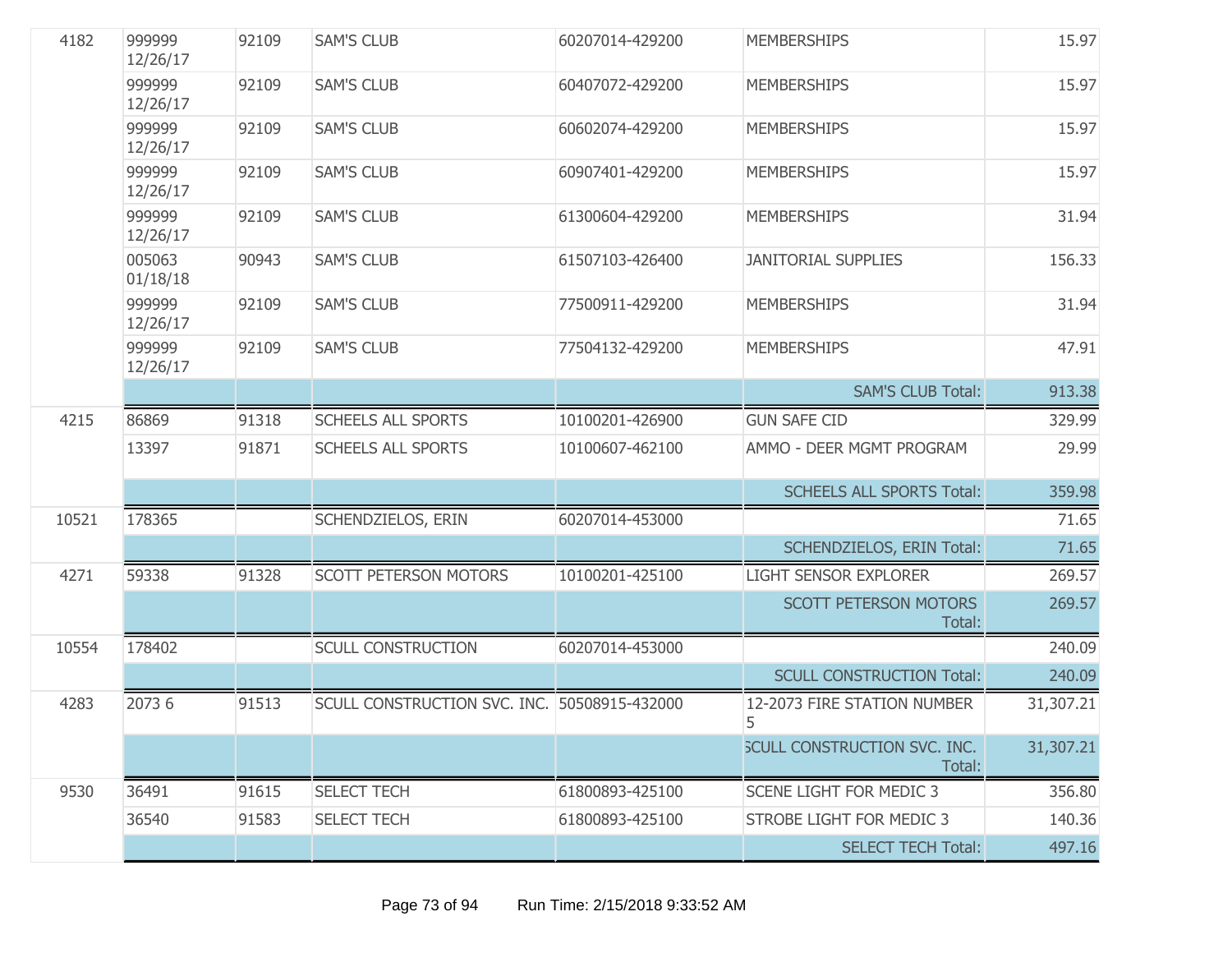| | | | | | | |
|---|---|---|---|---|---|---|
| 4182 | 999999 12/26/17 | 92109 | SAM'S CLUB | 60207014-429200 | MEMBERSHIPS | 15.97 |
| | 999999 12/26/17 | 92109 | SAM'S CLUB | 60407072-429200 | MEMBERSHIPS | 15.97 |
| | 999999 12/26/17 | 92109 | SAM'S CLUB | 60602074-429200 | MEMBERSHIPS | 15.97 |
| | 999999 12/26/17 | 92109 | SAM'S CLUB | 60907401-429200 | MEMBERSHIPS | 15.97 |
| | 999999 12/26/17 | 92109 | SAM'S CLUB | 61300604-429200 | MEMBERSHIPS | 31.94 |
| | 005063 01/18/18 | 90943 | SAM'S CLUB | 61507103-426400 | JANITORIAL SUPPLIES | 156.33 |
| | 999999 12/26/17 | 92109 | SAM'S CLUB | 77500911-429200 | MEMBERSHIPS | 31.94 |
| | 999999 12/26/17 | 92109 | SAM'S CLUB | 77504132-429200 | MEMBERSHIPS | 47.91 |
| | | | | | SAM'S CLUB Total: | 913.38 |
| 4215 | 86869 | 91318 | SCHEELS ALL SPORTS | 10100201-426900 | GUN SAFE CID | 329.99 |
| | 13397 | 91871 | SCHEELS ALL SPORTS | 10100607-462100 | AMMO - DEER MGMT PROGRAM | 29.99 |
| | | | | | SCHEELS ALL SPORTS Total: | 359.98 |
| 10521 | 178365 | | SCHENDZIELOS, ERIN | 60207014-453000 | | 71.65 |
| | | | | | SCHENDZIELOS, ERIN Total: | 71.65 |
| 4271 | 59338 | 91328 | SCOTT PETERSON MOTORS | 10100201-425100 | LIGHT SENSOR EXPLORER | 269.57 |
| | | | | | SCOTT PETERSON MOTORS Total: | 269.57 |
| 10554 | 178402 | | SCULL CONSTRUCTION | 60207014-453000 | | 240.09 |
| | | | | | SCULL CONSTRUCTION Total: | 240.09 |
| 4283 | 2073 6 | 91513 | SCULL CONSTRUCTION SVC. INC. | 50508915-432000 | 12-2073 FIRE STATION NUMBER 5 | 31,307.21 |
| | | | | | SCULL CONSTRUCTION SVC. INC. Total: | 31,307.21 |
| 9530 | 36491 | 91615 | SELECT TECH | 61800893-425100 | SCENE LIGHT FOR MEDIC 3 | 356.80 |
| | 36540 | 91583 | SELECT TECH | 61800893-425100 | STROBE LIGHT FOR MEDIC 3 | 140.36 |
| | | | | | SELECT TECH Total: | 497.16 |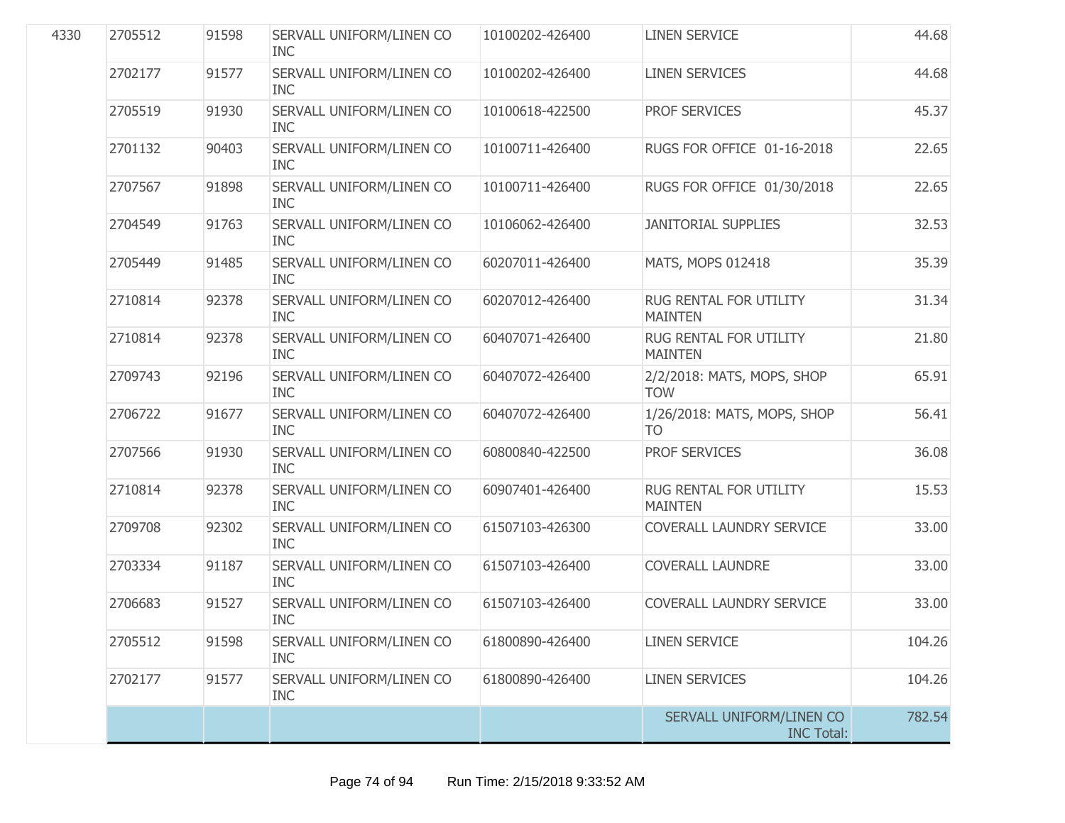| | | | | | | |
|---|---|---|---|---|---|---|
| 4330 | 2705512 | 91598 | SERVALL UNIFORM/LINEN CO INC | 10100202-426400 | LINEN SERVICE | 44.68 |
| | 2702177 | 91577 | SERVALL UNIFORM/LINEN CO INC | 10100202-426400 | LINEN SERVICES | 44.68 |
| | 2705519 | 91930 | SERVALL UNIFORM/LINEN CO INC | 10100618-422500 | PROF SERVICES | 45.37 |
| | 2701132 | 90403 | SERVALL UNIFORM/LINEN CO INC | 10100711-426400 | RUGS FOR OFFICE 01-16-2018 | 22.65 |
| | 2707567 | 91898 | SERVALL UNIFORM/LINEN CO INC | 10100711-426400 | RUGS FOR OFFICE 01/30/2018 | 22.65 |
| | 2704549 | 91763 | SERVALL UNIFORM/LINEN CO INC | 10106062-426400 | JANITORIAL SUPPLIES | 32.53 |
| | 2705449 | 91485 | SERVALL UNIFORM/LINEN CO INC | 60207011-426400 | MATS, MOPS 012418 | 35.39 |
| | 2710814 | 92378 | SERVALL UNIFORM/LINEN CO INC | 60207012-426400 | RUG RENTAL FOR UTILITY MAINTEN | 31.34 |
| | 2710814 | 92378 | SERVALL UNIFORM/LINEN CO INC | 60407071-426400 | RUG RENTAL FOR UTILITY MAINTEN | 21.80 |
| | 2709743 | 92196 | SERVALL UNIFORM/LINEN CO INC | 60407072-426400 | 2/2/2018: MATS, MOPS, SHOP TOW | 65.91 |
| | 2706722 | 91677 | SERVALL UNIFORM/LINEN CO INC | 60407072-426400 | 1/26/2018: MATS, MOPS, SHOP TO | 56.41 |
| | 2707566 | 91930 | SERVALL UNIFORM/LINEN CO INC | 60800840-422500 | PROF SERVICES | 36.08 |
| | 2710814 | 92378 | SERVALL UNIFORM/LINEN CO INC | 60907401-426400 | RUG RENTAL FOR UTILITY MAINTEN | 15.53 |
| | 2709708 | 92302 | SERVALL UNIFORM/LINEN CO INC | 61507103-426300 | COVERALL LAUNDRY SERVICE | 33.00 |
| | 2703334 | 91187 | SERVALL UNIFORM/LINEN CO INC | 61507103-426400 | COVERALL LAUNDRE | 33.00 |
| | 2706683 | 91527 | SERVALL UNIFORM/LINEN CO INC | 61507103-426400 | COVERALL LAUNDRY SERVICE | 33.00 |
| | 2705512 | 91598 | SERVALL UNIFORM/LINEN CO INC | 61800890-426400 | LINEN SERVICE | 104.26 |
| | 2702177 | 91577 | SERVALL UNIFORM/LINEN CO INC | 61800890-426400 | LINEN SERVICES | 104.26 |
| | | | | | SERVALL UNIFORM/LINEN CO INC Total: | 782.54 |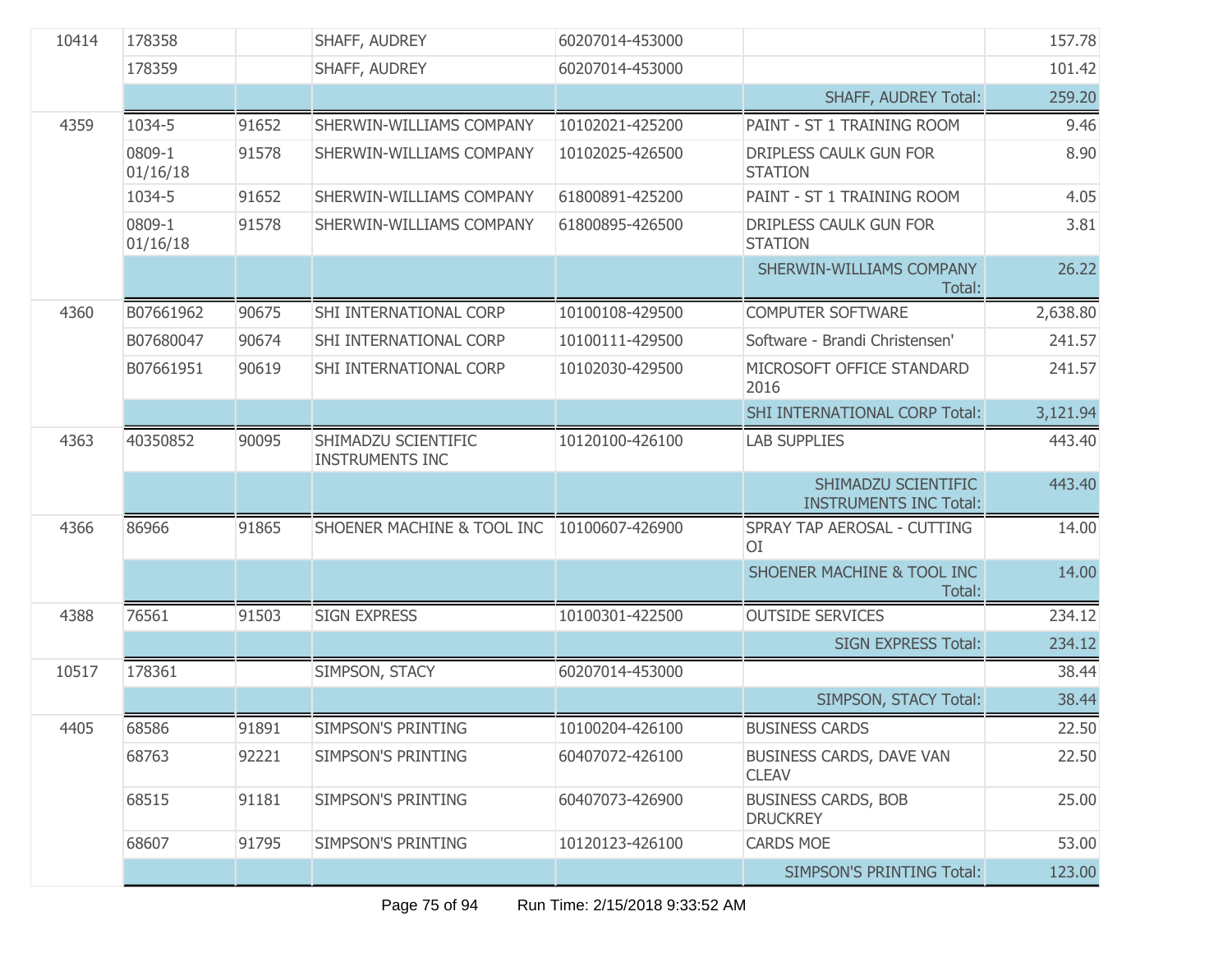| | | | | | | |
|---|---|---|---|---|---|---|
| 10414 | 178358 | | SHAFF, AUDREY | 60207014-453000 | | 157.78 |
| | 178359 | | SHAFF, AUDREY | 60207014-453000 | | 101.42 |
| | | | | | SHAFF, AUDREY Total: | 259.20 |
| 4359 | 1034-5 | 91652 | SHERWIN-WILLIAMS COMPANY | 10102021-425200 | PAINT - ST 1 TRAINING ROOM | 9.46 |
| | 0809-1 01/16/18 | 91578 | SHERWIN-WILLIAMS COMPANY | 10102025-426500 | DRIPLESS CAULK GUN FOR STATION | 8.90 |
| | 1034-5 | 91652 | SHERWIN-WILLIAMS COMPANY | 61800891-425200 | PAINT - ST 1 TRAINING ROOM | 4.05 |
| | 0809-1 01/16/18 | 91578 | SHERWIN-WILLIAMS COMPANY | 61800895-426500 | DRIPLESS CAULK GUN FOR STATION | 3.81 |
| | | | | | SHERWIN-WILLIAMS COMPANY Total: | 26.22 |
| 4360 | B07661962 | 90675 | SHI INTERNATIONAL CORP | 10100108-429500 | COMPUTER SOFTWARE | 2,638.80 |
| | B07680047 | 90674 | SHI INTERNATIONAL CORP | 10100111-429500 | Software - Brandi Christensen' | 241.57 |
| | B07661951 | 90619 | SHI INTERNATIONAL CORP | 10102030-429500 | MICROSOFT OFFICE STANDARD 2016 | 241.57 |
| | | | | | SHI INTERNATIONAL CORP Total: | 3,121.94 |
| 4363 | 40350852 | 90095 | SHIMADZU SCIENTIFIC INSTRUMENTS INC | 10120100-426100 | LAB SUPPLIES | 443.40 |
| | | | | | SHIMADZU SCIENTIFIC INSTRUMENTS INC Total: | 443.40 |
| 4366 | 86966 | 91865 | SHOENER MACHINE & TOOL INC | 10100607-426900 | SPRAY TAP AEROSAL - CUTTING OI | 14.00 |
| | | | | | SHOENER MACHINE & TOOL INC Total: | 14.00 |
| 4388 | 76561 | 91503 | SIGN EXPRESS | 10100301-422500 | OUTSIDE SERVICES | 234.12 |
| | | | | | SIGN EXPRESS Total: | 234.12 |
| 10517 | 178361 | | SIMPSON, STACY | 60207014-453000 | | 38.44 |
| | | | | | SIMPSON, STACY Total: | 38.44 |
| 4405 | 68586 | 91891 | SIMPSON'S PRINTING | 10100204-426100 | BUSINESS CARDS | 22.50 |
| | 68763 | 92221 | SIMPSON'S PRINTING | 60407072-426100 | BUSINESS CARDS, DAVE VAN CLEAV | 22.50 |
| | 68515 | 91181 | SIMPSON'S PRINTING | 60407073-426900 | BUSINESS CARDS, BOB DRUCKREY | 25.00 |
| | 68607 | 91795 | SIMPSON'S PRINTING | 10120123-426100 | CARDS MOE | 53.00 |
| | | | | | SIMPSON'S PRINTING Total: | 123.00 |

Run Time: 2/15/2018 9:33:52 AM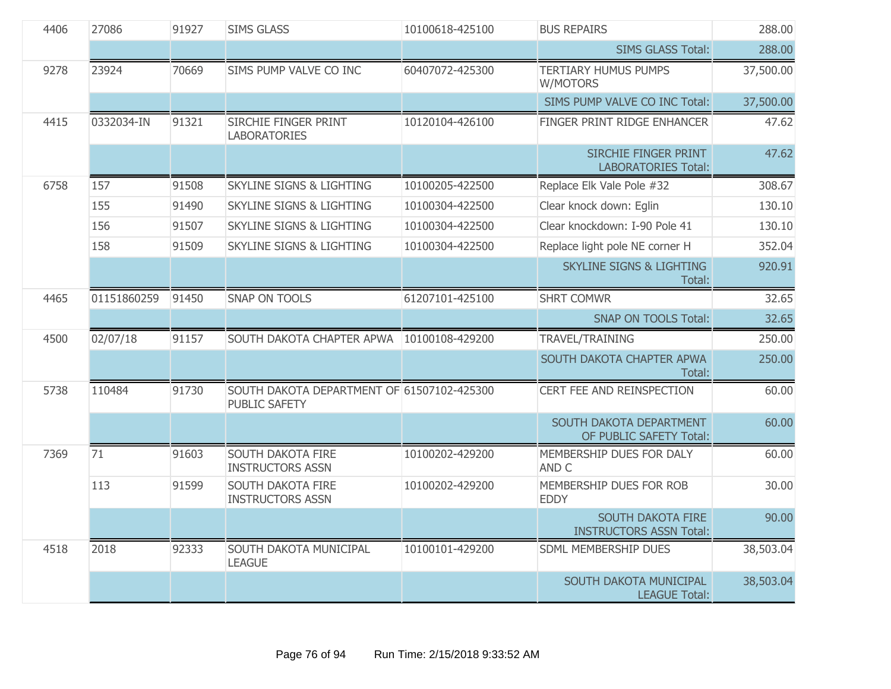| | | | | | | |
|---|---|---|---|---|---|---|
| 4406 | 27086 | 91927 | SIMS GLASS | 10100618-425100 | BUS REPAIRS | 288.00 |
| | | | | | SIMS GLASS Total: | 288.00 |
| 9278 | 23924 | 70669 | SIMS PUMP VALVE CO INC | 60407072-425300 | TERTIARY HUMUS PUMPS W/MOTORS | 37,500.00 |
| | | | | | SIMS PUMP VALVE CO INC Total: | 37,500.00 |
| 4415 | 0332034-IN | 91321 | SIRCHIE FINGER PRINT LABORATORIES | 10120104-426100 | FINGER PRINT RIDGE ENHANCER | 47.62 |
| | | | | | SIRCHIE FINGER PRINT LABORATORIES Total: | 47.62 |
| 6758 | 157 | 91508 | SKYLINE SIGNS & LIGHTING | 10100205-422500 | Replace Elk Vale Pole #32 | 308.67 |
| | 155 | 91490 | SKYLINE SIGNS & LIGHTING | 10100304-422500 | Clear knock down: Eglin | 130.10 |
| | 156 | 91507 | SKYLINE SIGNS & LIGHTING | 10100304-422500 | Clear knockdown: I-90 Pole 41 | 130.10 |
| | 158 | 91509 | SKYLINE SIGNS & LIGHTING | 10100304-422500 | Replace light pole NE corner H | 352.04 |
| | | | | | SKYLINE SIGNS & LIGHTING Total: | 920.91 |
| 4465 | 01151860259 | 91450 | SNAP ON TOOLS | 61207101-425100 | SHRT COMWR | 32.65 |
| | | | | | SNAP ON TOOLS Total: | 32.65 |
| 4500 | 02/07/18 | 91157 | SOUTH DAKOTA CHAPTER APWA | 10100108-429200 | TRAVEL/TRAINING | 250.00 |
| | | | | | SOUTH DAKOTA CHAPTER APWA Total: | 250.00 |
| 5738 | 110484 | 91730 | SOUTH DAKOTA DEPARTMENT OF PUBLIC SAFETY | 61507102-425300 | CERT FEE AND REINSPECTION | 60.00 |
| | | | | | SOUTH DAKOTA DEPARTMENT OF PUBLIC SAFETY Total: | 60.00 |
| 7369 | 71 | 91603 | SOUTH DAKOTA FIRE INSTRUCTORS ASSN | 10100202-429200 | MEMBERSHIP DUES FOR DALY AND C | 60.00 |
| | 113 | 91599 | SOUTH DAKOTA FIRE INSTRUCTORS ASSN | 10100202-429200 | MEMBERSHIP DUES FOR ROB EDDY | 30.00 |
| | | | | | SOUTH DAKOTA FIRE INSTRUCTORS ASSN Total: | 90.00 |
| 4518 | 2018 | 92333 | SOUTH DAKOTA MUNICIPAL LEAGUE | 10100101-429200 | SDML MEMBERSHIP DUES | 38,503.04 |
| | | | | | SOUTH DAKOTA MUNICIPAL LEAGUE Total: | 38,503.04 |

Run Time: 2/15/2018 9:33:52 AM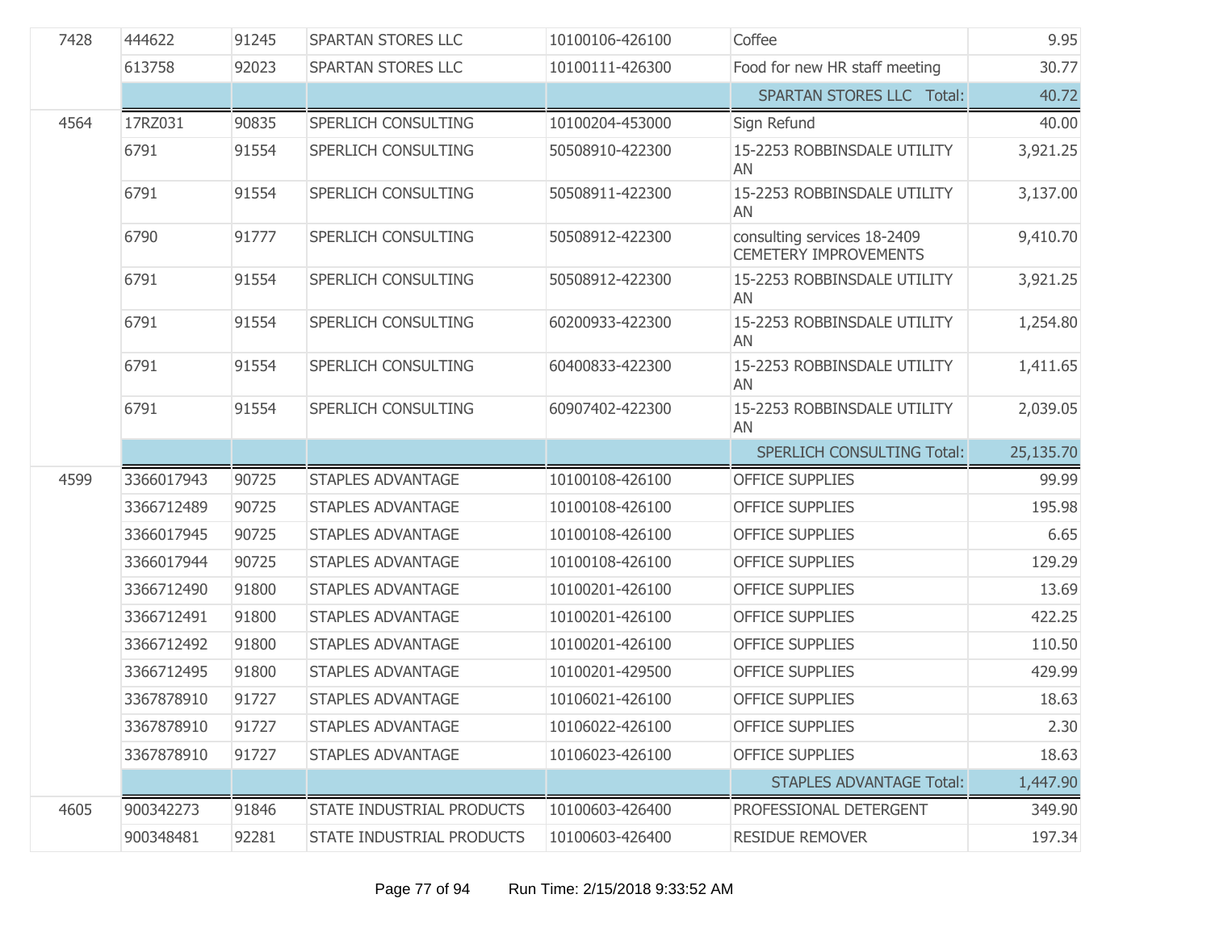| | | | | | | |
|---|---|---|---|---|---|---|
| 7428 | 444622 | 91245 | SPARTAN STORES LLC | 10100106-426100 | Coffee | 9.95 |
| | 613758 | 92023 | SPARTAN STORES LLC | 10100111-426300 | Food for new HR staff meeting | 30.77 |
| | | | | | SPARTAN STORES LLC Total: | 40.72 |
| 4564 | 17RZ031 | 90835 | SPERLICH CONSULTING | 10100204-453000 | Sign Refund | 40.00 |
| | 6791 | 91554 | SPERLICH CONSULTING | 50508910-422300 | 15-2253 ROBBINSDALE UTILITY AN | 3,921.25 |
| | 6791 | 91554 | SPERLICH CONSULTING | 50508911-422300 | 15-2253 ROBBINSDALE UTILITY AN | 3,137.00 |
| | 6790 | 91777 | SPERLICH CONSULTING | 50508912-422300 | consulting services 18-2409 CEMETERY IMPROVEMENTS | 9,410.70 |
| | 6791 | 91554 | SPERLICH CONSULTING | 50508912-422300 | 15-2253 ROBBINSDALE UTILITY AN | 3,921.25 |
| | 6791 | 91554 | SPERLICH CONSULTING | 60200933-422300 | 15-2253 ROBBINSDALE UTILITY AN | 1,254.80 |
| | 6791 | 91554 | SPERLICH CONSULTING | 60400833-422300 | 15-2253 ROBBINSDALE UTILITY AN | 1,411.65 |
| | 6791 | 91554 | SPERLICH CONSULTING | 60907402-422300 | 15-2253 ROBBINSDALE UTILITY AN | 2,039.05 |
| | | | | | SPERLICH CONSULTING Total: | 25,135.70 |
| 4599 | 3366017943 | 90725 | STAPLES ADVANTAGE | 10100108-426100 | OFFICE SUPPLIES | 99.99 |
| | 3366712489 | 90725 | STAPLES ADVANTAGE | 10100108-426100 | OFFICE SUPPLIES | 195.98 |
| | 3366017945 | 90725 | STAPLES ADVANTAGE | 10100108-426100 | OFFICE SUPPLIES | 6.65 |
| | 3366017944 | 90725 | STAPLES ADVANTAGE | 10100108-426100 | OFFICE SUPPLIES | 129.29 |
| | 3366712490 | 91800 | STAPLES ADVANTAGE | 10100201-426100 | OFFICE SUPPLIES | 13.69 |
| | 3366712491 | 91800 | STAPLES ADVANTAGE | 10100201-426100 | OFFICE SUPPLIES | 422.25 |
| | 3366712492 | 91800 | STAPLES ADVANTAGE | 10100201-426100 | OFFICE SUPPLIES | 110.50 |
| | 3366712495 | 91800 | STAPLES ADVANTAGE | 10100201-429500 | OFFICE SUPPLIES | 429.99 |
| | 3367878910 | 91727 | STAPLES ADVANTAGE | 10106021-426100 | OFFICE SUPPLIES | 18.63 |
| | 3367878910 | 91727 | STAPLES ADVANTAGE | 10106022-426100 | OFFICE SUPPLIES | 2.30 |
| | 3367878910 | 91727 | STAPLES ADVANTAGE | 10106023-426100 | OFFICE SUPPLIES | 18.63 |
| | | | | | STAPLES ADVANTAGE Total: | 1,447.90 |
| 4605 | 900342273 | 91846 | STATE INDUSTRIAL PRODUCTS | 10100603-426400 | PROFESSIONAL DETERGENT | 349.90 |
| | 900348481 | 92281 | STATE INDUSTRIAL PRODUCTS | 10100603-426400 | RESIDUE REMOVER | 197.34 |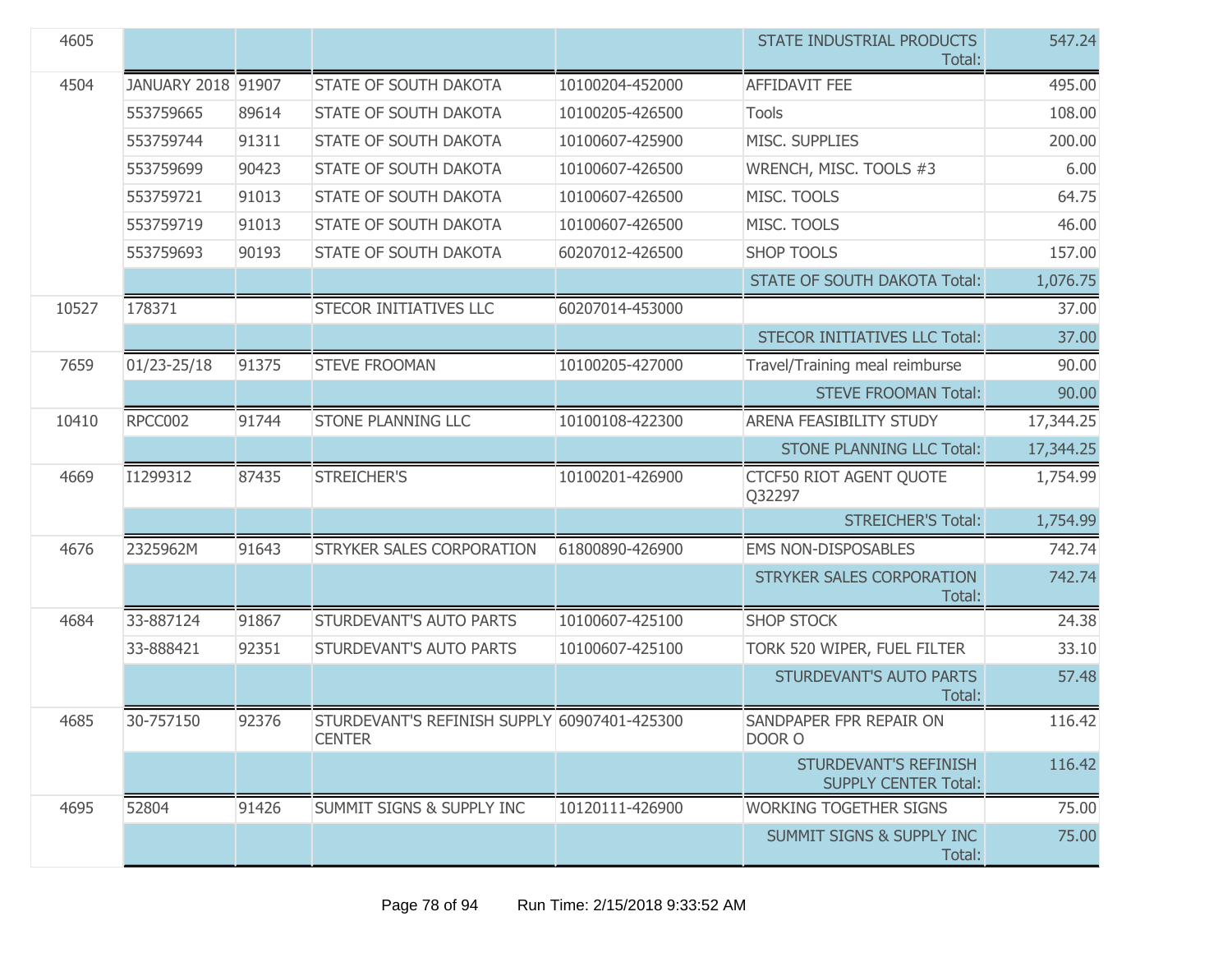| | | | | | | |
|---|---|---|---|---|---|---|
| 4605 | | | | | STATE INDUSTRIAL PRODUCTS Total: | 547.24 |
| 4504 | JANUARY 2018 | 91907 | STATE OF SOUTH DAKOTA | 10100204-452000 | AFFIDAVIT FEE | 495.00 |
| | 553759665 | 89614 | STATE OF SOUTH DAKOTA | 10100205-426500 | Tools | 108.00 |
| | 553759744 | 91311 | STATE OF SOUTH DAKOTA | 10100607-425900 | MISC. SUPPLIES | 200.00 |
| | 553759699 | 90423 | STATE OF SOUTH DAKOTA | 10100607-426500 | WRENCH, MISC. TOOLS #3 | 6.00 |
| | 553759721 | 91013 | STATE OF SOUTH DAKOTA | 10100607-426500 | MISC. TOOLS | 64.75 |
| | 553759719 | 91013 | STATE OF SOUTH DAKOTA | 10100607-426500 | MISC. TOOLS | 46.00 |
| | 553759693 | 90193 | STATE OF SOUTH DAKOTA | 60207012-426500 | SHOP TOOLS | 157.00 |
| | | | | | STATE OF SOUTH DAKOTA Total: | 1,076.75 |
| 10527 | 178371 | | STECOR INITIATIVES LLC | 60207014-453000 | | 37.00 |
| | | | | | STECOR INITIATIVES LLC Total: | 37.00 |
| 7659 | 01/23-25/18 | 91375 | STEVE FROOMAN | 10100205-427000 | Travel/Training meal reimburse | 90.00 |
| | | | | | STEVE FROOMAN Total: | 90.00 |
| 10410 | RPCC002 | 91744 | STONE PLANNING LLC | 10100108-422300 | ARENA FEASIBILITY STUDY | 17,344.25 |
| | | | | | STONE PLANNING LLC Total: | 17,344.25 |
| 4669 | I1299312 | 87435 | STREICHER'S | 10100201-426900 | CTCF50 RIOT AGENT QUOTE Q32297 | 1,754.99 |
| | | | | | STREICHER'S Total: | 1,754.99 |
| 4676 | 2325962M | 91643 | STRYKER SALES CORPORATION | 61800890-426900 | EMS NON-DISPOSABLES | 742.74 |
| | | | | | STRYKER SALES CORPORATION Total: | 742.74 |
| 4684 | 33-887124 | 91867 | STURDEVANT'S AUTO PARTS | 10100607-425100 | SHOP STOCK | 24.38 |
| | 33-888421 | 92351 | STURDEVANT'S AUTO PARTS | 10100607-425100 | TORK 520 WIPER, FUEL FILTER | 33.10 |
| | | | | | STURDEVANT'S AUTO PARTS Total: | 57.48 |
| 4685 | 30-757150 | 92376 | STURDEVANT'S REFINISH SUPPLY CENTER | 60907401-425300 | SANDPAPER FPR REPAIR ON DOOR O | 116.42 |
| | | | | | STURDEVANT'S REFINISH SUPPLY CENTER Total: | 116.42 |
| 4695 | 52804 | 91426 | SUMMIT SIGNS & SUPPLY INC | 10120111-426900 | WORKING TOGETHER SIGNS | 75.00 |
| | | | | | SUMMIT SIGNS & SUPPLY INC Total: | 75.00 |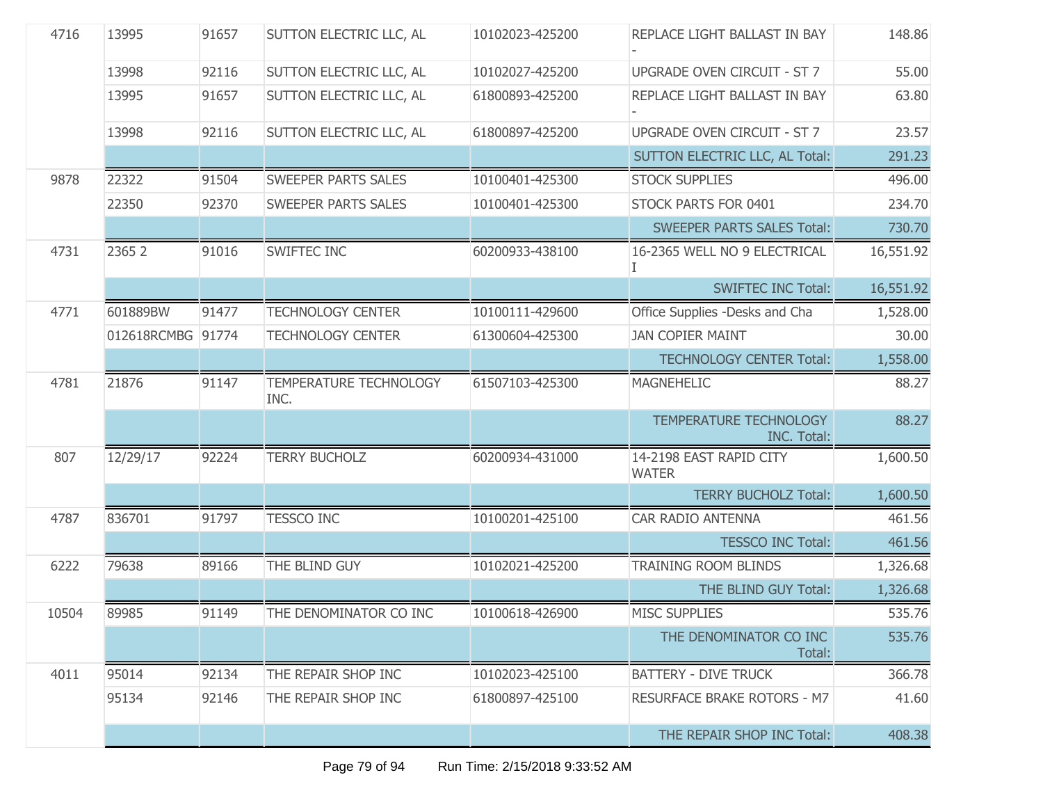| | | | | | | |
|---|---|---|---|---|---|---|
| 4716 | 13995 | 91657 | SUTTON ELECTRIC LLC, AL | 10102023-425200 | REPLACE LIGHT BALLAST IN BAY - | 148.86 |
| | 13998 | 92116 | SUTTON ELECTRIC LLC, AL | 10102027-425200 | UPGRADE OVEN CIRCUIT - ST 7 | 55.00 |
| | 13995 | 91657 | SUTTON ELECTRIC LLC, AL | 61800893-425200 | REPLACE LIGHT BALLAST IN BAY - | 63.80 |
| | 13998 | 92116 | SUTTON ELECTRIC LLC, AL | 61800897-425200 | UPGRADE OVEN CIRCUIT - ST 7 | 23.57 |
| | | | | | SUTTON ELECTRIC LLC, AL Total: | 291.23 |
| 9878 | 22322 | 91504 | SWEEPER PARTS SALES | 10100401-425300 | STOCK SUPPLIES | 496.00 |
| | 22350 | 92370 | SWEEPER PARTS SALES | 10100401-425300 | STOCK PARTS FOR 0401 | 234.70 |
| | | | | | SWEEPER PARTS SALES Total: | 730.70 |
| 4731 | 2365 2 | 91016 | SWIFTEC INC | 60200933-438100 | 16-2365 WELL NO 9 ELECTRICAL I | 16,551.92 |
| | | | | | SWIFTEC INC Total: | 16,551.92 |
| 4771 | 601889BW | 91477 | TECHNOLOGY CENTER | 10100111-429600 | Office Supplies -Desks and Cha | 1,528.00 |
| | 012618RCMBG | 91774 | TECHNOLOGY CENTER | 61300604-425300 | JAN COPIER MAINT | 30.00 |
| | | | | | TECHNOLOGY CENTER Total: | 1,558.00 |
| 4781 | 21876 | 91147 | TEMPERATURE TECHNOLOGY INC. | 61507103-425300 | MAGNEHELIC | 88.27 |
| | | | | | TEMPERATURE TECHNOLOGY INC. Total: | 88.27 |
| 807 | 12/29/17 | 92224 | TERRY BUCHOLZ | 60200934-431000 | 14-2198 EAST RAPID CITY WATER | 1,600.50 |
| | | | | | TERRY BUCHOLZ Total: | 1,600.50 |
| 4787 | 836701 | 91797 | TESSCO INC | 10100201-425100 | CAR RADIO ANTENNA | 461.56 |
| | | | | | TESSCO INC Total: | 461.56 |
| 6222 | 79638 | 89166 | THE BLIND GUY | 10102021-425200 | TRAINING ROOM BLINDS | 1,326.68 |
| | | | | | THE BLIND GUY Total: | 1,326.68 |
| 10504 | 89985 | 91149 | THE DENOMINATOR CO INC | 10100618-426900 | MISC SUPPLIES | 535.76 |
| | | | | | THE DENOMINATOR CO INC Total: | 535.76 |
| 4011 | 95014 | 92134 | THE REPAIR SHOP INC | 10102023-425100 | BATTERY - DIVE TRUCK | 366.78 |
| | 95134 | 92146 | THE REPAIR SHOP INC | 61800897-425100 | RESURFACE BRAKE ROTORS - M7 | 41.60 |
| | | | | | THE REPAIR SHOP INC Total: | 408.38 |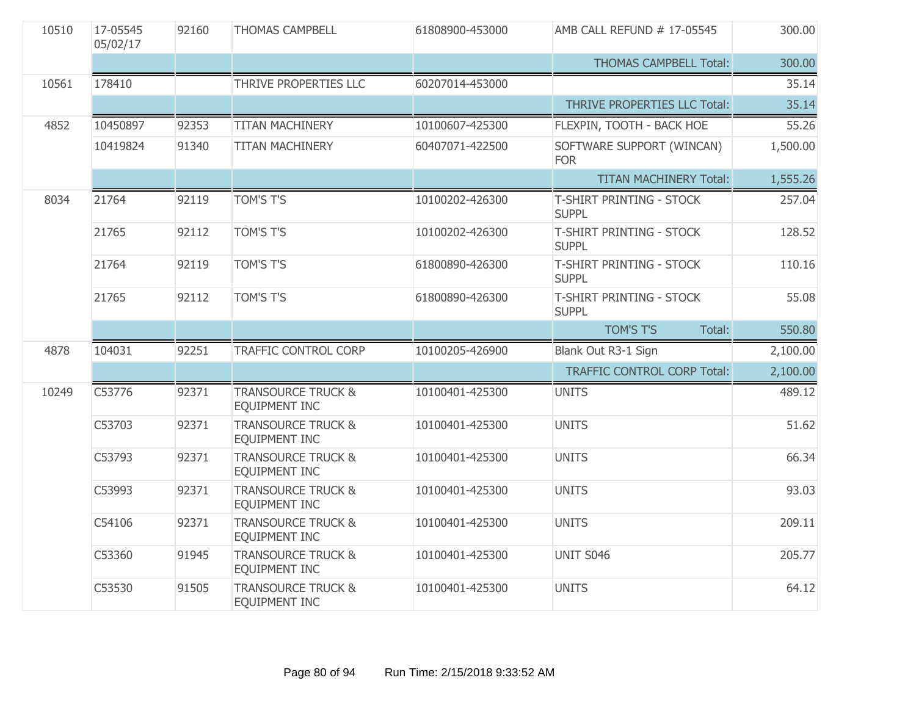| | | | | | | |
|---|---|---|---|---|---|---|
| 10510 | 17-05545 05/02/17 | 92160 | THOMAS CAMPBELL | 61808900-453000 | AMB CALL REFUND # 17-05545 | 300.00 |
| | | | | | THOMAS CAMPBELL Total: | 300.00 |
| 10561 | 178410 | | THRIVE PROPERTIES LLC | 60207014-453000 | | 35.14 |
| | | | | | THRIVE PROPERTIES LLC Total: | 35.14 |
| 4852 | 10450897 | 92353 | TITAN MACHINERY | 10100607-425300 | FLEXPIN, TOOTH - BACK HOE | 55.26 |
| | 10419824 | 91340 | TITAN MACHINERY | 60407071-422500 | SOFTWARE SUPPORT (WINCAN) FOR | 1,500.00 |
| | | | | | TITAN MACHINERY Total: | 1,555.26 |
| 8034 | 21764 | 92119 | TOM'S T'S | 10100202-426300 | T-SHIRT PRINTING - STOCK SUPPL | 257.04 |
| | 21765 | 92112 | TOM'S T'S | 10100202-426300 | T-SHIRT PRINTING - STOCK SUPPL | 128.52 |
| | 21764 | 92119 | TOM'S T'S | 61800890-426300 | T-SHIRT PRINTING - STOCK SUPPL | 110.16 |
| | 21765 | 92112 | TOM'S T'S | 61800890-426300 | T-SHIRT PRINTING - STOCK SUPPL | 55.08 |
| | | | | | TOM'S T'S Total: | 550.80 |
| 4878 | 104031 | 92251 | TRAFFIC CONTROL CORP | 10100205-426900 | Blank Out R3-1 Sign | 2,100.00 |
| | | | | | TRAFFIC CONTROL CORP Total: | 2,100.00 |
| 10249 | C53776 | 92371 | TRANSOURCE TRUCK & EQUIPMENT INC | 10100401-425300 | UNITS | 489.12 |
| | C53703 | 92371 | TRANSOURCE TRUCK & EQUIPMENT INC | 10100401-425300 | UNITS | 51.62 |
| | C53793 | 92371 | TRANSOURCE TRUCK & EQUIPMENT INC | 10100401-425300 | UNITS | 66.34 |
| | C53993 | 92371 | TRANSOURCE TRUCK & EQUIPMENT INC | 10100401-425300 | UNITS | 93.03 |
| | C54106 | 92371 | TRANSOURCE TRUCK & EQUIPMENT INC | 10100401-425300 | UNITS | 209.11 |
| | C53360 | 91945 | TRANSOURCE TRUCK & EQUIPMENT INC | 10100401-425300 | UNIT S046 | 205.77 |
| | C53530 | 91505 | TRANSOURCE TRUCK & EQUIPMENT INC | 10100401-425300 | UNITS | 64.12 |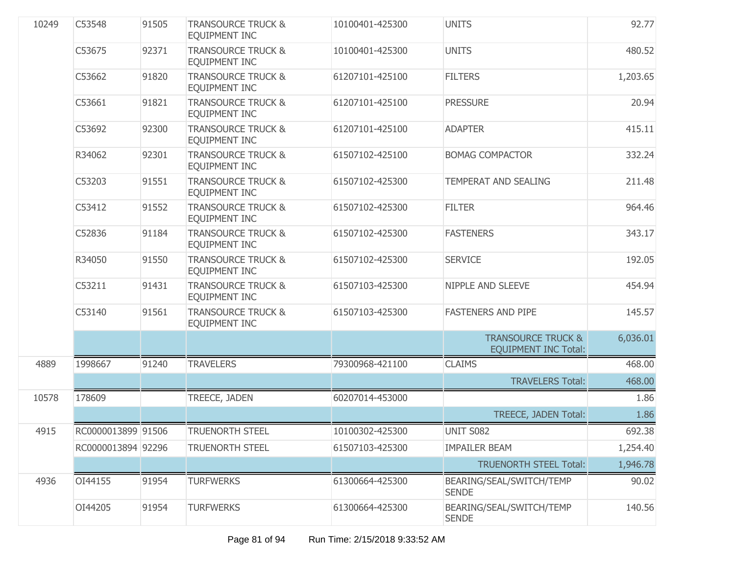| | | | | | | |
|---|---|---|---|---|---|---|
| 10249 | C53548 | 91505 | TRANSOURCE TRUCK & EQUIPMENT INC | 10100401-425300 | UNITS | 92.77 |
| | C53675 | 92371 | TRANSOURCE TRUCK & EQUIPMENT INC | 10100401-425300 | UNITS | 480.52 |
| | C53662 | 91820 | TRANSOURCE TRUCK & EQUIPMENT INC | 61207101-425100 | FILTERS | 1,203.65 |
| | C53661 | 91821 | TRANSOURCE TRUCK & EQUIPMENT INC | 61207101-425100 | PRESSURE | 20.94 |
| | C53692 | 92300 | TRANSOURCE TRUCK & EQUIPMENT INC | 61207101-425100 | ADAPTER | 415.11 |
| | R34062 | 92301 | TRANSOURCE TRUCK & EQUIPMENT INC | 61507102-425100 | BOMAG COMPACTOR | 332.24 |
| | C53203 | 91551 | TRANSOURCE TRUCK & EQUIPMENT INC | 61507102-425300 | TEMPERAT AND SEALING | 211.48 |
| | C53412 | 91552 | TRANSOURCE TRUCK & EQUIPMENT INC | 61507102-425300 | FILTER | 964.46 |
| | C52836 | 91184 | TRANSOURCE TRUCK & EQUIPMENT INC | 61507102-425300 | FASTENERS | 343.17 |
| | R34050 | 91550 | TRANSOURCE TRUCK & EQUIPMENT INC | 61507102-425300 | SERVICE | 192.05 |
| | C53211 | 91431 | TRANSOURCE TRUCK & EQUIPMENT INC | 61507103-425300 | NIPPLE AND SLEEVE | 454.94 |
| | C53140 | 91561 | TRANSOURCE TRUCK & EQUIPMENT INC | 61507103-425300 | FASTENERS AND PIPE | 145.57 |
| | | | | | TRANSOURCE TRUCK & EQUIPMENT INC Total: | 6,036.01 |
| 4889 | 1998667 | 91240 | TRAVELERS | 79300968-421100 | CLAIMS | 468.00 |
| | | | | | TRAVELERS Total: | 468.00 |
| 10578 | 178609 | | TREECE, JADEN | 60207014-453000 | | 1.86 |
| | | | | | TREECE, JADEN Total: | 1.86 |
| 4915 | RC0000013899 | 91506 | TRUENORTH STEEL | 10100302-425300 | UNIT S082 | 692.38 |
| | RC0000013894 | 92296 | TRUENORTH STEEL | 61507103-425300 | IMPAILER BEAM | 1,254.40 |
| | | | | | TRUENORTH STEEL Total: | 1,946.78 |
| 4936 | OI44155 | 91954 | TURFWERKS | 61300664-425300 | BEARING/SEAL/SWITCH/TEMP SENDE | 90.02 |
| | OI44205 | 91954 | TURFWERKS | 61300664-425300 | BEARING/SEAL/SWITCH/TEMP SENDE | 140.56 |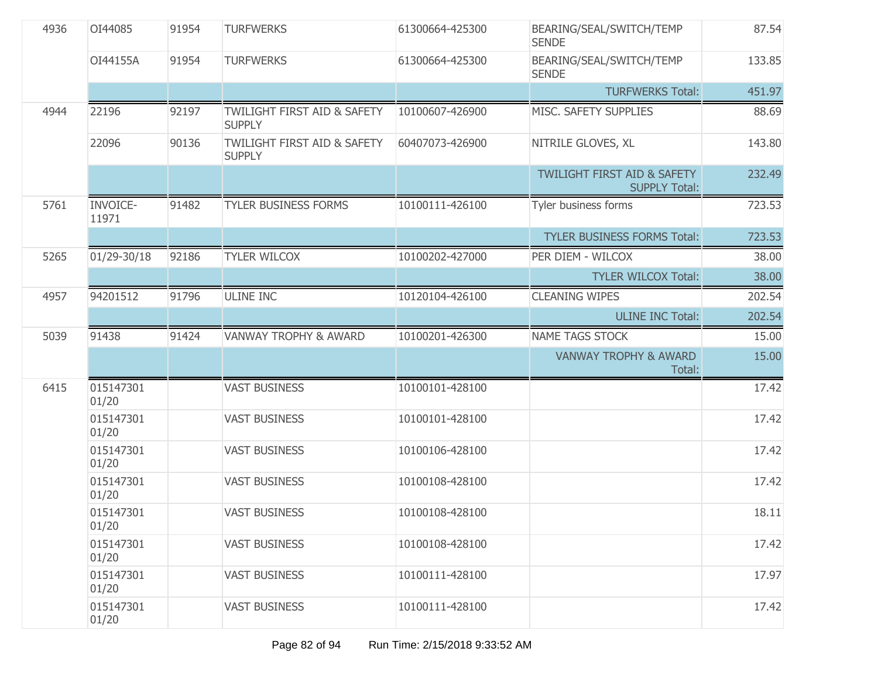| | | | | | | |
|---|---|---|---|---|---|---|
| 4936 | OI44085 | 91954 | TURFWERKS | 61300664-425300 | BEARING/SEAL/SWITCH/TEMP SENDE | 87.54 |
| | OI44155A | 91954 | TURFWERKS | 61300664-425300 | BEARING/SEAL/SWITCH/TEMP SENDE | 133.85 |
| | | | | | TURFWERKS Total: | 451.97 |
| 4944 | 22196 | 92197 | TWILIGHT FIRST AID & SAFETY SUPPLY | 10100607-426900 | MISC. SAFETY SUPPLIES | 88.69 |
| | 22096 | 90136 | TWILIGHT FIRST AID & SAFETY SUPPLY | 60407073-426900 | NITRILE GLOVES, XL | 143.80 |
| | | | | | TWILIGHT FIRST AID & SAFETY SUPPLY Total: | 232.49 |
| 5761 | INVOICE-11971 | 91482 | TYLER BUSINESS FORMS | 10100111-426100 | Tyler business forms | 723.53 |
| | | | | | TYLER BUSINESS FORMS Total: | 723.53 |
| 5265 | 01/29-30/18 | 92186 | TYLER WILCOX | 10100202-427000 | PER DIEM - WILCOX | 38.00 |
| | | | | | TYLER WILCOX Total: | 38.00 |
| 4957 | 94201512 | 91796 | ULINE INC | 10120104-426100 | CLEANING WIPES | 202.54 |
| | | | | | ULINE INC Total: | 202.54 |
| 5039 | 91438 | 91424 | VANWAY TROPHY & AWARD | 10100201-426300 | NAME TAGS STOCK | 15.00 |
| | | | | | VANWAY TROPHY & AWARD Total: | 15.00 |
| 6415 | 015147301 01/20 | | VAST BUSINESS | 10100101-428100 | | 17.42 |
| | 015147301 01/20 | | VAST BUSINESS | 10100101-428100 | | 17.42 |
| | 015147301 01/20 | | VAST BUSINESS | 10100106-428100 | | 17.42 |
| | 015147301 01/20 | | VAST BUSINESS | 10100108-428100 | | 17.42 |
| | 015147301 01/20 | | VAST BUSINESS | 10100108-428100 | | 18.11 |
| | 015147301 01/20 | | VAST BUSINESS | 10100108-428100 | | 17.42 |
| | 015147301 01/20 | | VAST BUSINESS | 10100111-428100 | | 17.97 |
| | 015147301 01/20 | | VAST BUSINESS | 10100111-428100 | | 17.42 |

Run Time: 2/15/2018 9:33:52 AM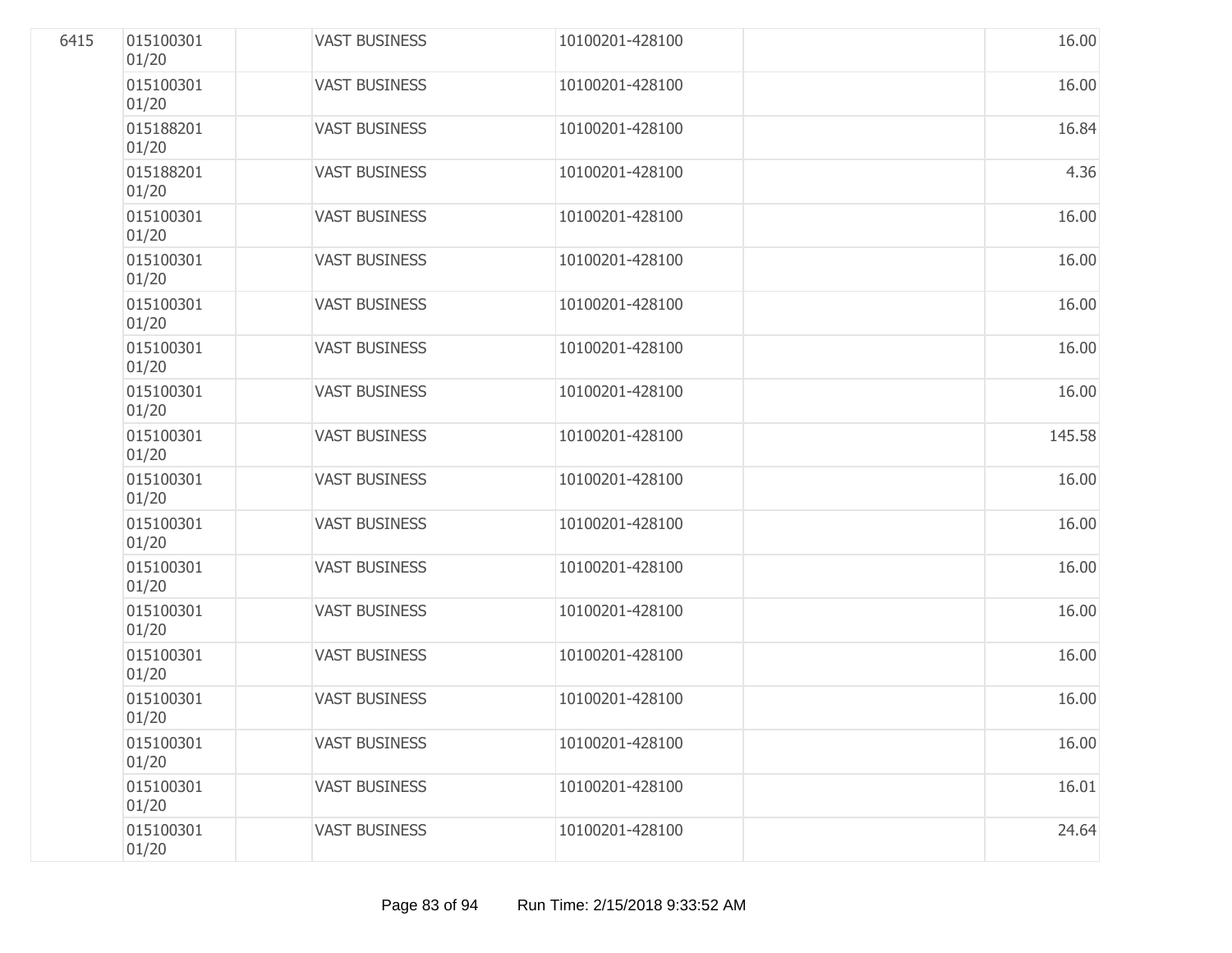| | | | | | | |
|---|---|---|---|---|---|---|
| 6415 | 015100301 01/20 | | VAST BUSINESS | 10100201-428100 | | 16.00 |
| | 015100301 01/20 | | VAST BUSINESS | 10100201-428100 | | 16.00 |
| | 015188201 01/20 | | VAST BUSINESS | 10100201-428100 | | 16.84 |
| | 015188201 01/20 | | VAST BUSINESS | 10100201-428100 | | 4.36 |
| | 015100301 01/20 | | VAST BUSINESS | 10100201-428100 | | 16.00 |
| | 015100301 01/20 | | VAST BUSINESS | 10100201-428100 | | 16.00 |
| | 015100301 01/20 | | VAST BUSINESS | 10100201-428100 | | 16.00 |
| | 015100301 01/20 | | VAST BUSINESS | 10100201-428100 | | 16.00 |
| | 015100301 01/20 | | VAST BUSINESS | 10100201-428100 | | 16.00 |
| | 015100301 01/20 | | VAST BUSINESS | 10100201-428100 | | 145.58 |
| | 015100301 01/20 | | VAST BUSINESS | 10100201-428100 | | 16.00 |
| | 015100301 01/20 | | VAST BUSINESS | 10100201-428100 | | 16.00 |
| | 015100301 01/20 | | VAST BUSINESS | 10100201-428100 | | 16.00 |
| | 015100301 01/20 | | VAST BUSINESS | 10100201-428100 | | 16.00 |
| | 015100301 01/20 | | VAST BUSINESS | 10100201-428100 | | 16.00 |
| | 015100301 01/20 | | VAST BUSINESS | 10100201-428100 | | 16.00 |
| | 015100301 01/20 | | VAST BUSINESS | 10100201-428100 | | 16.00 |
| | 015100301 01/20 | | VAST BUSINESS | 10100201-428100 | | 16.01 |
| | 015100301 01/20 | | VAST BUSINESS | 10100201-428100 | | 24.64 |

Run Time: 2/15/2018 9:33:52 AM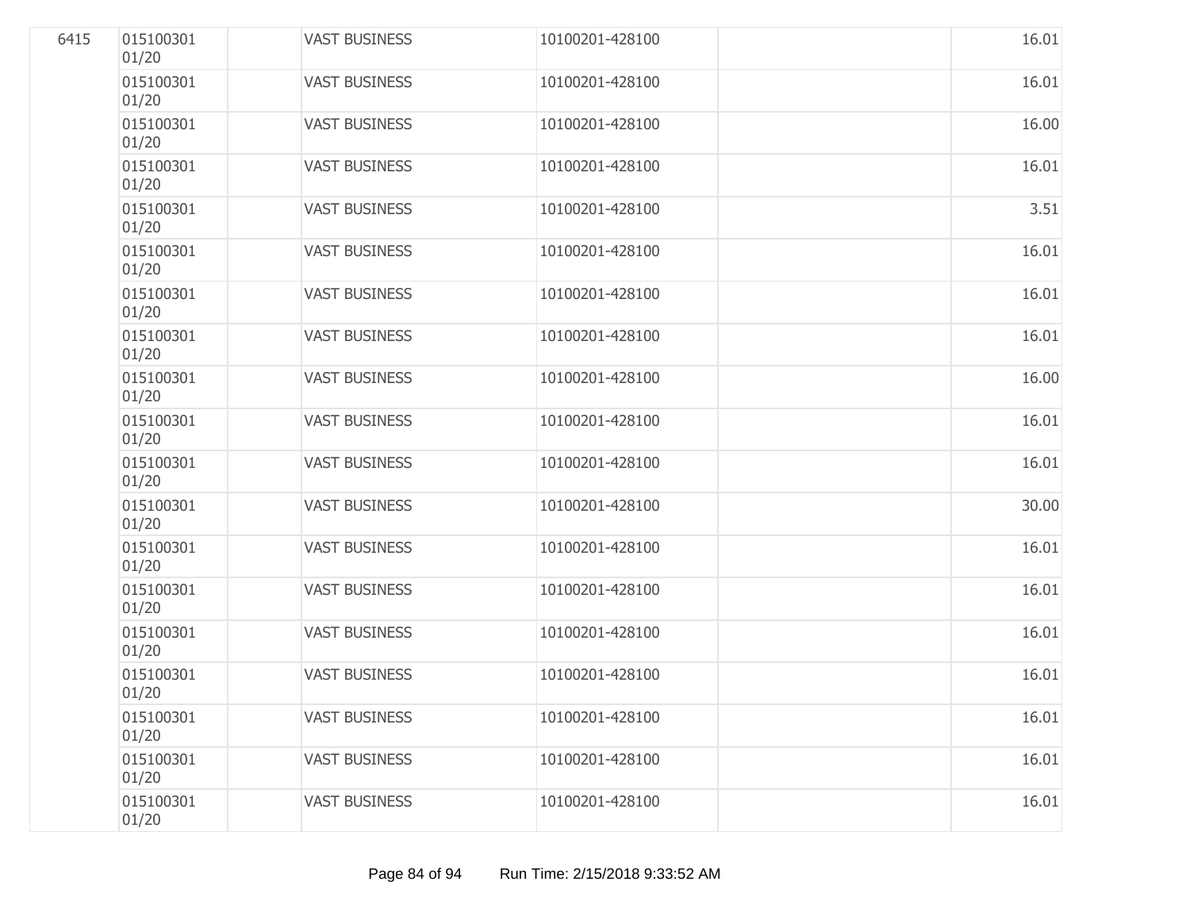| | | | | | | |
|---|---|---|---|---|---|---|
| 6415 | 015100301 01/20 | | VAST BUSINESS | 10100201-428100 | | 16.01 |
| | 015100301 01/20 | | VAST BUSINESS | 10100201-428100 | | 16.01 |
| | 015100301 01/20 | | VAST BUSINESS | 10100201-428100 | | 16.00 |
| | 015100301 01/20 | | VAST BUSINESS | 10100201-428100 | | 16.01 |
| | 015100301 01/20 | | VAST BUSINESS | 10100201-428100 | | 3.51 |
| | 015100301 01/20 | | VAST BUSINESS | 10100201-428100 | | 16.01 |
| | 015100301 01/20 | | VAST BUSINESS | 10100201-428100 | | 16.01 |
| | 015100301 01/20 | | VAST BUSINESS | 10100201-428100 | | 16.01 |
| | 015100301 01/20 | | VAST BUSINESS | 10100201-428100 | | 16.00 |
| | 015100301 01/20 | | VAST BUSINESS | 10100201-428100 | | 16.01 |
| | 015100301 01/20 | | VAST BUSINESS | 10100201-428100 | | 16.01 |
| | 015100301 01/20 | | VAST BUSINESS | 10100201-428100 | | 30.00 |
| | 015100301 01/20 | | VAST BUSINESS | 10100201-428100 | | 16.01 |
| | 015100301 01/20 | | VAST BUSINESS | 10100201-428100 | | 16.01 |
| | 015100301 01/20 | | VAST BUSINESS | 10100201-428100 | | 16.01 |
| | 015100301 01/20 | | VAST BUSINESS | 10100201-428100 | | 16.01 |
| | 015100301 01/20 | | VAST BUSINESS | 10100201-428100 | | 16.01 |
| | 015100301 01/20 | | VAST BUSINESS | 10100201-428100 | | 16.01 |
| | 015100301 01/20 | | VAST BUSINESS | 10100201-428100 | | 16.01 |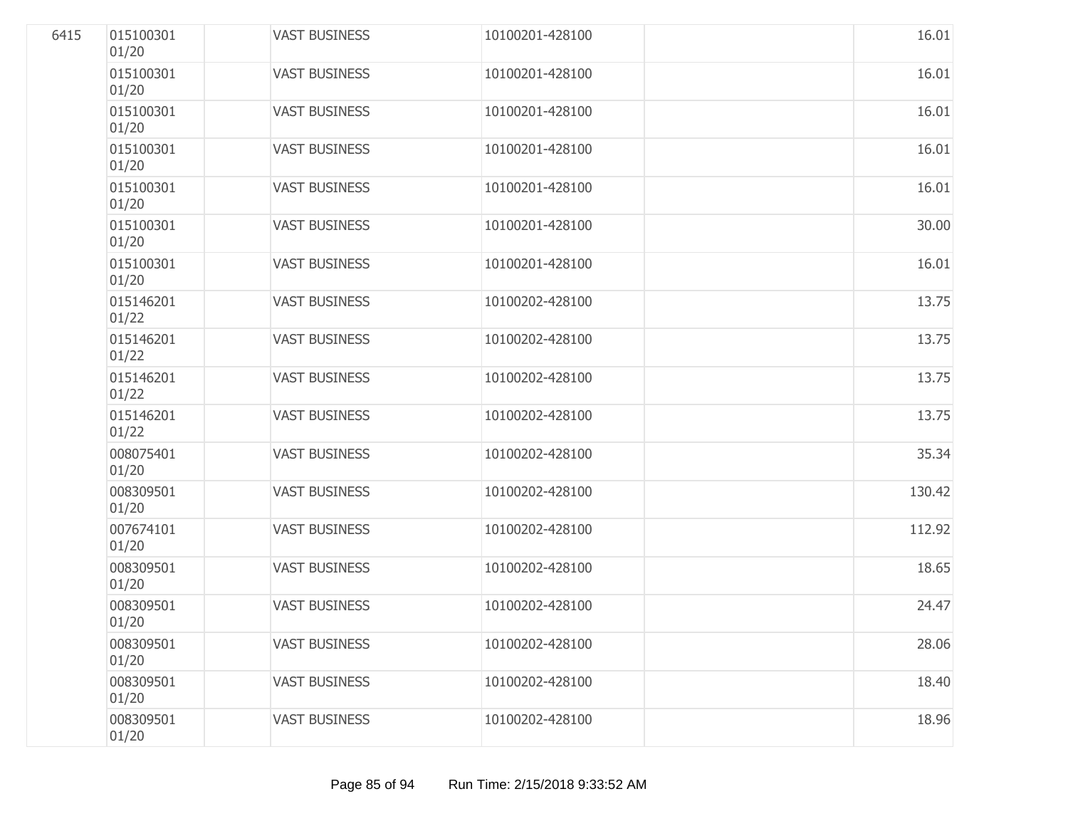| | | | | | | |
|---|---|---|---|---|---|---|
| 6415 | 015100301 01/20 | | VAST BUSINESS | 10100201-428100 | | 16.01 |
| | 015100301 01/20 | | VAST BUSINESS | 10100201-428100 | | 16.01 |
| | 015100301 01/20 | | VAST BUSINESS | 10100201-428100 | | 16.01 |
| | 015100301 01/20 | | VAST BUSINESS | 10100201-428100 | | 16.01 |
| | 015100301 01/20 | | VAST BUSINESS | 10100201-428100 | | 16.01 |
| | 015100301 01/20 | | VAST BUSINESS | 10100201-428100 | | 30.00 |
| | 015100301 01/20 | | VAST BUSINESS | 10100201-428100 | | 16.01 |
| | 015146201 01/22 | | VAST BUSINESS | 10100202-428100 | | 13.75 |
| | 015146201 01/22 | | VAST BUSINESS | 10100202-428100 | | 13.75 |
| | 015146201 01/22 | | VAST BUSINESS | 10100202-428100 | | 13.75 |
| | 015146201 01/22 | | VAST BUSINESS | 10100202-428100 | | 13.75 |
| | 008075401 01/20 | | VAST BUSINESS | 10100202-428100 | | 35.34 |
| | 008309501 01/20 | | VAST BUSINESS | 10100202-428100 | | 130.42 |
| | 007674101 01/20 | | VAST BUSINESS | 10100202-428100 | | 112.92 |
| | 008309501 01/20 | | VAST BUSINESS | 10100202-428100 | | 18.65 |
| | 008309501 01/20 | | VAST BUSINESS | 10100202-428100 | | 24.47 |
| | 008309501 01/20 | | VAST BUSINESS | 10100202-428100 | | 28.06 |
| | 008309501 01/20 | | VAST BUSINESS | 10100202-428100 | | 18.40 |
| | 008309501 01/20 | | VAST BUSINESS | 10100202-428100 | | 18.96 |

Run Time: 2/15/2018 9:33:52 AM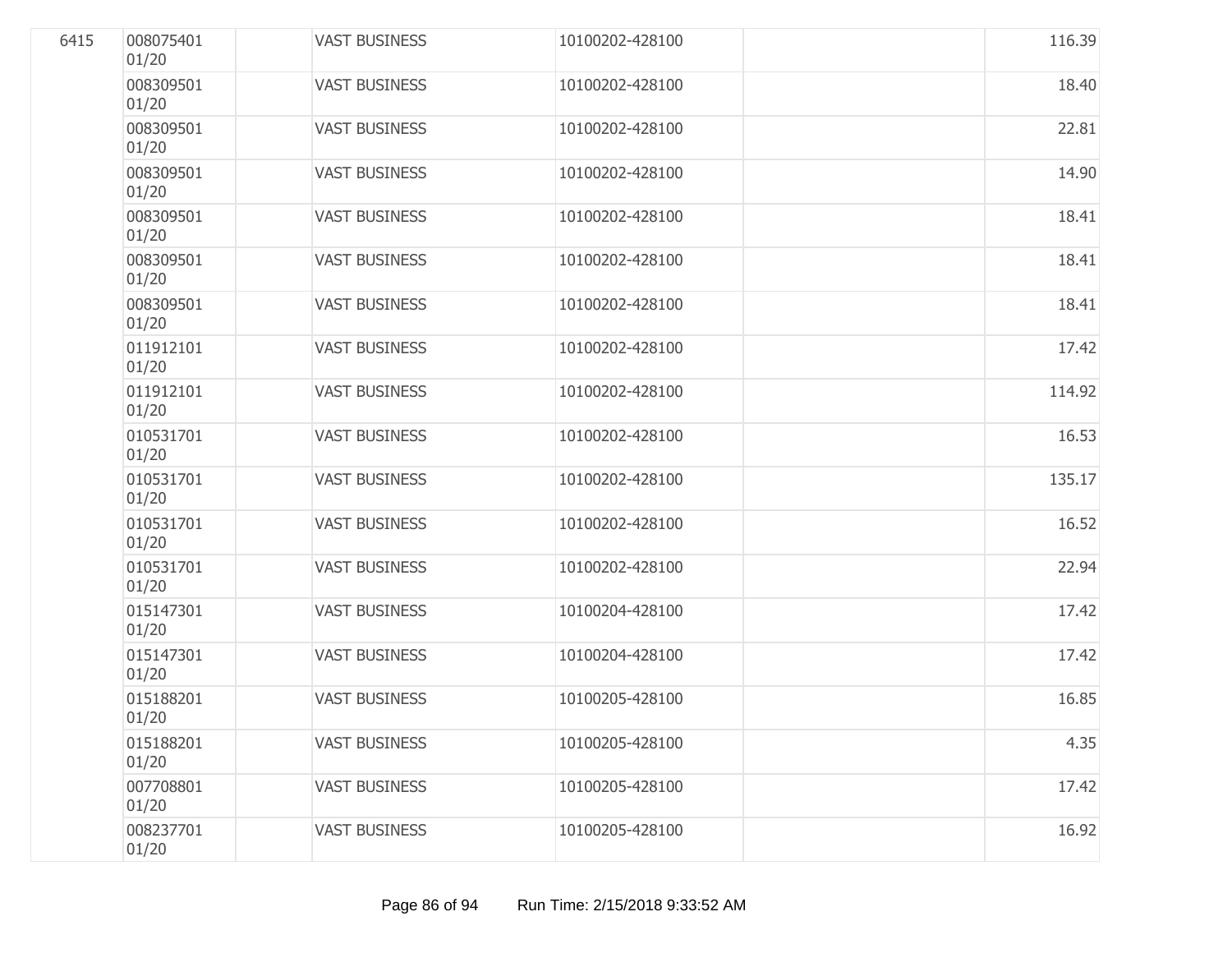| | | | | | | |
|---|---|---|---|---|---|---|
| 6415 | 008075401 01/20 | | VAST BUSINESS | 10100202-428100 | | 116.39 |
| | 008309501 01/20 | | VAST BUSINESS | 10100202-428100 | | 18.40 |
| | 008309501 01/20 | | VAST BUSINESS | 10100202-428100 | | 22.81 |
| | 008309501 01/20 | | VAST BUSINESS | 10100202-428100 | | 14.90 |
| | 008309501 01/20 | | VAST BUSINESS | 10100202-428100 | | 18.41 |
| | 008309501 01/20 | | VAST BUSINESS | 10100202-428100 | | 18.41 |
| | 008309501 01/20 | | VAST BUSINESS | 10100202-428100 | | 18.41 |
| | 011912101 01/20 | | VAST BUSINESS | 10100202-428100 | | 17.42 |
| | 011912101 01/20 | | VAST BUSINESS | 10100202-428100 | | 114.92 |
| | 010531701 01/20 | | VAST BUSINESS | 10100202-428100 | | 16.53 |
| | 010531701 01/20 | | VAST BUSINESS | 10100202-428100 | | 135.17 |
| | 010531701 01/20 | | VAST BUSINESS | 10100202-428100 | | 16.52 |
| | 010531701 01/20 | | VAST BUSINESS | 10100202-428100 | | 22.94 |
| | 015147301 01/20 | | VAST BUSINESS | 10100204-428100 | | 17.42 |
| | 015147301 01/20 | | VAST BUSINESS | 10100204-428100 | | 17.42 |
| | 015188201 01/20 | | VAST BUSINESS | 10100205-428100 | | 16.85 |
| | 015188201 01/20 | | VAST BUSINESS | 10100205-428100 | | 4.35 |
| | 007708801 01/20 | | VAST BUSINESS | 10100205-428100 | | 17.42 |
| | 008237701 01/20 | | VAST BUSINESS | 10100205-428100 | | 16.92 |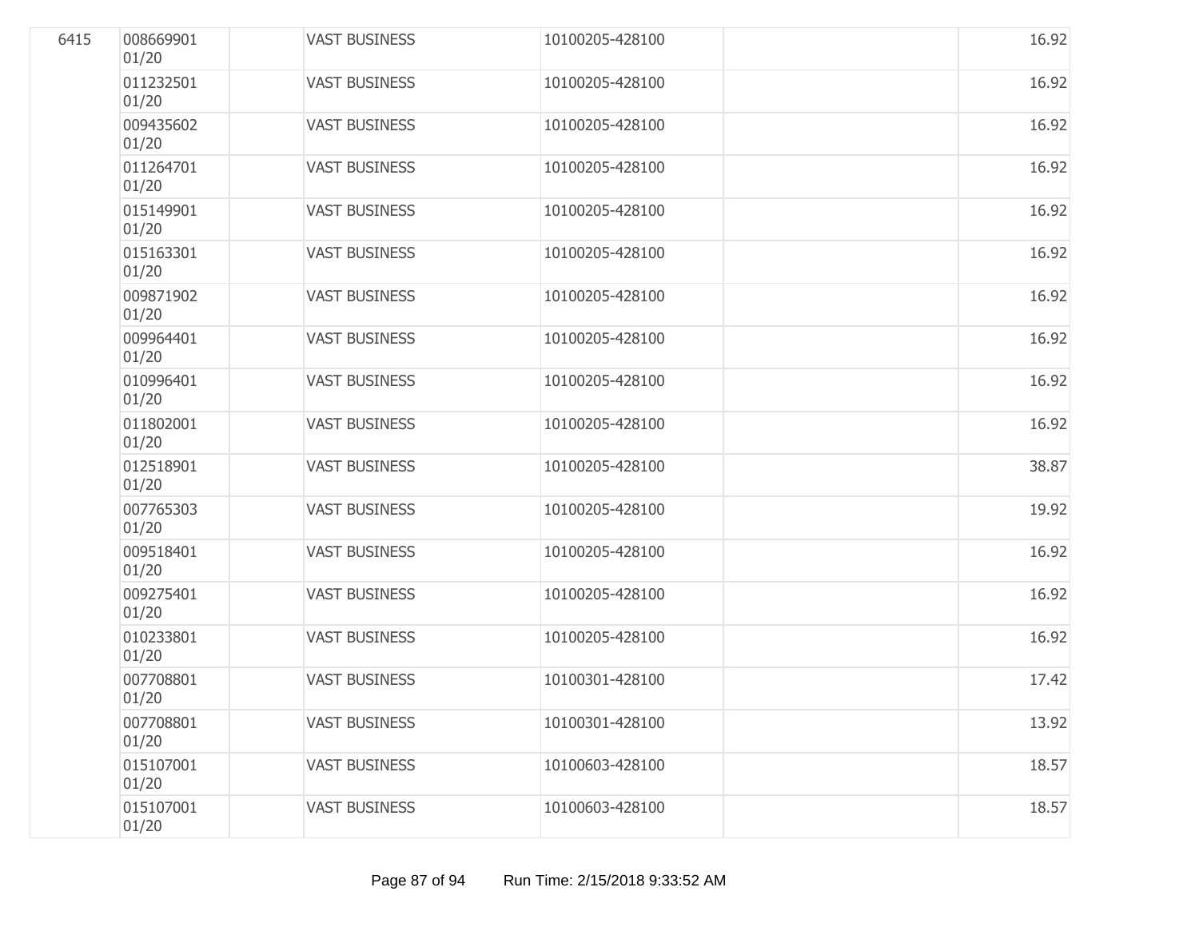| | | | | | | |
|---|---|---|---|---|---|---|
| 6415 | 008669901 01/20 | | VAST BUSINESS | 10100205-428100 | | 16.92 |
| | 011232501 01/20 | | VAST BUSINESS | 10100205-428100 | | 16.92 |
| | 009435602 01/20 | | VAST BUSINESS | 10100205-428100 | | 16.92 |
| | 011264701 01/20 | | VAST BUSINESS | 10100205-428100 | | 16.92 |
| | 015149901 01/20 | | VAST BUSINESS | 10100205-428100 | | 16.92 |
| | 015163301 01/20 | | VAST BUSINESS | 10100205-428100 | | 16.92 |
| | 009871902 01/20 | | VAST BUSINESS | 10100205-428100 | | 16.92 |
| | 009964401 01/20 | | VAST BUSINESS | 10100205-428100 | | 16.92 |
| | 010996401 01/20 | | VAST BUSINESS | 10100205-428100 | | 16.92 |
| | 011802001 01/20 | | VAST BUSINESS | 10100205-428100 | | 16.92 |
| | 012518901 01/20 | | VAST BUSINESS | 10100205-428100 | | 38.87 |
| | 007765303 01/20 | | VAST BUSINESS | 10100205-428100 | | 19.92 |
| | 009518401 01/20 | | VAST BUSINESS | 10100205-428100 | | 16.92 |
| | 009275401 01/20 | | VAST BUSINESS | 10100205-428100 | | 16.92 |
| | 010233801 01/20 | | VAST BUSINESS | 10100205-428100 | | 16.92 |
| | 007708801 01/20 | | VAST BUSINESS | 10100301-428100 | | 17.42 |
| | 007708801 01/20 | | VAST BUSINESS | 10100301-428100 | | 13.92 |
| | 015107001 01/20 | | VAST BUSINESS | 10100603-428100 | | 18.57 |
| | 015107001 01/20 | | VAST BUSINESS | 10100603-428100 | | 18.57 |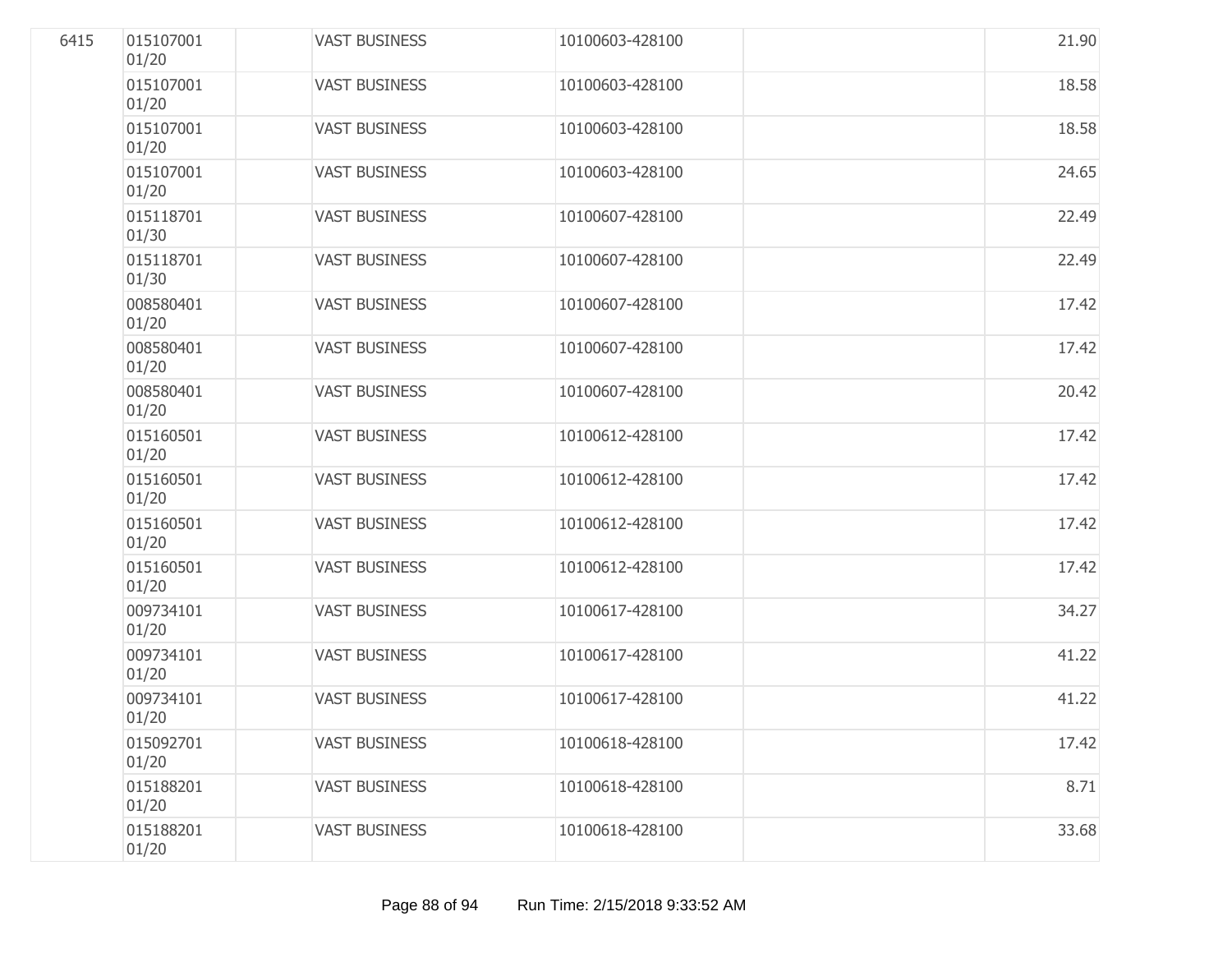| | | | | | | |
|---|---|---|---|---|---|---|
| 6415 | 015107001 01/20 | | VAST BUSINESS | 10100603-428100 | | 21.90 |
| | 015107001 01/20 | | VAST BUSINESS | 10100603-428100 | | 18.58 |
| | 015107001 01/20 | | VAST BUSINESS | 10100603-428100 | | 18.58 |
| | 015107001 01/20 | | VAST BUSINESS | 10100603-428100 | | 24.65 |
| | 015118701 01/30 | | VAST BUSINESS | 10100607-428100 | | 22.49 |
| | 015118701 01/30 | | VAST BUSINESS | 10100607-428100 | | 22.49 |
| | 008580401 01/20 | | VAST BUSINESS | 10100607-428100 | | 17.42 |
| | 008580401 01/20 | | VAST BUSINESS | 10100607-428100 | | 17.42 |
| | 008580401 01/20 | | VAST BUSINESS | 10100607-428100 | | 20.42 |
| | 015160501 01/20 | | VAST BUSINESS | 10100612-428100 | | 17.42 |
| | 015160501 01/20 | | VAST BUSINESS | 10100612-428100 | | 17.42 |
| | 015160501 01/20 | | VAST BUSINESS | 10100612-428100 | | 17.42 |
| | 015160501 01/20 | | VAST BUSINESS | 10100612-428100 | | 17.42 |
| | 009734101 01/20 | | VAST BUSINESS | 10100617-428100 | | 34.27 |
| | 009734101 01/20 | | VAST BUSINESS | 10100617-428100 | | 41.22 |
| | 009734101 01/20 | | VAST BUSINESS | 10100617-428100 | | 41.22 |
| | 015092701 01/20 | | VAST BUSINESS | 10100618-428100 | | 17.42 |
| | 015188201 01/20 | | VAST BUSINESS | 10100618-428100 | | 8.71 |
| | 015188201 01/20 | | VAST BUSINESS | 10100618-428100 | | 33.68 |

Run Time: 2/15/2018 9:33:52 AM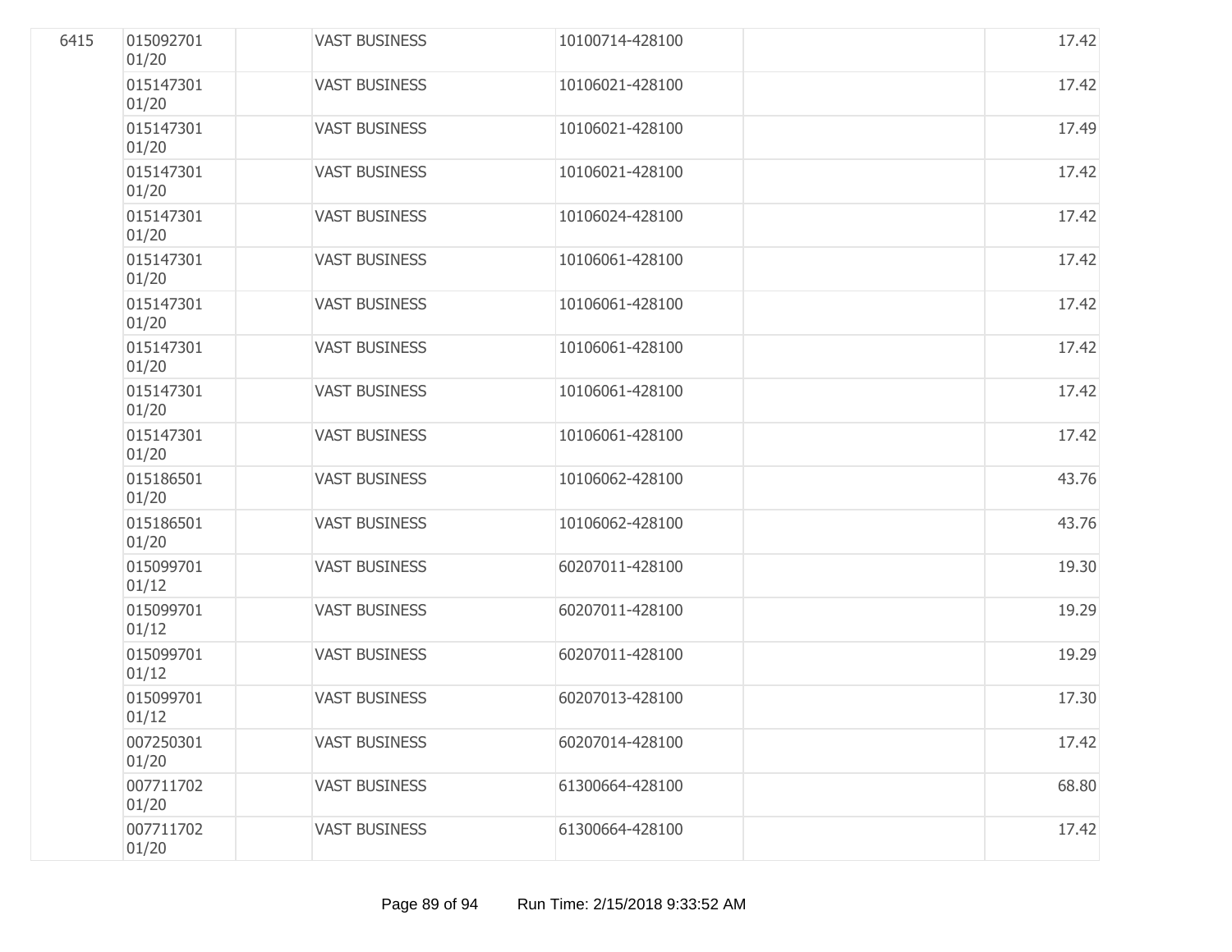| | | | | | | |
|---|---|---|---|---|---|---|
| 6415 | 015092701 01/20 | | VAST BUSINESS | 10100714-428100 | | 17.42 |
| | 015147301 01/20 | | VAST BUSINESS | 10106021-428100 | | 17.42 |
| | 015147301 01/20 | | VAST BUSINESS | 10106021-428100 | | 17.49 |
| | 015147301 01/20 | | VAST BUSINESS | 10106021-428100 | | 17.42 |
| | 015147301 01/20 | | VAST BUSINESS | 10106024-428100 | | 17.42 |
| | 015147301 01/20 | | VAST BUSINESS | 10106061-428100 | | 17.42 |
| | 015147301 01/20 | | VAST BUSINESS | 10106061-428100 | | 17.42 |
| | 015147301 01/20 | | VAST BUSINESS | 10106061-428100 | | 17.42 |
| | 015147301 01/20 | | VAST BUSINESS | 10106061-428100 | | 17.42 |
| | 015147301 01/20 | | VAST BUSINESS | 10106061-428100 | | 17.42 |
| | 015186501 01/20 | | VAST BUSINESS | 10106062-428100 | | 43.76 |
| | 015186501 01/20 | | VAST BUSINESS | 10106062-428100 | | 43.76 |
| | 015099701 01/12 | | VAST BUSINESS | 60207011-428100 | | 19.30 |
| | 015099701 01/12 | | VAST BUSINESS | 60207011-428100 | | 19.29 |
| | 015099701 01/12 | | VAST BUSINESS | 60207011-428100 | | 19.29 |
| | 015099701 01/12 | | VAST BUSINESS | 60207013-428100 | | 17.30 |
| | 007250301 01/20 | | VAST BUSINESS | 60207014-428100 | | 17.42 |
| | 007711702 01/20 | | VAST BUSINESS | 61300664-428100 | | 68.80 |
| | 007711702 01/20 | | VAST BUSINESS | 61300664-428100 | | 17.42 |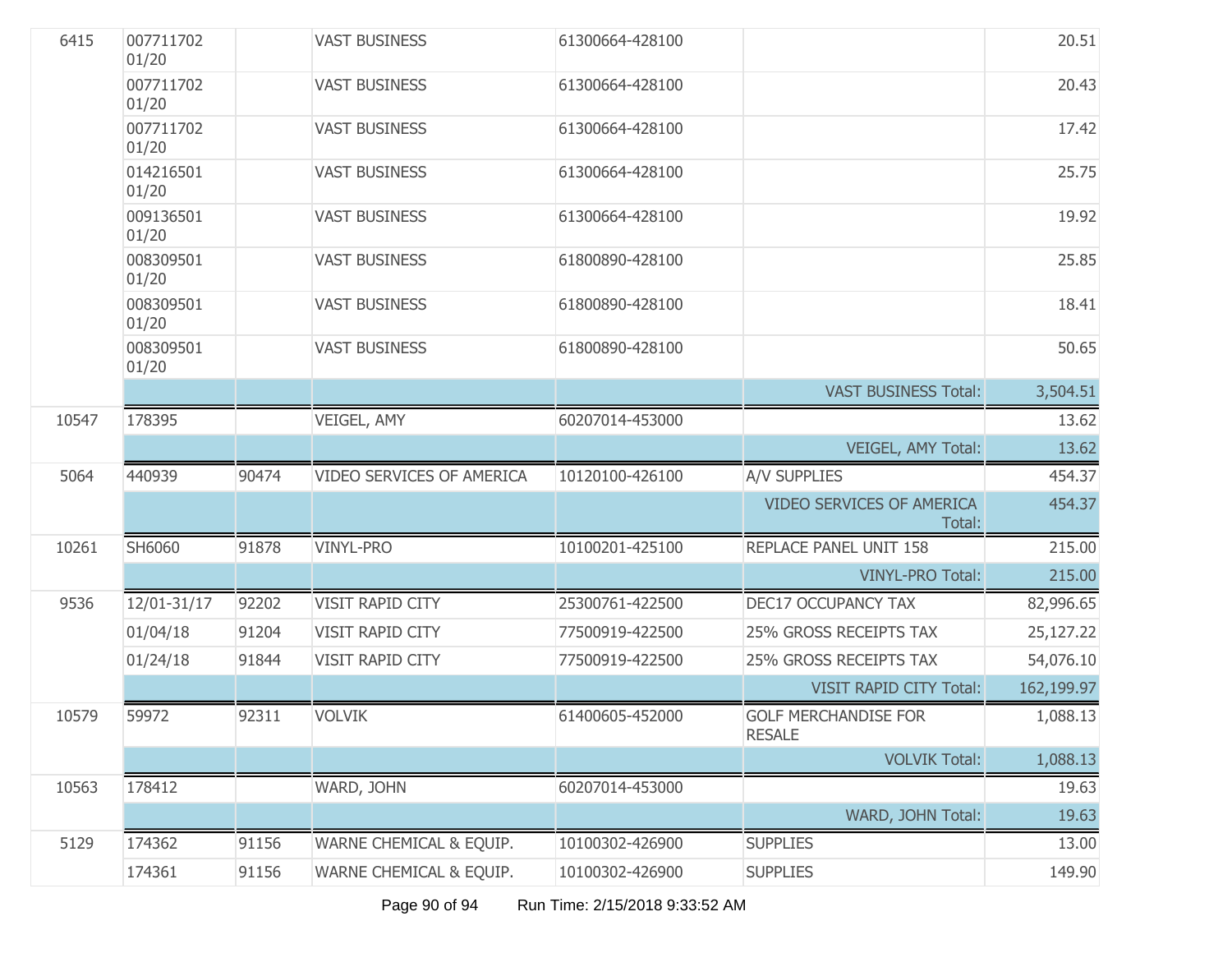| | | | | | | |
|---|---|---|---|---|---|---|
| 6415 | 007711702 01/20 | | VAST BUSINESS | 61300664-428100 | | 20.51 |
| | 007711702 01/20 | | VAST BUSINESS | 61300664-428100 | | 20.43 |
| | 007711702 01/20 | | VAST BUSINESS | 61300664-428100 | | 17.42 |
| | 014216501 01/20 | | VAST BUSINESS | 61300664-428100 | | 25.75 |
| | 009136501 01/20 | | VAST BUSINESS | 61300664-428100 | | 19.92 |
| | 008309501 01/20 | | VAST BUSINESS | 61800890-428100 | | 25.85 |
| | 008309501 01/20 | | VAST BUSINESS | 61800890-428100 | | 18.41 |
| | 008309501 01/20 | | VAST BUSINESS | 61800890-428100 | | 50.65 |
| | | | | | VAST BUSINESS Total: | 3,504.51 |
| 10547 | 178395 | | VEIGEL, AMY | 60207014-453000 | | 13.62 |
| | | | | | VEIGEL, AMY Total: | 13.62 |
| 5064 | 440939 | 90474 | VIDEO SERVICES OF AMERICA | 10120100-426100 | A/V SUPPLIES | 454.37 |
| | | | | | VIDEO SERVICES OF AMERICA Total: | 454.37 |
| 10261 | SH6060 | 91878 | VINYL-PRO | 10100201-425100 | REPLACE PANEL UNIT 158 | 215.00 |
| | | | | | VINYL-PRO Total: | 215.00 |
| 9536 | 12/01-31/17 | 92202 | VISIT RAPID CITY | 25300761-422500 | DEC17 OCCUPANCY TAX | 82,996.65 |
| | 01/04/18 | 91204 | VISIT RAPID CITY | 77500919-422500 | 25% GROSS RECEIPTS TAX | 25,127.22 |
| | 01/24/18 | 91844 | VISIT RAPID CITY | 77500919-422500 | 25% GROSS RECEIPTS TAX | 54,076.10 |
| | | | | | VISIT RAPID CITY Total: | 162,199.97 |
| 10579 | 59972 | 92311 | VOLVIK | 61400605-452000 | GOLF MERCHANDISE FOR RESALE | 1,088.13 |
| | | | | | VOLVIK Total: | 1,088.13 |
| 10563 | 178412 | | WARD, JOHN | 60207014-453000 | | 19.63 |
| | | | | | WARD, JOHN Total: | 19.63 |
| 5129 | 174362 | 91156 | WARNE CHEMICAL & EQUIP. | 10100302-426900 | SUPPLIES | 13.00 |
| | 174361 | 91156 | WARNE CHEMICAL & EQUIP. | 10100302-426900 | SUPPLIES | 149.90 |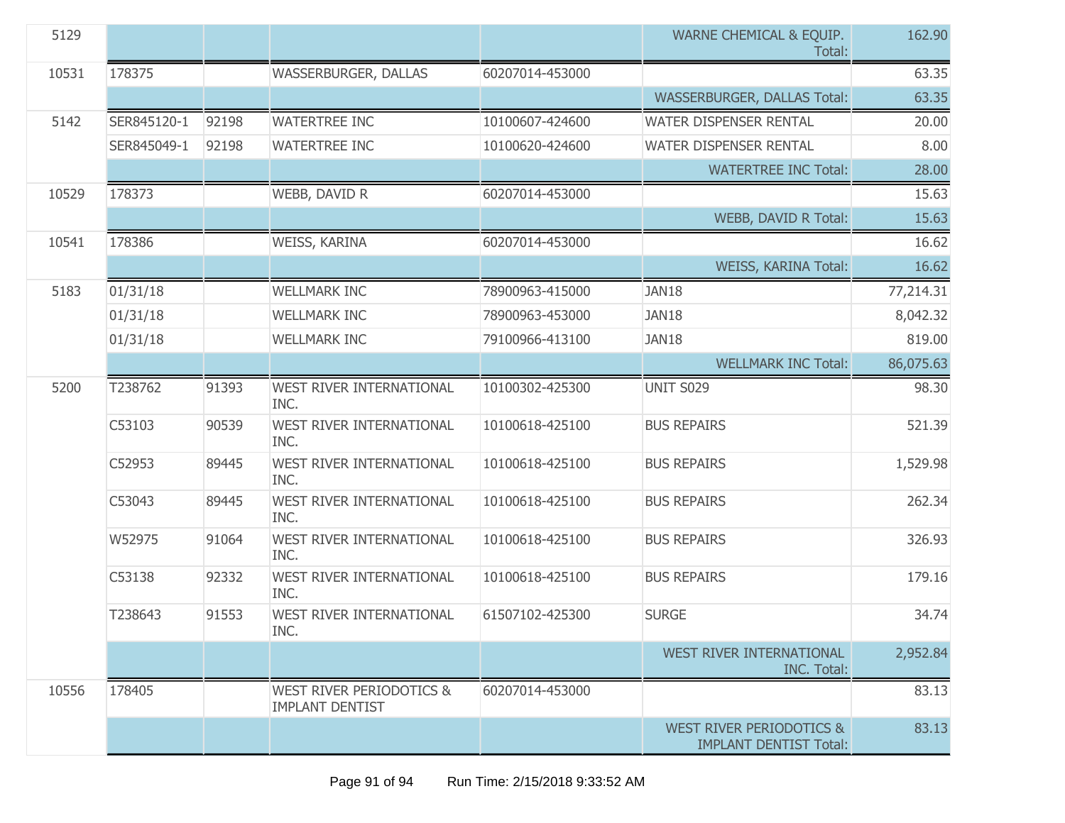| | | | | | | |
|---|---|---|---|---|---|---|
| 5129 | | | | | WARNE CHEMICAL & EQUIP. Total: | 162.90 |
| 10531 | 178375 | | WASSERBURGER, DALLAS | 60207014-453000 | | 63.35 |
| | | | | | WASSERBURGER, DALLAS Total: | 63.35 |
| 5142 | SER845120-1 | 92198 | WATERTREE INC | 10100607-424600 | WATER DISPENSER RENTAL | 20.00 |
| | SER845049-1 | 92198 | WATERTREE INC | 10100620-424600 | WATER DISPENSER RENTAL | 8.00 |
| | | | | | WATERTREE INC Total: | 28.00 |
| 10529 | 178373 | | WEBB, DAVID R | 60207014-453000 | | 15.63 |
| | | | | | WEBB, DAVID R Total: | 15.63 |
| 10541 | 178386 | | WEISS, KARINA | 60207014-453000 | | 16.62 |
| | | | | | WEISS, KARINA Total: | 16.62 |
| 5183 | 01/31/18 | | WELLMARK INC | 78900963-415000 | JAN18 | 77,214.31 |
| | 01/31/18 | | WELLMARK INC | 78900963-453000 | JAN18 | 8,042.32 |
| | 01/31/18 | | WELLMARK INC | 79100966-413100 | JAN18 | 819.00 |
| | | | | | WELLMARK INC Total: | 86,075.63 |
| 5200 | T238762 | 91393 | WEST RIVER INTERNATIONAL INC. | 10100302-425300 | UNIT S029 | 98.30 |
| | C53103 | 90539 | WEST RIVER INTERNATIONAL INC. | 10100618-425100 | BUS REPAIRS | 521.39 |
| | C52953 | 89445 | WEST RIVER INTERNATIONAL INC. | 10100618-425100 | BUS REPAIRS | 1,529.98 |
| | C53043 | 89445 | WEST RIVER INTERNATIONAL INC. | 10100618-425100 | BUS REPAIRS | 262.34 |
| | W52975 | 91064 | WEST RIVER INTERNATIONAL INC. | 10100618-425100 | BUS REPAIRS | 326.93 |
| | C53138 | 92332 | WEST RIVER INTERNATIONAL INC. | 10100618-425100 | BUS REPAIRS | 179.16 |
| | T238643 | 91553 | WEST RIVER INTERNATIONAL INC. | 61507102-425300 | SURGE | 34.74 |
| | | | | | WEST RIVER INTERNATIONAL INC. Total: | 2,952.84 |
| 10556 | 178405 | | WEST RIVER PERIODOTICS & IMPLANT DENTIST | 60207014-453000 | | 83.13 |
| | | | | | WEST RIVER PERIODOTICS & IMPLANT DENTIST Total: | 83.13 |

Run Time: 2/15/2018 9:33:52 AM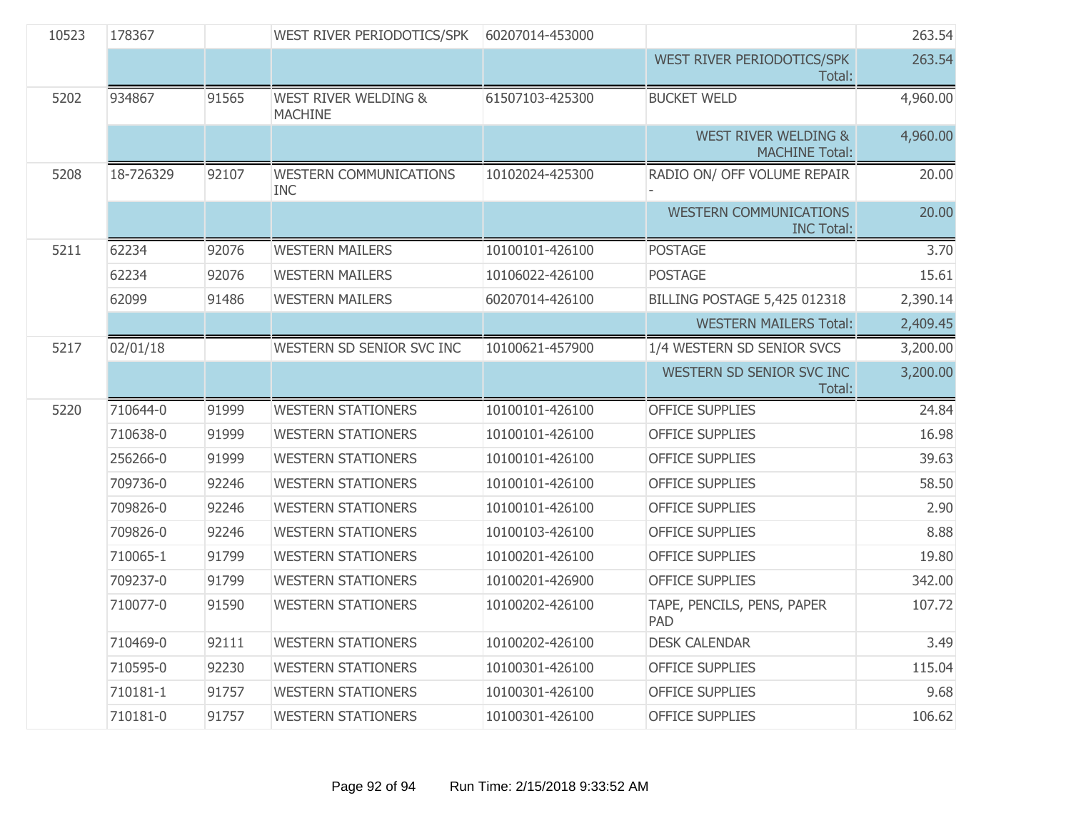| | | | | | | |
|---|---|---|---|---|---|---|
| 10523 | 178367 | | WEST RIVER PERIODOTICS/SPK | 60207014-453000 | | 263.54 |
| | | | | | WEST RIVER PERIODOTICS/SPK Total: | 263.54 |
| 5202 | 934867 | 91565 | WEST RIVER WELDING & MACHINE | 61507103-425300 | BUCKET WELD | 4,960.00 |
| | | | | | WEST RIVER WELDING & MACHINE Total: | 4,960.00 |
| 5208 | 18-726329 | 92107 | WESTERN COMMUNICATIONS INC | 10102024-425300 | RADIO ON/ OFF VOLUME REPAIR - | 20.00 |
| | | | | | WESTERN COMMUNICATIONS INC Total: | 20.00 |
| 5211 | 62234 | 92076 | WESTERN MAILERS | 10100101-426100 | POSTAGE | 3.70 |
| | 62234 | 92076 | WESTERN MAILERS | 10106022-426100 | POSTAGE | 15.61 |
| | 62099 | 91486 | WESTERN MAILERS | 60207014-426100 | BILLING POSTAGE 5,425 012318 | 2,390.14 |
| | | | | | WESTERN MAILERS Total: | 2,409.45 |
| 5217 | 02/01/18 | | WESTERN SD SENIOR SVC INC | 10100621-457900 | 1/4 WESTERN SD SENIOR SVCS | 3,200.00 |
| | | | | | WESTERN SD SENIOR SVC INC Total: | 3,200.00 |
| 5220 | 710644-0 | 91999 | WESTERN STATIONERS | 10100101-426100 | OFFICE SUPPLIES | 24.84 |
| | 710638-0 | 91999 | WESTERN STATIONERS | 10100101-426100 | OFFICE SUPPLIES | 16.98 |
| | 256266-0 | 91999 | WESTERN STATIONERS | 10100101-426100 | OFFICE SUPPLIES | 39.63 |
| | 709736-0 | 92246 | WESTERN STATIONERS | 10100101-426100 | OFFICE SUPPLIES | 58.50 |
| | 709826-0 | 92246 | WESTERN STATIONERS | 10100101-426100 | OFFICE SUPPLIES | 2.90 |
| | 709826-0 | 92246 | WESTERN STATIONERS | 10100103-426100 | OFFICE SUPPLIES | 8.88 |
| | 710065-1 | 91799 | WESTERN STATIONERS | 10100201-426100 | OFFICE SUPPLIES | 19.80 |
| | 709237-0 | 91799 | WESTERN STATIONERS | 10100201-426900 | OFFICE SUPPLIES | 342.00 |
| | 710077-0 | 91590 | WESTERN STATIONERS | 10100202-426100 | TAPE, PENCILS, PENS, PAPER PAD | 107.72 |
| | 710469-0 | 92111 | WESTERN STATIONERS | 10100202-426100 | DESK CALENDAR | 3.49 |
| | 710595-0 | 92230 | WESTERN STATIONERS | 10100301-426100 | OFFICE SUPPLIES | 115.04 |
| | 710181-1 | 91757 | WESTERN STATIONERS | 10100301-426100 | OFFICE SUPPLIES | 9.68 |
| | 710181-0 | 91757 | WESTERN STATIONERS | 10100301-426100 | OFFICE SUPPLIES | 106.62 |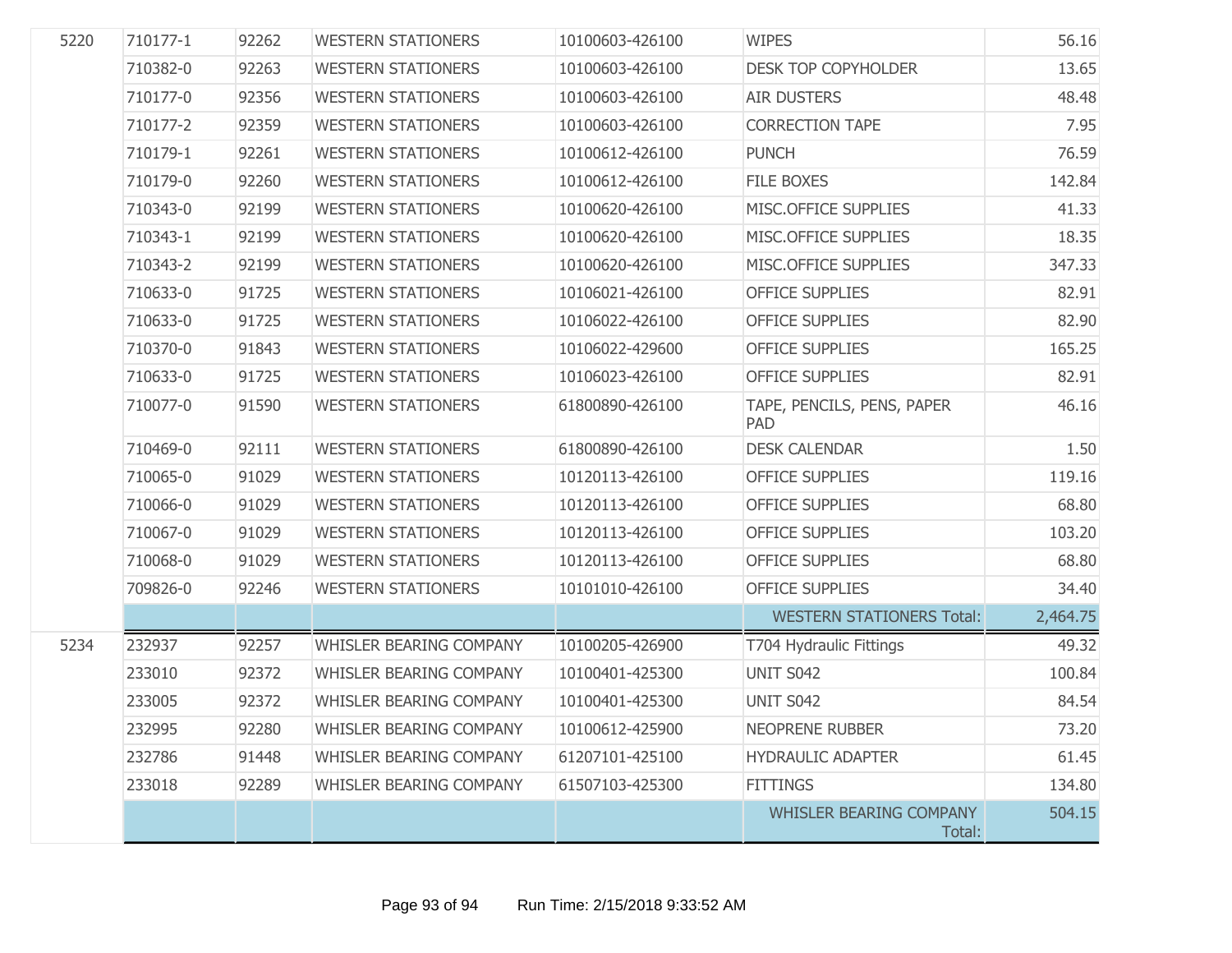| | | | | | | |
|---|---|---|---|---|---|---|
| 5220 | 710177-1 | 92262 | WESTERN STATIONERS | 10100603-426100 | WIPES | 56.16 |
| | 710382-0 | 92263 | WESTERN STATIONERS | 10100603-426100 | DESK TOP COPYHOLDER | 13.65 |
| | 710177-0 | 92356 | WESTERN STATIONERS | 10100603-426100 | AIR DUSTERS | 48.48 |
| | 710177-2 | 92359 | WESTERN STATIONERS | 10100603-426100 | CORRECTION TAPE | 7.95 |
| | 710179-1 | 92261 | WESTERN STATIONERS | 10100612-426100 | PUNCH | 76.59 |
| | 710179-0 | 92260 | WESTERN STATIONERS | 10100612-426100 | FILE BOXES | 142.84 |
| | 710343-0 | 92199 | WESTERN STATIONERS | 10100620-426100 | MISC.OFFICE SUPPLIES | 41.33 |
| | 710343-1 | 92199 | WESTERN STATIONERS | 10100620-426100 | MISC.OFFICE SUPPLIES | 18.35 |
| | 710343-2 | 92199 | WESTERN STATIONERS | 10100620-426100 | MISC.OFFICE SUPPLIES | 347.33 |
| | 710633-0 | 91725 | WESTERN STATIONERS | 10106021-426100 | OFFICE SUPPLIES | 82.91 |
| | 710633-0 | 91725 | WESTERN STATIONERS | 10106022-426100 | OFFICE SUPPLIES | 82.90 |
| | 710370-0 | 91843 | WESTERN STATIONERS | 10106022-429600 | OFFICE SUPPLIES | 165.25 |
| | 710633-0 | 91725 | WESTERN STATIONERS | 10106023-426100 | OFFICE SUPPLIES | 82.91 |
| | 710077-0 | 91590 | WESTERN STATIONERS | 61800890-426100 | TAPE, PENCILS, PENS, PAPER PAD | 46.16 |
| | 710469-0 | 92111 | WESTERN STATIONERS | 61800890-426100 | DESK CALENDAR | 1.50 |
| | 710065-0 | 91029 | WESTERN STATIONERS | 10120113-426100 | OFFICE SUPPLIES | 119.16 |
| | 710066-0 | 91029 | WESTERN STATIONERS | 10120113-426100 | OFFICE SUPPLIES | 68.80 |
| | 710067-0 | 91029 | WESTERN STATIONERS | 10120113-426100 | OFFICE SUPPLIES | 103.20 |
| | 710068-0 | 91029 | WESTERN STATIONERS | 10120113-426100 | OFFICE SUPPLIES | 68.80 |
| | 709826-0 | 92246 | WESTERN STATIONERS | 10101010-426100 | OFFICE SUPPLIES | 34.40 |
| | | | | | WESTERN STATIONERS Total: | 2,464.75 |
| 5234 | 232937 | 92257 | WHISLER BEARING COMPANY | 10100205-426900 | T704 Hydraulic Fittings | 49.32 |
| | 233010 | 92372 | WHISLER BEARING COMPANY | 10100401-425300 | UNIT S042 | 100.84 |
| | 233005 | 92372 | WHISLER BEARING COMPANY | 10100401-425300 | UNIT S042 | 84.54 |
| | 232995 | 92280 | WHISLER BEARING COMPANY | 10100612-425900 | NEOPRENE RUBBER | 73.20 |
| | 232786 | 91448 | WHISLER BEARING COMPANY | 61207101-425100 | HYDRAULIC ADAPTER | 61.45 |
| | 233018 | 92289 | WHISLER BEARING COMPANY | 61507103-425300 | FITTINGS | 134.80 |
| | | | | | WHISLER BEARING COMPANY Total: | 504.15 |

Run Time: 2/15/2018 9:33:52 AM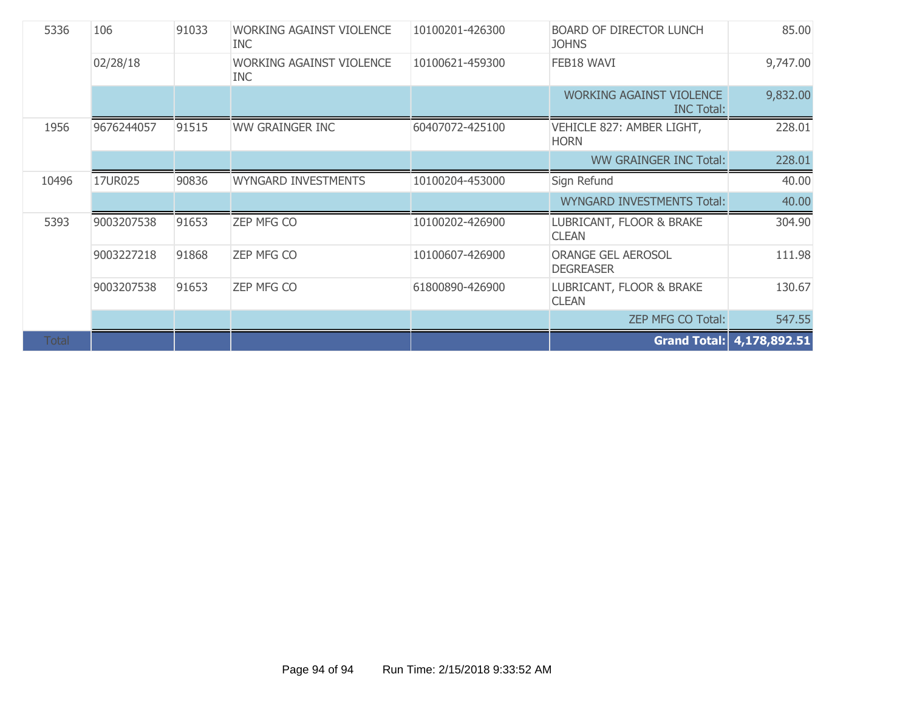| | | | | | | |
|---|---|---|---|---|---|---|
| 5336 | 106 | 91033 | WORKING AGAINST VIOLENCE INC | 10100201-426300 | BOARD OF DIRECTOR LUNCH JOHNS | 85.00 |
| | 02/28/18 | | WORKING AGAINST VIOLENCE INC | 10100621-459300 | FEB18 WAVI | 9,747.00 |
| | | | | | WORKING AGAINST VIOLENCE INC Total: | 9,832.00 |
| 1956 | 9676244057 | 91515 | WW GRAINGER INC | 60407072-425100 | VEHICLE 827: AMBER LIGHT, HORN | 228.01 |
| | | | | | WW GRAINGER INC Total: | 228.01 |
| 10496 | 17UR025 | 90836 | WYNGARD INVESTMENTS | 10100204-453000 | Sign Refund | 40.00 |
| | | | | | WYNGARD INVESTMENTS Total: | 40.00 |
| 5393 | 9003207538 | 91653 | ZEP MFG CO | 10100202-426900 | LUBRICANT, FLOOR & BRAKE CLEAN | 304.90 |
| | 9003227218 | 91868 | ZEP MFG CO | 10100607-426900 | ORANGE GEL AEROSOL DEGREASER | 111.98 |
| | 9003207538 | 91653 | ZEP MFG CO | 61800890-426900 | LUBRICANT, FLOOR & BRAKE CLEAN | 130.67 |
| | | | | | ZEP MFG CO Total: | 547.55 |
| Total | | | | | **Grand Total:** | **4,178,892.51** |